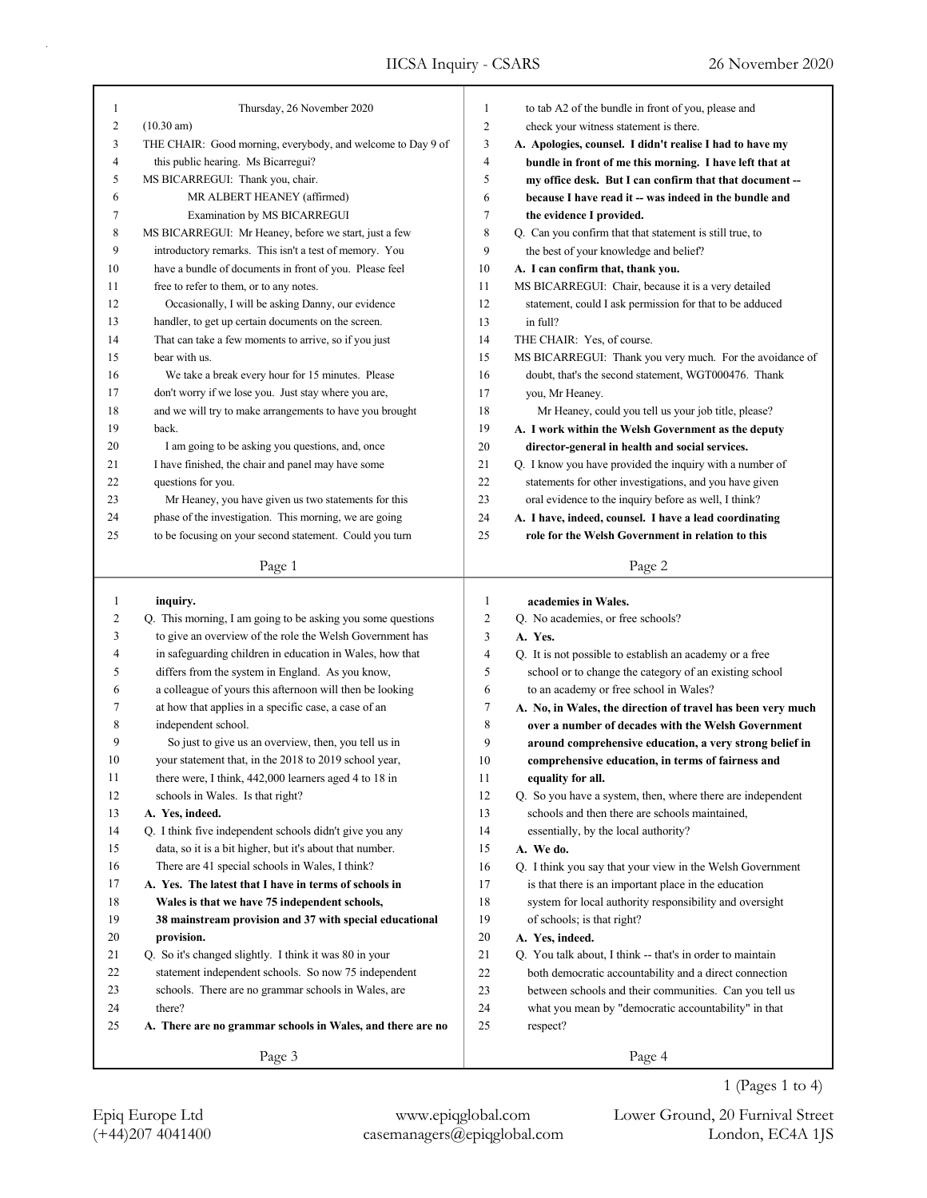Thursday, 26 November 2020

(10.30 am)

THE CHAIR: Good morning, everybody, and welcome to Day 9 of this public hearing. Ms Bicarregui?

MS BICARREGUI: Thank you, chair.

MR ALBERT HEANEY (affirmed)

Examination by MS BICARREGUI

MS BICARREGUI: Mr Heaney, before we start, just a few introductory remarks. This isn't a test of memory. You have a bundle of documents in front of you. Please feel free to refer to them, or to any notes.

Occasionally, I will be asking Danny, our evidence handler, to get up certain documents on the screen. That can take a few moments to arrive, so if you just bear with us.

We take a break every hour for 15 minutes. Please don't worry if we lose you. Just stay where you are, and we will try to make arrangements to have you brought back.

I am going to be asking you questions, and, once I have finished, the chair and panel may have some questions for you.

Mr Heaney, you have given us two statements for this phase of the investigation. This morning, we are going to be focusing on your second statement. Could you turn to tab A2 of the bundle in front of you, please and check your witness statement is there.

**A. Apologies, counsel. I didn't realise I had to have my bundle in front of me this morning. I have left that at my office desk. But I can confirm that that document -- because I have read it -- was indeed in the bundle and the evidence I provided.**

Q. Can you confirm that that statement is still true, to the best of your knowledge and belief?

**A. I can confirm that, thank you.**

MS BICARREGUI: Chair, because it is a very detailed statement, could I ask permission for that to be adduced in full?

THE CHAIR: Yes, of course.

MS BICARREGUI: Thank you very much. For the avoidance of doubt, that's the second statement, WGT000476. Thank you, Mr Heaney.

Mr Heaney, could you tell us your job title, please?

**A. I work within the Welsh Government as the deputy director-general in health and social services.**

Q. I know you have provided the inquiry with a number of statements for other investigations, and you have given oral evidence to the inquiry before as well, I think?

**A. I have, indeed, counsel. I have a lead coordinating role for the Welsh Government in relation to this inquiry.**

Q. This morning, I am going to be asking you some questions to give an overview of the role the Welsh Government has in safeguarding children in education in Wales, how that differs from the system in England. As you know, a colleague of yours this afternoon will then be looking at how that applies in a specific case, a case of an independent school.

So just to give us an overview, then, you tell us in your statement that, in the 2018 to 2019 school year, there were, I think, 442,000 learners aged 4 to 18 in schools in Wales. Is that right?

**A. Yes, indeed.**

Q. I think five independent schools didn't give you any data, so it is a bit higher, but it's about that number. There are 41 special schools in Wales, I think?

**A. Yes. The latest that I have in terms of schools in Wales is that we have 75 independent schools, 38 mainstream provision and 37 with special educational provision.**

Q. So it's changed slightly. I think it was 80 in your statement independent schools. So now 75 independent schools. There are no grammar schools in Wales, are there?

**A. There are no grammar schools in Wales, and there are no academies in Wales.**

Q. No academies, or free schools?

**A. Yes.**

Q. It is not possible to establish an academy or a free school or to change the category of an existing school to an academy or free school in Wales?

**A. No, in Wales, the direction of travel has been very much over a number of decades with the Welsh Government around comprehensive education, a very strong belief in comprehensive education, in terms of fairness and equality for all.**

Q. So you have a system, then, where there are independent schools and then there are schools maintained, essentially, by the local authority?

**A. We do.**

Q. I think you say that your view in the Welsh Government is that there is an important place in the education system for local authority responsibility and oversight of schools; is that right?

**A. Yes, indeed.**

Q. You talk about, I think -- that's in order to maintain both democratic accountability and a direct connection between schools and their communities. Can you tell us what you mean by "democratic accountability" in that respect?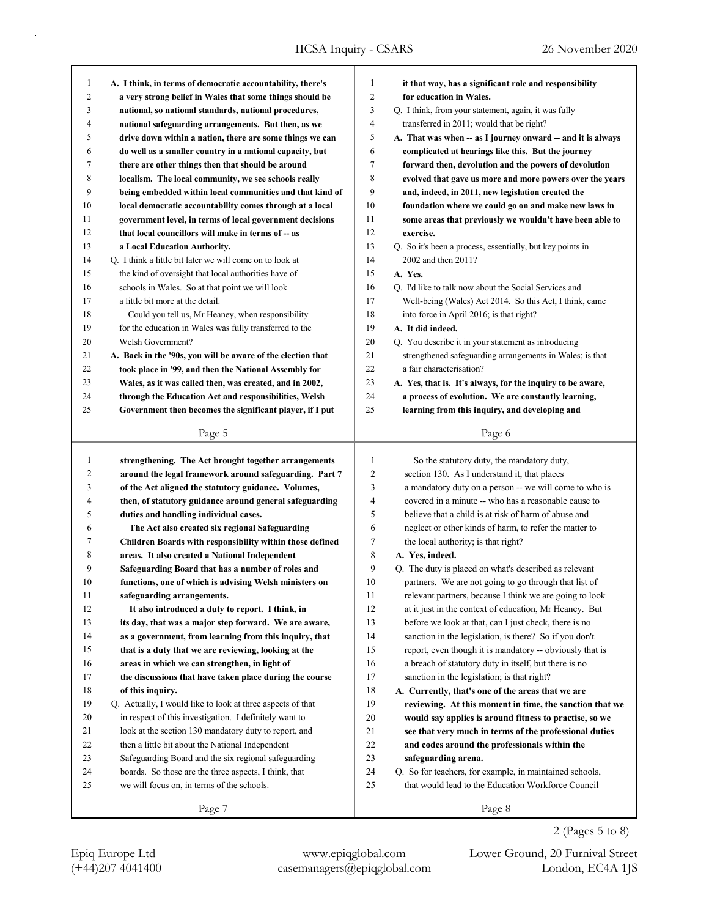A. I think, in terms of democratic accountability, there's a very strong belief in Wales that some things should be national, so national standards, national procedures, national safeguarding arrangements. But then, as we drive down within a nation, there are some things we can do well as a smaller country in a national capacity, but there are other things then that should be around localism. The local community, we see schools really being embedded within local communities and that kind of local democratic accountability comes through at a local government level, in terms of local government decisions that local councillors will make in terms of -- as a Local Education Authority.

Q. I think a little bit later we will come on to look at the kind of oversight that local authorities have of schools in Wales. So at that point we will look a little bit more at the detail.

Could you tell us, Mr Heaney, when responsibility for the education in Wales was fully transferred to the Welsh Government?

A. Back in the '90s, you will be aware of the election that took place in '99, and then the National Assembly for Wales, as it was called then, was created, and in 2002, through the Education Act and responsibilities, Welsh Government then becomes the significant player, if I put it that way, has a significant role and responsibility for education in Wales.

Q. I think, from your statement, again, it was fully transferred in 2011; would that be right?

A. That was when -- as I journey onward -- and it is always complicated at hearings like this. But the journey forward then, devolution and the powers of devolution evolved that gave us more and more powers over the years and, indeed, in 2011, new legislation created the foundation where we could go on and make new laws in some areas that previously we wouldn't have been able to exercise.

Q. So it's been a process, essentially, but key points in 2002 and then 2011?

A. Yes.

Q. I'd like to talk now about the Social Services and Well-being (Wales) Act 2014. So this Act, I think, came into force in April 2016; is that right?

A. It did indeed.

Q. You describe it in your statement as introducing strengthened safeguarding arrangements in Wales; is that a fair characterisation?

A. Yes, that is. It's always, for the inquiry to be aware, a process of evolution. We are constantly learning, learning from this inquiry, and developing and strengthening. The Act brought together arrangements around the legal framework around safeguarding. Part 7 of the Act aligned the statutory guidance. Volumes, then, of statutory guidance around general safeguarding duties and handling individual cases.

The Act also created six regional Safeguarding Children Boards with responsibility within those defined areas. It also created a National Independent Safeguarding Board that has a number of roles and functions, one of which is advising Welsh ministers on safeguarding arrangements.

It also introduced a duty to report. I think, in its day, that was a major step forward. We are aware, as a government, from learning from this inquiry, that that is a duty that we are reviewing, looking at the areas in which we can strengthen, in light of the discussions that have taken place during the course of this inquiry.

Q. Actually, I would like to look at three aspects of that in respect of this investigation. I definitely want to look at the section 130 mandatory duty to report, and then a little bit about the National Independent Safeguarding Board and the six regional safeguarding boards. So those are the three aspects, I think, that we will focus on, in terms of the schools.

So the statutory duty, the mandatory duty, section 130. As I understand it, that places a mandatory duty on a person -- we will come to who is covered in a minute -- who has a reasonable cause to believe that a child is at risk of harm of abuse and neglect or other kinds of harm, to refer the matter to the local authority; is that right?

A. Yes, indeed.

Q. The duty is placed on what's described as relevant partners. We are not going to go through that list of relevant partners, because I think we are going to look at it just in the context of education, Mr Heaney. But before we look at that, can I just check, there is no sanction in the legislation, is there? So if you don't report, even though it is mandatory -- obviously that is a breach of statutory duty in itself, but there is no sanction in the legislation; is that right?

A. Currently, that's one of the areas that we are reviewing. At this moment in time, the sanction that we would say applies is around fitness to practise, so we see that very much in terms of the professional duties and codes around the professionals within the safeguarding arena.

Q. So for teachers, for example, in maintained schools, that would lead to the Education Workforce Council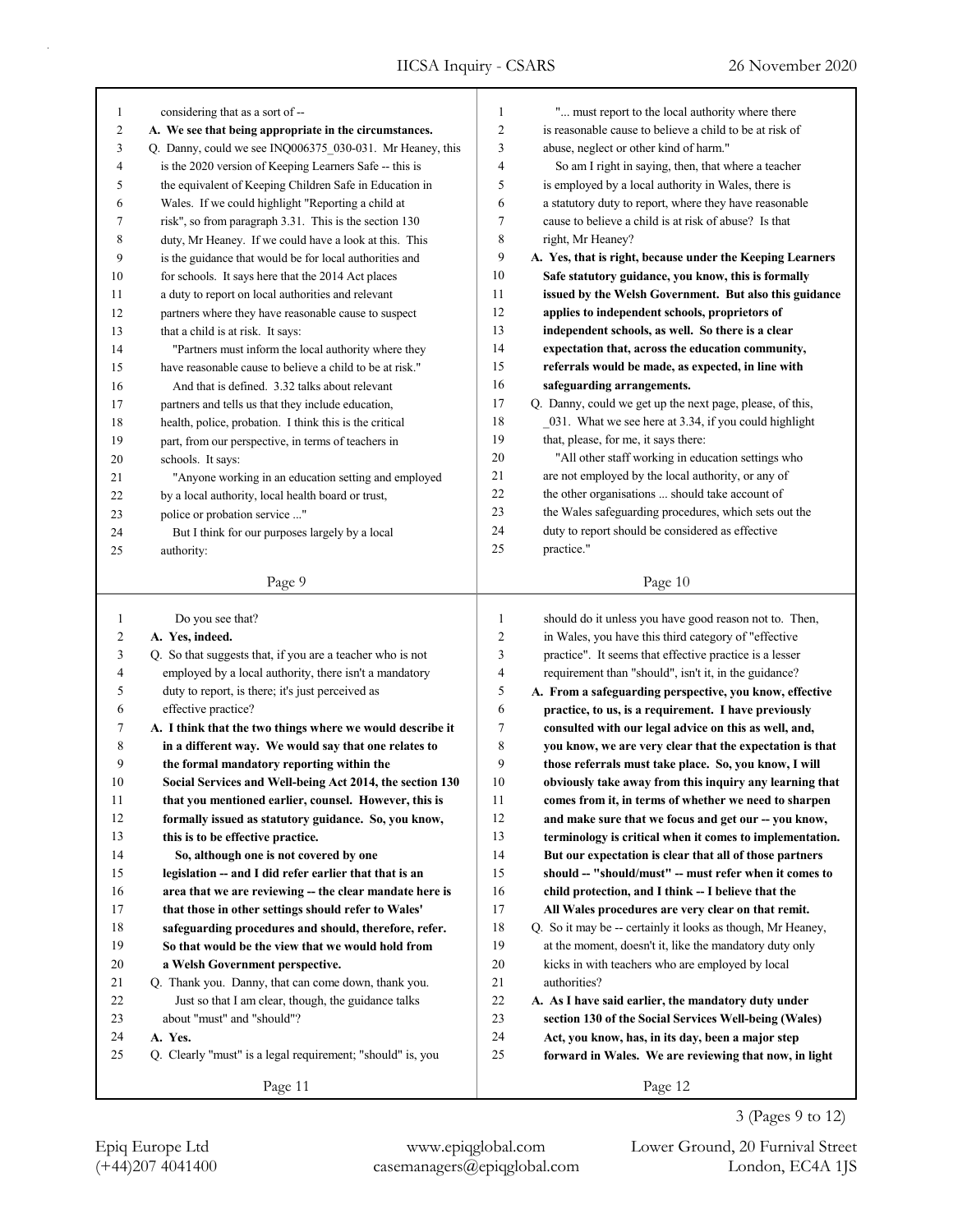considering that as a sort of --

**A. We see that being appropriate in the circumstances.**

Q. Danny, could we see INQ006375_030-031. Mr Heaney, this is the 2020 version of Keeping Learners Safe -- this is the equivalent of Keeping Children Safe in Education in Wales. If we could highlight "Reporting a child at risk", so from paragraph 3.31. This is the section 130 duty, Mr Heaney. If we could have a look at this. This is the guidance that would be for local authorities and for schools. It says here that the 2014 Act places a duty to report on local authorities and relevant partners where they have reasonable cause to suspect that a child is at risk. It says:

"Partners must inform the local authority where they have reasonable cause to believe a child to be at risk."

And that is defined. 3.32 talks about relevant partners and tells us that they include education, health, police, probation. I think this is the critical part, from our perspective, in terms of teachers in schools. It says:

"Anyone working in an education setting and employed by a local authority, local health board or trust, police or probation service ..."

But I think for our purposes largely by a local authority:

"... must report to the local authority where there is reasonable cause to believe a child to be at risk of abuse, neglect or other kind of harm."

So am I right in saying, then, that where a teacher is employed by a local authority in Wales, there is a statutory duty to report, where they have reasonable cause to believe a child is at risk of abuse? Is that right, Mr Heaney?

**A. Yes, that is right, because under the Keeping Learners Safe statutory guidance, you know, this is formally issued by the Welsh Government. But also this guidance applies to independent schools, proprietors of independent schools, as well. So there is a clear expectation that, across the education community, referrals would be made, as expected, in line with safeguarding arrangements.**

Q. Danny, could we get up the next page, please, of this, _031. What we see here at 3.34, if you could highlight that, please, for me, it says there:

"All other staff working in education settings who are not employed by the local authority, or any of the other organisations ... should take account of the Wales safeguarding procedures, which sets out the duty to report should be considered as effective practice."

Do you see that?

**A. Yes, indeed.**

Q. So that suggests that, if you are a teacher who is not employed by a local authority, there isn't a mandatory duty to report, is there; it's just perceived as effective practice?

**A. I think that the two things where we would describe it in a different way. We would say that one relates to the formal mandatory reporting within the Social Services and Well-being Act 2014, the section 130 that you mentioned earlier, counsel. However, this is formally issued as statutory guidance. So, you know, this is to be effective practice.**

**So, although one is not covered by one legislation -- and I did refer earlier that that is an area that we are reviewing -- the clear mandate here is that those in other settings should refer to Wales' safeguarding procedures and should, therefore, refer. So that would be the view that we would hold from a Welsh Government perspective.**

Q. Thank you. Danny, that can come down, thank you.

Just so that I am clear, though, the guidance talks about "must" and "should"?

**A. Yes.**

Q. Clearly "must" is a legal requirement; "should" is, you should do it unless you have good reason not to. Then, in Wales, you have this third category of "effective practice". It seems that effective practice is a lesser requirement than "should", isn't it, in the guidance?

**A. From a safeguarding perspective, you know, effective practice, to us, is a requirement. I have previously consulted with our legal advice on this as well, and, you know, we are very clear that the expectation is that those referrals must take place. So, you know, I will obviously take away from this inquiry any learning that comes from it, in terms of whether we need to sharpen and make sure that we focus and get our -- you know, terminology is critical when it comes to implementation. But our expectation is clear that all of those partners should -- "should/must" -- must refer when it comes to child protection, and I think -- I believe that the All Wales procedures are very clear on that remit.**

Q. So it may be -- certainly it looks as though, Mr Heaney, at the moment, doesn't it, like the mandatory duty only kicks in with teachers who are employed by local authorities?

**A. As I have said earlier, the mandatory duty under section 130 of the Social Services Well-being (Wales) Act, you know, has, in its day, been a major step forward in Wales. We are reviewing that now, in light**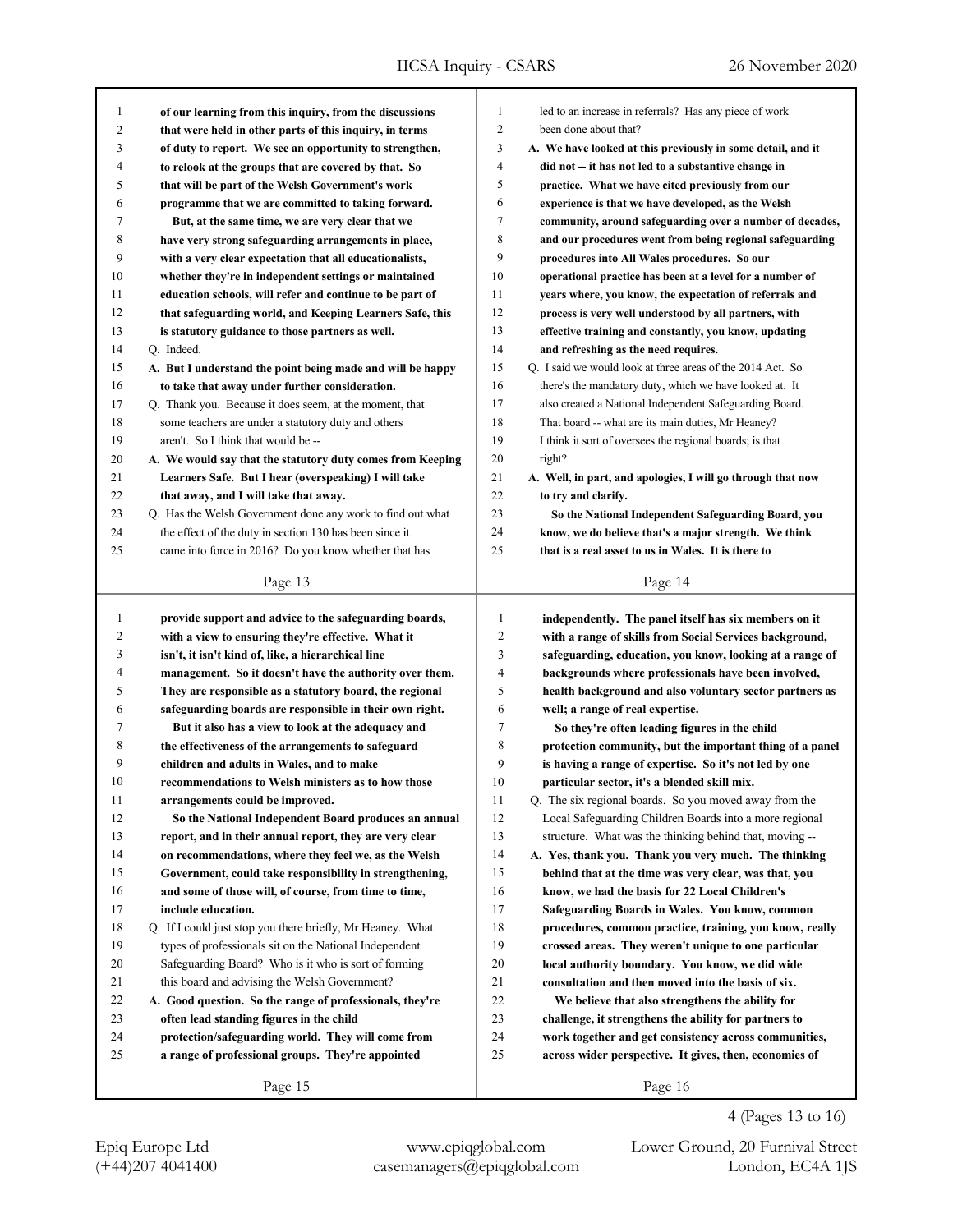of our learning from this inquiry, from the discussions that were held in other parts of this inquiry, in terms of duty to report. We see an opportunity to strengthen, to relook at the groups that are covered by that. So that will be part of the Welsh Government's work programme that we are committed to taking forward.

But, at the same time, we are very clear that we have very strong safeguarding arrangements in place, with a very clear expectation that all educationalists, whether they're in independent settings or maintained education schools, will refer and continue to be part of that safeguarding world, and Keeping Learners Safe, this is statutory guidance to those partners as well.

Q. Indeed.

A. But I understand the point being made and will be happy to take that away under further consideration.

Q. Thank you. Because it does seem, at the moment, that some teachers are under a statutory duty and others aren't. So I think that would be --

A. We would say that the statutory duty comes from Keeping Learners Safe. But I hear (overspeaking) I will take that away, and I will take that away.

Q. Has the Welsh Government done any work to find out what the effect of the duty in section 130 has been since it came into force in 2016? Do you know whether that has led to an increase in referrals? Has any piece of work been done about that?

A. We have looked at this previously in some detail, and it did not -- it has not led to a substantive change in practice. What we have cited previously from our experience is that we have developed, as the Welsh community, around safeguarding over a number of decades, and our procedures went from being regional safeguarding procedures into All Wales procedures. So our operational practice has been at a level for a number of years where, you know, the expectation of referrals and process is very well understood by all partners, with effective training and constantly, you know, updating and refreshing as the need requires.

Q. I said we would look at three areas of the 2014 Act. So there's the mandatory duty, which we have looked at. It also created a National Independent Safeguarding Board. That board -- what are its main duties, Mr Heaney? I think it sort of oversees the regional boards; is that right?

A. Well, in part, and apologies, I will go through that now to try and clarify.

So the National Independent Safeguarding Board, you know, we do believe that's a major strength. We think that is a real asset to us in Wales. It is there to provide support and advice to the safeguarding boards, with a view to ensuring they're effective. What it isn't, it isn't kind of, like, a hierarchical line management. So it doesn't have the authority over them. They are responsible as a statutory board, the regional safeguarding boards are responsible in their own right.

But it also has a view to look at the adequacy and the effectiveness of the arrangements to safeguard children and adults in Wales, and to make recommendations to Welsh ministers as to how those arrangements could be improved.

So the National Independent Board produces an annual report, and in their annual report, they are very clear on recommendations, where they feel we, as the Welsh Government, could take responsibility in strengthening, and some of those will, of course, from time to time, include education.

Q. If I could just stop you there briefly, Mr Heaney. What types of professionals sit on the National Independent Safeguarding Board? Who is it who is sort of forming this board and advising the Welsh Government?

A. Good question. So the range of professionals, they're often lead standing figures in the child protection/safeguarding world. They will come from a range of professional groups. They're appointed independently. The panel itself has six members on it with a range of skills from Social Services background, safeguarding, education, you know, looking at a range of backgrounds where professionals have been involved, health background and also voluntary sector partners as well; a range of real expertise.

So they're often leading figures in the child protection community, but the important thing of a panel is having a range of expertise. So it's not led by one particular sector, it's a blended skill mix.

Q. The six regional boards. So you moved away from the Local Safeguarding Children Boards into a more regional structure. What was the thinking behind that, moving --

A. Yes, thank you. Thank you very much. The thinking behind that at the time was very clear, was that, you know, we had the basis for 22 Local Children's Safeguarding Boards in Wales. You know, common procedures, common practice, training, you know, really crossed areas. They weren't unique to one particular local authority boundary. You know, we did wide consultation and then moved into the basis of six.

We believe that also strengthens the ability for challenge, it strengthens the ability for partners to work together and get consistency across communities, across wider perspective. It gives, then, economies of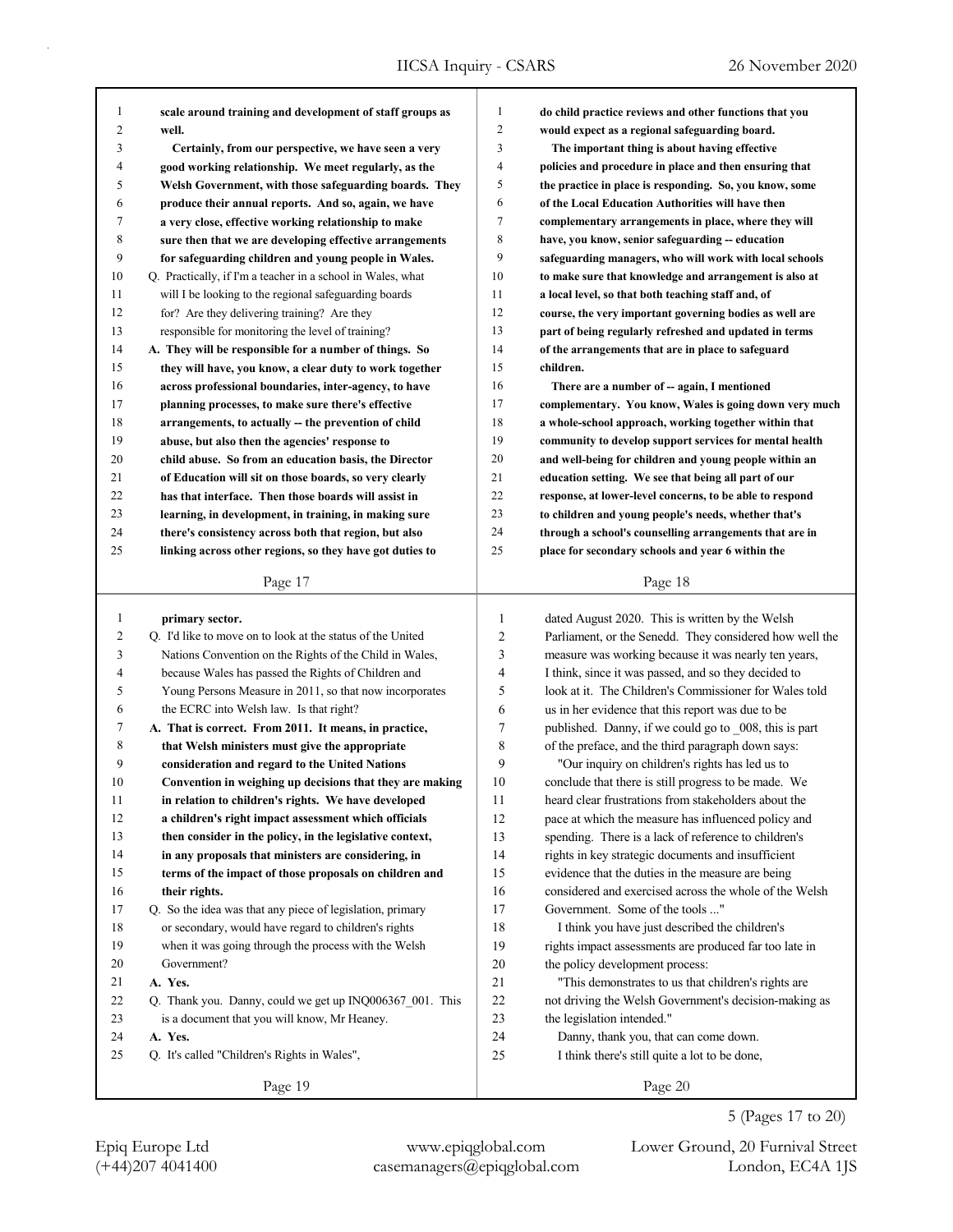scale around training and development of staff groups as well.

Certainly, from our perspective, we have seen a very good working relationship. We meet regularly, as the Welsh Government, with those safeguarding boards. They produce their annual reports. And so, again, we have a very close, effective working relationship to make sure then that we are developing effective arrangements for safeguarding children and young people in Wales.

Q. Practically, if I'm a teacher in a school in Wales, what will I be looking to the regional safeguarding boards for? Are they delivering training? Are they responsible for monitoring the level of training?

**A. They will be responsible for a number of things. So they will have, you know, a clear duty to work together across professional boundaries, inter-agency, to have planning processes, to make sure there's effective arrangements, to actually -- the prevention of child abuse, but also then the agencies' response to child abuse. So from an education basis, the Director of Education will sit on those boards, so very clearly has that interface. Then those boards will assist in learning, in development, in training, in making sure there's consistency across both that region, but also linking across other regions, so they have got duties to do child practice reviews and other functions that you would expect as a regional safeguarding board.**

**The important thing is about having effective policies and procedure in place and then ensuring that the practice in place is responding. So, you know, some of the Local Education Authorities will have then complementary arrangements in place, where they will have, you know, senior safeguarding -- education safeguarding managers, who will work with local schools to make sure that knowledge and arrangement is also at a local level, so that both teaching staff and, of course, the very important governing bodies as well are part of being regularly refreshed and updated in terms of the arrangements that are in place to safeguard children.**

**There are a number of -- again, I mentioned complementary. You know, Wales is going down very much a whole-school approach, working together within that community to develop support services for mental health and well-being for children and young people within an education setting. We see that being all part of our response, at lower-level concerns, to be able to respond to children and young people's needs, whether that's through a school's counselling arrangements that are in place for secondary schools and year 6 within the primary sector.**

Q. I'd like to move on to look at the status of the United Nations Convention on the Rights of the Child in Wales, because Wales has passed the Rights of Children and Young Persons Measure in 2011, so that now incorporates the ECRC into Welsh law. Is that right?

**A. That is correct. From 2011. It means, in practice, that Welsh ministers must give the appropriate consideration and regard to the United Nations Convention in weighing up decisions that they are making in relation to children's rights. We have developed a children's right impact assessment which officials then consider in the policy, in the legislative context, in any proposals that ministers are considering, in terms of the impact of those proposals on children and their rights.**

Q. So the idea was that any piece of legislation, primary or secondary, would have regard to children's rights when it was going through the process with the Welsh Government?

**A. Yes.**

Q. Thank you. Danny, could we get up INQ006367_001. This is a document that you will know, Mr Heaney.

**A. Yes.**

Q. It's called "Children's Rights in Wales", dated August 2020. This is written by the Welsh Parliament, or the Senedd. They considered how well the measure was working because it was nearly ten years, I think, since it was passed, and so they decided to look at it. The Children's Commissioner for Wales told us in her evidence that this report was due to be published. Danny, if we could go to _008, this is part of the preface, and the third paragraph down says:

"Our inquiry on children's rights has led us to conclude that there is still progress to be made. We heard clear frustrations from stakeholders about the pace at which the measure has influenced policy and spending. There is a lack of reference to children's rights in key strategic documents and insufficient evidence that the duties in the measure are being considered and exercised across the whole of the Welsh Government. Some of the tools ..."

I think you have just described the children's rights impact assessments are produced far too late in the policy development process:

"This demonstrates to us that children's rights are not driving the Welsh Government's decision-making as the legislation intended."

Danny, thank you, that can come down.

I think there's still quite a lot to be done,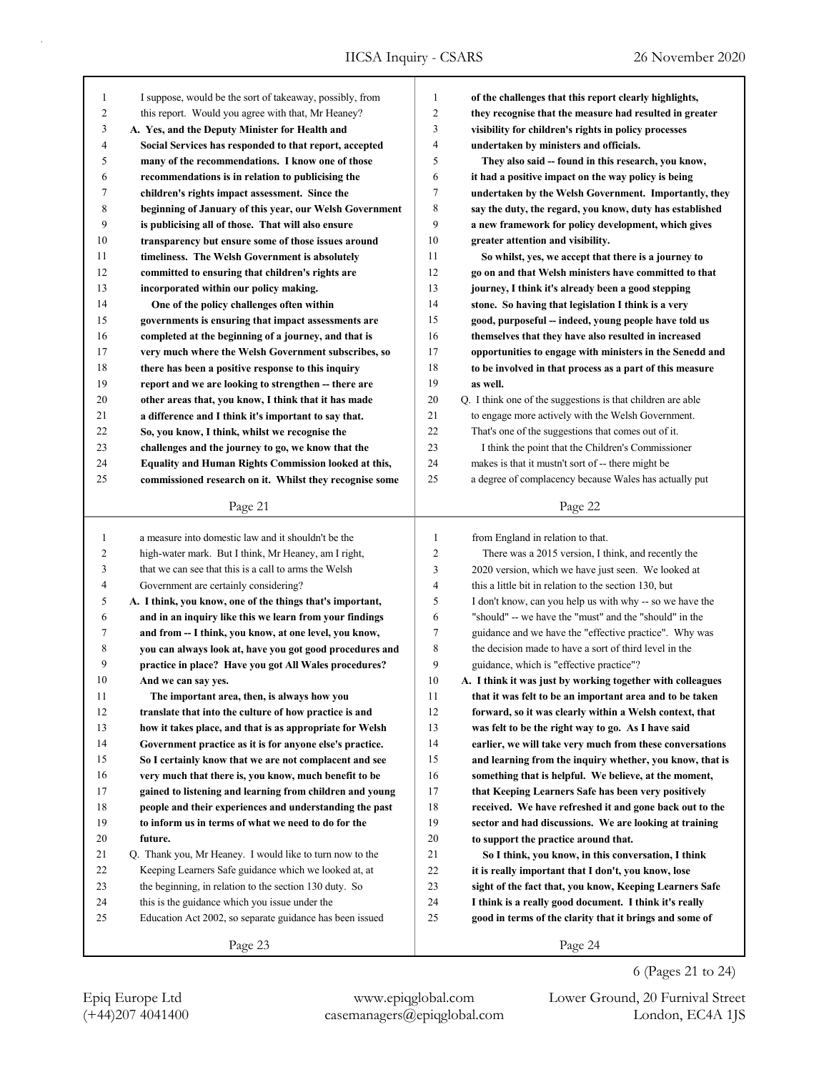I suppose, would be the sort of takeaway, possibly, from this report. Would you agree with that, Mr Heaney?

**A. Yes, and the Deputy Minister for Health and Social Services has responded to that report, accepted many of the recommendations. I know one of those recommendations is in relation to publicising the children's rights impact assessment. Since the beginning of January of this year, our Welsh Government is publicising all of those. That will also ensure transparency but ensure some of those issues around timeliness. The Welsh Government is absolutely committed to ensuring that children's rights are incorporated within our policy making.**

**One of the policy challenges often within governments is ensuring that impact assessments are completed at the beginning of a journey, and that is very much where the Welsh Government subscribes, so there has been a positive response to this inquiry report and we are looking to strengthen -- there are other areas that, you know, I think that it has made a difference and I think it's important to say that. So, you know, I think, whilst we recognise the challenges and the journey to go, we know that the Equality and Human Rights Commission looked at this, commissioned research on it. Whilst they recognise some of the challenges that this report clearly highlights, they recognise that the measure had resulted in greater visibility for children's rights in policy processes undertaken by ministers and officials.**

**They also said -- found in this research, you know, it had a positive impact on the way policy is being undertaken by the Welsh Government. Importantly, they say the duty, the regard, you know, duty has established a new framework for policy development, which gives greater attention and visibility.**

**So whilst, yes, we accept that there is a journey to go on and that Welsh ministers have committed to that journey, I think it's already been a good stepping stone. So having that legislation I think is a very good, purposeful -- indeed, young people have told us themselves that they have also resulted in increased opportunities to engage with ministers in the Senedd and to be involved in that process as a part of this measure as well.**

Q. I think one of the suggestions is that children are able to engage more actively with the Welsh Government. That's one of the suggestions that comes out of it.

I think the point that the Children's Commissioner makes is that it mustn't sort of -- there might be a degree of complacency because Wales has actually put a measure into domestic law and it shouldn't be the high-water mark. But I think, Mr Heaney, am I right, that we can see that this is a call to arms the Welsh Government are certainly considering?

**A. I think, you know, one of the things that's important, and in an inquiry like this we learn from your findings and from -- I think, you know, at one level, you know, you can always look at, have you got good procedures and practice in place? Have you got All Wales procedures? And we can say yes.**

**The important area, then, is always how you translate that into the culture of how practice is and how it takes place, and that is as appropriate for Welsh Government practice as it is for anyone else's practice. So I certainly know that we are not complacent and see very much that there is, you know, much benefit to be gained to listening and learning from children and young people and their experiences and understanding the past to inform us in terms of what we need to do for the future.**

Q. Thank you, Mr Heaney. I would like to turn now to the Keeping Learners Safe guidance which we looked at, at the beginning, in relation to the section 130 duty. So this is the guidance which you issue under the Education Act 2002, so separate guidance has been issued from England in relation to that.

There was a 2015 version, I think, and recently the 2020 version, which we have just seen. We looked at this a little bit in relation to the section 130, but I don't know, can you help us with why -- so we have the "should" -- we have the "must" and the "should" in the guidance and we have the "effective practice". Why was the decision made to have a sort of third level in the guidance, which is "effective practice"?

**A. I think it was just by working together with colleagues that it was felt to be an important area and to be taken forward, so it was clearly within a Welsh context, that was felt to be the right way to go. As I have said earlier, we will take very much from these conversations and learning from the inquiry whether, you know, that is something that is helpful. We believe, at the moment, that Keeping Learners Safe has been very positively received. We have refreshed it and gone back out to the sector and had discussions. We are looking at training to support the practice around that.**

**So I think, you know, in this conversation, I think it is really important that I don't, you know, lose sight of the fact that, you know, Keeping Learners Safe I think is a really good document. I think it's really good in terms of the clarity that it brings and some of**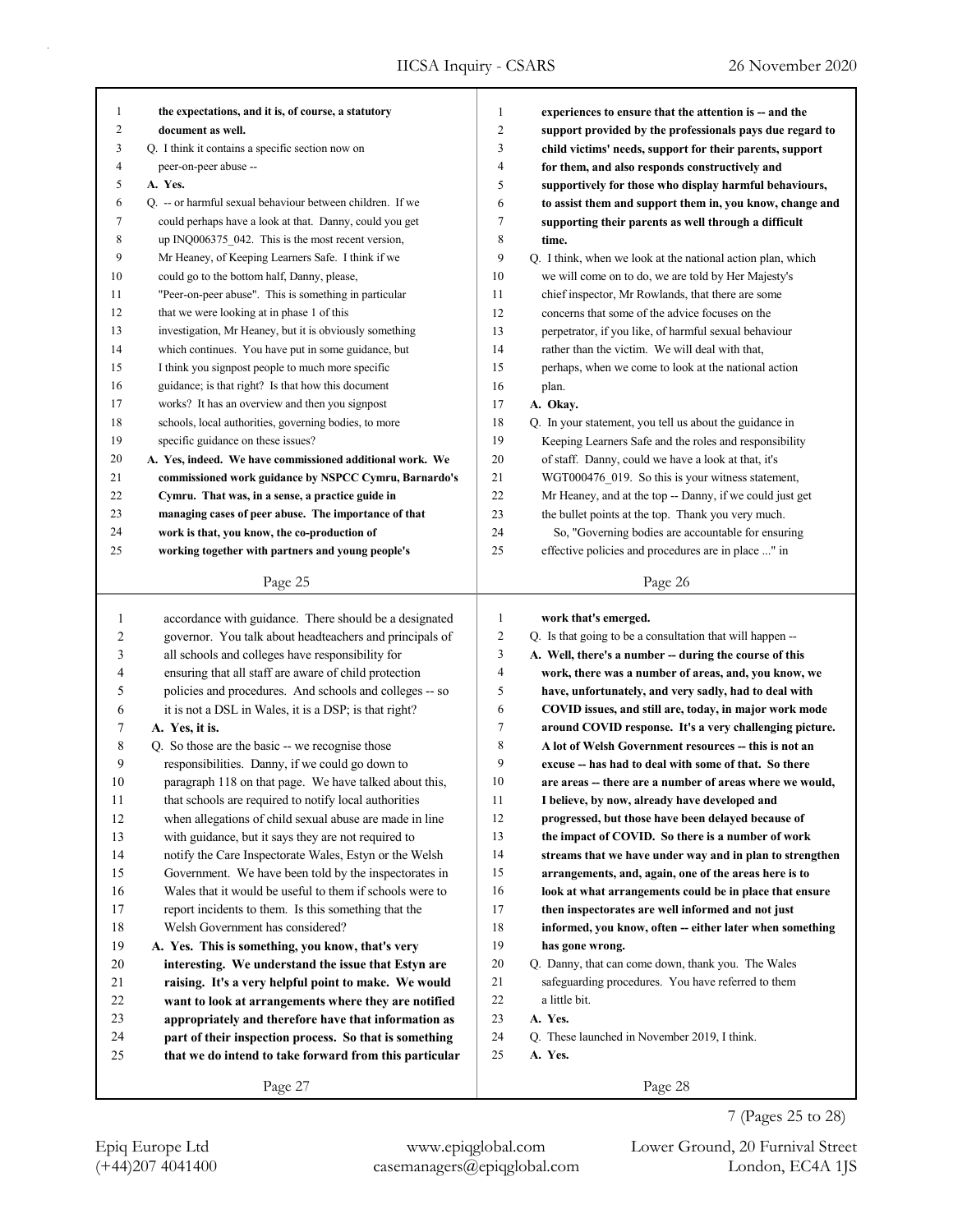the expectations, and it is, of course, a statutory document as well.

Q. I think it contains a specific section now on peer-on-peer abuse --

**A. Yes.**

Q. -- or harmful sexual behaviour between children. If we could perhaps have a look at that. Danny, could you get up INQ006375_042. This is the most recent version, Mr Heaney, of Keeping Learners Safe. I think if we could go to the bottom half, Danny, please, "Peer-on-peer abuse". This is something in particular that we were looking at in phase 1 of this investigation, Mr Heaney, but it is obviously something which continues. You have put in some guidance, but I think you signpost people to much more specific guidance; is that right? Is that how this document works? It has an overview and then you signpost schools, local authorities, governing bodies, to more specific guidance on these issues?

**A. Yes, indeed. We have commissioned additional work. We commissioned work guidance by NSPCC Cymru, Barnardo's Cymru. That was, in a sense, a practice guide in managing cases of peer abuse. The importance of that work is that, you know, the co-production of working together with partners and young people's experiences to ensure that the attention is -- and the support provided by the professionals pays due regard to child victims' needs, support for their parents, support for them, and also responds constructively and supportively for those who display harmful behaviours, to assist them and support them in, you know, change and supporting their parents as well through a difficult time.**

Q. I think, when we look at the national action plan, which we will come on to do, we are told by Her Majesty's chief inspector, Mr Rowlands, that there are some concerns that some of the advice focuses on the perpetrator, if you like, of harmful sexual behaviour rather than the victim. We will deal with that, perhaps, when we come to look at the national action plan.

**A. Okay.**

Q. In your statement, you tell us about the guidance in Keeping Learners Safe and the roles and responsibility of staff. Danny, could we have a look at that, it's WGT000476_019. So this is your witness statement, Mr Heaney, and at the top -- Danny, if we could just get the bullet points at the top. Thank you very much.

So, "Governing bodies are accountable for ensuring effective policies and procedures are in place ..." in accordance with guidance. There should be a designated governor. You talk about headteachers and principals of all schools and colleges have responsibility for ensuring that all staff are aware of child protection policies and procedures. And schools and colleges -- so it is not a DSL in Wales, it is a DSP; is that right?

**A. Yes, it is.**

Q. So those are the basic -- we recognise those responsibilities. Danny, if we could go down to paragraph 118 on that page. We have talked about this, that schools are required to notify local authorities when allegations of child sexual abuse are made in line with guidance, but it says they are not required to notify the Care Inspectorate Wales, Estyn or the Welsh Government. We have been told by the inspectorates in Wales that it would be useful to them if schools were to report incidents to them. Is this something that the Welsh Government has considered?

**A. Yes. This is something, you know, that's very interesting. We understand the issue that Estyn are raising. It's a very helpful point to make. We would want to look at arrangements where they are notified appropriately and therefore have that information as part of their inspection process. So that is something that we do intend to take forward from this particular work that's emerged.**

Q. Is that going to be a consultation that will happen --

**A. Well, there's a number -- during the course of this work, there was a number of areas, and, you know, we have, unfortunately, and very sadly, had to deal with COVID issues, and still are, today, in major work mode around COVID response. It's a very challenging picture. A lot of Welsh Government resources -- this is not an excuse -- has had to deal with some of that. So there are areas -- there are a number of areas where we would, I believe, by now, already have developed and progressed, but those have been delayed because of the impact of COVID. So there is a number of work streams that we have under way and in plan to strengthen arrangements, and, again, one of the areas here is to look at what arrangements could be in place that ensure then inspectorates are well informed and not just informed, you know, often -- either later when something has gone wrong.**

Q. Danny, that can come down, thank you. The Wales safeguarding procedures. You have referred to them a little bit.

**A. Yes.**

Q. These launched in November 2019, I think.

**A. Yes.**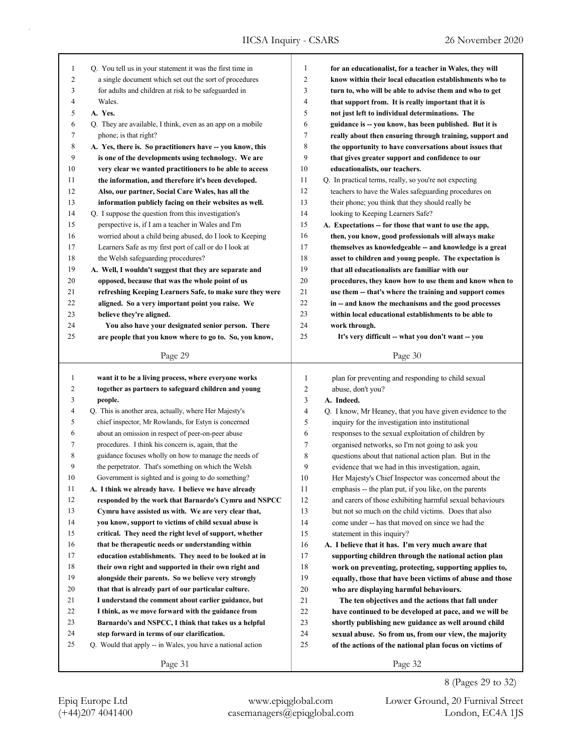Q. You tell us in your statement it was the first time in a single document which set out the sort of procedures for adults and children at risk to be safeguarded in Wales.

**A. Yes.**

Q. They are available, I think, even as an app on a mobile phone; is that right?

**A. Yes, there is. So practitioners have -- you know, this is one of the developments using technology. We are very clear we wanted practitioners to be able to access the information, and therefore it's been developed. Also, our partner, Social Care Wales, has all the information publicly facing on their websites as well.**

Q. I suppose the question from this investigation's perspective is, if I am a teacher in Wales and I'm worried about a child being abused, do I look to Keeping Learners Safe as my first port of call or do I look at the Welsh safeguarding procedures?

**A. Well, I wouldn't suggest that they are separate and opposed, because that was the whole point of us refreshing Keeping Learners Safe, to make sure they were aligned. So a very important point you raise. We believe they're aligned.**

**You also have your designated senior person. There are people that you know where to go to. So, you know, for an educationalist, for a teacher in Wales, they will know within their local education establishments who to turn to, who will be able to advise them and who to get that support from. It is really important that it is not just left to individual determinations. The guidance is -- you know, has been published. But it is really about then ensuring through training, support and the opportunity to have conversations about issues that that gives greater support and confidence to our educationalists, our teachers.**

Q. In practical terms, really, so you're not expecting teachers to have the Wales safeguarding procedures on their phone; you think that they should really be looking to Keeping Learners Safe?

**A. Expectations -- for those that want to use the app, then, you know, good professionals will always make themselves as knowledgeable -- and knowledge is a great asset to children and young people. The expectation is that all educationalists are familiar with our procedures, they know how to use them and know when to use them -- that's where the training and support comes in -- and know the mechanisms and the good processes within local educational establishments to be able to work through.**

**It's very difficult -- what you don't want -- you want it to be a living process, where everyone works together as partners to safeguard children and young people.**

Q. This is another area, actually, where Her Majesty's chief inspector, Mr Rowlands, for Estyn is concerned about an omission in respect of peer-on-peer abuse procedures. I think his concern is, again, that the guidance focuses wholly on how to manage the needs of the perpetrator. That's something on which the Welsh Government is sighted and is going to do something?

**A. I think we already have. I believe we have already responded by the work that Barnardo's Cymru and NSPCC Cymru have assisted us with. We are very clear that, you know, support to victims of child sexual abuse is critical. They need the right level of support, whether that be therapeutic needs or understanding within education establishments. They need to be looked at in their own right and supported in their own right and alongside their parents. So we believe very strongly that that is already part of our particular culture.**

**I understand the comment about earlier guidance, but I think, as we move forward with the guidance from Barnardo's and NSPCC, I think that takes us a helpful step forward in terms of our clarification.**

Q. Would that apply -- in Wales, you have a national action plan for preventing and responding to child sexual abuse, don't you?

**A. Indeed.**

Q. I know, Mr Heaney, that you have given evidence to the inquiry for the investigation into institutional responses to the sexual exploitation of children by organised networks, so I'm not going to ask you questions about that national action plan. But in the evidence that we had in this investigation, again, Her Majesty's Chief Inspector was concerned about the emphasis -- the plan put, if you like, on the parents and carers of those exhibiting harmful sexual behaviours but not so much on the child victims. Does that also come under -- has that moved on since we had the statement in this inquiry?

**A. I believe that it has. I'm very much aware that supporting children through the national action plan work on preventing, protecting, supporting applies to, equally, those that have been victims of abuse and those who are displaying harmful behaviours.**

**The ten objectives and the actions that fall under have continued to be developed at pace, and we will be shortly publishing new guidance as well around child sexual abuse. So from us, from our view, the majority of the actions of the national plan focus on victims of**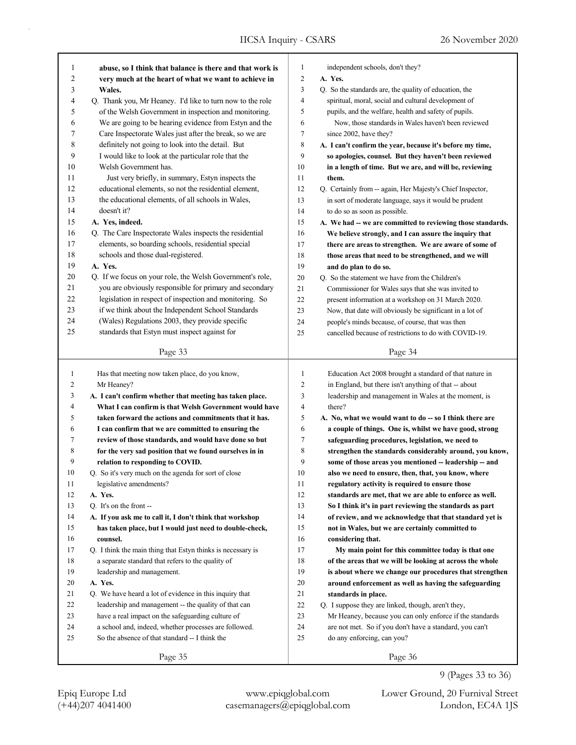abuse, so I think that balance is there and that work is very much at the heart of what we want to achieve in Wales.

Q. Thank you, Mr Heaney. I'd like to turn now to the role of the Welsh Government in inspection and monitoring. We are going to be hearing evidence from Estyn and the Care Inspectorate Wales just after the break, so we are definitely not going to look into the detail. But I would like to look at the particular role that the Welsh Government has.

Just very briefly, in summary, Estyn inspects the educational elements, so not the residential element, the educational elements, of all schools in Wales, doesn't it?

A. Yes, indeed.

Q. The Care Inspectorate Wales inspects the residential elements, so boarding schools, residential special schools and those dual-registered.

A. Yes.

Q. If we focus on your role, the Welsh Government's role, you are obviously responsible for primary and secondary legislation in respect of inspection and monitoring. So if we think about the Independent School Standards (Wales) Regulations 2003, they provide specific standards that Estyn must inspect against for independent schools, don't they?

A. Yes.

Q. So the standards are, the quality of education, the spiritual, moral, social and cultural development of pupils, and the welfare, health and safety of pupils.

Now, those standards in Wales haven't been reviewed since 2002, have they?

A. I can't confirm the year, because it's before my time, so apologies, counsel. But they haven't been reviewed in a length of time. But we are, and will be, reviewing them.

Q. Certainly from -- again, Her Majesty's Chief Inspector, in sort of moderate language, says it would be prudent to do so as soon as possible.

A. We had -- we are committed to reviewing those standards. We believe strongly, and I can assure the inquiry that there are areas to strengthen. We are aware of some of those areas that need to be strengthened, and we will and do plan to do so.

Q. So the statement we have from the Children's Commissioner for Wales says that she was invited to present information at a workshop on 31 March 2020. Now, that date will obviously be significant in a lot of people's minds because, of course, that was then cancelled because of restrictions to do with COVID-19.

Has that meeting now taken place, do you know, Mr Heaney?

A. I can't confirm whether that meeting has taken place. What I can confirm is that Welsh Government would have taken forward the actions and commitments that it has. I can confirm that we are committed to ensuring the review of those standards, and would have done so but for the very sad position that we found ourselves in in relation to responding to COVID.

Q. So it's very much on the agenda for sort of close legislative amendments?

A. Yes.

Q. It's on the front --

A. If you ask me to call it, I don't think that workshop has taken place, but I would just need to double-check, counsel.

Q. I think the main thing that Estyn thinks is necessary is a separate standard that refers to the quality of leadership and management.

A. Yes.

Q. We have heard a lot of evidence in this inquiry that leadership and management -- the quality of that can have a real impact on the safeguarding culture of a school and, indeed, whether processes are followed. So the absence of that standard -- I think the Education Act 2008 brought a standard of that nature in in England, but there isn't anything of that -- about leadership and management in Wales at the moment, is there?

A. No, what we would want to do -- so I think there are a couple of things. One is, whilst we have good, strong safeguarding procedures, legislation, we need to strengthen the standards considerably around, you know, some of those areas you mentioned -- leadership -- and also we need to ensure, then, that, you know, where regulatory activity is required to ensure those standards are met, that we are able to enforce as well. So I think it's in part reviewing the standards as part of review, and we acknowledge that that standard yet is not in Wales, but we are certainly committed to considering that.

My main point for this committee today is that one of the areas that we will be looking at across the whole is about where we change our procedures that strengthen around enforcement as well as having the safeguarding standards in place.

Q. I suppose they are linked, though, aren't they, Mr Heaney, because you can only enforce if the standards are not met. So if you don't have a standard, you can't do any enforcing, can you?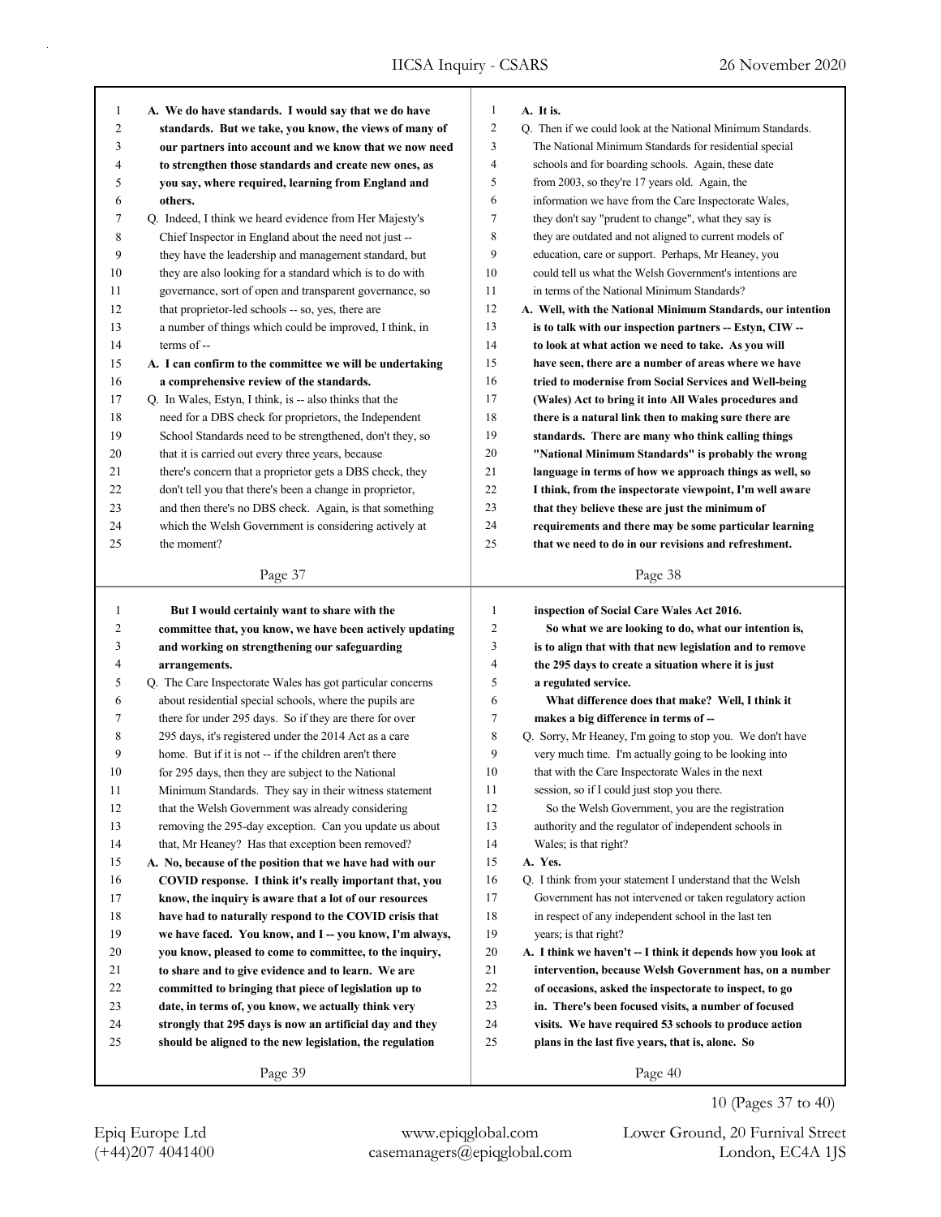A. **We do have standards. I would say that we do have standards. But we take, you know, the views of many of our partners into account and we know that we now need to strengthen those standards and create new ones, as you say, where required, learning from England and others.**

Q. Indeed, I think we heard evidence from Her Majesty's Chief Inspector in England about the need not just -- they have the leadership and management standard, but they are also looking for a standard which is to do with governance, sort of open and transparent governance, so that proprietor-led schools -- so, yes, there are a number of things which could be improved, I think, in terms of --

A. **I can confirm to the committee we will be undertaking a comprehensive review of the standards.**

Q. In Wales, Estyn, I think, is -- also thinks that the need for a DBS check for proprietors, the Independent School Standards need to be strengthened, don't they, so that it is carried out every three years, because there's concern that a proprietor gets a DBS check, they don't tell you that there's been a change in proprietor, and then there's no DBS check. Again, is that something which the Welsh Government is considering actively at the moment?

A. **It is.**

Q. Then if we could look at the National Minimum Standards. The National Minimum Standards for residential special schools and for boarding schools. Again, these date from 2003, so they're 17 years old. Again, the information we have from the Care Inspectorate Wales, they don't say "prudent to change", what they say is they are outdated and not aligned to current models of education, care or support. Perhaps, Mr Heaney, you could tell us what the Welsh Government's intentions are in terms of the National Minimum Standards?

A. **Well, with the National Minimum Standards, our intention is to talk with our inspection partners -- Estyn, CIW -- to look at what action we need to take. As you will have seen, there are a number of areas where we have tried to modernise from Social Services and Well-being (Wales) Act to bring it into All Wales procedures and there is a natural link then to making sure there are standards. There are many who think calling things "National Minimum Standards" is probably the wrong language in terms of how we approach things as well, so I think, from the inspectorate viewpoint, I'm well aware that they believe these are just the minimum of requirements and there may be some particular learning that we need to do in our revisions and refreshment.**

**But I would certainly want to share with the committee that, you know, we have been actively updating and working on strengthening our safeguarding arrangements.**

Q. The Care Inspectorate Wales has got particular concerns about residential special schools, where the pupils are there for under 295 days. So if they are there for over 295 days, it's registered under the 2014 Act as a care home. But if it is not -- if the children aren't there for 295 days, then they are subject to the National Minimum Standards. They say in their witness statement that the Welsh Government was already considering removing the 295-day exception. Can you update us about that, Mr Heaney? Has that exception been removed?

A. **No, because of the position that we have had with our COVID response. I think it's really important that, you know, the inquiry is aware that a lot of our resources have had to naturally respond to the COVID crisis that we have faced. You know, and I -- you know, I'm always, you know, pleased to come to committee, to the inquiry, to share and to give evidence and to learn. We are committed to bringing that piece of legislation up to date, in terms of, you know, we actually think very strongly that 295 days is now an artificial day and they should be aligned to the new legislation, the regulation inspection of Social Care Wales Act 2016.**

**So what we are looking to do, what our intention is, is to align that with that new legislation and to remove the 295 days to create a situation where it is just a regulated service.**

**What difference does that make? Well, I think it makes a big difference in terms of --**

Q. Sorry, Mr Heaney, I'm going to stop you. We don't have very much time. I'm actually going to be looking into that with the Care Inspectorate Wales in the next session, so if I could just stop you there.

So the Welsh Government, you are the registration authority and the regulator of independent schools in Wales; is that right?

A. **Yes.**

Q. I think from your statement I understand that the Welsh Government has not intervened or taken regulatory action in respect of any independent school in the last ten years; is that right?

A. **I think we haven't -- I think it depends how you look at intervention, because Welsh Government has, on a number of occasions, asked the inspectorate to inspect, to go in. There's been focused visits, a number of focused visits. We have required 53 schools to produce action plans in the last five years, that is, alone. So**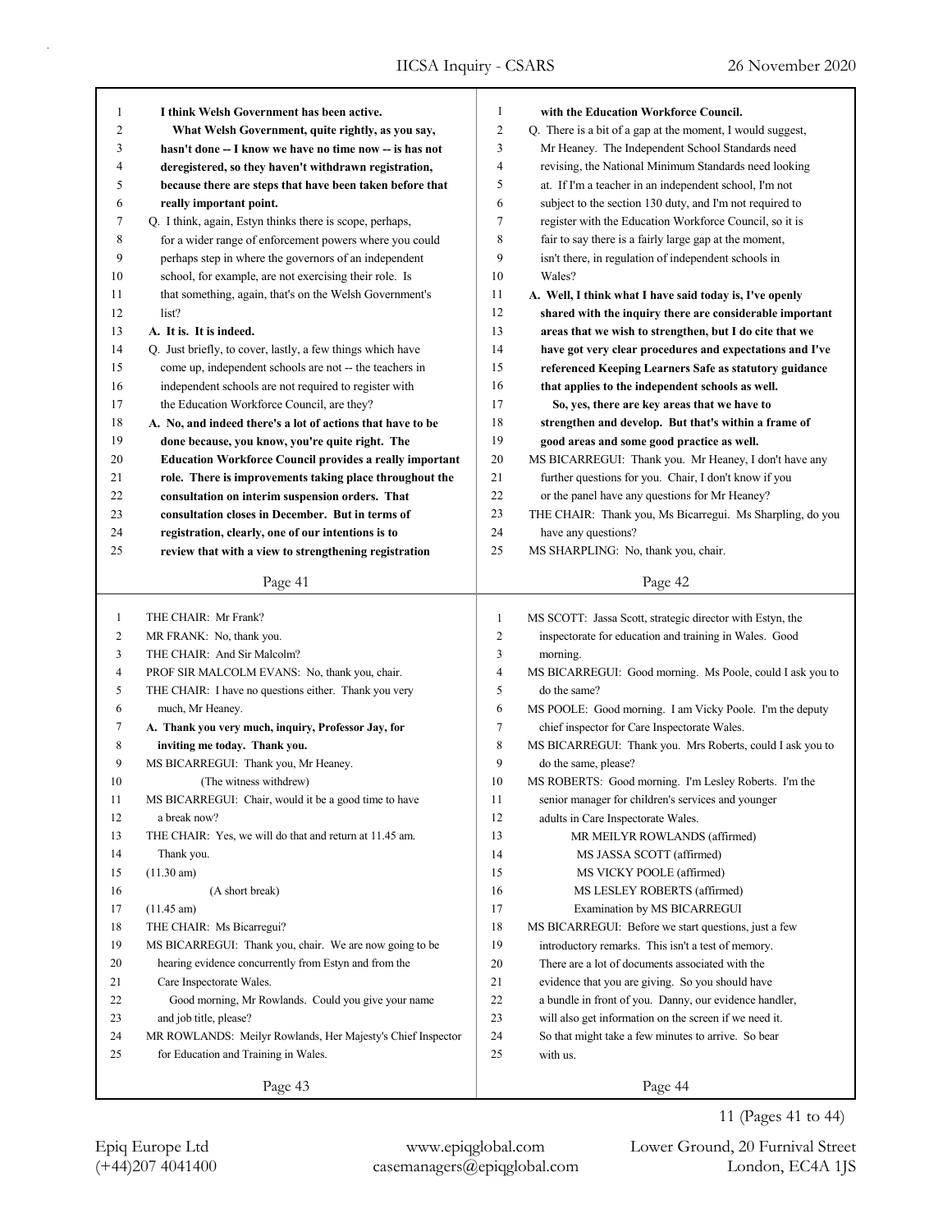**I think Welsh Government has been active.**

**What Welsh Government, quite rightly, as you say, hasn't done -- I know we have no time now -- is has not deregistered, so they haven't withdrawn registration, because there are steps that have been taken before that really important point.**

Q. I think, again, Estyn thinks there is scope, perhaps, for a wider range of enforcement powers where you could perhaps step in where the governors of an independent school, for example, are not exercising their role. Is that something, again, that's on the Welsh Government's list?

**A. It is. It is indeed.**

Q. Just briefly, to cover, lastly, a few things which have come up, independent schools are not -- the teachers in independent schools are not required to register with the Education Workforce Council, are they?

**A. No, and indeed there's a lot of actions that have to be done because, you know, you're quite right. The Education Workforce Council provides a really important role. There is improvements taking place throughout the consultation on interim suspension orders. That consultation closes in December. But in terms of registration, clearly, one of our intentions is to review that with a view to strengthening registration with the Education Workforce Council.**

Q. There is a bit of a gap at the moment, I would suggest, Mr Heaney. The Independent School Standards need revising, the National Minimum Standards need looking at. If I'm a teacher in an independent school, I'm not subject to the section 130 duty, and I'm not required to register with the Education Workforce Council, so it is fair to say there is a fairly large gap at the moment, isn't there, in regulation of independent schools in Wales?

**A. Well, I think what I have said today is, I've openly shared with the inquiry there are considerable important areas that we wish to strengthen, but I do cite that we have got very clear procedures and expectations and I've referenced Keeping Learners Safe as statutory guidance that applies to the independent schools as well.**

**So, yes, there are key areas that we have to strengthen and develop. But that's within a frame of good areas and some good practice as well.**

MS BICARREGUI: Thank you. Mr Heaney, I don't have any further questions for you. Chair, I don't know if you or the panel have any questions for Mr Heaney?

THE CHAIR: Thank you, Ms Bicarregui. Ms Sharpling, do you have any questions?

MS SHARPLING: No, thank you, chair.

THE CHAIR: Mr Frank?

MR FRANK: No, thank you.

THE CHAIR: And Sir Malcolm?

PROF SIR MALCOLM EVANS: No, thank you, chair.

THE CHAIR: I have no questions either. Thank you very much, Mr Heaney.

**A. Thank you very much, inquiry, Professor Jay, for inviting me today. Thank you.**

MS BICARREGUI: Thank you, Mr Heaney.

(The witness withdrew)

MS BICARREGUI: Chair, would it be a good time to have a break now?

THE CHAIR: Yes, we will do that and return at 11.45 am. Thank you.

(11.30 am)

(A short break)

(11.45 am)

THE CHAIR: Ms Bicarregui?

MS BICARREGUI: Thank you, chair. We are now going to be hearing evidence concurrently from Estyn and from the Care Inspectorate Wales.

Good morning, Mr Rowlands. Could you give your name and job title, please?

MR ROWLANDS: Meilyr Rowlands, Her Majesty's Chief Inspector for Education and Training in Wales.

MS SCOTT: Jassa Scott, strategic director with Estyn, the inspectorate for education and training in Wales. Good morning.

MS BICARREGUI: Good morning. Ms Poole, could I ask you to do the same?

MS POOLE: Good morning. I am Vicky Poole. I'm the deputy chief inspector for Care Inspectorate Wales.

MS BICARREGUI: Thank you. Mrs Roberts, could I ask you to do the same, please?

MS ROBERTS: Good morning. I'm Lesley Roberts. I'm the senior manager for children's services and younger adults in Care Inspectorate Wales.

MR MEILYR ROWLANDS (affirmed)

MS JASSA SCOTT (affirmed)

MS VICKY POOLE (affirmed)

MS LESLEY ROBERTS (affirmed)

Examination by MS BICARREGUI

MS BICARREGUI: Before we start questions, just a few introductory remarks. This isn't a test of memory. There are a lot of documents associated with the evidence that you are giving. So you should have a bundle in front of you. Danny, our evidence handler, will also get information on the screen if we need it. So that might take a few minutes to arrive. So bear with us.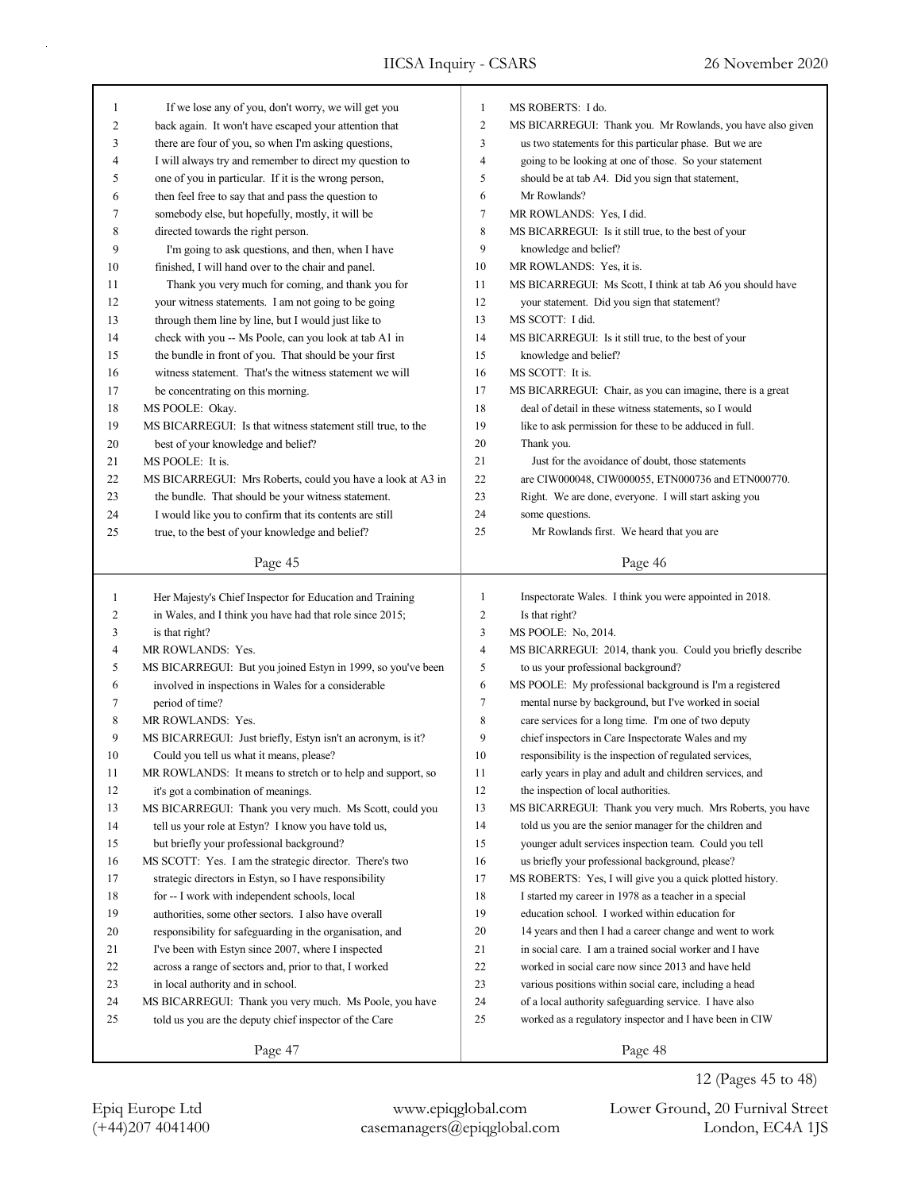If we lose any of you, don't worry, we will get you back again. It won't have escaped your attention that there are four of you, so when I'm asking questions, I will always try and remember to direct my question to one of you in particular. If it is the wrong person, then feel free to say that and pass the question to somebody else, but hopefully, mostly, it will be directed towards the right person.

I'm going to ask questions, and then, when I have finished, I will hand over to the chair and panel.

Thank you very much for coming, and thank you for your witness statements. I am not going to be going through them line by line, but I would just like to check with you -- Ms Poole, can you look at tab A1 in the bundle in front of you. That should be your first witness statement. That's the witness statement we will be concentrating on this morning.

MS POOLE: Okay.

MS BICARREGUI: Is that witness statement still true, to the best of your knowledge and belief?

MS POOLE: It is.

MS BICARREGUI: Mrs Roberts, could you have a look at A3 in the bundle. That should be your witness statement. I would like you to confirm that its contents are still true, to the best of your knowledge and belief?

MS ROBERTS: I do.

MS BICARREGUI: Thank you. Mr Rowlands, you have also given us two statements for this particular phase. But we are going to be looking at one of those. So your statement should be at tab A4. Did you sign that statement, Mr Rowlands?

MR ROWLANDS: Yes, I did.

MS BICARREGUI: Is it still true, to the best of your knowledge and belief?

MR ROWLANDS: Yes, it is.

MS BICARREGUI: Ms Scott, I think at tab A6 you should have your statement. Did you sign that statement?

MS SCOTT: I did.

MS BICARREGUI: Is it still true, to the best of your knowledge and belief?

MS SCOTT: It is.

MS BICARREGUI: Chair, as you can imagine, there is a great deal of detail in these witness statements, so I would like to ask permission for these to be adduced in full. Thank you.

Just for the avoidance of doubt, those statements are CIW000048, CIW000055, ETN000736 and ETN000770.

Right. We are done, everyone. I will start asking you some questions.

Mr Rowlands first. We heard that you are Her Majesty's Chief Inspector for Education and Training in Wales, and I think you have had that role since 2015; is that right?

MR ROWLANDS: Yes.

MS BICARREGUI: But you joined Estyn in 1999, so you've been involved in inspections in Wales for a considerable period of time?

MR ROWLANDS: Yes.

MS BICARREGUI: Just briefly, Estyn isn't an acronym, is it? Could you tell us what it means, please?

MR ROWLANDS: It means to stretch or to help and support, so it's got a combination of meanings.

MS BICARREGUI: Thank you very much. Ms Scott, could you tell us your role at Estyn? I know you have told us, but briefly your professional background?

MS SCOTT: Yes. I am the strategic director. There's two strategic directors in Estyn, so I have responsibility for -- I work with independent schools, local authorities, some other sectors. I also have overall responsibility for safeguarding in the organisation, and I've been with Estyn since 2007, where I inspected across a range of sectors and, prior to that, I worked in local authority and in school.

MS BICARREGUI: Thank you very much. Ms Poole, you have told us you are the deputy chief inspector of the Care Inspectorate Wales. I think you were appointed in 2018. Is that right?

MS POOLE: No, 2014.

MS BICARREGUI: 2014, thank you. Could you briefly describe to us your professional background?

MS POOLE: My professional background is I'm a registered mental nurse by background, but I've worked in social care services for a long time. I'm one of two deputy chief inspectors in Care Inspectorate Wales and my responsibility is the inspection of regulated services, early years in play and adult and children services, and the inspection of local authorities.

MS BICARREGUI: Thank you very much. Mrs Roberts, you have told us you are the senior manager for the children and younger adult services inspection team. Could you tell us briefly your professional background, please?

MS ROBERTS: Yes, I will give you a quick plotted history. I started my career in 1978 as a teacher in a special education school. I worked within education for 14 years and then I had a career change and went to work in social care. I am a trained social worker and I have worked in social care now since 2013 and have held various positions within social care, including a head of a local authority safeguarding service. I have also worked as a regulatory inspector and I have been in CIW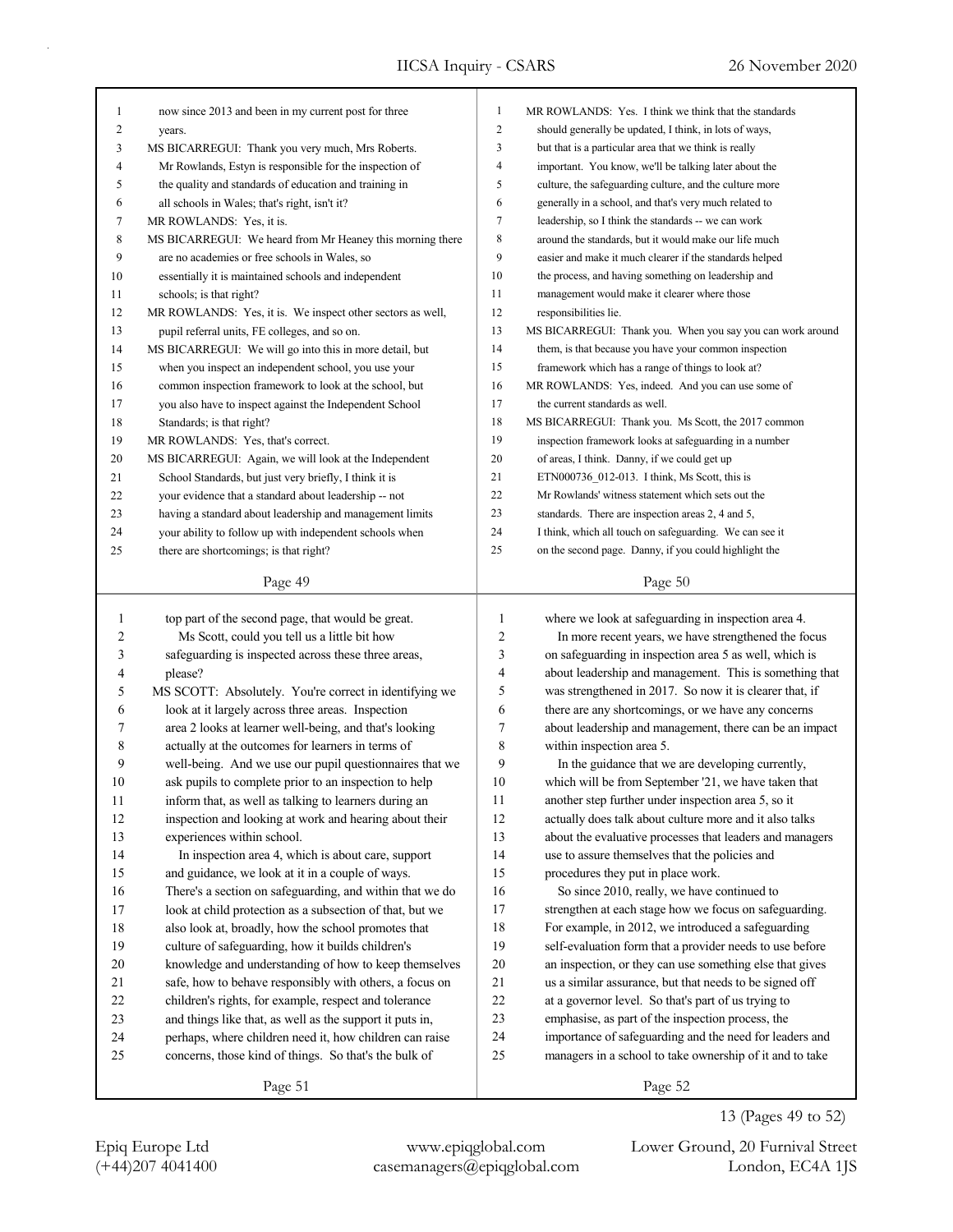now since 2013 and been in my current post for three years.

MS BICARREGUI: Thank you very much, Mrs Roberts.

Mr Rowlands, Estyn is responsible for the inspection of the quality and standards of education and training in all schools in Wales; that's right, isn't it?

MR ROWLANDS: Yes, it is.

MS BICARREGUI: We heard from Mr Heaney this morning there are no academies or free schools in Wales, so essentially it is maintained schools and independent schools; is that right?

MR ROWLANDS: Yes, it is. We inspect other sectors as well, pupil referral units, FE colleges, and so on.

MS BICARREGUI: We will go into this in more detail, but when you inspect an independent school, you use your common inspection framework to look at the school, but you also have to inspect against the Independent School Standards; is that right?

MR ROWLANDS: Yes, that's correct.

MS BICARREGUI: Again, we will look at the Independent School Standards, but just very briefly, I think it is your evidence that a standard about leadership -- not having a standard about leadership and management limits your ability to follow up with independent schools when there are shortcomings; is that right?

MR ROWLANDS: Yes. I think we think that the standards should generally be updated, I think, in lots of ways, but that is a particular area that we think is really important. You know, we'll be talking later about the culture, the safeguarding culture, and the culture more generally in a school, and that's very much related to leadership, so I think the standards -- we can work around the standards, but it would make our life much easier and make it much clearer if the standards helped the process, and having something on leadership and management would make it clearer where those responsibilities lie.

MS BICARREGUI: Thank you. When you say you can work around them, is that because you have your common inspection framework which has a range of things to look at?

MR ROWLANDS: Yes, indeed. And you can use some of the current standards as well.

MS BICARREGUI: Thank you. Ms Scott, the 2017 common inspection framework looks at safeguarding in a number of areas, I think. Danny, if we could get up ETN000736_012-013. I think, Ms Scott, this is Mr Rowlands' witness statement which sets out the standards. There are inspection areas 2, 4 and 5, I think, which all touch on safeguarding. We can see it on the second page. Danny, if you could highlight the top part of the second page, that would be great.

Ms Scott, could you tell us a little bit how safeguarding is inspected across these three areas, please?

MS SCOTT: Absolutely. You're correct in identifying we look at it largely across three areas. Inspection area 2 looks at learner well-being, and that's looking actually at the outcomes for learners in terms of well-being. And we use our pupil questionnaires that we ask pupils to complete prior to an inspection to help inform that, as well as talking to learners during an inspection and looking at work and hearing about their experiences within school.

In inspection area 4, which is about care, support and guidance, we look at it in a couple of ways. There's a section on safeguarding, and within that we do look at child protection as a subsection of that, but we also look at, broadly, how the school promotes that culture of safeguarding, how it builds children's knowledge and understanding of how to keep themselves safe, how to behave responsibly with others, a focus on children's rights, for example, respect and tolerance and things like that, as well as the support it puts in, perhaps, where children need it, how children can raise concerns, those kind of things. So that's the bulk of where we look at safeguarding in inspection area 4.

In more recent years, we have strengthened the focus on safeguarding in inspection area 5 as well, which is about leadership and management. This is something that was strengthened in 2017. So now it is clearer that, if there are any shortcomings, or we have any concerns about leadership and management, there can be an impact within inspection area 5.

In the guidance that we are developing currently, which will be from September '21, we have taken that another step further under inspection area 5, so it actually does talk about culture more and it also talks about the evaluative processes that leaders and managers use to assure themselves that the policies and procedures they put in place work.

So since 2010, really, we have continued to strengthen at each stage how we focus on safeguarding. For example, in 2012, we introduced a safeguarding self-evaluation form that a provider needs to use before an inspection, or they can use something else that gives us a similar assurance, but that needs to be signed off at a governor level. So that's part of us trying to emphasise, as part of the inspection process, the importance of safeguarding and the need for leaders and managers in a school to take ownership of it and to take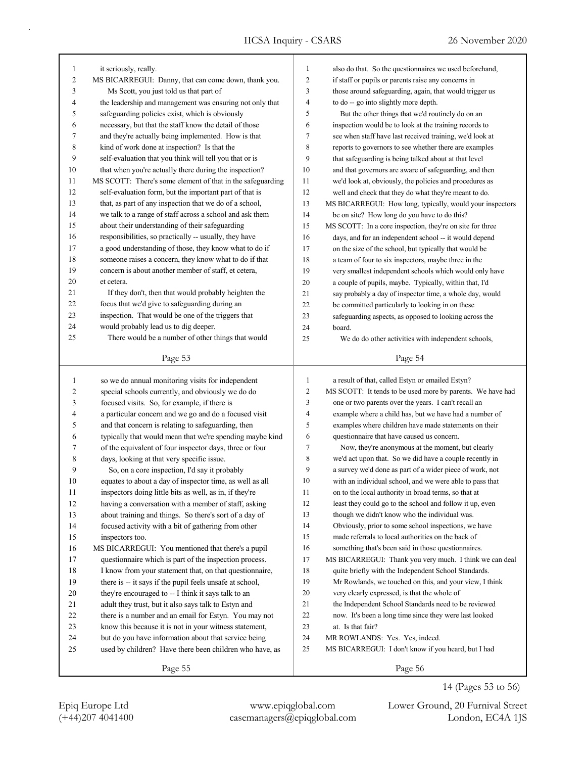it seriously, really.

MS BICARREGUI: Danny, that can come down, thank you.

Ms Scott, you just told us that part of the leadership and management was ensuring not only that safeguarding policies exist, which is obviously necessary, but that the staff know the detail of those and they're actually being implemented. How is that kind of work done at inspection? Is that the self-evaluation that you think will tell you that or is that when you're actually there during the inspection?

MS SCOTT: There's some element of that in the safeguarding self-evaluation form, but the important part of that is that, as part of any inspection that we do of a school, we talk to a range of staff across a school and ask them about their understanding of their safeguarding responsibilities, so practically -- usually, they have a good understanding of those, they know what to do if someone raises a concern, they know what to do if that concern is about another member of staff, et cetera, et cetera.

If they don't, then that would probably heighten the focus that we'd give to safeguarding during an inspection. That would be one of the triggers that would probably lead us to dig deeper.

There would be a number of other things that would also do that. So the questionnaires we used beforehand, if staff or pupils or parents raise any concerns in those around safeguarding, again, that would trigger us to do -- go into slightly more depth.

But the other things that we'd routinely do on an inspection would be to look at the training records to see when staff have last received training, we'd look at reports to governors to see whether there are examples that safeguarding is being talked about at that level and that governors are aware of safeguarding, and then we'd look at, obviously, the policies and procedures as well and check that they do what they're meant to do.

MS BICARREGUI: How long, typically, would your inspectors be on site? How long do you have to do this?

MS SCOTT: In a core inspection, they're on site for three days, and for an independent school -- it would depend on the size of the school, but typically that would be a team of four to six inspectors, maybe three in the very smallest independent schools which would only have a couple of pupils, maybe. Typically, within that, I'd say probably a day of inspector time, a whole day, would be committed particularly to looking in on these safeguarding aspects, as opposed to looking across the board.

We do do other activities with independent schools, so we do annual monitoring visits for independent special schools currently, and obviously we do do focused visits. So, for example, if there is a particular concern and we go and do a focused visit and that concern is relating to safeguarding, then typically that would mean that we're spending maybe kind of the equivalent of four inspector days, three or four days, looking at that very specific issue.

So, on a core inspection, I'd say it probably equates to about a day of inspector time, as well as all inspectors doing little bits as well, as in, if they're having a conversation with a member of staff, asking about training and things. So there's sort of a day of focused activity with a bit of gathering from other inspectors too.

MS BICARREGUI: You mentioned that there's a pupil questionnaire which is part of the inspection process. I know from your statement that, on that questionnaire, there is -- it says if the pupil feels unsafe at school, they're encouraged to -- I think it says talk to an adult they trust, but it also says talk to Estyn and there is a number and an email for Estyn. You may not know this because it is not in your witness statement, but do you have information about that service being used by children? Have there been children who have, as a result of that, called Estyn or emailed Estyn?

MS SCOTT: It tends to be used more by parents. We have had one or two parents over the years. I can't recall an example where a child has, but we have had a number of examples where children have made statements on their questionnaire that have caused us concern.

Now, they're anonymous at the moment, but clearly we'd act upon that. So we did have a couple recently in a survey we'd done as part of a wider piece of work, not with an individual school, and we were able to pass that on to the local authority in broad terms, so that at least they could go to the school and follow it up, even though we didn't know who the individual was. Obviously, prior to some school inspections, we have made referrals to local authorities on the back of something that's been said in those questionnaires.

MS BICARREGUI: Thank you very much. I think we can deal quite briefly with the Independent School Standards.

Mr Rowlands, we touched on this, and your view, I think very clearly expressed, is that the whole of the Independent School Standards need to be reviewed now. It's been a long time since they were last looked at. Is that fair?

MR ROWLANDS: Yes. Yes, indeed.

MS BICARREGUI: I don't know if you heard, but I had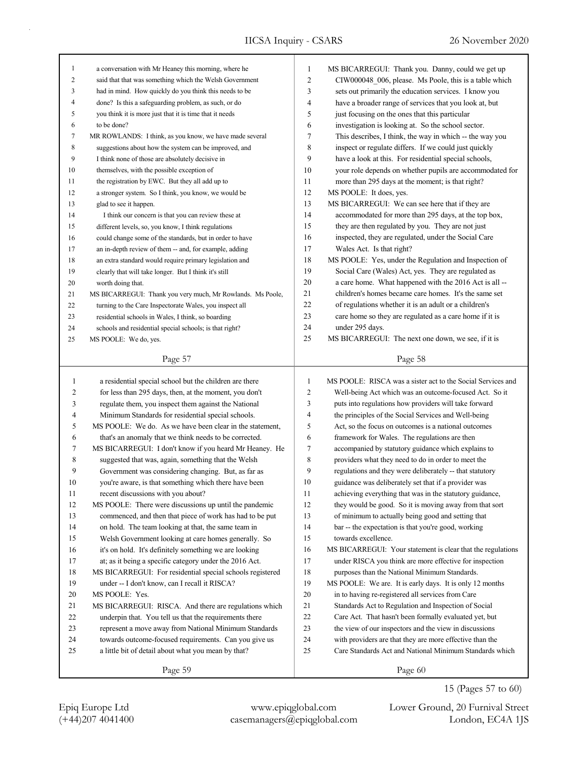a conversation with Mr Heaney this morning, where he said that that was something which the Welsh Government had in mind. How quickly do you think this needs to be done? Is this a safeguarding problem, as such, or do you think it is more just that it is time that it needs to be done?

MR ROWLANDS: I think, as you know, we have made several suggestions about how the system can be improved, and I think none of those are absolutely decisive in themselves, with the possible exception of the registration by EWC. But they all add up to a stronger system. So I think, you know, we would be glad to see it happen.

I think our concern is that you can review these at different levels, so, you know, I think regulations could change some of the standards, but in order to have an in-depth review of them -- and, for example, adding an extra standard would require primary legislation and clearly that will take longer. But I think it's still worth doing that.

MS BICARREGUI: Thank you very much, Mr Rowlands. Ms Poole, turning to the Care Inspectorate Wales, you inspect all residential schools in Wales, I think, so boarding schools and residential special schools; is that right?

MS POOLE: We do, yes.

MS BICARREGUI: Thank you. Danny, could we get up CIW000048_006, please. Ms Poole, this is a table which sets out primarily the education services. I know you have a broader range of services that you look at, but just focusing on the ones that this particular investigation is looking at. So the school sector. This describes, I think, the way in which -- the way you inspect or regulate differs. If we could just quickly have a look at this. For residential special schools, your role depends on whether pupils are accommodated for more than 295 days at the moment; is that right?

MS POOLE: It does, yes.

MS BICARREGUI: We can see here that if they are accommodated for more than 295 days, at the top box, they are then regulated by you. They are not just inspected, they are regulated, under the Social Care Wales Act. Is that right?

MS POOLE: Yes, under the Regulation and Inspection of Social Care (Wales) Act, yes. They are regulated as a care home. What happened with the 2016 Act is all -- children's homes became care homes. It's the same set of regulations whether it is an adult or a children's care home so they are regulated as a care home if it is under 295 days.

MS BICARREGUI: The next one down, we see, if it is a residential special school but the children are there for less than 295 days, then, at the moment, you don't regulate them, you inspect them against the National Minimum Standards for residential special schools.

MS POOLE: We do. As we have been clear in the statement, that's an anomaly that we think needs to be corrected.

MS BICARREGUI: I don't know if you heard Mr Heaney. He suggested that was, again, something that the Welsh Government was considering changing. But, as far as you're aware, is that something which there have been recent discussions with you about?

MS POOLE: There were discussions up until the pandemic commenced, and then that piece of work has had to be put on hold. The team looking at that, the same team in Welsh Government looking at care homes generally. So it's on hold. It's definitely something we are looking at; as it being a specific category under the 2016 Act.

MS BICARREGUI: For residential special schools registered under -- I don't know, can I recall it RISCA?

MS POOLE: Yes.

MS BICARREGUI: RISCA. And there are regulations which underpin that. You tell us that the requirements there represent a move away from National Minimum Standards towards outcome-focused requirements. Can you give us a little bit of detail about what you mean by that?

MS POOLE: RISCA was a sister act to the Social Services and Well-being Act which was an outcome-focused Act. So it puts into regulations how providers will take forward the principles of the Social Services and Well-being Act, so the focus on outcomes is a national outcomes framework for Wales. The regulations are then accompanied by statutory guidance which explains to providers what they need to do in order to meet the regulations and they were deliberately -- that statutory guidance was deliberately set that if a provider was achieving everything that was in the statutory guidance, they would be good. So it is moving away from that sort of minimum to actually being good and setting that bar -- the expectation is that you're good, working towards excellence.

MS BICARREGUI: Your statement is clear that the regulations under RISCA you think are more effective for inspection purposes than the National Minimum Standards.

MS POOLE: We are. It is early days. It is only 12 months in to having re-registered all services from Care Standards Act to Regulation and Inspection of Social Care Act. That hasn't been formally evaluated yet, but the view of our inspectors and the view in discussions with providers are that they are more effective than the Care Standards Act and National Minimum Standards which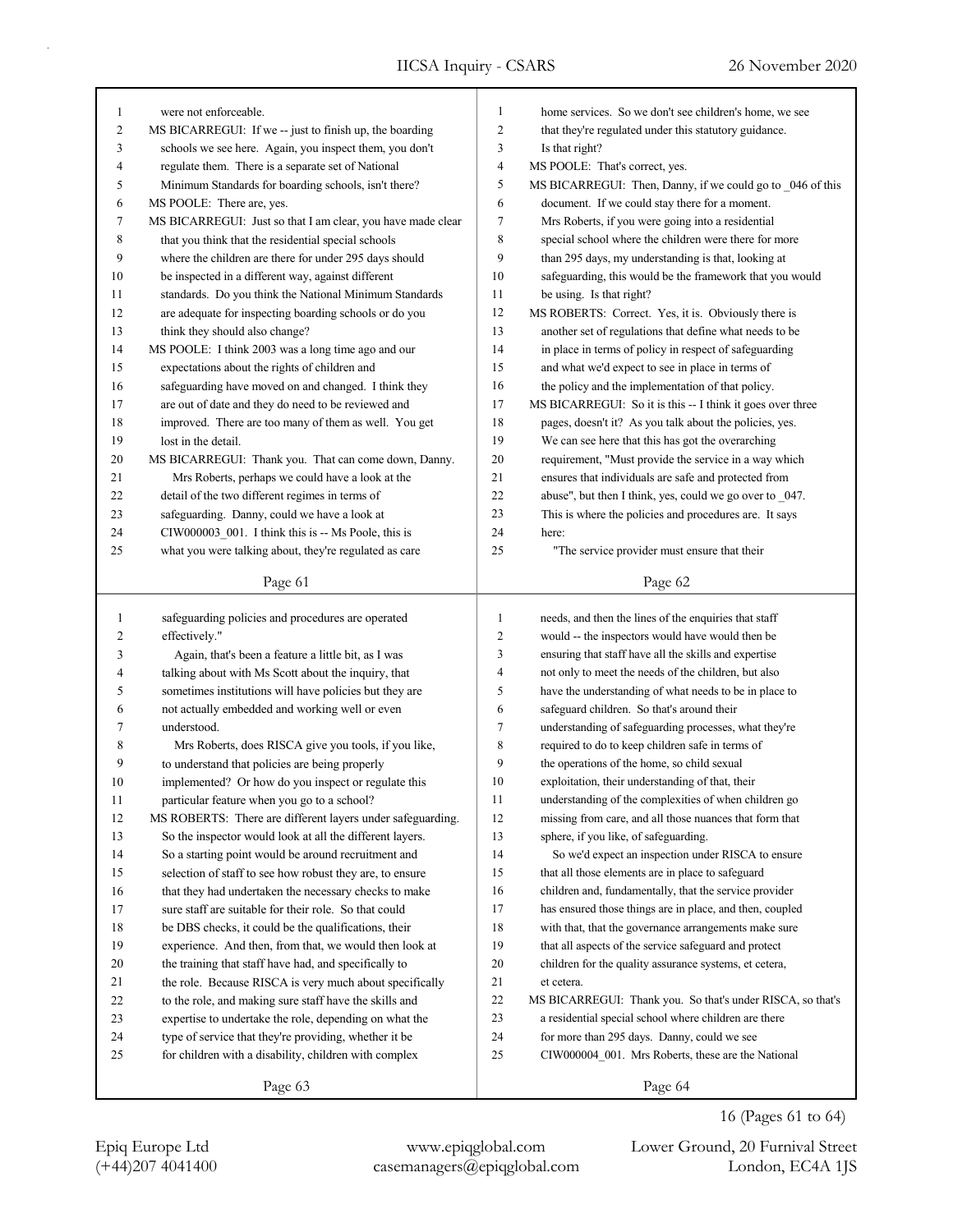were not enforceable.

MS BICARREGUI: If we -- just to finish up, the boarding schools we see here. Again, you inspect them, you don't regulate them. There is a separate set of National Minimum Standards for boarding schools, isn't there?

MS POOLE: There are, yes.

MS BICARREGUI: Just so that I am clear, you have made clear that you think that the residential special schools where the children are there for under 295 days should be inspected in a different way, against different standards. Do you think the National Minimum Standards are adequate for inspecting boarding schools or do you think they should also change?

MS POOLE: I think 2003 was a long time ago and our expectations about the rights of children and safeguarding have moved on and changed. I think they are out of date and they do need to be reviewed and improved. There are too many of them as well. You get lost in the detail.

MS BICARREGUI: Thank you. That can come down, Danny.

Mrs Roberts, perhaps we could have a look at the detail of the two different regimes in terms of safeguarding. Danny, could we have a look at CIW000003_001. I think this is -- Ms Poole, this is what you were talking about, they're regulated as care home services. So we don't see children's home, we see that they're regulated under this statutory guidance. Is that right?

MS POOLE: That's correct, yes.

MS BICARREGUI: Then, Danny, if we could go to _046 of this document. If we could stay there for a moment.

Mrs Roberts, if you were going into a residential special school where the children were there for more than 295 days, my understanding is that, looking at safeguarding, this would be the framework that you would be using. Is that right?

MS ROBERTS: Correct. Yes, it is. Obviously there is another set of regulations that define what needs to be in place in terms of policy in respect of safeguarding and what we'd expect to see in place in terms of the policy and the implementation of that policy.

MS BICARREGUI: So it is this -- I think it goes over three pages, doesn't it? As you talk about the policies, yes. We can see here that this has got the overarching requirement, "Must provide the service in a way which ensures that individuals are safe and protected from abuse", but then I think, yes, could we go over to _047. This is where the policies and procedures are. It says here:

"The service provider must ensure that their safeguarding policies and procedures are operated effectively."

Again, that's been a feature a little bit, as I was talking about with Ms Scott about the inquiry, that sometimes institutions will have policies but they are not actually embedded and working well or even understood.

Mrs Roberts, does RISCA give you tools, if you like, to understand that policies are being properly implemented? Or how do you inspect or regulate this particular feature when you go to a school?

MS ROBERTS: There are different layers under safeguarding. So the inspector would look at all the different layers. So a starting point would be around recruitment and selection of staff to see how robust they are, to ensure that they had undertaken the necessary checks to make sure staff are suitable for their role. So that could be DBS checks, it could be the qualifications, their experience. And then, from that, we would then look at the training that staff have had, and specifically to the role. Because RISCA is very much about specifically to the role, and making sure staff have the skills and expertise to undertake the role, depending on what the type of service that they're providing, whether it be for children with a disability, children with complex needs, and then the lines of the enquiries that staff would -- the inspectors would have would then be ensuring that staff have all the skills and expertise not only to meet the needs of the children, but also have the understanding of what needs to be in place to safeguard children. So that's around their understanding of safeguarding processes, what they're required to do to keep children safe in terms of the operations of the home, so child sexual exploitation, their understanding of that, their understanding of the complexities of when children go missing from care, and all those nuances that form that sphere, if you like, of safeguarding.

So we'd expect an inspection under RISCA to ensure that all those elements are in place to safeguard children and, fundamentally, that the service provider has ensured those things are in place, and then, coupled with that, that the governance arrangements make sure that all aspects of the service safeguard and protect children for the quality assurance systems, et cetera, et cetera.

MS BICARREGUI: Thank you. So that's under RISCA, so that's a residential special school where children are there for more than 295 days. Danny, could we see CIW000004_001. Mrs Roberts, these are the National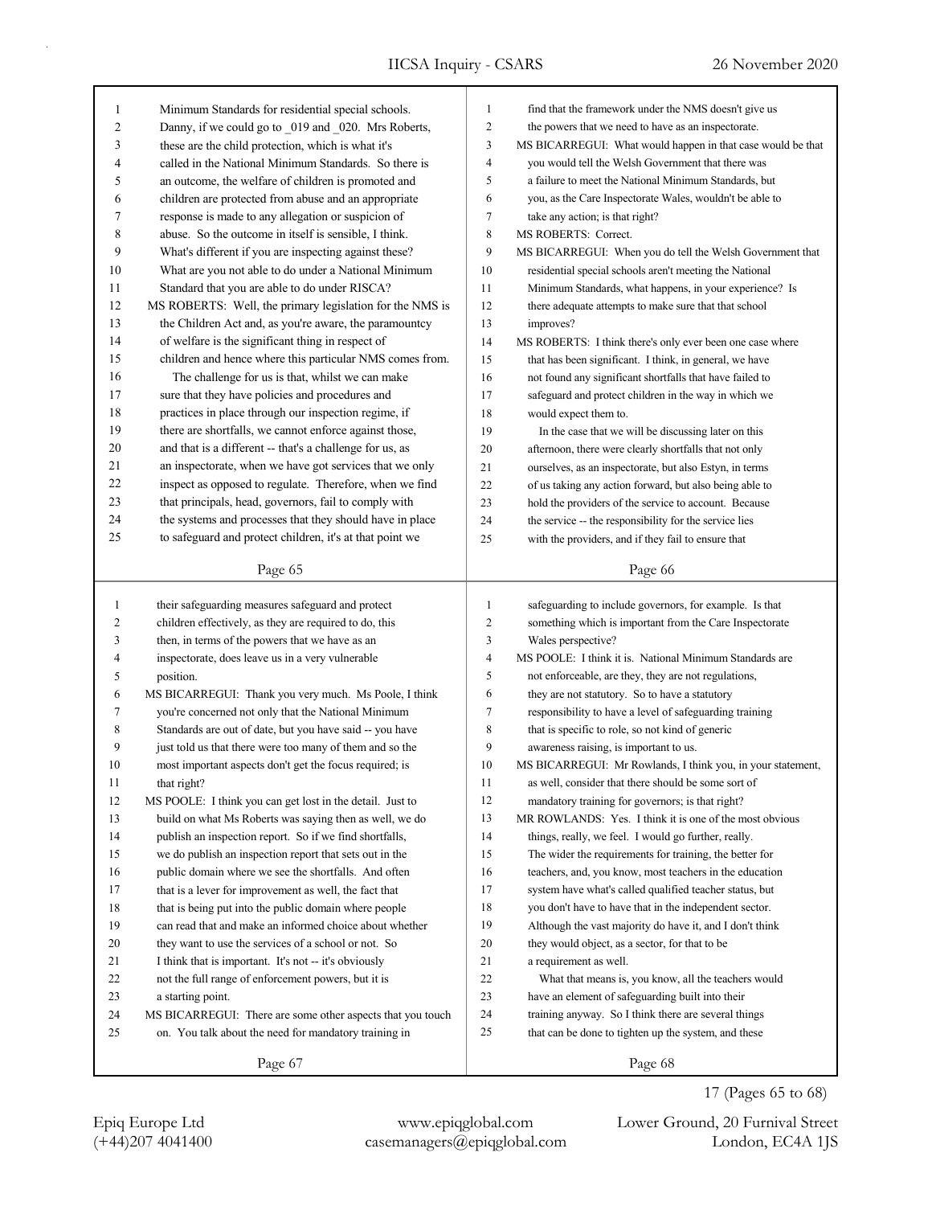Minimum Standards for residential special schools. Danny, if we could go to _019 and _020. Mrs Roberts, these are the child protection, which is what it's called in the National Minimum Standards. So there is an outcome, the welfare of children is promoted and children are protected from abuse and an appropriate response is made to any allegation or suspicion of abuse. So the outcome in itself is sensible, I think. What's different if you are inspecting against these? What are you not able to do under a National Minimum Standard that you are able to do under RISCA?

MS ROBERTS: Well, the primary legislation for the NMS is the Children Act and, as you're aware, the paramountcy of welfare is the significant thing in respect of children and hence where this particular NMS comes from.

The challenge for us is that, whilst we can make sure that they have policies and procedures and practices in place through our inspection regime, if there are shortfalls, we cannot enforce against those, and that is a different -- that's a challenge for us, as an inspectorate, when we have got services that we only inspect as opposed to regulate. Therefore, when we find that principals, head, governors, fail to comply with the systems and processes that they should have in place to safeguard and protect children, it's at that point we find that the framework under the NMS doesn't give us the powers that we need to have as an inspectorate.

MS BICARREGUI: What would happen in that case would be that you would tell the Welsh Government that there was a failure to meet the National Minimum Standards, but you, as the Care Inspectorate Wales, wouldn't be able to take any action; is that right?

MS ROBERTS: Correct.

MS BICARREGUI: When you do tell the Welsh Government that residential special schools aren't meeting the National Minimum Standards, what happens, in your experience? Is there adequate attempts to make sure that that school improves?

MS ROBERTS: I think there's only ever been one case where that has been significant. I think, in general, we have not found any significant shortfalls that have failed to safeguard and protect children in the way in which we would expect them to.

In the case that we will be discussing later on this afternoon, there were clearly shortfalls that not only ourselves, as an inspectorate, but also Estyn, in terms of us taking any action forward, but also being able to hold the providers of the service to account. Because the service -- the responsibility for the service lies with the providers, and if they fail to ensure that their safeguarding measures safeguard and protect children effectively, as they are required to do, this then, in terms of the powers that we have as an inspectorate, does leave us in a very vulnerable position.

MS BICARREGUI: Thank you very much. Ms Poole, I think you're concerned not only that the National Minimum Standards are out of date, but you have said -- you have just told us that there were too many of them and so the most important aspects don't get the focus required; is that right?

MS POOLE: I think you can get lost in the detail. Just to build on what Ms Roberts was saying then as well, we do publish an inspection report. So if we find shortfalls, we do publish an inspection report that sets out in the public domain where we see the shortfalls. And often that is a lever for improvement as well, the fact that that is being put into the public domain where people can read that and make an informed choice about whether they want to use the services of a school or not. So I think that is important. It's not -- it's obviously not the full range of enforcement powers, but it is a starting point.

MS BICARREGUI: There are some other aspects that you touch on. You talk about the need for mandatory training in safeguarding to include governors, for example. Is that something which is important from the Care Inspectorate Wales perspective?

MS POOLE: I think it is. National Minimum Standards are not enforceable, are they, they are not regulations, they are not statutory. So to have a statutory responsibility to have a level of safeguarding training that is specific to role, so not kind of generic awareness raising, is important to us.

MS BICARREGUI: Mr Rowlands, I think you, in your statement, as well, consider that there should be some sort of mandatory training for governors; is that right?

MR ROWLANDS: Yes. I think it is one of the most obvious things, really, we feel. I would go further, really. The wider the requirements for training, the better for teachers, and, you know, most teachers in the education system have what's called qualified teacher status, but you don't have to have that in the independent sector. Although the vast majority do have it, and I don't think they would object, as a sector, for that to be a requirement as well.

What that means is, you know, all the teachers would have an element of safeguarding built into their training anyway. So I think there are several things that can be done to tighten up the system, and these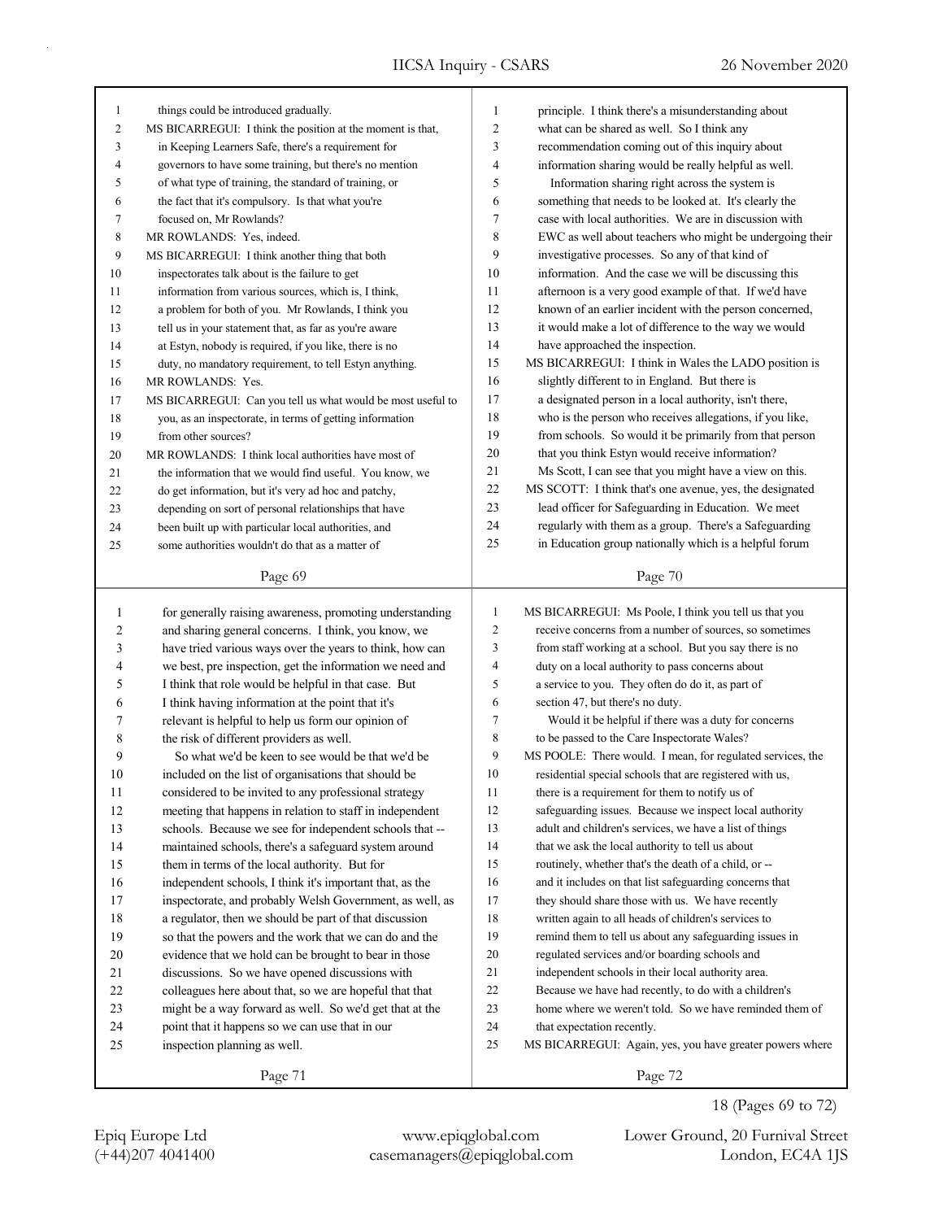things could be introduced gradually.

MS BICARREGUI: I think the position at the moment is that, in Keeping Learners Safe, there's a requirement for governors to have some training, but there's no mention of what type of training, the standard of training, or the fact that it's compulsory. Is that what you're focused on, Mr Rowlands?

MR ROWLANDS: Yes, indeed.

MS BICARREGUI: I think another thing that both inspectorates talk about is the failure to get information from various sources, which is, I think, a problem for both of you. Mr Rowlands, I think you tell us in your statement that, as far as you're aware at Estyn, nobody is required, if you like, there is no duty, no mandatory requirement, to tell Estyn anything.

MR ROWLANDS: Yes.

MS BICARREGUI: Can you tell us what would be most useful to you, as an inspectorate, in terms of getting information from other sources?

MR ROWLANDS: I think local authorities have most of the information that we would find useful. You know, we do get information, but it's very ad hoc and patchy, depending on sort of personal relationships that have been built up with particular local authorities, and some authorities wouldn't do that as a matter of principle. I think there's a misunderstanding about what can be shared as well. So I think any recommendation coming out of this inquiry about information sharing would be really helpful as well.

Information sharing right across the system is something that needs to be looked at. It's clearly the case with local authorities. We are in discussion with EWC as well about teachers who might be undergoing their investigative processes. So any of that kind of information. And the case we will be discussing this afternoon is a very good example of that. If we'd have known of an earlier incident with the person concerned, it would make a lot of difference to the way we would have approached the inspection.

MS BICARREGUI: I think in Wales the LADO position is slightly different to in England. But there is a designated person in a local authority, isn't there, who is the person who receives allegations, if you like, from schools. So would it be primarily from that person that you think Estyn would receive information? Ms Scott, I can see that you might have a view on this.

MS SCOTT: I think that's one avenue, yes, the designated lead officer for Safeguarding in Education. We meet regularly with them as a group. There's a Safeguarding in Education group nationally which is a helpful forum for generally raising awareness, promoting understanding and sharing general concerns. I think, you know, we have tried various ways over the years to think, how can we best, pre inspection, get the information we need and I think that role would be helpful in that case. But I think having information at the point that it's relevant is helpful to help us form our opinion of the risk of different providers as well.

So what we'd be keen to see would be that we'd be included on the list of organisations that should be considered to be invited to any professional strategy meeting that happens in relation to staff in independent schools. Because we see for independent schools that -- maintained schools, there's a safeguard system around them in terms of the local authority. But for independent schools, I think it's important that, as the inspectorate, and probably Welsh Government, as well, as a regulator, then we should be part of that discussion so that the powers and the work that we can do and the evidence that we hold can be brought to bear in those discussions. So we have opened discussions with colleagues here about that, so we are hopeful that that might be a way forward as well. So we'd get that at the point that it happens so we can use that in our inspection planning as well.

MS BICARREGUI: Ms Poole, I think you tell us that you receive concerns from a number of sources, so sometimes from staff working at a school. But you say there is no duty on a local authority to pass concerns about a service to you. They often do do it, as part of section 47, but there's no duty.

Would it be helpful if there was a duty for concerns to be passed to the Care Inspectorate Wales?

MS POOLE: There would. I mean, for regulated services, the residential special schools that are registered with us, there is a requirement for them to notify us of safeguarding issues. Because we inspect local authority adult and children's services, we have a list of things that we ask the local authority to tell us about routinely, whether that's the death of a child, or -- and it includes on that list safeguarding concerns that they should share those with us. We have recently written again to all heads of children's services to remind them to tell us about any safeguarding issues in regulated services and/or boarding schools and independent schools in their local authority area. Because we have had recently, to do with a children's home where we weren't told. So we have reminded them of that expectation recently.

MS BICARREGUI: Again, yes, you have greater powers where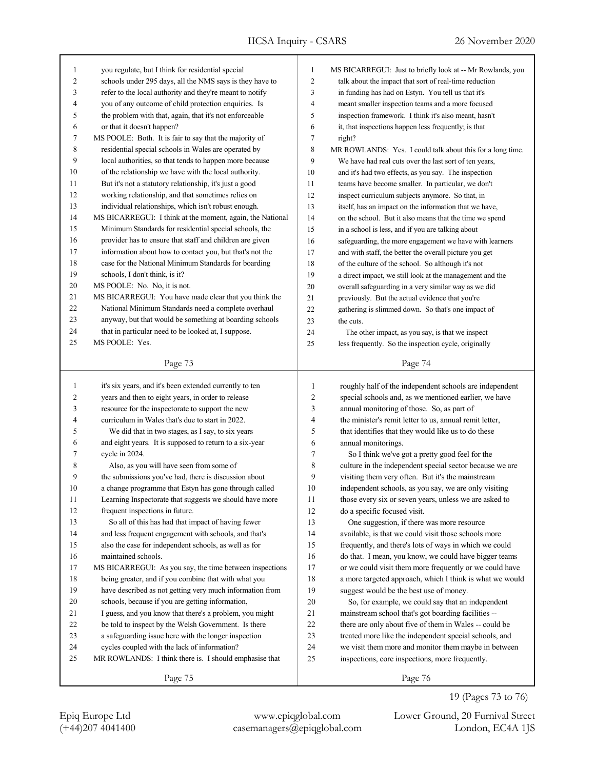you regulate, but I think for residential special schools under 295 days, all the NMS says is they have to refer to the local authority and they're meant to notify you of any outcome of child protection enquiries. Is the problem with that, again, that it's not enforceable or that it doesn't happen?

MS POOLE: Both. It is fair to say that the majority of residential special schools in Wales are operated by local authorities, so that tends to happen more because of the relationship we have with the local authority. But it's not a statutory relationship, it's just a good working relationship, and that sometimes relies on individual relationships, which isn't robust enough.

MS BICARREGUI: I think at the moment, again, the National Minimum Standards for residential special schools, the provider has to ensure that staff and children are given information about how to contact you, but that's not the case for the National Minimum Standards for boarding schools, I don't think, is it?

MS POOLE: No. No, it is not.

MS BICARREGUI: You have made clear that you think the National Minimum Standards need a complete overhaul anyway, but that would be something at boarding schools that in particular need to be looked at, I suppose.

MS POOLE: Yes.

MS BICARREGUI: Just to briefly look at -- Mr Rowlands, you talk about the impact that sort of real-time reduction in funding has had on Estyn. You tell us that it's meant smaller inspection teams and a more focused inspection framework. I think it's also meant, hasn't it, that inspections happen less frequently; is that right?

MR ROWLANDS: Yes. I could talk about this for a long time. We have had real cuts over the last sort of ten years, and it's had two effects, as you say. The inspection teams have become smaller. In particular, we don't inspect curriculum subjects anymore. So that, in itself, has an impact on the information that we have, on the school. But it also means that the time we spend in a school is less, and if you are talking about safeguarding, the more engagement we have with learners and with staff, the better the overall picture you get of the culture of the school. So although it's not a direct impact, we still look at the management and the overall safeguarding in a very similar way as we did previously. But the actual evidence that you're gathering is slimmed down. So that's one impact of the cuts.

The other impact, as you say, is that we inspect less frequently. So the inspection cycle, originally it's six years, and it's been extended currently to ten years and then to eight years, in order to release resource for the inspectorate to support the new curriculum in Wales that's due to start in 2022.

We did that in two stages, as I say, to six years and eight years. It is supposed to return to a six-year cycle in 2024.

Also, as you will have seen from some of the submissions you've had, there is discussion about a change programme that Estyn has gone through called Learning Inspectorate that suggests we should have more frequent inspections in future.

So all of this has had that impact of having fewer and less frequent engagement with schools, and that's also the case for independent schools, as well as for maintained schools.

MS BICARREGUI: As you say, the time between inspections being greater, and if you combine that with what you have described as not getting very much information from schools, because if you are getting information, I guess, and you know that there's a problem, you might be told to inspect by the Welsh Government. Is there a safeguarding issue here with the longer inspection cycles coupled with the lack of information?

MR ROWLANDS: I think there is. I should emphasise that roughly half of the independent schools are independent special schools and, as we mentioned earlier, we have annual monitoring of those. So, as part of the minister's remit letter to us, annual remit letter, that identifies that they would like us to do these annual monitorings.

So I think we've got a pretty good feel for the culture in the independent special sector because we are visiting them very often. But it's the mainstream independent schools, as you say, we are only visiting those every six or seven years, unless we are asked to do a specific focused visit.

One suggestion, if there was more resource available, is that we could visit those schools more frequently, and there's lots of ways in which we could do that. I mean, you know, we could have bigger teams or we could visit them more frequently or we could have a more targeted approach, which I think is what we would suggest would be the best use of money.

So, for example, we could say that an independent mainstream school that's got boarding facilities -- there are only about five of them in Wales -- could be treated more like the independent special schools, and we visit them more and monitor them maybe in between inspections, core inspections, more frequently.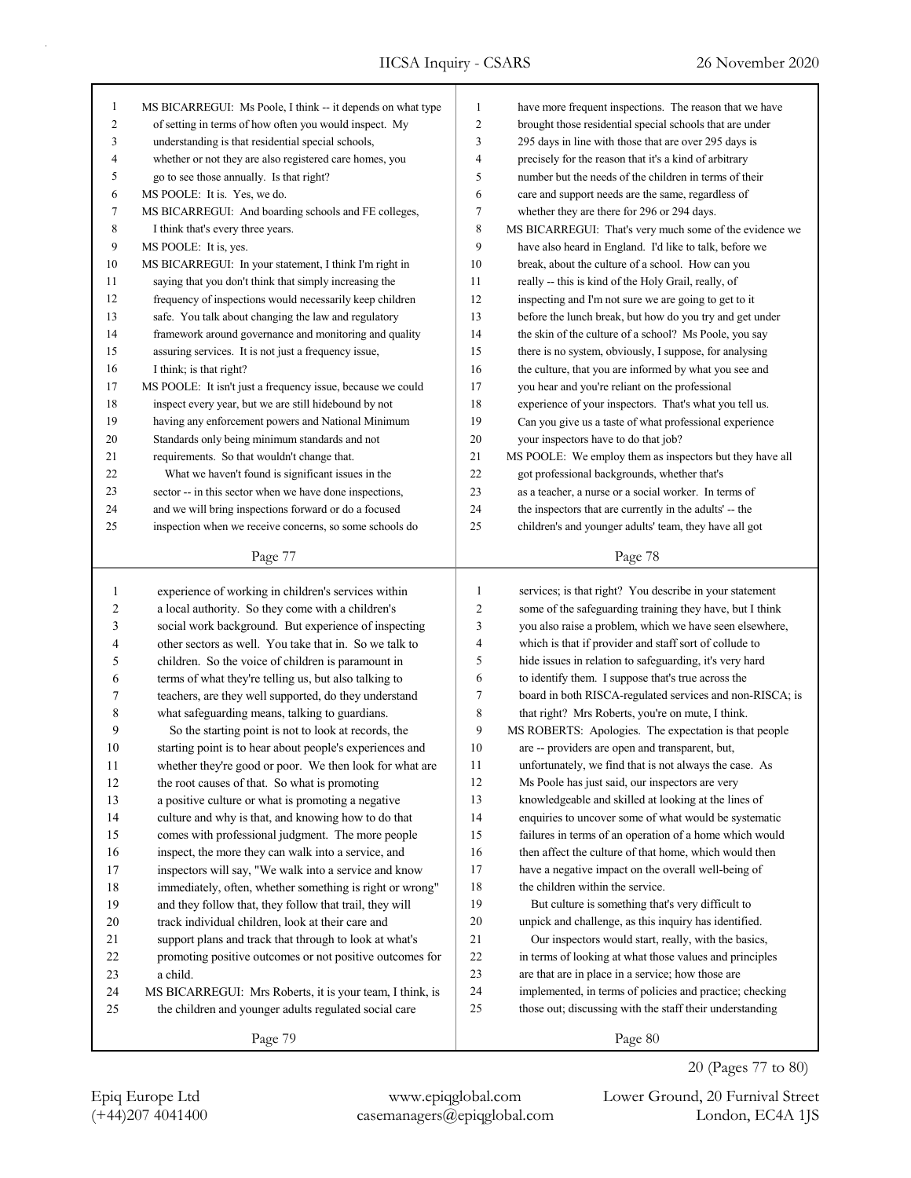MS BICARREGUI: Ms Poole, I think -- it depends on what type of setting in terms of how often you would inspect. My understanding is that residential special schools, whether or not they are also registered care homes, you go to see those annually. Is that right?

MS POOLE: It is. Yes, we do.

MS BICARREGUI: And boarding schools and FE colleges, I think that's every three years.

MS POOLE: It is, yes.

MS BICARREGUI: In your statement, I think I'm right in saying that you don't think that simply increasing the frequency of inspections would necessarily keep children safe. You talk about changing the law and regulatory framework around governance and monitoring and quality assuring services. It is not just a frequency issue, I think; is that right?

MS POOLE: It isn't just a frequency issue, because we could inspect every year, but we are still hidebound by not having any enforcement powers and National Minimum Standards only being minimum standards and not requirements. So that wouldn't change that.

What we haven't found is significant issues in the sector -- in this sector when we have done inspections, and we will bring inspections forward or do a focused inspection when we receive concerns, so some schools do have more frequent inspections. The reason that we have brought those residential special schools that are under 295 days in line with those that are over 295 days is precisely for the reason that it's a kind of arbitrary number but the needs of the children in terms of their care and support needs are the same, regardless of whether they are there for 296 or 294 days.

MS BICARREGUI: That's very much some of the evidence we have also heard in England. I'd like to talk, before we break, about the culture of a school. How can you really -- this is kind of the Holy Grail, really, of inspecting and I'm not sure we are going to get to it before the lunch break, but how do you try and get under the skin of the culture of a school? Ms Poole, you say there is no system, obviously, I suppose, for analysing the culture, that you are informed by what you see and you hear and you're reliant on the professional experience of your inspectors. That's what you tell us. Can you give us a taste of what professional experience your inspectors have to do that job?

MS POOLE: We employ them as inspectors but they have all got professional backgrounds, whether that's as a teacher, a nurse or a social worker. In terms of the inspectors that are currently in the adults' -- the children's and younger adults' team, they have all got experience of working in children's services within a local authority. So they come with a children's social work background. But experience of inspecting other sectors as well. You take that in. So we talk to children. So the voice of children is paramount in terms of what they're telling us, but also talking to teachers, are they well supported, do they understand what safeguarding means, talking to guardians.

So the starting point is not to look at records, the starting point is to hear about people's experiences and whether they're good or poor. We then look for what are the root causes of that. So what is promoting a positive culture or what is promoting a negative culture and why is that, and knowing how to do that comes with professional judgment. The more people inspect, the more they can walk into a service, and inspectors will say, "We walk into a service and know immediately, often, whether something is right or wrong" and they follow that, they follow that trail, they will track individual children, look at their care and support plans and track that through to look at what's promoting positive outcomes or not positive outcomes for a child.

MS BICARREGUI: Mrs Roberts, it is your team, I think, is the children and younger adults regulated social care services; is that right? You describe in your statement some of the safeguarding training they have, but I think you also raise a problem, which we have seen elsewhere, which is that if provider and staff sort of collude to hide issues in relation to safeguarding, it's very hard to identify them. I suppose that's true across the board in both RISCA-regulated services and non-RISCA; is that right? Mrs Roberts, you're on mute, I think.

MS ROBERTS: Apologies. The expectation is that people are -- providers are open and transparent, but, unfortunately, we find that is not always the case. As Ms Poole has just said, our inspectors are very knowledgeable and skilled at looking at the lines of enquiries to uncover some of what would be systematic failures in terms of an operation of a home which would then affect the culture of that home, which would then have a negative impact on the overall well-being of the children within the service.

But culture is something that's very difficult to unpick and challenge, as this inquiry has identified.

Our inspectors would start, really, with the basics, in terms of looking at what those values and principles are that are in place in a service; how those are implemented, in terms of policies and practice; checking those out; discussing with the staff their understanding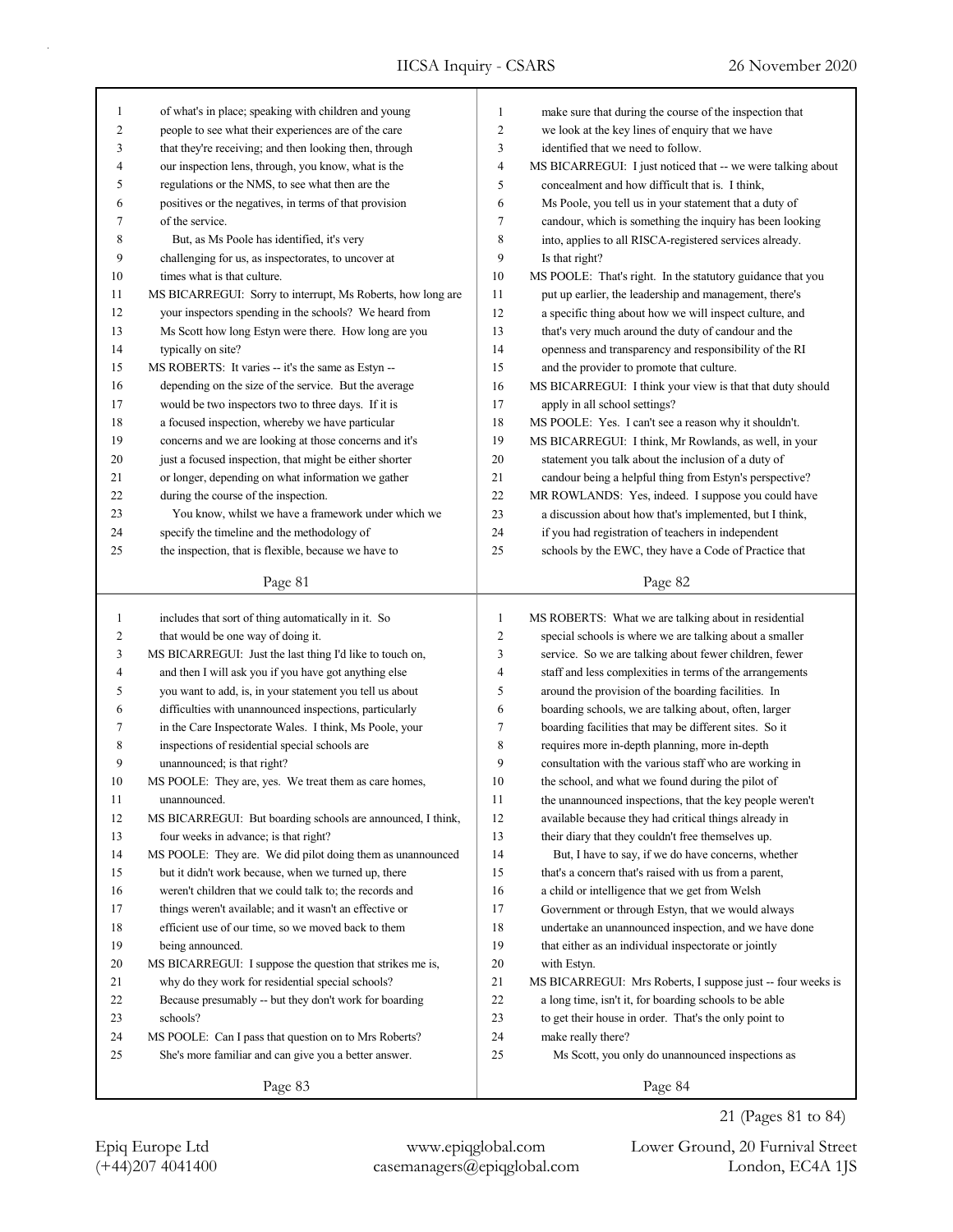of what's in place; speaking with children and young people to see what their experiences are of the care that they're receiving; and then looking then, through our inspection lens, through, you know, what is the regulations or the NMS, to see what then are the positives or the negatives, in terms of that provision of the service.

But, as Ms Poole has identified, it's very challenging for us, as inspectorates, to uncover at times what is that culture.

MS BICARREGUI: Sorry to interrupt, Ms Roberts, how long are your inspectors spending in the schools? We heard from Ms Scott how long Estyn were there. How long are you typically on site?

MS ROBERTS: It varies -- it's the same as Estyn -- depending on the size of the service. But the average would be two inspectors two to three days. If it is a focused inspection, whereby we have particular concerns and we are looking at those concerns and it's just a focused inspection, that might be either shorter or longer, depending on what information we gather during the course of the inspection.

You know, whilst we have a framework under which we specify the timeline and the methodology of the inspection, that is flexible, because we have to make sure that during the course of the inspection that we look at the key lines of enquiry that we have identified that we need to follow.

MS BICARREGUI: I just noticed that -- we were talking about concealment and how difficult that is. I think, Ms Poole, you tell us in your statement that a duty of candour, which is something the inquiry has been looking into, applies to all RISCA-registered services already. Is that right?

MS POOLE: That's right. In the statutory guidance that you put up earlier, the leadership and management, there's a specific thing about how we will inspect culture, and that's very much around the duty of candour and the openness and transparency and responsibility of the RI and the provider to promote that culture.

MS BICARREGUI: I think your view is that that duty should apply in all school settings?

MS POOLE: Yes. I can't see a reason why it shouldn't.

MS BICARREGUI: I think, Mr Rowlands, as well, in your statement you talk about the inclusion of a duty of candour being a helpful thing from Estyn's perspective?

MR ROWLANDS: Yes, indeed. I suppose you could have a discussion about how that's implemented, but I think, if you had registration of teachers in independent schools by the EWC, they have a Code of Practice that includes that sort of thing automatically in it. So that would be one way of doing it.

MS BICARREGUI: Just the last thing I'd like to touch on, and then I will ask you if you have got anything else you want to add, is, in your statement you tell us about difficulties with unannounced inspections, particularly in the Care Inspectorate Wales. I think, Ms Poole, your inspections of residential special schools are unannounced; is that right?

MS POOLE: They are, yes. We treat them as care homes, unannounced.

MS BICARREGUI: But boarding schools are announced, I think, four weeks in advance; is that right?

MS POOLE: They are. We did pilot doing them as unannounced but it didn't work because, when we turned up, there weren't children that we could talk to; the records and things weren't available; and it wasn't an effective or efficient use of our time, so we moved back to them being announced.

MS BICARREGUI: I suppose the question that strikes me is, why do they work for residential special schools? Because presumably -- but they don't work for boarding schools?

MS POOLE: Can I pass that question on to Mrs Roberts? She's more familiar and can give you a better answer.

MS ROBERTS: What we are talking about in residential special schools is where we are talking about a smaller service. So we are talking about fewer children, fewer staff and less complexities in terms of the arrangements around the provision of the boarding facilities. In boarding schools, we are talking about, often, larger boarding facilities that may be different sites. So it requires more in-depth planning, more in-depth consultation with the various staff who are working in the school, and what we found during the pilot of the unannounced inspections, that the key people weren't available because they had critical things already in their diary that they couldn't free themselves up.

But, I have to say, if we do have concerns, whether that's a concern that's raised with us from a parent, a child or intelligence that we get from Welsh Government or through Estyn, that we would always undertake an unannounced inspection, and we have done that either as an individual inspectorate or jointly with Estyn.

MS BICARREGUI: Mrs Roberts, I suppose just -- four weeks is a long time, isn't it, for boarding schools to be able to get their house in order. That's the only point to make really there?

Ms Scott, you only do unannounced inspections as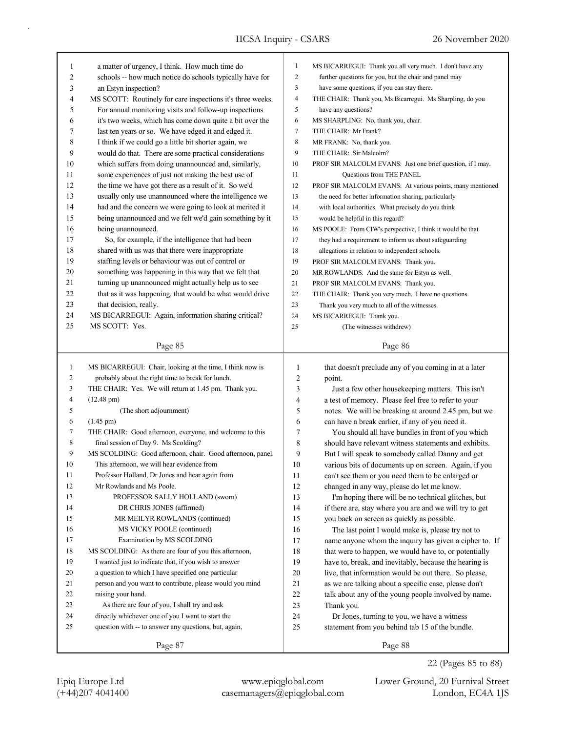a matter of urgency, I think. How much time do schools -- how much notice do schools typically have for an Estyn inspection?

MS SCOTT: Routinely for care inspections it's three weeks. For annual monitoring visits and follow-up inspections it's two weeks, which has come down quite a bit over the last ten years or so. We have edged it and edged it. I think if we could go a little bit shorter again, we would do that. There are some practical considerations which suffers from doing unannounced and, similarly, some experiences of just not making the best use of the time we have got there as a result of it. So we'd usually only use unannounced where the intelligence we had and the concern we were going to look at merited it being unannounced and we felt we'd gain something by it being unannounced.

So, for example, if the intelligence that had been shared with us was that there were inappropriate staffing levels or behaviour was out of control or something was happening in this way that we felt that turning up unannounced might actually help us to see that as it was happening, that would be what would drive that decision, really.

MS BICARREGUI: Again, information sharing critical?

MS SCOTT: Yes.

MS BICARREGUI: Thank you all very much. I don't have any further questions for you, but the chair and panel may have some questions, if you can stay there.

THE CHAIR: Thank you, Ms Bicarregui. Ms Sharpling, do you have any questions?

MS SHARPLING: No, thank you, chair.

THE CHAIR: Mr Frank?

MR FRANK: No, thank you.

THE CHAIR: Sir Malcolm?

PROF SIR MALCOLM EVANS: Just one brief question, if I may.

Questions from THE PANEL

PROF SIR MALCOLM EVANS: At various points, many mentioned the need for better information sharing, particularly with local authorities. What precisely do you think would be helpful in this regard?

MS POOLE: From CIW's perspective, I think it would be that they had a requirement to inform us about safeguarding allegations in relation to independent schools.

PROF SIR MALCOLM EVANS: Thank you.

MR ROWLANDS: And the same for Estyn as well.

PROF SIR MALCOLM EVANS: Thank you.

THE CHAIR: Thank you very much. I have no questions. Thank you very much to all of the witnesses.

MS BICARREGUI: Thank you.

(The witnesses withdrew)

MS BICARREGUI: Chair, looking at the time, I think now is probably about the right time to break for lunch.

THE CHAIR: Yes. We will return at 1.45 pm. Thank you.

(12.48 pm)

(The short adjournment)

(1.45 pm)

THE CHAIR: Good afternoon, everyone, and welcome to this final session of Day 9. Ms Scolding?

MS SCOLDING: Good afternoon, chair. Good afternoon, panel. This afternoon, we will hear evidence from Professor Holland, Dr Jones and hear again from Mr Rowlands and Ms Poole.

PROFESSOR SALLY HOLLAND (sworn)

DR CHRIS JONES (affirmed)

MR MEILYR ROWLANDS (continued)

MS VICKY POOLE (continued)

Examination by MS SCOLDING

MS SCOLDING: As there are four of you this afternoon, I wanted just to indicate that, if you wish to answer a question to which I have specified one particular person and you want to contribute, please would you mind raising your hand.

As there are four of you, I shall try and ask directly whichever one of you I want to start the question with -- to answer any questions, but, again, that doesn't preclude any of you coming in at a later point.

Just a few other housekeeping matters. This isn't a test of memory. Please feel free to refer to your notes. We will be breaking at around 2.45 pm, but we can have a break earlier, if any of you need it.

You should all have bundles in front of you which should have relevant witness statements and exhibits. But I will speak to somebody called Danny and get various bits of documents up on screen. Again, if you can't see them or you need them to be enlarged or changed in any way, please do let me know.

I'm hoping there will be no technical glitches, but if there are, stay where you are and we will try to get you back on screen as quickly as possible.

The last point I would make is, please try not to name anyone whom the inquiry has given a cipher to. If that were to happen, we would have to, or potentially have to, break, and inevitably, because the hearing is live, that information would be out there. So please, as we are talking about a specific case, please don't talk about any of the young people involved by name. Thank you.

Dr Jones, turning to you, we have a witness statement from you behind tab 15 of the bundle.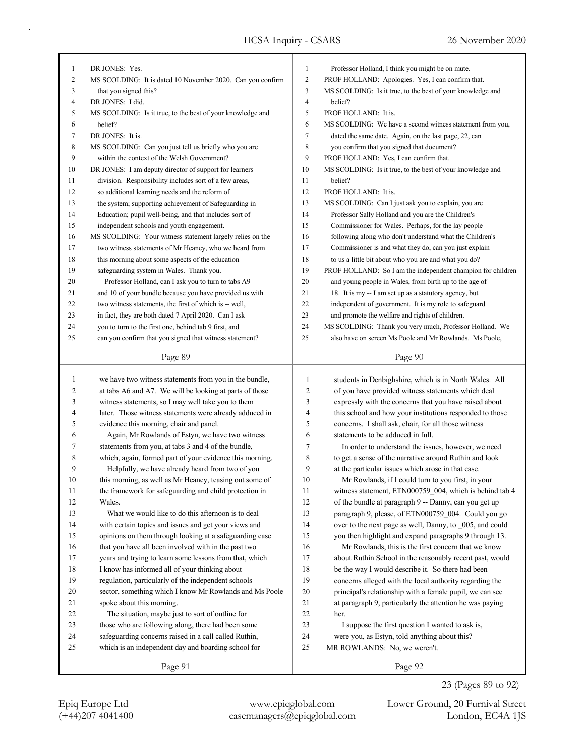DR JONES: Yes.

MS SCOLDING: It is dated 10 November 2020. Can you confirm that you signed this?

DR JONES: I did.

MS SCOLDING: Is it true, to the best of your knowledge and belief?

DR JONES: It is.

MS SCOLDING: Can you just tell us briefly who you are within the context of the Welsh Government?

DR JONES: I am deputy director of support for learners division. Responsibility includes sort of a few areas, so additional learning needs and the reform of the system; supporting achievement of Safeguarding in Education; pupil well-being, and that includes sort of independent schools and youth engagement.

MS SCOLDING: Your witness statement largely relies on the two witness statements of Mr Heaney, who we heard from this morning about some aspects of the education safeguarding system in Wales. Thank you.

Professor Holland, can I ask you to turn to tabs A9 and 10 of your bundle because you have provided us with two witness statements, the first of which is -- well, in fact, they are both dated 7 April 2020. Can I ask you to turn to the first one, behind tab 9 first, and can you confirm that you signed that witness statement?

Professor Holland, I think you might be on mute.

PROF HOLLAND: Apologies. Yes, I can confirm that.

MS SCOLDING: Is it true, to the best of your knowledge and belief?

PROF HOLLAND: It is.

MS SCOLDING: We have a second witness statement from you, dated the same date. Again, on the last page, 22, can you confirm that you signed that document?

PROF HOLLAND: Yes, I can confirm that.

MS SCOLDING: Is it true, to the best of your knowledge and belief?

PROF HOLLAND: It is.

MS SCOLDING: Can I just ask you to explain, you are Professor Sally Holland and you are the Children's Commissioner for Wales. Perhaps, for the lay people following along who don't understand what the Children's Commissioner is and what they do, can you just explain to us a little bit about who you are and what you do?

PROF HOLLAND: So I am the independent champion for children and young people in Wales, from birth up to the age of 18. It is my -- I am set up as a statutory agency, but independent of government. It is my role to safeguard and promote the welfare and rights of children.

MS SCOLDING: Thank you very much, Professor Holland. We also have on screen Ms Poole and Mr Rowlands. Ms Poole, we have two witness statements from you in the bundle, at tabs A6 and A7. We will be looking at parts of those witness statements, so I may well take you to them later. Those witness statements were already adduced in evidence this morning, chair and panel.

Again, Mr Rowlands of Estyn, we have two witness statements from you, at tabs 3 and 4 of the bundle, which, again, formed part of your evidence this morning.

Helpfully, we have already heard from two of you this morning, as well as Mr Heaney, teasing out some of the framework for safeguarding and child protection in Wales.

What we would like to do this afternoon is to deal with certain topics and issues and get your views and opinions on them through looking at a safeguarding case that you have all been involved with in the past two years and trying to learn some lessons from that, which I know has informed all of your thinking about regulation, particularly of the independent schools sector, something which I know Mr Rowlands and Ms Poole spoke about this morning.

The situation, maybe just to sort of outline for those who are following along, there had been some safeguarding concerns raised in a call called Ruthin, which is an independent day and boarding school for students in Denbighshire, which is in North Wales. All of you have provided witness statements which deal expressly with the concerns that you have raised about this school and how your institutions responded to those concerns. I shall ask, chair, for all those witness statements to be adduced in full.

In order to understand the issues, however, we need to get a sense of the narrative around Ruthin and look at the particular issues which arose in that case.

Mr Rowlands, if I could turn to you first, in your witness statement, ETN000759_004, which is behind tab 4 of the bundle at paragraph 9 -- Danny, can you get up paragraph 9, please, of ETN000759_004. Could you go over to the next page as well, Danny, to _005, and could you then highlight and expand paragraphs 9 through 13.

Mr Rowlands, this is the first concern that we know about Ruthin School in the reasonably recent past, would be the way I would describe it. So there had been concerns alleged with the local authority regarding the principal's relationship with a female pupil, we can see at paragraph 9, particularly the attention he was paying her.

I suppose the first question I wanted to ask is, were you, as Estyn, told anything about this?

MR ROWLANDS: No, we weren't.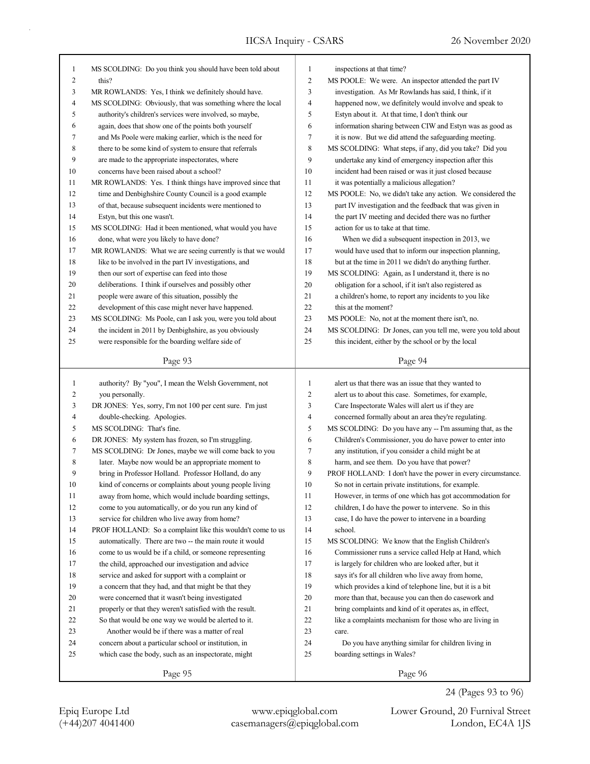MS SCOLDING: Do you think you should have been told about this?

MR ROWLANDS: Yes, I think we definitely should have.

MS SCOLDING: Obviously, that was something where the local authority's children's services were involved, so maybe, again, does that show one of the points both yourself and Ms Poole were making earlier, which is the need for there to be some kind of system to ensure that referrals are made to the appropriate inspectorates, where concerns have been raised about a school?

MR ROWLANDS: Yes. I think things have improved since that time and Denbighshire County Council is a good example of that, because subsequent incidents were mentioned to Estyn, but this one wasn't.

MS SCOLDING: Had it been mentioned, what would you have done, what were you likely to have done?

MR ROWLANDS: What we are seeing currently is that we would like to be involved in the part IV investigations, and then our sort of expertise can feed into those deliberations. I think if ourselves and possibly other people were aware of this situation, possibly the development of this case might never have happened.

MS SCOLDING: Ms Poole, can I ask you, were you told about the incident in 2011 by Denbighshire, as you obviously were responsible for the boarding welfare side of inspections at that time?

MS POOLE: We were. An inspector attended the part IV investigation. As Mr Rowlands has said, I think, if it happened now, we definitely would involve and speak to Estyn about it. At that time, I don't think our information sharing between CIW and Estyn was as good as it is now. But we did attend the safeguarding meeting.

MS SCOLDING: What steps, if any, did you take? Did you undertake any kind of emergency inspection after this incident had been raised or was it just closed because it was potentially a malicious allegation?

MS POOLE: No, we didn't take any action. We considered the part IV investigation and the feedback that was given in the part IV meeting and decided there was no further action for us to take at that time.

When we did a subsequent inspection in 2013, we would have used that to inform our inspection planning, but at the time in 2011 we didn't do anything further.

MS SCOLDING: Again, as I understand it, there is no obligation for a school, if it isn't also registered as a children's home, to report any incidents to you like this at the moment?

MS POOLE: No, not at the moment there isn't, no.

MS SCOLDING: Dr Jones, can you tell me, were you told about this incident, either by the school or by the local authority? By "you", I mean the Welsh Government, not you personally.

DR JONES: Yes, sorry, I'm not 100 per cent sure. I'm just double-checking. Apologies.

MS SCOLDING: That's fine.

DR JONES: My system has frozen, so I'm struggling.

MS SCOLDING: Dr Jones, maybe we will come back to you later. Maybe now would be an appropriate moment to bring in Professor Holland. Professor Holland, do any kind of concerns or complaints about young people living away from home, which would include boarding settings, come to you automatically, or do you run any kind of service for children who live away from home?

PROF HOLLAND: So a complaint like this wouldn't come to us automatically. There are two -- the main route it would come to us would be if a child, or someone representing the child, approached our investigation and advice service and asked for support with a complaint or a concern that they had, and that might be that they were concerned that it wasn't being investigated properly or that they weren't satisfied with the result. So that would be one way we would be alerted to it.

Another would be if there was a matter of real concern about a particular school or institution, in which case the body, such as an inspectorate, might alert us that there was an issue that they wanted to alert us to about this case. Sometimes, for example, Care Inspectorate Wales will alert us if they are concerned formally about an area they're regulating.

MS SCOLDING: Do you have any -- I'm assuming that, as the Children's Commissioner, you do have power to enter into any institution, if you consider a child might be at harm, and see them. Do you have that power?

PROF HOLLAND: I don't have the power in every circumstance. So not in certain private institutions, for example. However, in terms of one which has got accommodation for children, I do have the power to intervene. So in this case, I do have the power to intervene in a boarding school.

MS SCOLDING: We know that the English Children's Commissioner runs a service called Help at Hand, which is largely for children who are looked after, but it says it's for all children who live away from home, which provides a kind of telephone line, but it is a bit more than that, because you can then do casework and bring complaints and kind of it operates as, in effect, like a complaints mechanism for those who are living in care.

Do you have anything similar for children living in boarding settings in Wales?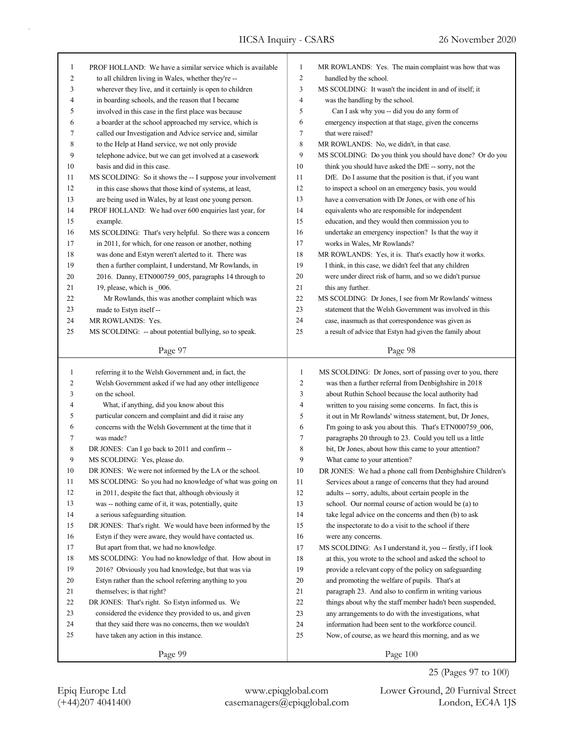PROF HOLLAND: We have a similar service which is available to all children living in Wales, whether they're -- wherever they live, and it certainly is open to children in boarding schools, and the reason that I became involved in this case in the first place was because a boarder at the school approached my service, which is called our Investigation and Advice service and, similar to the Help at Hand service, we not only provide telephone advice, but we can get involved at a casework basis and did in this case.

MS SCOLDING: So it shows the -- I suppose your involvement in this case shows that those kind of systems, at least, are being used in Wales, by at least one young person.

PROF HOLLAND: We had over 600 enquiries last year, for example.

MS SCOLDING: That's very helpful. So there was a concern in 2011, for which, for one reason or another, nothing was done and Estyn weren't alerted to it. There was then a further complaint, I understand, Mr Rowlands, in 2016. Danny, ETN000759_005, paragraphs 14 through to 19, please, which is _006.

Mr Rowlands, this was another complaint which was made to Estyn itself --

MR ROWLANDS: Yes.

MS SCOLDING: -- about potential bullying, so to speak.

MR ROWLANDS: Yes. The main complaint was how that was handled by the school.

MS SCOLDING: It wasn't the incident in and of itself; it was the handling by the school.

Can I ask why you -- did you do any form of emergency inspection at that stage, given the concerns that were raised?

MR ROWLANDS: No, we didn't, in that case.

MS SCOLDING: Do you think you should have done? Or do you think you should have asked the DfE -- sorry, not the DfE. Do I assume that the position is that, if you want to inspect a school on an emergency basis, you would have a conversation with Dr Jones, or with one of his equivalents who are responsible for independent education, and they would then commission you to undertake an emergency inspection? Is that the way it works in Wales, Mr Rowlands?

MR ROWLANDS: Yes, it is. That's exactly how it works. I think, in this case, we didn't feel that any children were under direct risk of harm, and so we didn't pursue this any further.

MS SCOLDING: Dr Jones, I see from Mr Rowlands' witness statement that the Welsh Government was involved in this case, inasmuch as that correspondence was given as a result of advice that Estyn had given the family about referring it to the Welsh Government and, in fact, the Welsh Government asked if we had any other intelligence on the school.

What, if anything, did you know about this particular concern and complaint and did it raise any concerns with the Welsh Government at the time that it was made?

DR JONES: Can I go back to 2011 and confirm --

MS SCOLDING: Yes, please do.

DR JONES: We were not informed by the LA or the school.

MS SCOLDING: So you had no knowledge of what was going on in 2011, despite the fact that, although obviously it was -- nothing came of it, it was, potentially, quite a serious safeguarding situation.

DR JONES: That's right. We would have been informed by the Estyn if they were aware, they would have contacted us. But apart from that, we had no knowledge.

MS SCOLDING: You had no knowledge of that. How about in 2016? Obviously you had knowledge, but that was via Estyn rather than the school referring anything to you themselves; is that right?

DR JONES: That's right. So Estyn informed us. We considered the evidence they provided to us, and given that they said there was no concerns, then we wouldn't have taken any action in this instance.

MS SCOLDING: Dr Jones, sort of passing over to you, there was then a further referral from Denbighshire in 2018 about Ruthin School because the local authority had written to you raising some concerns. In fact, this is it out in Mr Rowlands' witness statement, but, Dr Jones, I'm going to ask you about this. That's ETN000759_006, paragraphs 20 through to 23. Could you tell us a little bit, Dr Jones, about how this came to your attention? What came to your attention?

DR JONES: We had a phone call from Denbighshire Children's Services about a range of concerns that they had around adults -- sorry, adults, about certain people in the school. Our normal course of action would be (a) to take legal advice on the concerns and then (b) to ask the inspectorate to do a visit to the school if there were any concerns.

MS SCOLDING: As I understand it, you -- firstly, if I look at this, you wrote to the school and asked the school to provide a relevant copy of the policy on safeguarding and promoting the welfare of pupils. That's at paragraph 23. And also to confirm in writing various things about why the staff member hadn't been suspended, any arrangements to do with the investigations, what information had been sent to the workforce council.

Now, of course, as we heard this morning, and as we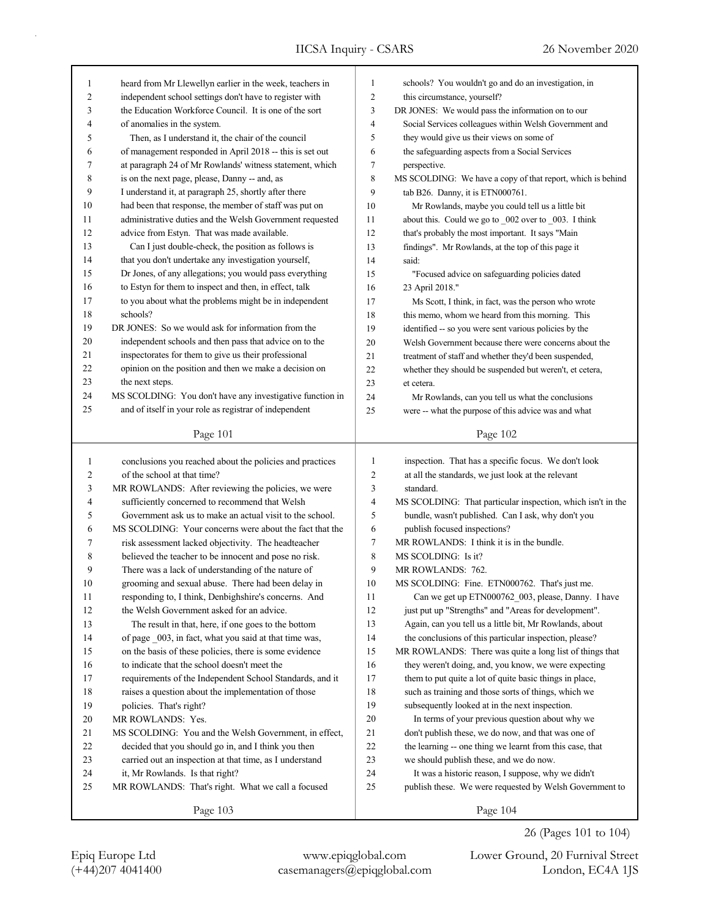heard from Mr Llewellyn earlier in the week, teachers in independent school settings don't have to register with the Education Workforce Council. It is one of the sort of anomalies in the system.

Then, as I understand it, the chair of the council of management responded in April 2018 -- this is set out at paragraph 24 of Mr Rowlands' witness statement, which is on the next page, please, Danny -- and, as I understand it, at paragraph 25, shortly after there had been that response, the member of staff was put on administrative duties and the Welsh Government requested advice from Estyn. That was made available.

Can I just double-check, the position as follows is that you don't undertake any investigation yourself, Dr Jones, of any allegations; you would pass everything to Estyn for them to inspect and then, in effect, talk to you about what the problems might be in independent schools?

DR JONES: So we would ask for information from the independent schools and then pass that advice on to the inspectorates for them to give us their professional opinion on the position and then we make a decision on the next steps.

MS SCOLDING: You don't have any investigative function in and of itself in your role as registrar of independent schools? You wouldn't go and do an investigation, in this circumstance, yourself?

DR JONES: We would pass the information on to our Social Services colleagues within Welsh Government and they would give us their views on some of the safeguarding aspects from a Social Services perspective.

MS SCOLDING: We have a copy of that report, which is behind tab B26. Danny, it is ETN000761.

Mr Rowlands, maybe you could tell us a little bit about this. Could we go to _002 over to _003. I think that's probably the most important. It says "Main findings". Mr Rowlands, at the top of this page it said:

"Focused advice on safeguarding policies dated 23 April 2018."

Ms Scott, I think, in fact, was the person who wrote this memo, whom we heard from this morning. This identified -- so you were sent various policies by the Welsh Government because there were concerns about the treatment of staff and whether they'd been suspended, whether they should be suspended but weren't, et cetera, et cetera.

Mr Rowlands, can you tell us what the conclusions were -- what the purpose of this advice was and what conclusions you reached about the policies and practices of the school at that time?

MR ROWLANDS: After reviewing the policies, we were sufficiently concerned to recommend that Welsh Government ask us to make an actual visit to the school.

MS SCOLDING: Your concerns were about the fact that the risk assessment lacked objectivity. The headteacher believed the teacher to be innocent and pose no risk. There was a lack of understanding of the nature of grooming and sexual abuse. There had been delay in responding to, I think, Denbighshire's concerns. And the Welsh Government asked for an advice.

The result in that, here, if one goes to the bottom of page _003, in fact, what you said at that time was, on the basis of these policies, there is some evidence to indicate that the school doesn't meet the requirements of the Independent School Standards, and it raises a question about the implementation of those policies. That's right?

MR ROWLANDS: Yes.

MS SCOLDING: You and the Welsh Government, in effect, decided that you should go in, and I think you then carried out an inspection at that time, as I understand it, Mr Rowlands. Is that right?

MR ROWLANDS: That's right. What we call a focused inspection. That has a specific focus. We don't look at all the standards, we just look at the relevant standard.

MS SCOLDING: That particular inspection, which isn't in the bundle, wasn't published. Can I ask, why don't you publish focused inspections?

MR ROWLANDS: I think it is in the bundle.

MS SCOLDING: Is it?

MR ROWLANDS: 762.

MS SCOLDING: Fine. ETN000762. That's just me.

Can we get up ETN000762_003, please, Danny. I have just put up "Strengths" and "Areas for development". Again, can you tell us a little bit, Mr Rowlands, about the conclusions of this particular inspection, please?

MR ROWLANDS: There was quite a long list of things that they weren't doing, and, you know, we were expecting them to put quite a lot of quite basic things in place, such as training and those sorts of things, which we subsequently looked at in the next inspection.

In terms of your previous question about why we don't publish these, we do now, and that was one of the learning -- one thing we learnt from this case, that we should publish these, and we do now.

It was a historic reason, I suppose, why we didn't publish these. We were requested by Welsh Government to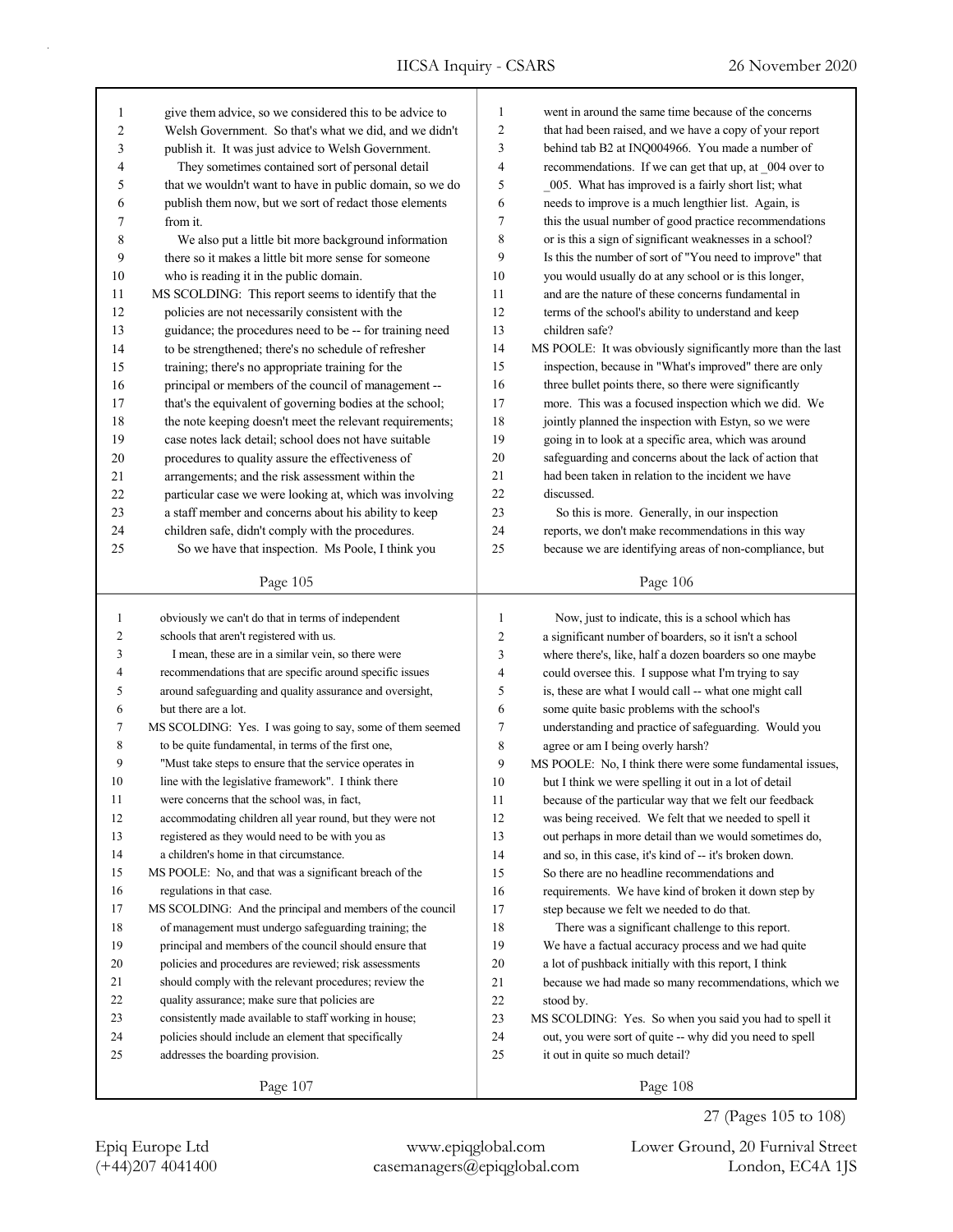give them advice, so we considered this to be advice to Welsh Government. So that's what we did, and we didn't publish it. It was just advice to Welsh Government.

They sometimes contained sort of personal detail that we wouldn't want to have in public domain, so we do publish them now, but we sort of redact those elements from it.

We also put a little bit more background information there so it makes a little bit more sense for someone who is reading it in the public domain.

MS SCOLDING: This report seems to identify that the policies are not necessarily consistent with the guidance; the procedures need to be -- for training need to be strengthened; there's no schedule of refresher training; there's no appropriate training for the principal or members of the council of management -- that's the equivalent of governing bodies at the school; the note keeping doesn't meet the relevant requirements; case notes lack detail; school does not have suitable procedures to quality assure the effectiveness of arrangements; and the risk assessment within the particular case we were looking at, which was involving a staff member and concerns about his ability to keep children safe, didn't comply with the procedures.

So we have that inspection. Ms Poole, I think you went in around the same time because of the concerns that had been raised, and we have a copy of your report behind tab B2 at INQ004966. You made a number of recommendations. If we can get that up, at _004 over to _005. What has improved is a fairly short list; what needs to improve is a much lengthier list. Again, is this the usual number of good practice recommendations or is this a sign of significant weaknesses in a school? Is this the number of sort of "You need to improve" that you would usually do at any school or is this longer, and are the nature of these concerns fundamental in terms of the school's ability to understand and keep children safe?

MS POOLE: It was obviously significantly more than the last inspection, because in "What's improved" there are only three bullet points there, so there were significantly more. This was a focused inspection which we did. We jointly planned the inspection with Estyn, so we were going in to look at a specific area, which was around safeguarding and concerns about the lack of action that had been taken in relation to the incident we have discussed.

So this is more. Generally, in our inspection reports, we don't make recommendations in this way because we are identifying areas of non-compliance, but obviously we can't do that in terms of independent schools that aren't registered with us.

I mean, these are in a similar vein, so there were recommendations that are specific around specific issues around safeguarding and quality assurance and oversight, but there are a lot.

MS SCOLDING: Yes. I was going to say, some of them seemed to be quite fundamental, in terms of the first one, "Must take steps to ensure that the service operates in line with the legislative framework". I think there were concerns that the school was, in fact, accommodating children all year round, but they were not registered as they would need to be with you as a children's home in that circumstance.

MS POOLE: No, and that was a significant breach of the regulations in that case.

MS SCOLDING: And the principal and members of the council of management must undergo safeguarding training; the principal and members of the council should ensure that policies and procedures are reviewed; risk assessments should comply with the relevant procedures; review the quality assurance; make sure that policies are consistently made available to staff working in house; policies should include an element that specifically addresses the boarding provision.

Now, just to indicate, this is a school which has a significant number of boarders, so it isn't a school where there's, like, half a dozen boarders so one maybe could oversee this. I suppose what I'm trying to say is, these are what I would call -- what one might call some quite basic problems with the school's understanding and practice of safeguarding. Would you agree or am I being overly harsh?

MS POOLE: No, I think there were some fundamental issues, but I think we were spelling it out in a lot of detail because of the particular way that we felt our feedback was being received. We felt that we needed to spell it out perhaps in more detail than we would sometimes do, and so, in this case, it's kind of -- it's broken down. So there are no headline recommendations and requirements. We have kind of broken it down step by step because we felt we needed to do that.

There was a significant challenge to this report. We have a factual accuracy process and we had quite a lot of pushback initially with this report, I think because we had made so many recommendations, which we stood by.

MS SCOLDING: Yes. So when you said you had to spell it out, you were sort of quite -- why did you need to spell it out in quite so much detail?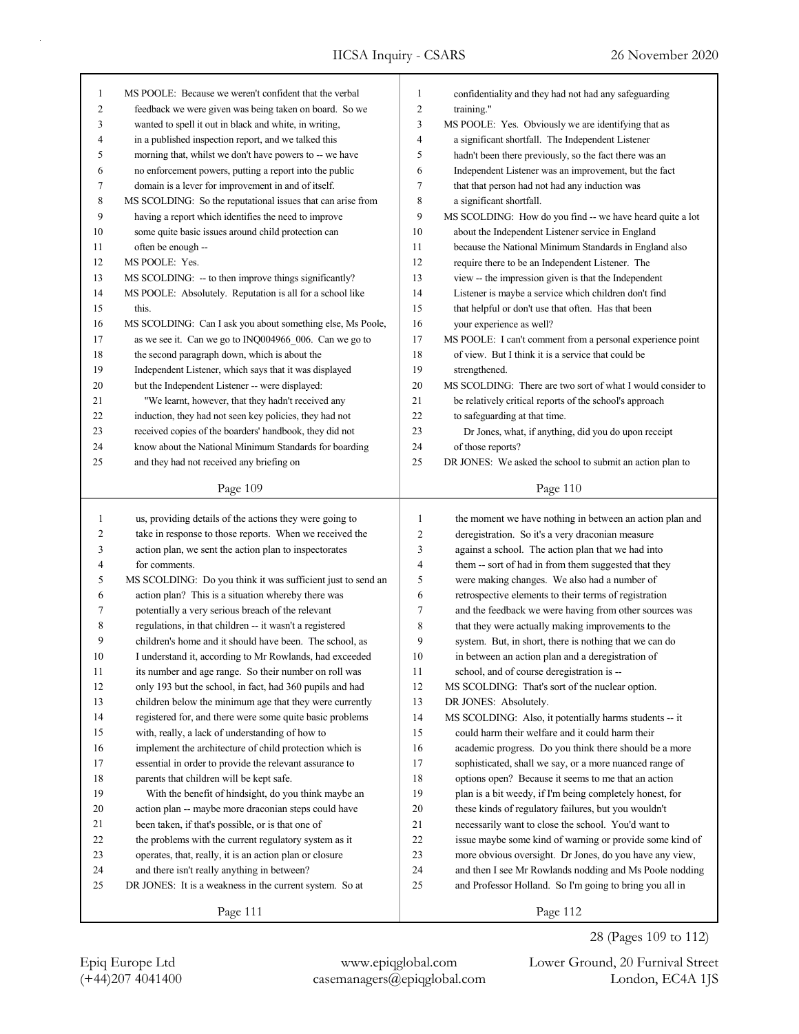MS POOLE: Because we weren't confident that the verbal feedback we were given was being taken on board. So we wanted to spell it out in black and white, in writing, in a published inspection report, and we talked this morning that, whilst we don't have powers to -- we have no enforcement powers, putting a report into the public domain is a lever for improvement in and of itself.

MS SCOLDING: So the reputational issues that can arise from having a report which identifies the need to improve some quite basic issues around child protection can often be enough --

MS POOLE: Yes.

MS SCOLDING: -- to then improve things significantly?

MS POOLE: Absolutely. Reputation is all for a school like this.

MS SCOLDING: Can I ask you about something else, Ms Poole, as we see it. Can we go to INQ004966_006. Can we go to the second paragraph down, which is about the Independent Listener, which says that it was displayed but the Independent Listener -- were displayed:

"We learnt, however, that they hadn't received any induction, they had not seen key policies, they had not received copies of the boarders' handbook, they did not know about the National Minimum Standards for boarding and they had not received any briefing on confidentiality and they had not had any safeguarding training."

MS POOLE: Yes. Obviously we are identifying that as a significant shortfall. The Independent Listener hadn't been there previously, so the fact there was an Independent Listener was an improvement, but the fact that that person had not had any induction was a significant shortfall.

MS SCOLDING: How do you find -- we have heard quite a lot about the Independent Listener service in England because the National Minimum Standards in England also require there to be an Independent Listener. The view -- the impression given is that the Independent Listener is maybe a service which children don't find that helpful or don't use that often. Has that been your experience as well?

MS POOLE: I can't comment from a personal experience point of view. But I think it is a service that could be strengthened.

MS SCOLDING: There are two sort of what I would consider to be relatively critical reports of the school's approach to safeguarding at that time.

Dr Jones, what, if anything, did you do upon receipt of those reports?

DR JONES: We asked the school to submit an action plan to us, providing details of the actions they were going to take in response to those reports. When we received the action plan, we sent the action plan to inspectorates for comments.

MS SCOLDING: Do you think it was sufficient just to send an action plan? This is a situation whereby there was potentially a very serious breach of the relevant regulations, in that children -- it wasn't a registered children's home and it should have been. The school, as I understand it, according to Mr Rowlands, had exceeded its number and age range. So their number on roll was only 193 but the school, in fact, had 360 pupils and had children below the minimum age that they were currently registered for, and there were some quite basic problems with, really, a lack of understanding of how to implement the architecture of child protection which is essential in order to provide the relevant assurance to parents that children will be kept safe.

With the benefit of hindsight, do you think maybe an action plan -- maybe more draconian steps could have been taken, if that's possible, or is that one of the problems with the current regulatory system as it operates, that, really, it is an action plan or closure and there isn't really anything in between?

DR JONES: It is a weakness in the current system. So at the moment we have nothing in between an action plan and deregistration. So it's a very draconian measure against a school. The action plan that we had into them -- sort of had in from them suggested that they were making changes. We also had a number of retrospective elements to their terms of registration and the feedback we were having from other sources was that they were actually making improvements to the system. But, in short, there is nothing that we can do in between an action plan and a deregistration of school, and of course deregistration is --

MS SCOLDING: That's sort of the nuclear option.

DR JONES: Absolutely.

MS SCOLDING: Also, it potentially harms students -- it could harm their welfare and it could harm their academic progress. Do you think there should be a more sophisticated, shall we say, or a more nuanced range of options open? Because it seems to me that an action plan is a bit weedy, if I'm being completely honest, for these kinds of regulatory failures, but you wouldn't necessarily want to close the school. You'd want to issue maybe some kind of warning or provide some kind of more obvious oversight. Dr Jones, do you have any view, and then I see Mr Rowlands nodding and Ms Poole nodding and Professor Holland. So I'm going to bring you all in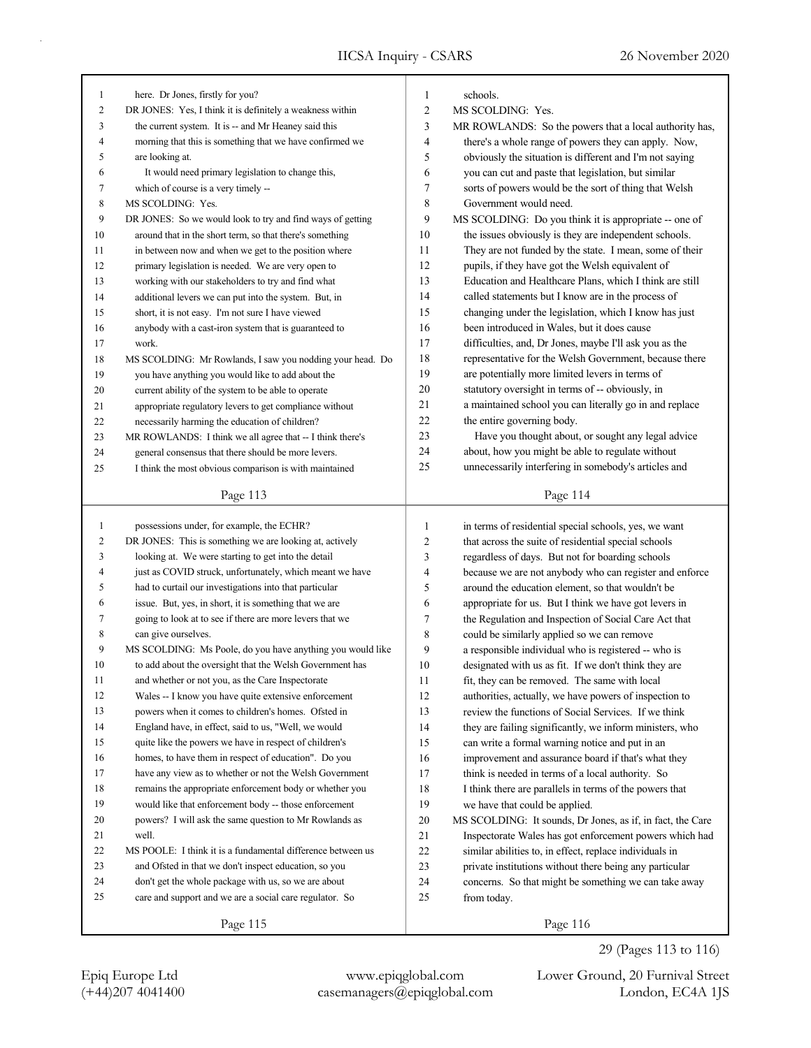here. Dr Jones, firstly for you?

DR JONES: Yes, I think it is definitely a weakness within the current system. It is -- and Mr Heaney said this morning that this is something that we have confirmed we are looking at.

It would need primary legislation to change this, which of course is a very timely --

MS SCOLDING: Yes.

DR JONES: So we would look to try and find ways of getting around that in the short term, so that there's something in between now and when we get to the position where primary legislation is needed. We are very open to working with our stakeholders to try and find what additional levers we can put into the system. But, in short, it is not easy. I'm not sure I have viewed anybody with a cast-iron system that is guaranteed to work.

MS SCOLDING: Mr Rowlands, I saw you nodding your head. Do you have anything you would like to add about the current ability of the system to be able to operate appropriate regulatory levers to get compliance without necessarily harming the education of children?

MR ROWLANDS: I think we all agree that -- I think there's general consensus that there should be more levers. I think the most obvious comparison is with maintained schools.

MS SCOLDING: Yes.

MR ROWLANDS: So the powers that a local authority has, there's a whole range of powers they can apply. Now, obviously the situation is different and I'm not saying you can cut and paste that legislation, but similar sorts of powers would be the sort of thing that Welsh Government would need.

MS SCOLDING: Do you think it is appropriate -- one of the issues obviously is they are independent schools. They are not funded by the state. I mean, some of their pupils, if they have got the Welsh equivalent of Education and Healthcare Plans, which I think are still called statements but I know are in the process of changing under the legislation, which I know has just been introduced in Wales, but it does cause difficulties, and, Dr Jones, maybe I'll ask you as the representative for the Welsh Government, because there are potentially more limited levers in terms of statutory oversight in terms of -- obviously, in a maintained school you can literally go in and replace the entire governing body.

Have you thought about, or sought any legal advice about, how you might be able to regulate without unnecessarily interfering in somebody's articles and possessions under, for example, the ECHR?

DR JONES: This is something we are looking at, actively looking at. We were starting to get into the detail just as COVID struck, unfortunately, which meant we have had to curtail our investigations into that particular issue. But, yes, in short, it is something that we are going to look at to see if there are more levers that we can give ourselves.

MS SCOLDING: Ms Poole, do you have anything you would like to add about the oversight that the Welsh Government has and whether or not you, as the Care Inspectorate Wales -- I know you have quite extensive enforcement powers when it comes to children's homes. Ofsted in England have, in effect, said to us, "Well, we would quite like the powers we have in respect of children's homes, to have them in respect of education". Do you have any view as to whether or not the Welsh Government remains the appropriate enforcement body or whether you would like that enforcement body -- those enforcement powers? I will ask the same question to Mr Rowlands as well.

MS POOLE: I think it is a fundamental difference between us and Ofsted in that we don't inspect education, so you don't get the whole package with us, so we are about care and support and we are a social care regulator. So in terms of residential special schools, yes, we want that across the suite of residential special schools regardless of days. But not for boarding schools because we are not anybody who can register and enforce around the education element, so that wouldn't be appropriate for us. But I think we have got levers in the Regulation and Inspection of Social Care Act that could be similarly applied so we can remove a responsible individual -- who is registered -- who is designated with us as fit. If we don't think they are fit, they can be removed. The same with local authorities, actually, we have powers of inspection to review the functions of Social Services. If we think they are failing significantly, we inform ministers, who can write a formal warning notice and put in an improvement and assurance board if that's what they think is needed in terms of a local authority. So I think there are parallels in terms of the powers that we have that could be applied.

MS SCOLDING: It sounds, Dr Jones, as if, in fact, the Care Inspectorate Wales has got enforcement powers which had similar abilities to, in effect, replace individuals in private institutions without there being any particular concerns. So that might be something we can take away from today.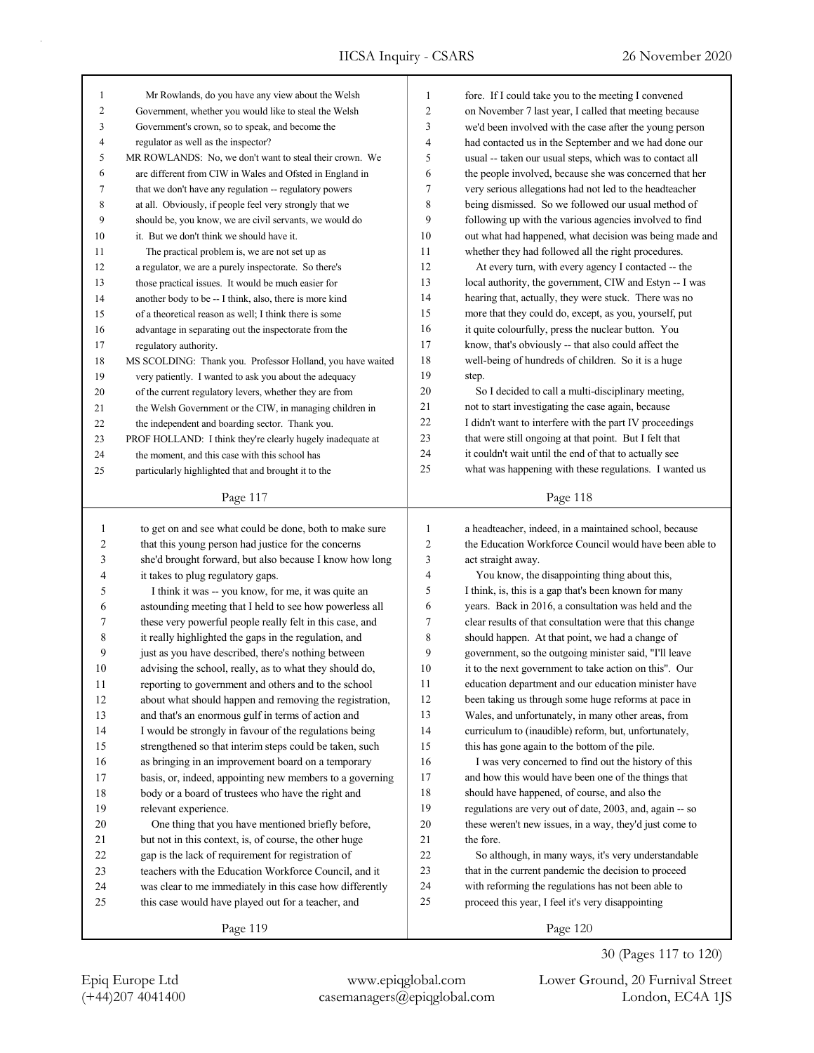Mr Rowlands, do you have any view about the Welsh Government, whether you would like to steal the Welsh Government's crown, so to speak, and become the regulator as well as the inspector?

MR ROWLANDS: No, we don't want to steal their crown. We are different from CIW in Wales and Ofsted in England in that we don't have any regulation -- regulatory powers at all. Obviously, if people feel very strongly that we should be, you know, we are civil servants, we would do it. But we don't think we should have it.

The practical problem is, we are not set up as a regulator, we are a purely inspectorate. So there's those practical issues. It would be much easier for another body to be -- I think, also, there is more kind of a theoretical reason as well; I think there is some advantage in separating out the inspectorate from the regulatory authority.

MS SCOLDING: Thank you. Professor Holland, you have waited very patiently. I wanted to ask you about the adequacy of the current regulatory levers, whether they are from the Welsh Government or the CIW, in managing children in the independent and boarding sector. Thank you.

PROF HOLLAND: I think they're clearly hugely inadequate at the moment, and this case with this school has particularly highlighted that and brought it to the fore. If I could take you to the meeting I convened on November 7 last year, I called that meeting because we'd been involved with the case after the young person had contacted us in the September and we had done our usual -- taken our usual steps, which was to contact all the people involved, because she was concerned that her very serious allegations had not led to the headteacher being dismissed. So we followed our usual method of following up with the various agencies involved to find out what had happened, what decision was being made and whether they had followed all the right procedures.

At every turn, with every agency I contacted -- the local authority, the government, CIW and Estyn -- I was hearing that, actually, they were stuck. There was no more that they could do, except, as you, yourself, put it quite colourfully, press the nuclear button. You know, that's obviously -- that also could affect the well-being of hundreds of children. So it is a huge step.

So I decided to call a multi-disciplinary meeting, not to start investigating the case again, because I didn't want to interfere with the part IV proceedings that were still ongoing at that point. But I felt that it couldn't wait until the end of that to actually see what was happening with these regulations. I wanted us to get on and see what could be done, both to make sure that this young person had justice for the concerns she'd brought forward, but also because I know how long it takes to plug regulatory gaps.

I think it was -- you know, for me, it was quite an astounding meeting that I held to see how powerless all these very powerful people really felt in this case, and it really highlighted the gaps in the regulation, and just as you have described, there's nothing between advising the school, really, as to what they should do, reporting to government and others and to the school about what should happen and removing the registration, and that's an enormous gulf in terms of action and I would be strongly in favour of the regulations being strengthened so that interim steps could be taken, such as bringing in an improvement board on a temporary basis, or, indeed, appointing new members to a governing body or a board of trustees who have the right and relevant experience.

One thing that you have mentioned briefly before, but not in this context, is, of course, the other huge gap is the lack of requirement for registration of teachers with the Education Workforce Council, and it was clear to me immediately in this case how differently this case would have played out for a teacher, and a headteacher, indeed, in a maintained school, because the Education Workforce Council would have been able to act straight away.

You know, the disappointing thing about this, I think, is, this is a gap that's been known for many years. Back in 2016, a consultation was held and the clear results of that consultation were that this change should happen. At that point, we had a change of government, so the outgoing minister said, "I'll leave it to the next government to take action on this". Our education department and our education minister have been taking us through some huge reforms at pace in Wales, and unfortunately, in many other areas, from curriculum to (inaudible) reform, but, unfortunately, this has gone again to the bottom of the pile.

I was very concerned to find out the history of this and how this would have been one of the things that should have happened, of course, and also the regulations are very out of date, 2003, and, again -- so these weren't new issues, in a way, they'd just come to the fore.

So although, in many ways, it's very understandable that in the current pandemic the decision to proceed with reforming the regulations has not been able to proceed this year, I feel it's very disappointing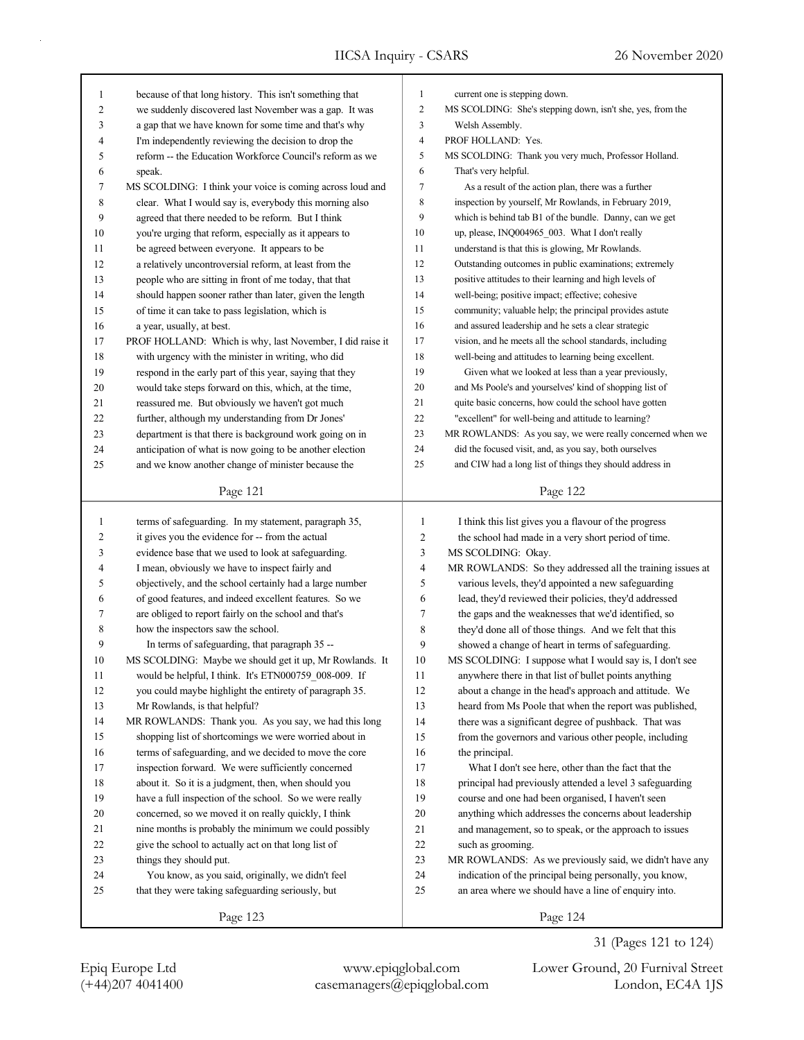because of that long history. This isn't something that we suddenly discovered last November was a gap. It was a gap that we have known for some time and that's why I'm independently reviewing the decision to drop the reform -- the Education Workforce Council's reform as we speak.

MS SCOLDING: I think your voice is coming across loud and clear. What I would say is, everybody this morning also agreed that there needed to be reform. But I think you're urging that reform, especially as it appears to be agreed between everyone. It appears to be a relatively uncontroversial reform, at least from the people who are sitting in front of me today, that that should happen sooner rather than later, given the length of time it can take to pass legislation, which is a year, usually, at best.

PROF HOLLAND: Which is why, last November, I did raise it with urgency with the minister in writing, who did respond in the early part of this year, saying that they would take steps forward on this, which, at the time, reassured me. But obviously we haven't got much further, although my understanding from Dr Jones' department is that there is background work going on in anticipation of what is now going to be another election and we know another change of minister because the current one is stepping down.

MS SCOLDING: She's stepping down, isn't she, yes, from the Welsh Assembly.

PROF HOLLAND: Yes.

MS SCOLDING: Thank you very much, Professor Holland. That's very helpful.

As a result of the action plan, there was a further inspection by yourself, Mr Rowlands, in February 2019, which is behind tab B1 of the bundle. Danny, can we get up, please, INQ004965_003. What I don't really understand is that this is glowing, Mr Rowlands. Outstanding outcomes in public examinations; extremely positive attitudes to their learning and high levels of well-being; positive impact; effective; cohesive community; valuable help; the principal provides astute and assured leadership and he sets a clear strategic vision, and he meets all the school standards, including well-being and attitudes to learning being excellent.

Given what we looked at less than a year previously, and Ms Poole's and yourselves' kind of shopping list of quite basic concerns, how could the school have gotten "excellent" for well-being and attitude to learning?

MR ROWLANDS: As you say, we were really concerned when we did the focused visit, and, as you say, both ourselves and CIW had a long list of things they should address in terms of safeguarding. In my statement, paragraph 35, it gives you the evidence for -- from the actual evidence base that we used to look at safeguarding. I mean, obviously we have to inspect fairly and objectively, and the school certainly had a large number of good features, and indeed excellent features. So we are obliged to report fairly on the school and that's how the inspectors saw the school.

In terms of safeguarding, that paragraph 35 --

MS SCOLDING: Maybe we should get it up, Mr Rowlands. It would be helpful, I think. It's ETN000759_008-009. If you could maybe highlight the entirety of paragraph 35. Mr Rowlands, is that helpful?

MR ROWLANDS: Thank you. As you say, we had this long shopping list of shortcomings we were worried about in terms of safeguarding, and we decided to move the core inspection forward. We were sufficiently concerned about it. So it is a judgment, then, when should you have a full inspection of the school. So we were really concerned, so we moved it on really quickly, I think nine months is probably the minimum we could possibly give the school to actually act on that long list of things they should put.

You know, as you said, originally, we didn't feel that they were taking safeguarding seriously, but I think this list gives you a flavour of the progress the school had made in a very short period of time.

MS SCOLDING: Okay.

MR ROWLANDS: So they addressed all the training issues at various levels, they'd appointed a new safeguarding lead, they'd reviewed their policies, they'd addressed the gaps and the weaknesses that we'd identified, so they'd done all of those things. And we felt that this showed a change of heart in terms of safeguarding.

MS SCOLDING: I suppose what I would say is, I don't see anywhere there in that list of bullet points anything about a change in the head's approach and attitude. We heard from Ms Poole that when the report was published, there was a significant degree of pushback. That was from the governors and various other people, including the principal.

What I don't see here, other than the fact that the principal had previously attended a level 3 safeguarding course and one had been organised, I haven't seen anything which addresses the concerns about leadership and management, so to speak, or the approach to issues such as grooming.

MR ROWLANDS: As we previously said, we didn't have any indication of the principal being personally, you know, an area where we should have a line of enquiry into.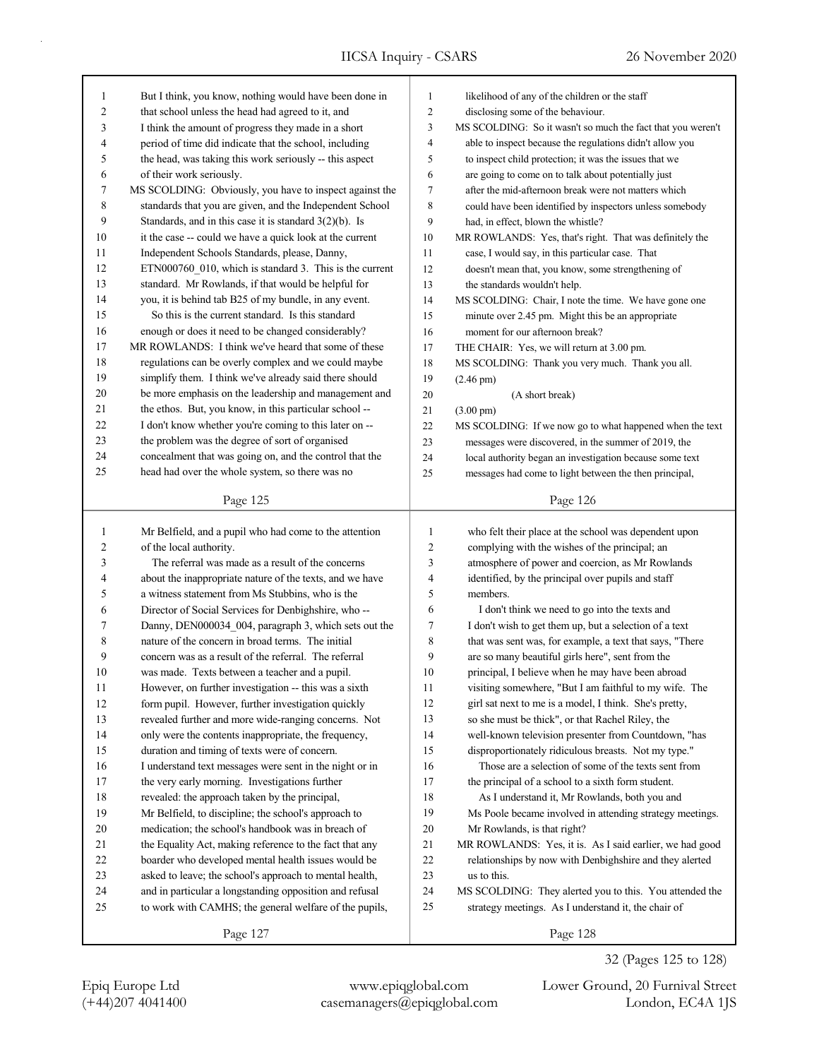But I think, you know, nothing would have been done in that school unless the head had agreed to it, and I think the amount of progress they made in a short period of time did indicate that the school, including the head, was taking this work seriously -- this aspect of their work seriously.

MS SCOLDING: Obviously, you have to inspect against the standards that you are given, and the Independent School Standards, and in this case it is standard 3(2)(b). Is it the case -- could we have a quick look at the current Independent Schools Standards, please, Danny, ETN000760_010, which is standard 3. This is the current standard. Mr Rowlands, if that would be helpful for you, it is behind tab B25 of my bundle, in any event.

So this is the current standard. Is this standard enough or does it need to be changed considerably?

MR ROWLANDS: I think we've heard that some of these regulations can be overly complex and we could maybe simplify them. I think we've already said there should be more emphasis on the leadership and management and the ethos. But, you know, in this particular school -- I don't know whether you're coming to this later on -- the problem was the degree of sort of organised concealment that was going on, and the control that the head had over the whole system, so there was no likelihood of any of the children or the staff disclosing some of the behaviour.

MS SCOLDING: So it wasn't so much the fact that you weren't able to inspect because the regulations didn't allow you to inspect child protection; it was the issues that we are going to come on to talk about potentially just after the mid-afternoon break were not matters which could have been identified by inspectors unless somebody had, in effect, blown the whistle?

MR ROWLANDS: Yes, that's right. That was definitely the case, I would say, in this particular case. That doesn't mean that, you know, some strengthening of the standards wouldn't help.

MS SCOLDING: Chair, I note the time. We have gone one minute over 2.45 pm. Might this be an appropriate moment for our afternoon break?

THE CHAIR: Yes, we will return at 3.00 pm.

MS SCOLDING: Thank you very much. Thank you all.

(2.46 pm)

(A short break)

(3.00 pm)

MS SCOLDING: If we now go to what happened when the text messages were discovered, in the summer of 2019, the local authority began an investigation because some text messages had come to light between the then principal, Mr Belfield, and a pupil who had come to the attention of the local authority.

The referral was made as a result of the concerns about the inappropriate nature of the texts, and we have a witness statement from Ms Stubbins, who is the Director of Social Services for Denbighshire, who -- Danny, DEN000034_004, paragraph 3, which sets out the nature of the concern in broad terms. The initial concern was as a result of the referral. The referral was made. Texts between a teacher and a pupil. However, on further investigation -- this was a sixth form pupil. However, further investigation quickly revealed further and more wide-ranging concerns. Not only were the contents inappropriate, the frequency, duration and timing of texts were of concern. I understand text messages were sent in the night or in the very early morning. Investigations further revealed: the approach taken by the principal, Mr Belfield, to discipline; the school's approach to medication; the school's handbook was in breach of the Equality Act, making reference to the fact that any boarder who developed mental health issues would be asked to leave; the school's approach to mental health, and in particular a longstanding opposition and refusal to work with CAMHS; the general welfare of the pupils, who felt their place at the school was dependent upon complying with the wishes of the principal; an atmosphere of power and coercion, as Mr Rowlands identified, by the principal over pupils and staff members.

I don't think we need to go into the texts and I don't wish to get them up, but a selection of a text that was sent was, for example, a text that says, "There are so many beautiful girls here", sent from the principal, I believe when he may have been abroad visiting somewhere, "But I am faithful to my wife. The girl sat next to me is a model, I think. She's pretty, so she must be thick", or that Rachel Riley, the well-known television presenter from Countdown, "has disproportionately ridiculous breasts. Not my type."

Those are a selection of some of the texts sent from the principal of a school to a sixth form student.

As I understand it, Mr Rowlands, both you and Ms Poole became involved in attending strategy meetings. Mr Rowlands, is that right?

MR ROWLANDS: Yes, it is. As I said earlier, we had good relationships by now with Denbighshire and they alerted us to this.

MS SCOLDING: They alerted you to this. You attended the strategy meetings. As I understand it, the chair of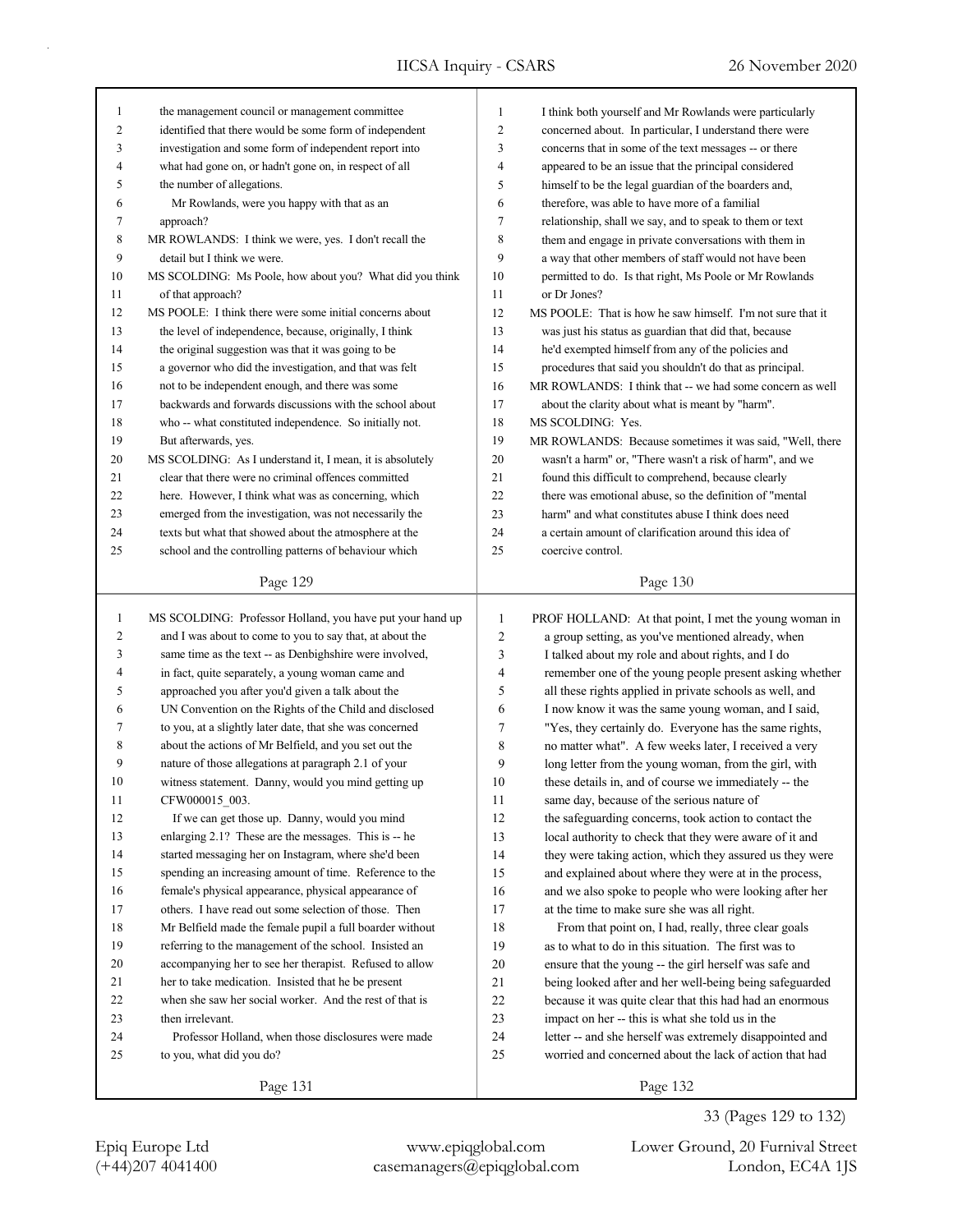the management council or management committee identified that there would be some form of independent investigation and some form of independent report into what had gone on, or hadn't gone on, in respect of all the number of allegations.

Mr Rowlands, were you happy with that as an approach?

MR ROWLANDS: I think we were, yes. I don't recall the detail but I think we were.

MS SCOLDING: Ms Poole, how about you? What did you think of that approach?

MS POOLE: I think there were some initial concerns about the level of independence, because, originally, I think the original suggestion was that it was going to be a governor who did the investigation, and that was felt not to be independent enough, and there was some backwards and forwards discussions with the school about who -- what constituted independence. So initially not. But afterwards, yes.

MS SCOLDING: As I understand it, I mean, it is absolutely clear that there were no criminal offences committed here. However, I think what was as concerning, which emerged from the investigation, was not necessarily the texts but what that showed about the atmosphere at the school and the controlling patterns of behaviour which I think both yourself and Mr Rowlands were particularly concerned about. In particular, I understand there were concerns that in some of the text messages -- or there appeared to be an issue that the principal considered himself to be the legal guardian of the boarders and, therefore, was able to have more of a familial relationship, shall we say, and to speak to them or text them and engage in private conversations with them in a way that other members of staff would not have been permitted to do. Is that right, Ms Poole or Mr Rowlands or Dr Jones?

MS POOLE: That is how he saw himself. I'm not sure that it was just his status as guardian that did that, because he'd exempted himself from any of the policies and procedures that said you shouldn't do that as principal.

MR ROWLANDS: I think that -- we had some concern as well about the clarity about what is meant by "harm".

MS SCOLDING: Yes.

MR ROWLANDS: Because sometimes it was said, "Well, there wasn't a harm" or, "There wasn't a risk of harm", and we found this difficult to comprehend, because clearly there was emotional abuse, so the definition of "mental harm" and what constitutes abuse I think does need a certain amount of clarification around this idea of coercive control.

MS SCOLDING: Professor Holland, you have put your hand up and I was about to come to you to say that, at about the same time as the text -- as Denbighshire were involved, in fact, quite separately, a young woman came and approached you after you'd given a talk about the UN Convention on the Rights of the Child and disclosed to you, at a slightly later date, that she was concerned about the actions of Mr Belfield, and you set out the nature of those allegations at paragraph 2.1 of your witness statement. Danny, would you mind getting up CFW000015_003.

If we can get those up. Danny, would you mind enlarging 2.1? These are the messages. This is -- he started messaging her on Instagram, where she'd been spending an increasing amount of time. Reference to the female's physical appearance, physical appearance of others. I have read out some selection of those. Then Mr Belfield made the female pupil a full boarder without referring to the management of the school. Insisted an accompanying her to see her therapist. Refused to allow her to take medication. Insisted that he be present when she saw her social worker. And the rest of that is then irrelevant.

Professor Holland, when those disclosures were made to you, what did you do?

PROF HOLLAND: At that point, I met the young woman in a group setting, as you've mentioned already, when I talked about my role and about rights, and I do remember one of the young people present asking whether all these rights applied in private schools as well, and I now know it was the same young woman, and I said, "Yes, they certainly do. Everyone has the same rights, no matter what". A few weeks later, I received a very long letter from the young woman, from the girl, with these details in, and of course we immediately -- the same day, because of the serious nature of the safeguarding concerns, took action to contact the local authority to check that they were aware of it and they were taking action, which they assured us they were and explained about where they were at in the process, and we also spoke to people who were looking after her at the time to make sure she was all right.

From that point on, I had, really, three clear goals as to what to do in this situation. The first was to ensure that the young -- the girl herself was safe and being looked after and her well-being being safeguarded because it was quite clear that this had had an enormous impact on her -- this is what she told us in the letter -- and she herself was extremely disappointed and worried and concerned about the lack of action that had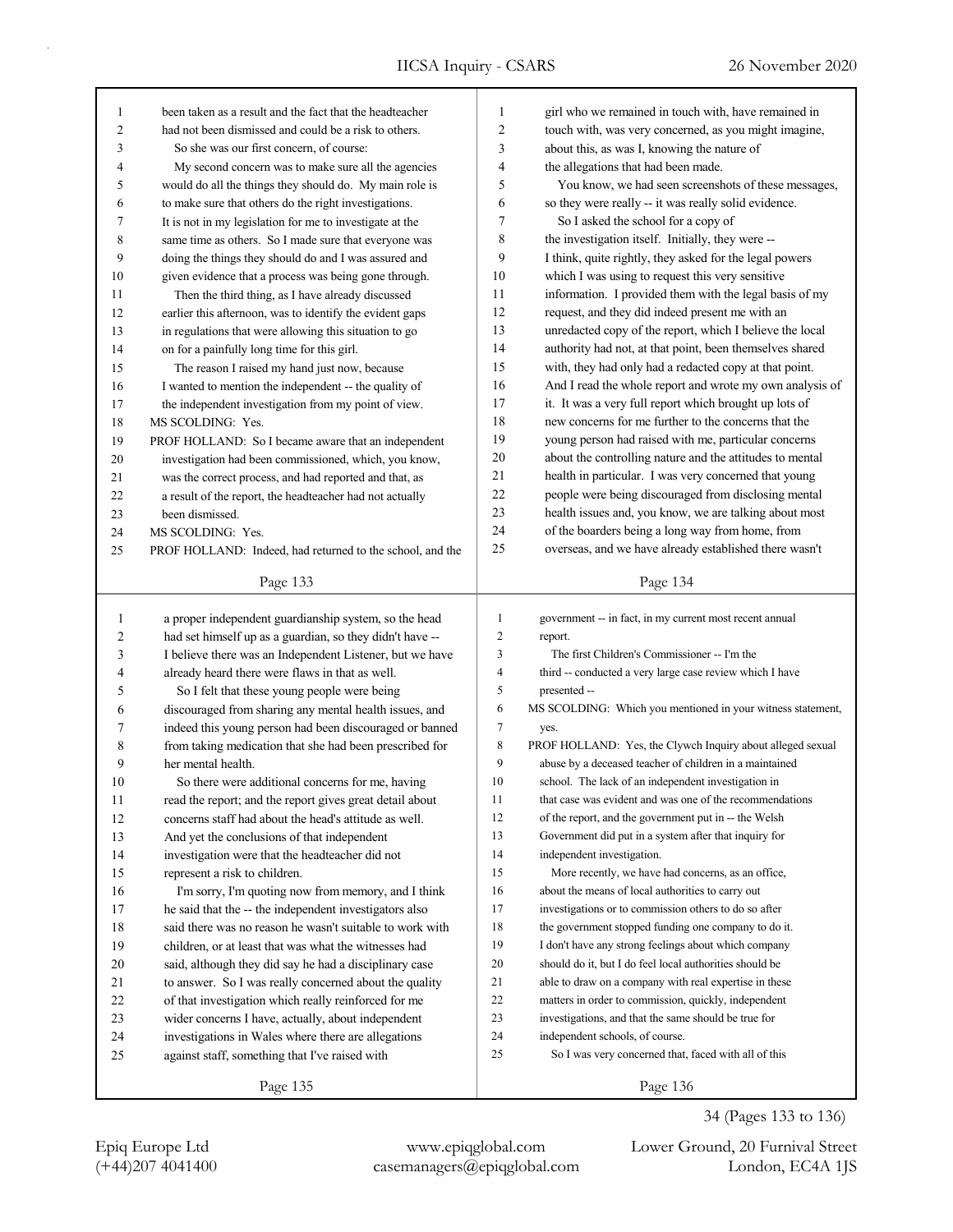been taken as a result and the fact that the headteacher had not been dismissed and could be a risk to others.

So she was our first concern, of course:

My second concern was to make sure all the agencies would do all the things they should do. My main role is to make sure that others do the right investigations. It is not in my legislation for me to investigate at the same time as others. So I made sure that everyone was doing the things they should do and I was assured and given evidence that a process was being gone through.

Then the third thing, as I have already discussed earlier this afternoon, was to identify the evident gaps in regulations that were allowing this situation to go on for a painfully long time for this girl.

The reason I raised my hand just now, because I wanted to mention the independent -- the quality of the independent investigation from my point of view.

MS SCOLDING: Yes.

PROF HOLLAND: So I became aware that an independent investigation had been commissioned, which, you know, was the correct process, and had reported and that, as a result of the report, the headteacher had not actually been dismissed.

MS SCOLDING: Yes.

PROF HOLLAND: Indeed, had returned to the school, and the girl who we remained in touch with, have remained in touch with, was very concerned, as you might imagine, about this, as was I, knowing the nature of the allegations that had been made.

You know, we had seen screenshots of these messages, so they were really -- it was really solid evidence.

So I asked the school for a copy of the investigation itself. Initially, they were -- I think, quite rightly, they asked for the legal powers which I was using to request this very sensitive information. I provided them with the legal basis of my request, and they did indeed present me with an unredacted copy of the report, which I believe the local authority had not, at that point, been themselves shared with, they had only had a redacted copy at that point. And I read the whole report and wrote my own analysis of it. It was a very full report which brought up lots of new concerns for me further to the concerns that the young person had raised with me, particular concerns about the controlling nature and the attitudes to mental health in particular. I was very concerned that young people were being discouraged from disclosing mental health issues and, you know, we are talking about most of the boarders being a long way from home, from overseas, and we have already established there wasn't a proper independent guardianship system, so the head had set himself up as a guardian, so they didn't have -- I believe there was an Independent Listener, but we have already heard there were flaws in that as well.

So I felt that these young people were being discouraged from sharing any mental health issues, and indeed this young person had been discouraged or banned from taking medication that she had been prescribed for her mental health.

So there were additional concerns for me, having read the report; and the report gives great detail about concerns staff had about the head's attitude as well. And yet the conclusions of that independent investigation were that the headteacher did not represent a risk to children.

I'm sorry, I'm quoting now from memory, and I think he said that the -- the independent investigators also said there was no reason he wasn't suitable to work with children, or at least that was what the witnesses had said, although they did say he had a disciplinary case to answer. So I was really concerned about the quality of that investigation which really reinforced for me wider concerns I have, actually, about independent investigations in Wales where there are allegations against staff, something that I've raised with government -- in fact, in my current most recent annual report.

The first Children's Commissioner -- I'm the third -- conducted a very large case review which I have presented --

MS SCOLDING: Which you mentioned in your witness statement, yes.

PROF HOLLAND: Yes, the Clywch Inquiry about alleged sexual abuse by a deceased teacher of children in a maintained school. The lack of an independent investigation in that case was evident and was one of the recommendations of the report, and the government put in -- the Welsh Government did put in a system after that inquiry for independent investigation.

More recently, we have had concerns, as an office, about the means of local authorities to carry out investigations or to commission others to do so after the government stopped funding one company to do it. I don't have any strong feelings about which company should do it, but I do feel local authorities should be able to draw on a company with real expertise in these matters in order to commission, quickly, independent investigations, and that the same should be true for independent schools, of course.

So I was very concerned that, faced with all of this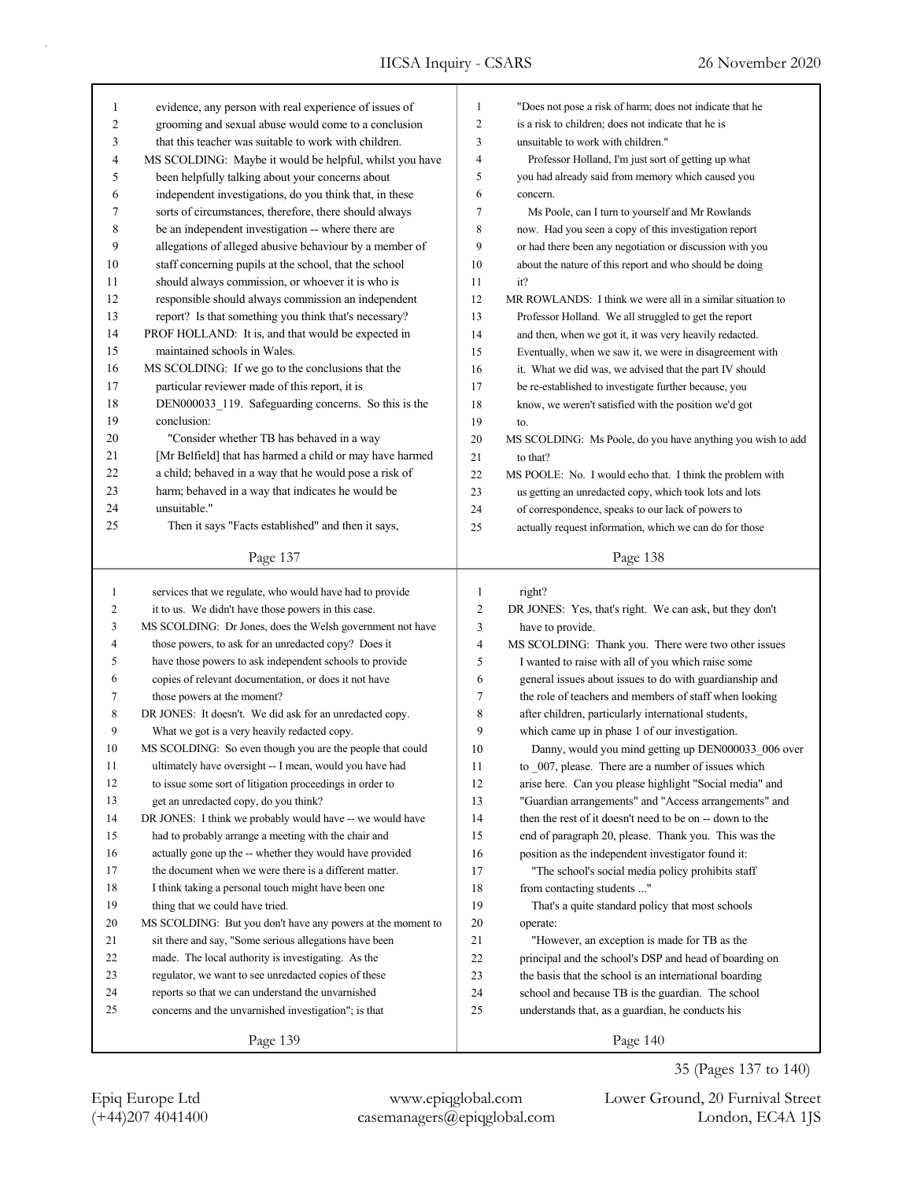evidence, any person with real experience of issues of grooming and sexual abuse would come to a conclusion that this teacher was suitable to work with children.

MS SCOLDING: Maybe it would be helpful, whilst you have been helpfully talking about your concerns about independent investigations, do you think that, in these sorts of circumstances, therefore, there should always be an independent investigation -- where there are allegations of alleged abusive behaviour by a member of staff concerning pupils at the school, that the school should always commission, or whoever it is who is responsible should always commission an independent report? Is that something you think that's necessary?

PROF HOLLAND: It is, and that would be expected in maintained schools in Wales.

MS SCOLDING: If we go to the conclusions that the particular reviewer made of this report, it is DEN000033_119. Safeguarding concerns. So this is the conclusion:

"Consider whether TB has behaved in a way [Mr Belfield] that has harmed a child or may have harmed a child; behaved in a way that he would pose a risk of harm; behaved in a way that indicates he would be unsuitable."

Then it says "Facts established" and then it says,

"Does not pose a risk of harm; does not indicate that he is a risk to children; does not indicate that he is unsuitable to work with children."

Professor Holland, I'm just sort of getting up what you had already said from memory which caused you concern.

Ms Poole, can I turn to yourself and Mr Rowlands now. Had you seen a copy of this investigation report or had there been any negotiation or discussion with you about the nature of this report and who should be doing it?

MR ROWLANDS: I think we were all in a similar situation to Professor Holland. We all struggled to get the report and then, when we got it, it was very heavily redacted. Eventually, when we saw it, we were in disagreement with it. What we did was, we advised that the part IV should be re-established to investigate further because, you know, we weren't satisfied with the position we'd got to.

MS SCOLDING: Ms Poole, do you have anything you wish to add to that?

MS POOLE: No. I would echo that. I think the problem with us getting an unredacted copy, which took lots and lots of correspondence, speaks to our lack of powers to actually request information, which we can do for those services that we regulate, who would have had to provide it to us. We didn't have those powers in this case.

MS SCOLDING: Dr Jones, does the Welsh government not have those powers, to ask for an unredacted copy? Does it have those powers to ask independent schools to provide copies of relevant documentation, or does it not have those powers at the moment?

DR JONES: It doesn't. We did ask for an unredacted copy. What we got is a very heavily redacted copy.

MS SCOLDING: So even though you are the people that could ultimately have oversight -- I mean, would you have had to issue some sort of litigation proceedings in order to get an unredacted copy, do you think?

DR JONES: I think we probably would have -- we would have had to probably arrange a meeting with the chair and actually gone up the -- whether they would have provided the document when we were there is a different matter. I think taking a personal touch might have been one thing that we could have tried.

MS SCOLDING: But you don't have any powers at the moment to sit there and say, "Some serious allegations have been made. The local authority is investigating. As the regulator, we want to see unredacted copies of these reports so that we can understand the unvarnished concerns and the unvarnished investigation"; is that right?

DR JONES: Yes, that's right. We can ask, but they don't have to provide.

MS SCOLDING: Thank you. There were two other issues I wanted to raise with all of you which raise some general issues about issues to do with guardianship and the role of teachers and members of staff when looking after children, particularly international students, which came up in phase 1 of our investigation.

Danny, would you mind getting up DEN000033_006 over to _007, please. There are a number of issues which arise here. Can you please highlight "Social media" and "Guardian arrangements" and "Access arrangements" and then the rest of it doesn't need to be on -- down to the end of paragraph 20, please. Thank you. This was the position as the independent investigator found it:

"The school's social media policy prohibits staff from contacting students ..."

That's a quite standard policy that most schools operate:

"However, an exception is made for TB as the principal and the school's DSP and head of boarding on the basis that the school is an international boarding school and because TB is the guardian. The school understands that, as a guardian, he conducts his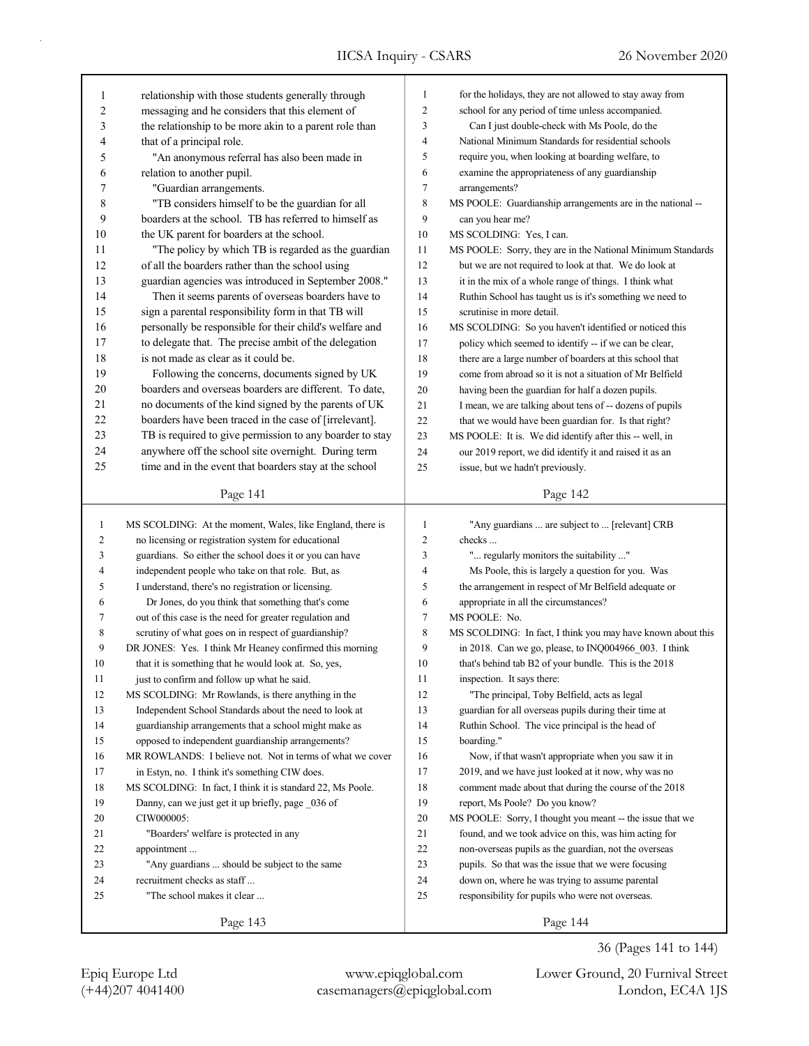relationship with those students generally through messaging and he considers that this element of the relationship to be more akin to a parent role than that of a principal role.

"An anonymous referral has also been made in relation to another pupil.

"Guardian arrangements.

"TB considers himself to be the guardian for all boarders at the school. TB has referred to himself as the UK parent for boarders at the school.

"The policy by which TB is regarded as the guardian of all the boarders rather than the school using guardian agencies was introduced in September 2008."

Then it seems parents of overseas boarders have to sign a parental responsibility form in that TB will personally be responsible for their child's welfare and to delegate that. The precise ambit of the delegation is not made as clear as it could be.

Following the concerns, documents signed by UK boarders and overseas boarders are different. To date, no documents of the kind signed by the parents of UK boarders have been traced in the case of [irrelevant]. TB is required to give permission to any boarder to stay anywhere off the school site overnight. During term time and in the event that boarders stay at the school for the holidays, they are not allowed to stay away from school for any period of time unless accompanied.

Can I just double-check with Ms Poole, do the National Minimum Standards for residential schools require you, when looking at boarding welfare, to examine the appropriateness of any guardianship arrangements?

MS POOLE: Guardianship arrangements are in the national -- can you hear me?

MS SCOLDING: Yes, I can.

MS POOLE: Sorry, they are in the National Minimum Standards but we are not required to look at that. We do look at it in the mix of a whole range of things. I think what Ruthin School has taught us is it's something we need to scrutinise in more detail.

MS SCOLDING: So you haven't identified or noticed this policy which seemed to identify -- if we can be clear, there are a large number of boarders at this school that come from abroad so it is not a situation of Mr Belfield having been the guardian for half a dozen pupils. I mean, we are talking about tens of -- dozens of pupils that we would have been guardian for. Is that right?

MS POOLE: It is. We did identify after this -- well, in our 2019 report, we did identify it and raised it as an issue, but we hadn't previously.

MS SCOLDING: At the moment, Wales, like England, there is no licensing or registration system for educational guardians. So either the school does it or you can have independent people who take on that role. But, as I understand, there's no registration or licensing.

Dr Jones, do you think that something that's come out of this case is the need for greater regulation and scrutiny of what goes on in respect of guardianship?

DR JONES: Yes. I think Mr Heaney confirmed this morning that it is something that he would look at. So, yes, just to confirm and follow up what he said.

MS SCOLDING: Mr Rowlands, is there anything in the Independent School Standards about the need to look at guardianship arrangements that a school might make as opposed to independent guardianship arrangements?

MR ROWLANDS: I believe not. Not in terms of what we cover in Estyn, no. I think it's something CIW does.

MS SCOLDING: In fact, I think it is standard 22, Ms Poole. Danny, can we just get it up briefly, page _036 of CIW000005:

"Boarders' welfare is protected in any appointment ...

"Any guardians ... should be subject to the same recruitment checks as staff ...

"The school makes it clear ...

"Any guardians ... are subject to ... [relevant] CRB checks ...

"... regularly monitors the suitability ..."

Ms Poole, this is largely a question for you. Was the arrangement in respect of Mr Belfield adequate or appropriate in all the circumstances?

MS POOLE: No.

MS SCOLDING: In fact, I think you may have known about this in 2018. Can we go, please, to INQ004966_003. I think that's behind tab B2 of your bundle. This is the 2018 inspection. It says there:

"The principal, Toby Belfield, acts as legal guardian for all overseas pupils during their time at Ruthin School. The vice principal is the head of boarding."

Now, if that wasn't appropriate when you saw it in 2019, and we have just looked at it now, why was no comment made about that during the course of the 2018 report, Ms Poole? Do you know?

MS POOLE: Sorry, I thought you meant -- the issue that we found, and we took advice on this, was him acting for non-overseas pupils as the guardian, not the overseas pupils. So that was the issue that we were focusing down on, where he was trying to assume parental responsibility for pupils who were not overseas.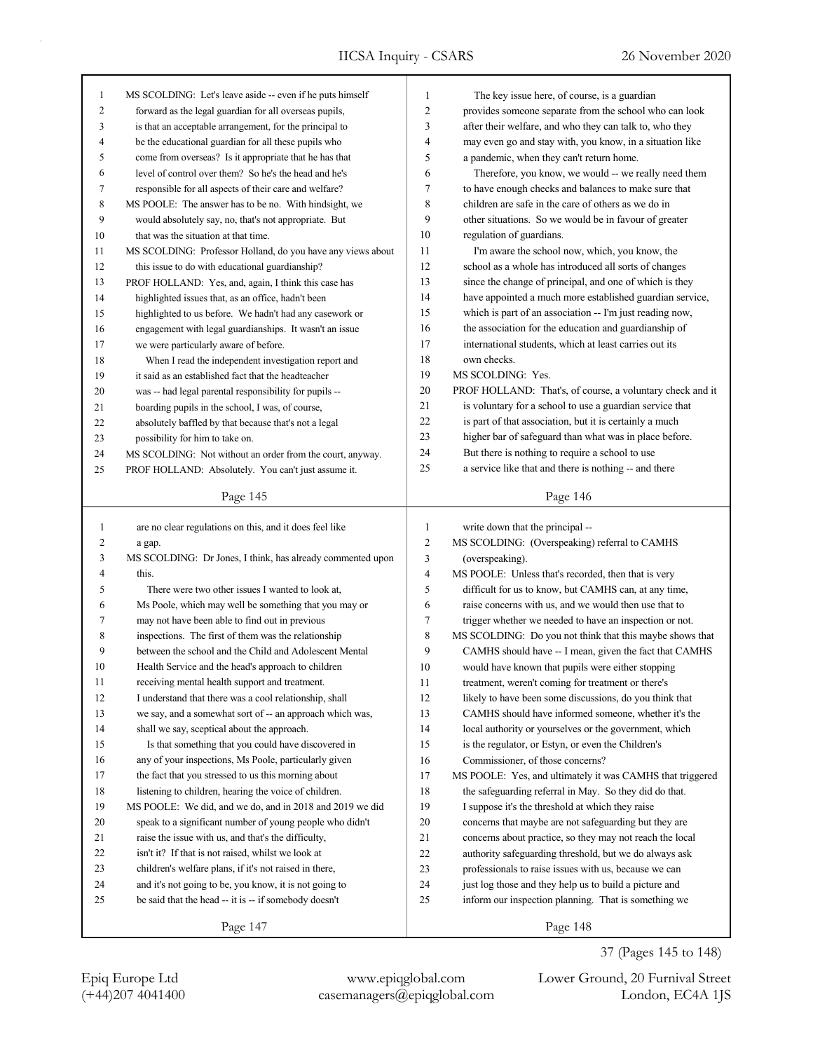MS SCOLDING: Let's leave aside -- even if he puts himself forward as the legal guardian for all overseas pupils, is that an acceptable arrangement, for the principal to be the educational guardian for all these pupils who come from overseas? Is it appropriate that he has that level of control over them? So he's the head and he's responsible for all aspects of their care and welfare?

MS POOLE: The answer has to be no. With hindsight, we would absolutely say, no, that's not appropriate. But that was the situation at that time.

MS SCOLDING: Professor Holland, do you have any views about this issue to do with educational guardianship?

PROF HOLLAND: Yes, and, again, I think this case has highlighted issues that, as an office, hadn't been highlighted to us before. We hadn't had any casework or engagement with legal guardianships. It wasn't an issue we were particularly aware of before.

When I read the independent investigation report and it said as an established fact that the headteacher was -- had legal parental responsibility for pupils -- boarding pupils in the school, I was, of course, absolutely baffled by that because that's not a legal possibility for him to take on.

MS SCOLDING: Not without an order from the court, anyway.

PROF HOLLAND: Absolutely. You can't just assume it.

The key issue here, of course, is a guardian provides someone separate from the school who can look after their welfare, and who they can talk to, who they may even go and stay with, you know, in a situation like a pandemic, when they can't return home.

Therefore, you know, we would -- we really need them to have enough checks and balances to make sure that children are safe in the care of others as we do in other situations. So we would be in favour of greater regulation of guardians.

I'm aware the school now, which, you know, the school as a whole has introduced all sorts of changes since the change of principal, and one of which is they have appointed a much more established guardian service, which is part of an association -- I'm just reading now, the association for the education and guardianship of international students, which at least carries out its own checks.

MS SCOLDING: Yes.

PROF HOLLAND: That's, of course, a voluntary check and it is voluntary for a school to use a guardian service that is part of that association, but it is certainly a much higher bar of safeguard than what was in place before. But there is nothing to require a school to use a service like that and there is nothing -- and there are no clear regulations on this, and it does feel like a gap.

MS SCOLDING: Dr Jones, I think, has already commented upon this.

There were two other issues I wanted to look at, Ms Poole, which may well be something that you may or may not have been able to find out in previous inspections. The first of them was the relationship between the school and the Child and Adolescent Mental Health Service and the head's approach to children receiving mental health support and treatment.

I understand that there was a cool relationship, shall we say, and a somewhat sort of -- an approach which was, shall we say, sceptical about the approach.

Is that something that you could have discovered in any of your inspections, Ms Poole, particularly given the fact that you stressed to us this morning about listening to children, hearing the voice of children.

MS POOLE: We did, and we do, and in 2018 and 2019 we did speak to a significant number of young people who didn't raise the issue with us, and that's the difficulty, isn't it? If that is not raised, whilst we look at children's welfare plans, if it's not raised in there, and it's not going to be, you know, it is not going to be said that the head -- it is -- if somebody doesn't write down that the principal --

MS SCOLDING: (Overspeaking) referral to CAMHS (overspeaking).

MS POOLE: Unless that's recorded, then that is very difficult for us to know, but CAMHS can, at any time, raise concerns with us, and we would then use that to trigger whether we needed to have an inspection or not.

MS SCOLDING: Do you not think that this maybe shows that CAMHS should have -- I mean, given the fact that CAMHS would have known that pupils were either stopping treatment, weren't coming for treatment or there's likely to have been some discussions, do you think that CAMHS should have informed someone, whether it's the local authority or yourselves or the government, which is the regulator, or Estyn, or even the Children's Commissioner, of those concerns?

MS POOLE: Yes, and ultimately it was CAMHS that triggered the safeguarding referral in May. So they did do that. I suppose it's the threshold at which they raise concerns that maybe are not safeguarding but they are concerns about practice, so they may not reach the local authority safeguarding threshold, but we do always ask professionals to raise issues with us, because we can just log those and they help us to build a picture and inform our inspection planning. That is something we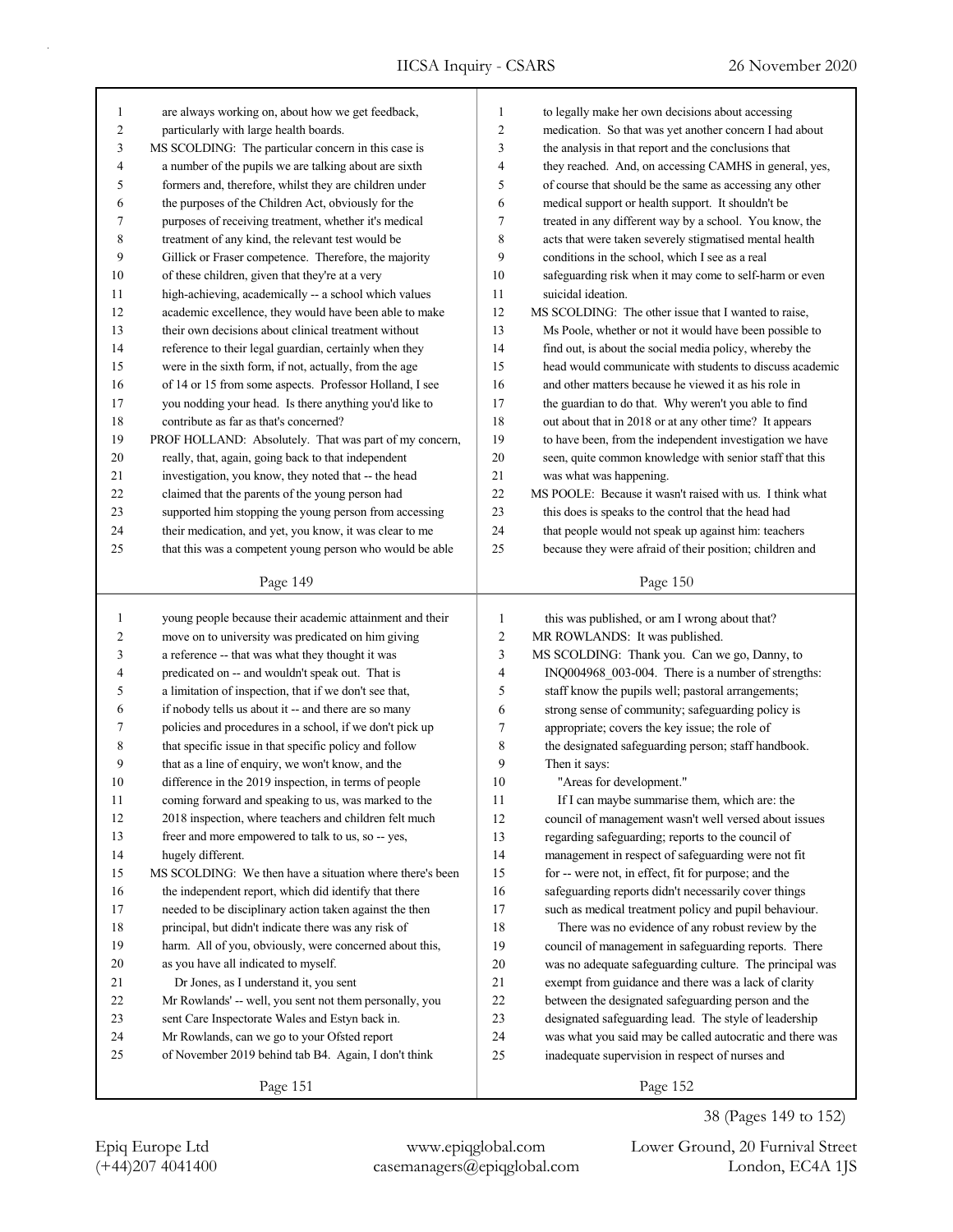are always working on, about how we get feedback, particularly with large health boards.

MS SCOLDING: The particular concern in this case is a number of the pupils we are talking about are sixth formers and, therefore, whilst they are children under the purposes of the Children Act, obviously for the purposes of receiving treatment, whether it's medical treatment of any kind, the relevant test would be Gillick or Fraser competence. Therefore, the majority of these children, given that they're at a very high-achieving, academically -- a school which values academic excellence, they would have been able to make their own decisions about clinical treatment without reference to their legal guardian, certainly when they were in the sixth form, if not, actually, from the age of 14 or 15 from some aspects. Professor Holland, I see you nodding your head. Is there anything you'd like to contribute as far as that's concerned?

PROF HOLLAND: Absolutely. That was part of my concern, really, that, again, going back to that independent investigation, you know, they noted that -- the head claimed that the parents of the young person had supported him stopping the young person from accessing their medication, and yet, you know, it was clear to me that this was a competent young person who would be able to legally make her own decisions about accessing medication. So that was yet another concern I had about the analysis in that report and the conclusions that they reached. And, on accessing CAMHS in general, yes, of course that should be the same as accessing any other medical support or health support. It shouldn't be treated in any different way by a school. You know, the acts that were taken severely stigmatised mental health conditions in the school, which I see as a real safeguarding risk when it may come to self-harm or even suicidal ideation.

MS SCOLDING: The other issue that I wanted to raise, Ms Poole, whether or not it would have been possible to find out, is about the social media policy, whereby the head would communicate with students to discuss academic and other matters because he viewed it as his role in the guardian to do that. Why weren't you able to find out about that in 2018 or at any other time? It appears to have been, from the independent investigation we have seen, quite common knowledge with senior staff that this was what was happening.

MS POOLE: Because it wasn't raised with us. I think what this does is speaks to the control that the head had that people would not speak up against him: teachers because they were afraid of their position; children and young people because their academic attainment and their move on to university was predicated on him giving a reference -- that was what they thought it was predicated on -- and wouldn't speak out. That is a limitation of inspection, that if we don't see that, if nobody tells us about it -- and there are so many policies and procedures in a school, if we don't pick up that specific issue in that specific policy and follow that as a line of enquiry, we won't know, and the difference in the 2019 inspection, in terms of people coming forward and speaking to us, was marked to the 2018 inspection, where teachers and children felt much freer and more empowered to talk to us, so -- yes, hugely different.

MS SCOLDING: We then have a situation where there's been the independent report, which did identify that there needed to be disciplinary action taken against the then principal, but didn't indicate there was any risk of harm. All of you, obviously, were concerned about this, as you have all indicated to myself.

Dr Jones, as I understand it, you sent Mr Rowlands' -- well, you sent not them personally, you sent Care Inspectorate Wales and Estyn back in.

Mr Rowlands, can we go to your Ofsted report of November 2019 behind tab B4. Again, I don't think this was published, or am I wrong about that?

MR ROWLANDS: It was published.

MS SCOLDING: Thank you. Can we go, Danny, to INQ004968_003-004. There is a number of strengths: staff know the pupils well; pastoral arrangements; strong sense of community; safeguarding policy is appropriate; covers the key issue; the role of the designated safeguarding person; staff handbook.

Then it says:

"Areas for development."

If I can maybe summarise them, which are: the council of management wasn't well versed about issues regarding safeguarding; reports to the council of management in respect of safeguarding were not fit for -- were not, in effect, fit for purpose; and the safeguarding reports didn't necessarily cover things such as medical treatment policy and pupil behaviour.

There was no evidence of any robust review by the council of management in safeguarding reports. There was no adequate safeguarding culture. The principal was exempt from guidance and there was a lack of clarity between the designated safeguarding person and the designated safeguarding lead. The style of leadership was what you said may be called autocratic and there was inadequate supervision in respect of nurses and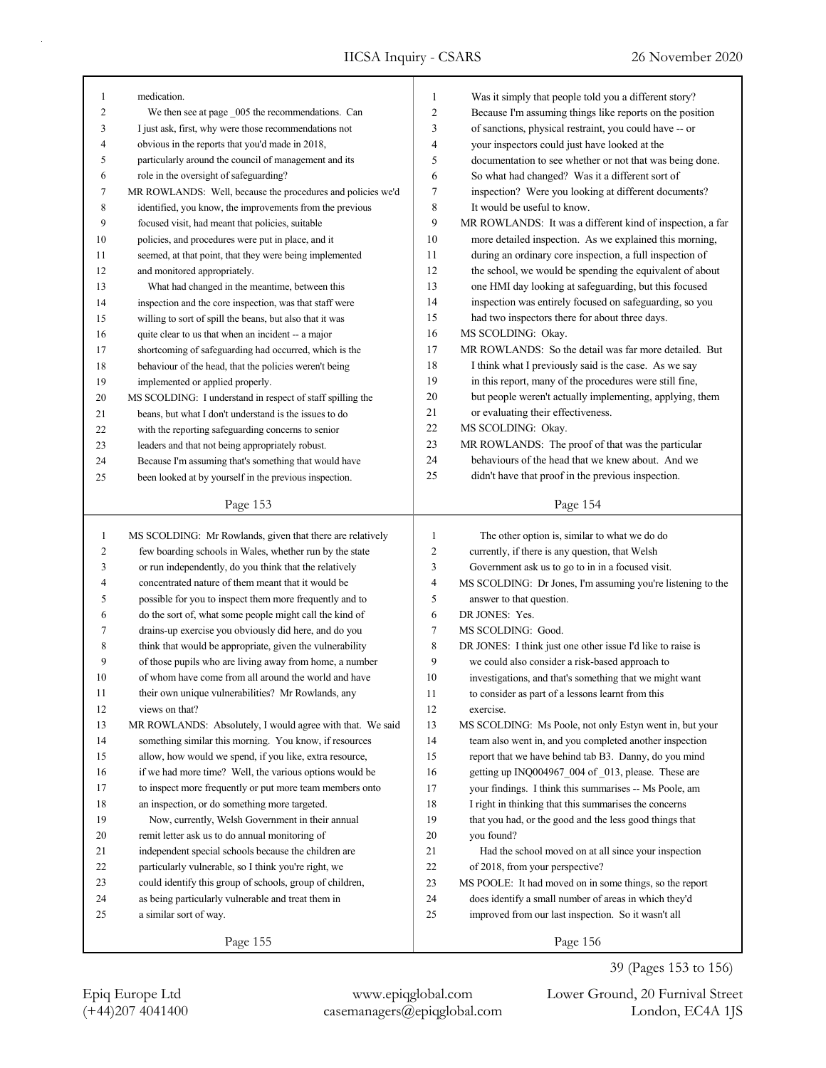medication.

We then see at page _005 the recommendations. Can I just ask, first, why were those recommendations not obvious in the reports that you'd made in 2018, particularly around the council of management and its role in the oversight of safeguarding?

MR ROWLANDS: Well, because the procedures and policies we'd identified, you know, the improvements from the previous focused visit, had meant that policies, suitable policies, and procedures were put in place, and it seemed, at that point, that they were being implemented and monitored appropriately.

What had changed in the meantime, between this inspection and the core inspection, was that staff were willing to sort of spill the beans, but also that it was quite clear to us that when an incident -- a major shortcoming of safeguarding had occurred, which is the behaviour of the head, that the policies weren't being implemented or applied properly.

MS SCOLDING: I understand in respect of staff spilling the beans, but what I don't understand is the issues to do with the reporting safeguarding concerns to senior leaders and that not being appropriately robust. Because I'm assuming that's something that would have been looked at by yourself in the previous inspection. Was it simply that people told you a different story? Because I'm assuming things like reports on the position of sanctions, physical restraint, you could have -- or your inspectors could just have looked at the documentation to see whether or not that was being done. So what had changed? Was it a different sort of inspection? Were you looking at different documents? It would be useful to know.

MR ROWLANDS: It was a different kind of inspection, a far more detailed inspection. As we explained this morning, during an ordinary core inspection, a full inspection of the school, we would be spending the equivalent of about one HMI day looking at safeguarding, but this focused inspection was entirely focused on safeguarding, so you had two inspectors there for about three days.

MS SCOLDING: Okay.

MR ROWLANDS: So the detail was far more detailed. But I think what I previously said is the case. As we say in this report, many of the procedures were still fine, but people weren't actually implementing, applying, them or evaluating their effectiveness.

MS SCOLDING: Okay.

MR ROWLANDS: The proof of that was the particular behaviours of the head that we knew about. And we didn't have that proof in the previous inspection.

MS SCOLDING: Mr Rowlands, given that there are relatively few boarding schools in Wales, whether run by the state or run independently, do you think that the relatively concentrated nature of them meant that it would be possible for you to inspect them more frequently and to do the sort of, what some people might call the kind of drains-up exercise you obviously did here, and do you think that would be appropriate, given the vulnerability of those pupils who are living away from home, a number of whom have come from all around the world and have their own unique vulnerabilities? Mr Rowlands, any views on that?

MR ROWLANDS: Absolutely, I would agree with that. We said something similar this morning. You know, if resources allow, how would we spend, if you like, extra resource, if we had more time? Well, the various options would be to inspect more frequently or put more team members onto an inspection, or do something more targeted.

Now, currently, Welsh Government in their annual remit letter ask us to do annual monitoring of independent special schools because the children are particularly vulnerable, so I think you're right, we could identify this group of schools, group of children, as being particularly vulnerable and treat them in a similar sort of way.

The other option is, similar to what we do do currently, if there is any question, that Welsh Government ask us to go to in in a focused visit.

MS SCOLDING: Dr Jones, I'm assuming you're listening to the answer to that question.

DR JONES: Yes.

MS SCOLDING: Good.

DR JONES: I think just one other issue I'd like to raise is we could also consider a risk-based approach to investigations, and that's something that we might want to consider as part of a lessons learnt from this exercise.

MS SCOLDING: Ms Poole, not only Estyn went in, but your team also went in, and you completed another inspection report that we have behind tab B3. Danny, do you mind getting up INQ004967_004 of _013, please. These are your findings. I think this summarises -- Ms Poole, am I right in thinking that this summarises the concerns that you had, or the good and the less good things that you found?

Had the school moved on at all since your inspection of 2018, from your perspective?

MS POOLE: It had moved on in some things, so the report does identify a small number of areas in which they'd improved from our last inspection. So it wasn't all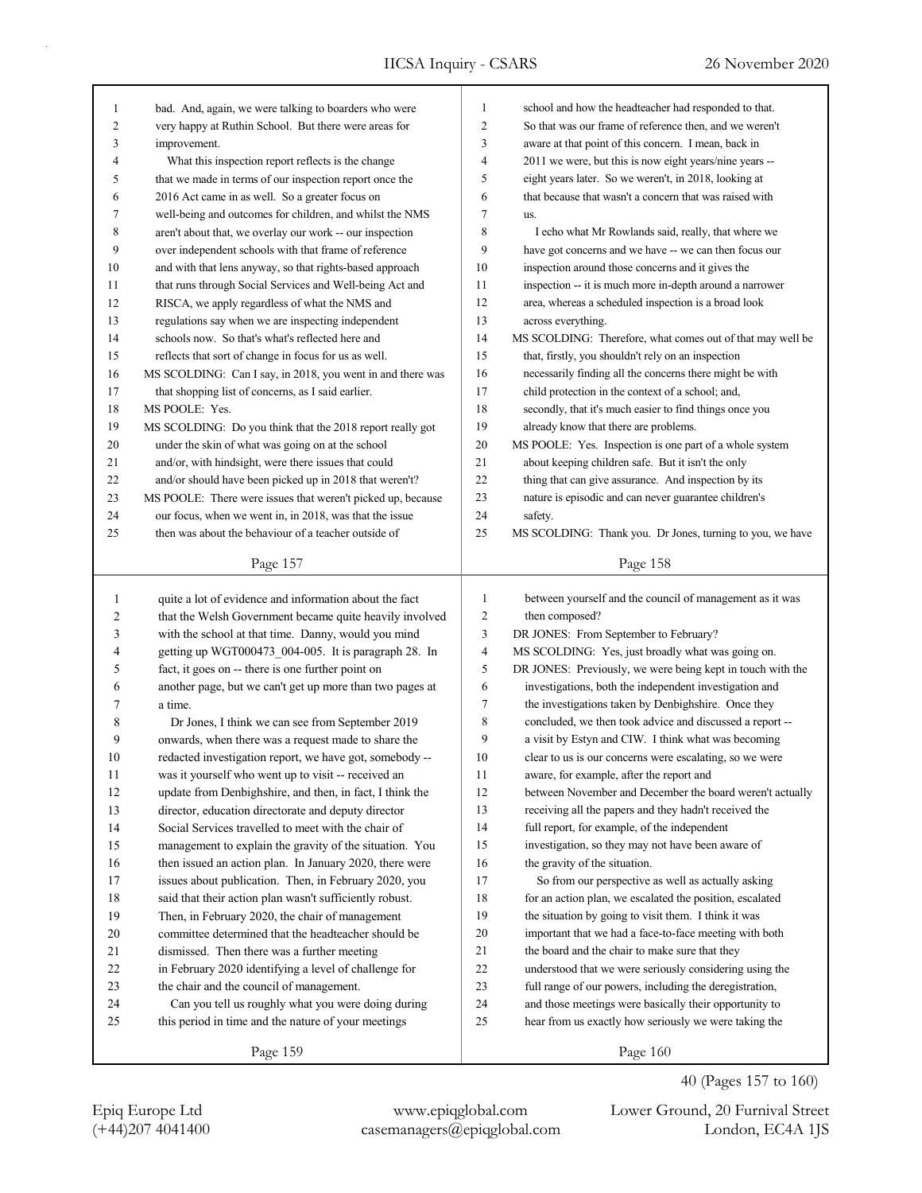bad. And, again, we were talking to boarders who were very happy at Ruthin School. But there were areas for improvement.

What this inspection report reflects is the change that we made in terms of our inspection report once the 2016 Act came in as well. So a greater focus on well-being and outcomes for children, and whilst the NMS aren't about that, we overlay our work -- our inspection over independent schools with that frame of reference and with that lens anyway, so that rights-based approach that runs through Social Services and Well-being Act and RISCA, we apply regardless of what the NMS and regulations say when we are inspecting independent schools now. So that's what's reflected here and reflects that sort of change in focus for us as well.

MS SCOLDING: Can I say, in 2018, you went in and there was that shopping list of concerns, as I said earlier.

MS POOLE: Yes.

MS SCOLDING: Do you think that the 2018 report really got under the skin of what was going on at the school and/or, with hindsight, were there issues that could and/or should have been picked up in 2018 that weren't?

MS POOLE: There were issues that weren't picked up, because our focus, when we went in, in 2018, was that the issue then was about the behaviour of a teacher outside of school and how the headteacher had responded to that. So that was our frame of reference then, and we weren't aware at that point of this concern. I mean, back in 2011 we were, but this is now eight years/nine years -- eight years later. So we weren't, in 2018, looking at that because that wasn't a concern that was raised with us.

I echo what Mr Rowlands said, really, that where we have got concerns and we have -- we can then focus our inspection around those concerns and it gives the inspection -- it is much more in-depth around a narrower area, whereas a scheduled inspection is a broad look across everything.

MS SCOLDING: Therefore, what comes out of that may well be that, firstly, you shouldn't rely on an inspection necessarily finding all the concerns there might be with child protection in the context of a school; and, secondly, that it's much easier to find things once you already know that there are problems.

MS POOLE: Yes. Inspection is one part of a whole system about keeping children safe. But it isn't the only thing that can give assurance. And inspection by its nature is episodic and can never guarantee children's safety.

MS SCOLDING: Thank you. Dr Jones, turning to you, we have quite a lot of evidence and information about the fact that the Welsh Government became quite heavily involved with the school at that time. Danny, would you mind getting up WGT000473_004-005. It is paragraph 28. In fact, it goes on -- there is one further point on another page, but we can't get up more than two pages at a time.

Dr Jones, I think we can see from September 2019 onwards, when there was a request made to share the redacted investigation report, we have got, somebody -- was it yourself who went up to visit -- received an update from Denbighshire, and then, in fact, I think the director, education directorate and deputy director Social Services travelled to meet with the chair of management to explain the gravity of the situation. You then issued an action plan. In January 2020, there were issues about publication. Then, in February 2020, you said that their action plan wasn't sufficiently robust. Then, in February 2020, the chair of management committee determined that the headteacher should be dismissed. Then there was a further meeting in February 2020 identifying a level of challenge for the chair and the council of management.

Can you tell us roughly what you were doing during this period in time and the nature of your meetings between yourself and the council of management as it was then composed?

DR JONES: From September to February?

MS SCOLDING: Yes, just broadly what was going on.

DR JONES: Previously, we were being kept in touch with the investigations, both the independent investigation and the investigations taken by Denbighshire. Once they concluded, we then took advice and discussed a report -- a visit by Estyn and CIW. I think what was becoming clear to us is our concerns were escalating, so we were aware, for example, after the report and between November and December the board weren't actually receiving all the papers and they hadn't received the full report, for example, of the independent investigation, so they may not have been aware of the gravity of the situation.

So from our perspective as well as actually asking for an action plan, we escalated the position, escalated the situation by going to visit them. I think it was important that we had a face-to-face meeting with both the board and the chair to make sure that they understood that we were seriously considering using the full range of our powers, including the deregistration, and those meetings were basically their opportunity to hear from us exactly how seriously we were taking the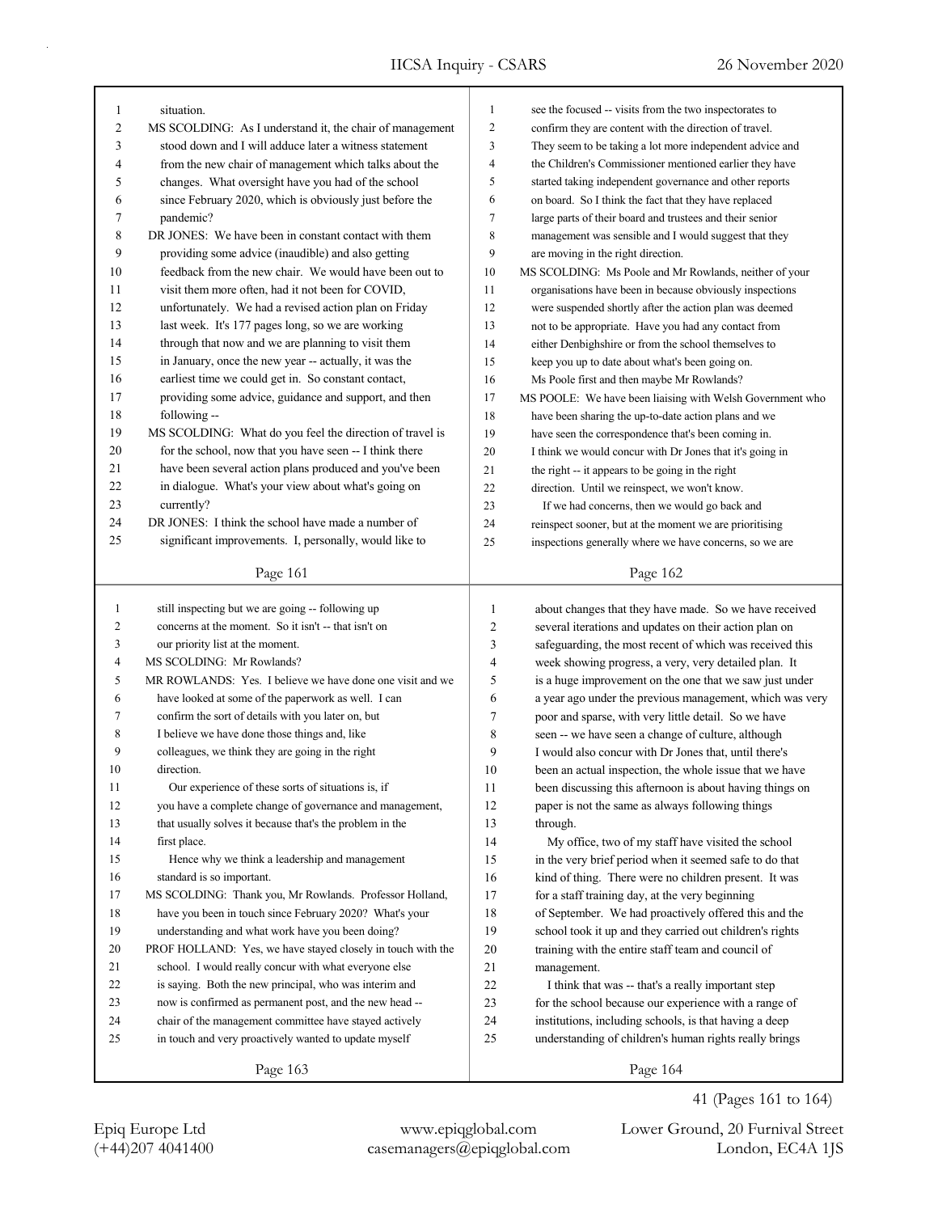situation.

MS SCOLDING: As I understand it, the chair of management stood down and I will adduce later a witness statement from the new chair of management which talks about the changes. What oversight have you had of the school since February 2020, which is obviously just before the pandemic?

DR JONES: We have been in constant contact with them providing some advice (inaudible) and also getting feedback from the new chair. We would have been out to visit them more often, had it not been for COVID, unfortunately. We had a revised action plan on Friday last week. It's 177 pages long, so we are working through that now and we are planning to visit them in January, once the new year -- actually, it was the earliest time we could get in. So constant contact, providing some advice, guidance and support, and then following --

MS SCOLDING: What do you feel the direction of travel is for the school, now that you have seen -- I think there have been several action plans produced and you've been in dialogue. What's your view about what's going on currently?

DR JONES: I think the school have made a number of significant improvements. I, personally, would like to see the focused -- visits from the two inspectorates to confirm they are content with the direction of travel. They seem to be taking a lot more independent advice and the Children's Commissioner mentioned earlier they have started taking independent governance and other reports on board. So I think the fact that they have replaced large parts of their board and trustees and their senior management was sensible and I would suggest that they are moving in the right direction.

MS SCOLDING: Ms Poole and Mr Rowlands, neither of your organisations have been in because obviously inspections were suspended shortly after the action plan was deemed not to be appropriate. Have you had any contact from either Denbighshire or from the school themselves to keep you up to date about what's been going on. Ms Poole first and then maybe Mr Rowlands?

MS POOLE: We have been liaising with Welsh Government who have been sharing the up-to-date action plans and we have seen the correspondence that's been coming in. I think we would concur with Dr Jones that it's going in the right -- it appears to be going in the right direction. Until we reinspect, we won't know.

If we had concerns, then we would go back and reinspect sooner, but at the moment we are prioritising inspections generally where we have concerns, so we are still inspecting but we are going -- following up concerns at the moment. So it isn't -- that isn't on our priority list at the moment.

MS SCOLDING: Mr Rowlands?

MR ROWLANDS: Yes. I believe we have done one visit and we have looked at some of the paperwork as well. I can confirm the sort of details with you later on, but I believe we have done those things and, like colleagues, we think they are going in the right direction.

Our experience of these sorts of situations is, if you have a complete change of governance and management, that usually solves it because that's the problem in the first place.

Hence why we think a leadership and management standard is so important.

MS SCOLDING: Thank you, Mr Rowlands. Professor Holland, have you been in touch since February 2020? What's your understanding and what work have you been doing?

PROF HOLLAND: Yes, we have stayed closely in touch with the school. I would really concur with what everyone else is saying. Both the new principal, who was interim and now is confirmed as permanent post, and the new head -- chair of the management committee have stayed actively in touch and very proactively wanted to update myself about changes that they have made. So we have received several iterations and updates on their action plan on safeguarding, the most recent of which was received this week showing progress, a very, very detailed plan. It is a huge improvement on the one that we saw just under a year ago under the previous management, which was very poor and sparse, with very little detail. So we have seen -- we have seen a change of culture, although I would also concur with Dr Jones that, until there's been an actual inspection, the whole issue that we have been discussing this afternoon is about having things on paper is not the same as always following things through.

My office, two of my staff have visited the school in the very brief period when it seemed safe to do that kind of thing. There were no children present. It was for a staff training day, at the very beginning of September. We had proactively offered this and the school took it up and they carried out children's rights training with the entire staff team and council of management.

I think that was -- that's a really important step for the school because our experience with a range of institutions, including schools, is that having a deep understanding of children's human rights really brings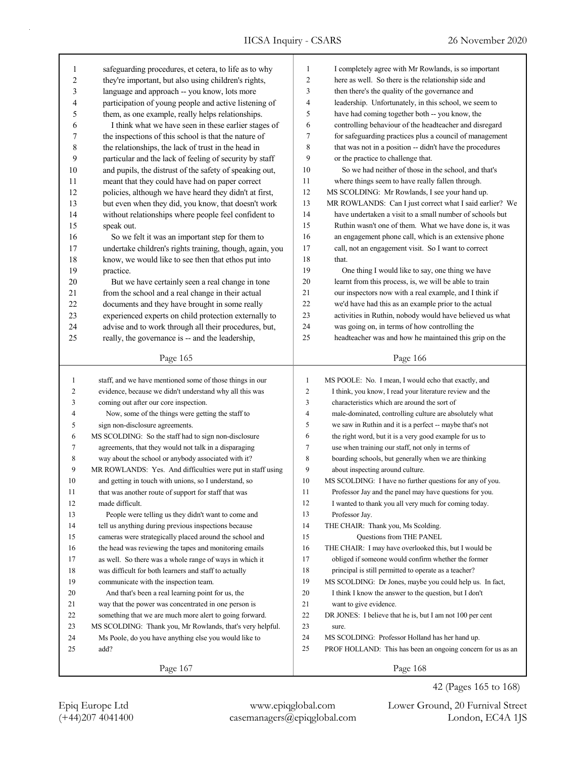safeguarding procedures, et cetera, to life as to why they're important, but also using children's rights, language and approach -- you know, lots more participation of young people and active listening of them, as one example, really helps relationships.

I think what we have seen in these earlier stages of the inspections of this school is that the nature of the relationships, the lack of trust in the head in particular and the lack of feeling of security by staff and pupils, the distrust of the safety of speaking out, meant that they could have had on paper correct policies, although we have heard they didn't at first, but even when they did, you know, that doesn't work without relationships where people feel confident to speak out.

So we felt it was an important step for them to undertake children's rights training, though, again, you know, we would like to see then that ethos put into practice.

But we have certainly seen a real change in tone from the school and a real change in their actual documents and they have brought in some really experienced experts on child protection externally to advise and to work through all their procedures, but, really, the governance is -- and the leadership, I completely agree with Mr Rowlands, is so important here as well. So there is the relationship side and then there's the quality of the governance and leadership. Unfortunately, in this school, we seem to have had coming together both -- you know, the controlling behaviour of the headteacher and disregard for safeguarding practices plus a council of management that was not in a position -- didn't have the procedures or the practice to challenge that.

So we had neither of those in the school, and that's where things seem to have really fallen through.

MS SCOLDING: Mr Rowlands, I see your hand up.

MR ROWLANDS: Can I just correct what I said earlier? We have undertaken a visit to a small number of schools but Ruthin wasn't one of them. What we have done is, it was an engagement phone call, which is an extensive phone call, not an engagement visit. So I want to correct that.

One thing I would like to say, one thing we have learnt from this process, is, we will be able to train our inspectors now with a real example, and I think if we'd have had this as an example prior to the actual activities in Ruthin, nobody would have believed us what was going on, in terms of how controlling the headteacher was and how he maintained this grip on the staff, and we have mentioned some of those things in our evidence, because we didn't understand why all this was coming out after our core inspection.

Now, some of the things were getting the staff to sign non-disclosure agreements.

MS SCOLDING: So the staff had to sign non-disclosure agreements, that they would not talk in a disparaging way about the school or anybody associated with it?

MR ROWLANDS: Yes. And difficulties were put in staff using and getting in touch with unions, so I understand, so that was another route of support for staff that was made difficult.

People were telling us they didn't want to come and tell us anything during previous inspections because cameras were strategically placed around the school and the head was reviewing the tapes and monitoring emails as well. So there was a whole range of ways in which it was difficult for both learners and staff to actually communicate with the inspection team.

And that's been a real learning point for us, the way that the power was concentrated in one person is something that we are much more alert to going forward.

MS SCOLDING: Thank you, Mr Rowlands, that's very helpful. Ms Poole, do you have anything else you would like to add?

MS POOLE: No. I mean, I would echo that exactly, and I think, you know, I read your literature review and the characteristics which are around the sort of male-dominated, controlling culture are absolutely what we saw in Ruthin and it is a perfect -- maybe that's not the right word, but it is a very good example for us to use when training our staff, not only in terms of boarding schools, but generally when we are thinking about inspecting around culture.

MS SCOLDING: I have no further questions for any of you. Professor Jay and the panel may have questions for you. I wanted to thank you all very much for coming today. Professor Jay.

THE CHAIR: Thank you, Ms Scolding.

Questions from THE PANEL

THE CHAIR: I may have overlooked this, but I would be obliged if someone would confirm whether the former principal is still permitted to operate as a teacher?

MS SCOLDING: Dr Jones, maybe you could help us. In fact, I think I know the answer to the question, but I don't want to give evidence.

DR JONES: I believe that he is, but I am not 100 per cent sure.

MS SCOLDING: Professor Holland has her hand up.

PROF HOLLAND: This has been an ongoing concern for us as an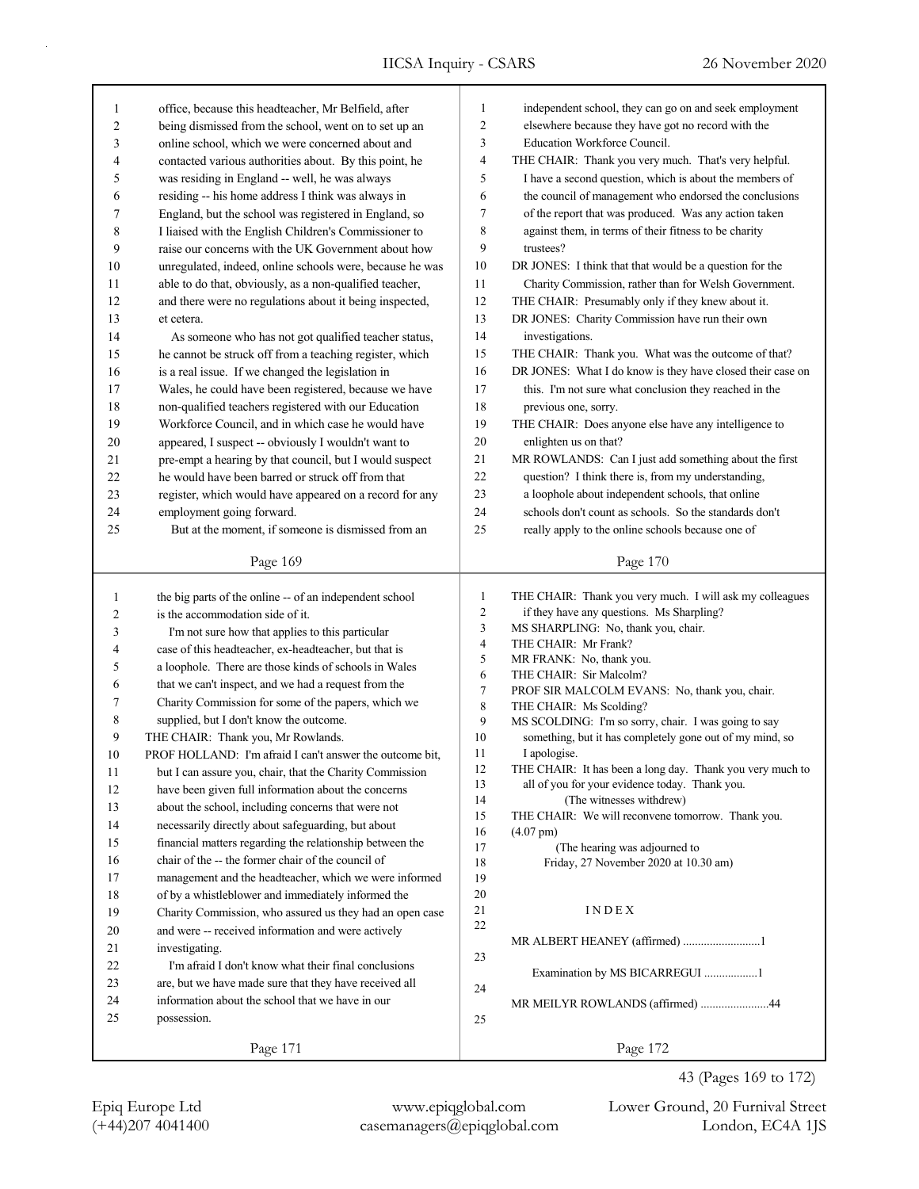office, because this headteacher, Mr Belfield, after being dismissed from the school, went on to set up an online school, which we were concerned about and contacted various authorities about. By this point, he was residing in England -- well, he was always residing -- his home address I think was always in England, but the school was registered in England, so I liaised with the English Children's Commissioner to raise our concerns with the UK Government about how unregulated, indeed, online schools were, because he was able to do that, obviously, as a non-qualified teacher, and there were no regulations about it being inspected, et cetera.

As someone who has not got qualified teacher status, he cannot be struck off from a teaching register, which is a real issue. If we changed the legislation in Wales, he could have been registered, because we have non-qualified teachers registered with our Education Workforce Council, and in which case he would have appeared, I suspect -- obviously I wouldn't want to pre-empt a hearing by that council, but I would suspect he would have been barred or struck off from that register, which would have appeared on a record for any employment going forward.

But at the moment, if someone is dismissed from an independent school, they can go on and seek employment elsewhere because they have got no record with the Education Workforce Council.

THE CHAIR: Thank you very much. That's very helpful. I have a second question, which is about the members of the council of management who endorsed the conclusions of the report that was produced. Was any action taken against them, in terms of their fitness to be charity trustees?

DR JONES: I think that that would be a question for the Charity Commission, rather than for Welsh Government.

THE CHAIR: Presumably only if they knew about it.

DR JONES: Charity Commission have run their own investigations.

THE CHAIR: Thank you. What was the outcome of that?

DR JONES: What I do know is they have closed their case on this. I'm not sure what conclusion they reached in the previous one, sorry.

THE CHAIR: Does anyone else have any intelligence to enlighten us on that?

MR ROWLANDS: Can I just add something about the first question? I think there is, from my understanding, a loophole about independent schools, that online schools don't count as schools. So the standards don't really apply to the online schools because one of the big parts of the online -- of an independent school is the accommodation side of it.

I'm not sure how that applies to this particular case of this headteacher, ex-headteacher, but that is a loophole. There are those kinds of schools in Wales that we can't inspect, and we had a request from the Charity Commission for some of the papers, which we supplied, but I don't know the outcome.

THE CHAIR: Thank you, Mr Rowlands.

PROF HOLLAND: I'm afraid I can't answer the outcome bit, but I can assure you, chair, that the Charity Commission have been given full information about the concerns about the school, including concerns that were not necessarily directly about safeguarding, but about financial matters regarding the relationship between the chair of the -- the former chair of the council of management and the headteacher, which we were informed of by a whistleblower and immediately informed the Charity Commission, who assured us they had an open case and were -- received information and were actively investigating.

I'm afraid I don't know what their final conclusions are, but we have made sure that they have received all information about the school that we have in our possession.

THE CHAIR: Thank you very much. I will ask my colleagues if they have any questions. Ms Sharpling?

MS SHARPLING: No, thank you, chair.

THE CHAIR: Mr Frank?

MR FRANK: No, thank you.

THE CHAIR: Sir Malcolm?

PROF SIR MALCOLM EVANS: No, thank you, chair.

THE CHAIR: Ms Scolding?

MS SCOLDING: I'm so sorry, chair. I was going to say something, but it has completely gone out of my mind, so I apologise.

THE CHAIR: It has been a long day. Thank you very much to all of you for your evidence today. Thank you.

(The witnesses withdrew)

THE CHAIR: We will reconvene tomorrow. Thank you.

(4.07 pm)

(The hearing was adjourned to Friday, 27 November 2020 at 10.30 am)

## INDEX

MR ALBERT HEANEY (affirmed) ..........................1

Examination by MS BICARREGUI ..................1

MR MEILYR ROWLANDS (affirmed) .......................44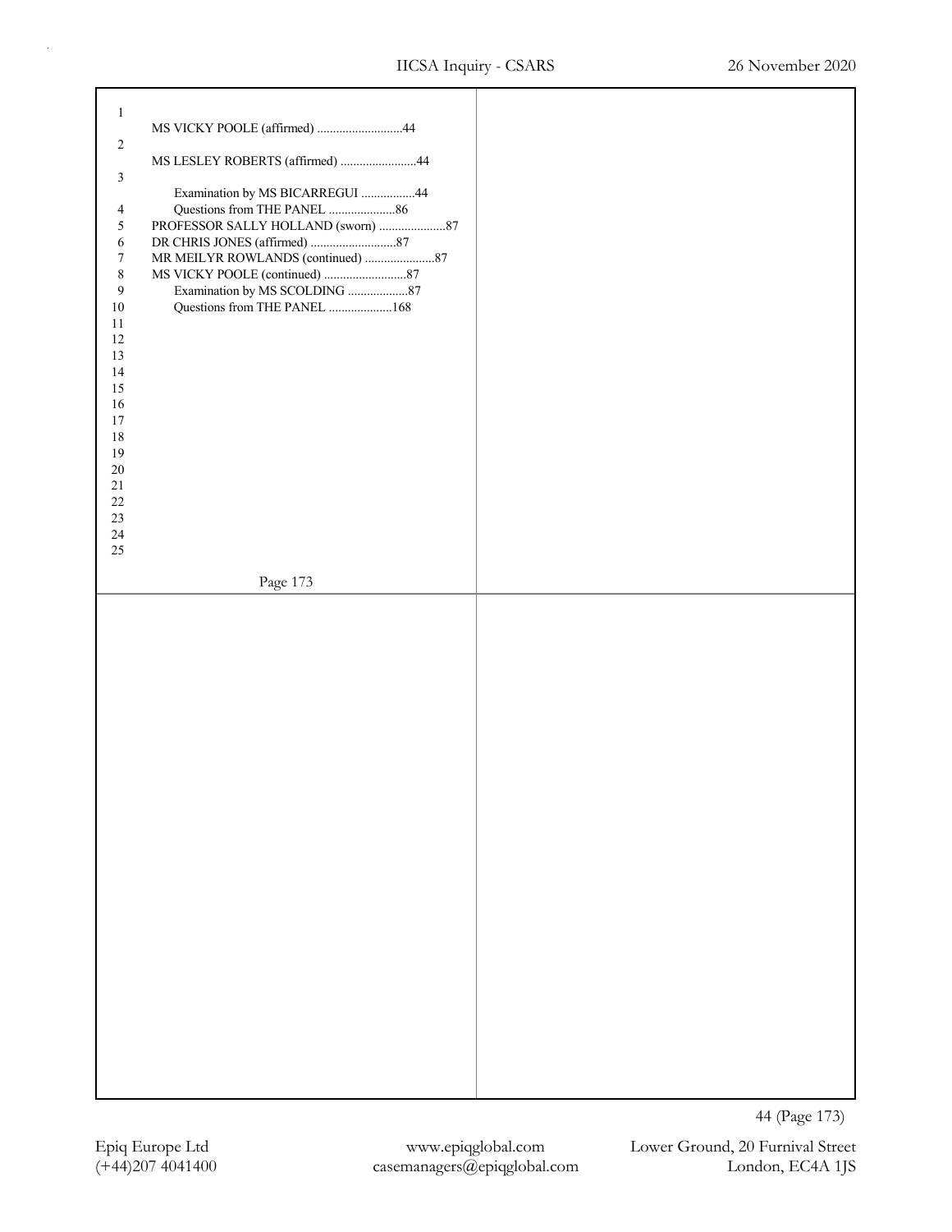MS VICKY POOLE (affirmed) ..........................44

MS LESLEY ROBERTS (affirmed) .......................44

Examination by MS BICARREGUI ................44

Questions from THE PANEL ....................86

PROFESSOR SALLY HOLLAND (sworn) ....................87

DR CHRIS JONES (affirmed) ..........................87

MR MEILYR ROWLANDS (continued) ......................87

MS VICKY POOLE (continued) ..........................87

Examination by MS SCOLDING ...................87

Questions from THE PANEL ....................168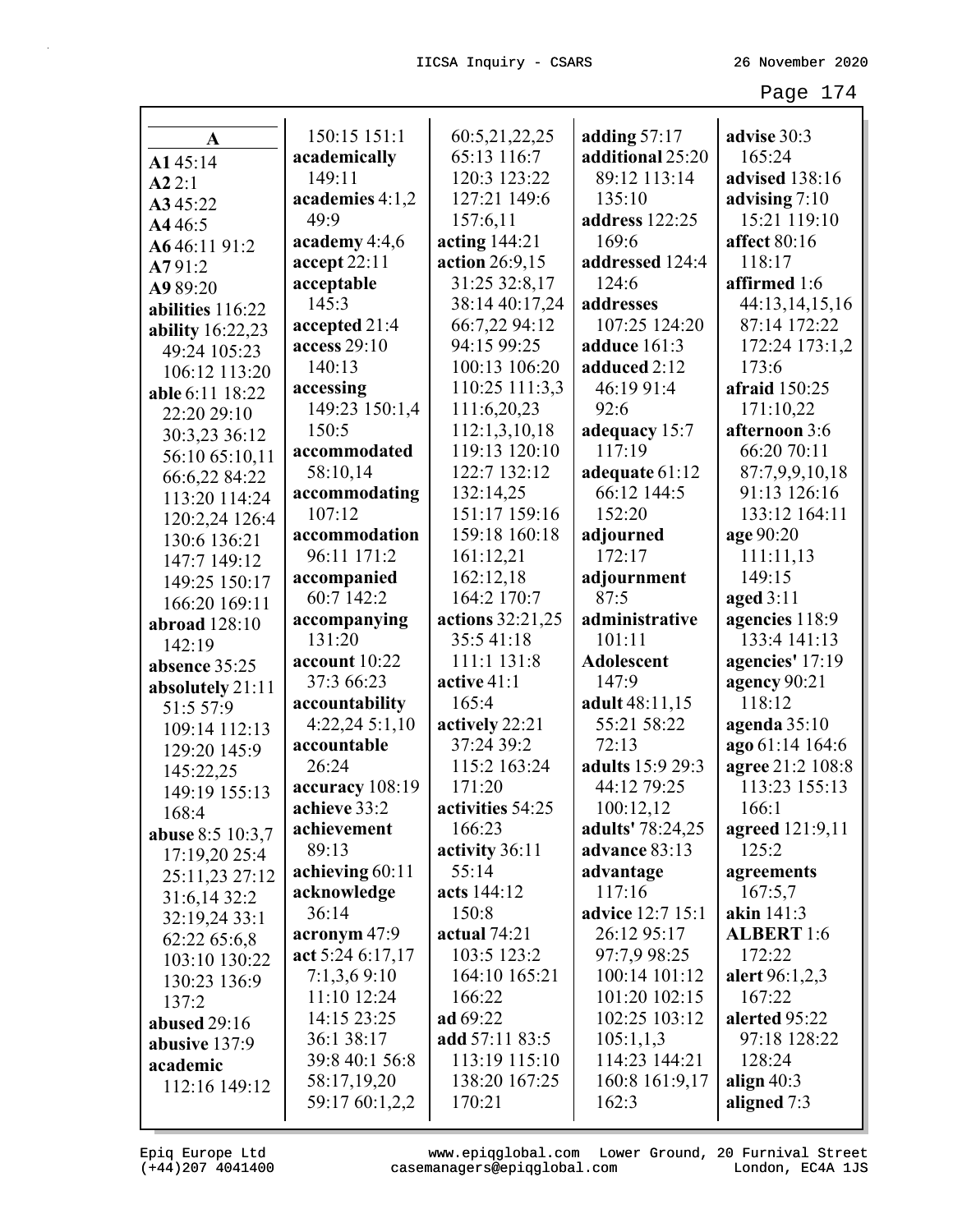**A**

**A1** 45:14
**A2** 2:1
**A3** 45:22
**A4** 46:5
**A6** 46:11 91:2
**A7** 91:2
**A9** 89:20
**abilities** 116:22
**ability** 16:22,23 49:24 105:23 106:12 113:20
**able** 6:11 18:22 22:20 29:10 30:3,23 36:12 56:10 65:10,11 66:6,22 84:22 113:20 114:24 120:2,24 126:4 130:6 136:21 147:7 149:12 149:25 150:17 166:20 169:11
**abroad** 128:10 142:19
**absence** 35:25
**absolutely** 21:11 51:5 57:9 109:14 112:13 129:20 145:9 145:22,25 149:19 155:13 168:4
**abuse** 8:5 10:3,7 17:19,20 25:4 25:11,23 27:12 31:6,14 32:2 32:19,24 33:1 62:22 65:6,8 103:10 130:22 130:23 136:9 137:2
**abused** 29:16
**abusive** 137:9
**academic** 112:16 149:12 150:15 151:1
**academically** 149:11
**academies** 4:1,2 49:9
**academy** 4:4,6
**accept** 22:11
**acceptable** 145:3
**accepted** 21:4
**access** 29:10 140:13
**accessing** 149:23 150:1,4 150:5
**accommodated** 58:10,14
**accommodating** 107:12
**accommodation** 96:11 171:2
**accompanied** 60:7 142:2
**accompanying** 131:20
**account** 10:22 37:3 66:23
**accountability** 4:22,24 5:1,10
**accountable** 26:24
**accuracy** 108:19
**achieve** 33:2
**achievement** 89:13
**achieving** 60:11
**acknowledge** 36:14
**acronym** 47:9
**act** 5:24 6:17,17 7:1,3,6 9:10 11:10 12:24 14:15 23:25 36:1 38:17 39:8 40:1 56:8 58:17,19,20 59:17 60:1,2,2 60:5,21,22,25 65:13 116:7 120:3 123:22 127:21 149:6 157:6,11
**acting** 144:21
**action** 26:9,15 31:25 32:8,17 38:14 40:17,24 66:7,22 94:12 94:15 99:25 100:13 106:20 110:25 111:3,3 111:6,20,23 112:1,3,10,18 119:13 120:10 122:7 132:12 132:14,25 151:17 159:16 159:18 160:18 161:12,21 162:12,18 164:2 170:7
**actions** 32:21,25 35:5 41:18 111:1 131:8
**active** 41:1 165:4
**actively** 22:21 37:24 39:2 115:2 163:24 171:20
**activities** 54:25 166:23
**activity** 36:11 55:14
**acts** 144:12 150:8
**actual** 74:21 103:5 123:2 164:10 165:21 166:22
**ad** 69:22
**add** 57:11 83:5 113:19 115:10 138:20 167:25 170:21
**adding** 57:17
**additional** 25:20 89:12 113:14 135:10
**address** 122:25 169:6
**addressed** 124:4 124:6
**addresses** 107:25 124:20
**adduce** 161:3
**adduced** 2:12 46:19 91:4 92:6
**adequacy** 15:7 117:19
**adequate** 61:12 66:12 144:5 152:20
**adjourned** 172:17
**adjournment** 87:5
**administrative** 101:11
**Adolescent** 147:9
**adult** 48:11,15 55:21 58:22 72:13
**adults** 15:9 29:3 44:12 79:25 100:12,12
**adults'** 78:24,25
**advance** 83:13
**advantage** 117:16
**advice** 12:7 15:1 26:12 95:17 97:7,9 98:25 100:14 101:12 101:20 102:15 102:25 103:12 105:1,1,3 114:23 144:21 160:8 161:9,17 162:3
**advise** 30:3 165:24
**advised** 138:16
**advising** 7:10 15:21 119:10
**affect** 80:16 118:17
**affirmed** 1:6 44:13,14,15,16 87:14 172:22 172:24 173:1,2 173:6
**afraid** 150:25 171:10,22
**afternoon** 3:6 66:20 70:11 87:7,9,9,10,18 91:13 126:16 133:12 164:11
**age** 90:20 111:11,13 149:15
**aged** 3:11
**agencies** 118:9 133:4 141:13
**agencies'** 17:19
**agency** 90:21 118:12
**agenda** 35:10
**ago** 61:14 164:6
**agree** 21:2 108:8 113:23 155:13 166:1
**agreed** 121:9,11 125:2
**agreements** 167:5,7
**akin** 141:3
**ALBERT** 1:6 172:22
**alert** 96:1,2,3 167:22
**alerted** 95:22 97:18 128:22 128:24
**align** 40:3
**aligned** 7:3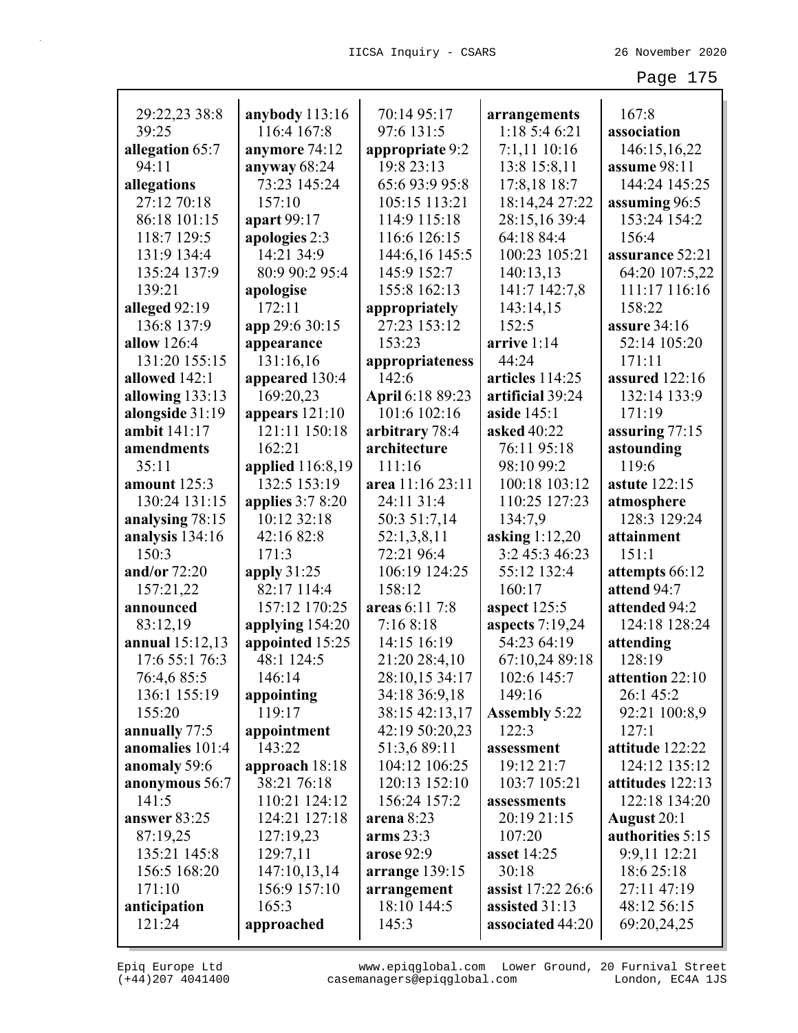29:22,23 38:8
39:25
**allegation** 65:7
94:11
**allegations**
27:12 70:18
86:18 101:15
118:7 129:5
131:9 134:4
135:24 137:9
139:21
**alleged** 92:19
136:8 137:9
**allow** 126:4
131:20 155:15
**allowed** 142:1
**allowing** 133:13
**alongside** 31:19
**ambit** 141:17
**amendments**
35:11
**amount** 125:3
130:24 131:15
**analysing** 78:15
**analysis** 134:16
150:3
**and/or** 72:20
157:21,22
**announced**
83:12,19
**annual** 15:12,13
17:6 55:1 76:3
76:4,6 85:5
136:1 155:19
155:20
**annually** 77:5
**anomalies** 101:4
**anomaly** 59:6
**anonymous** 56:7
141:5
**answer** 83:25
87:19,25
135:21 145:8
156:5 168:20
171:10
**anticipation**
121:24

**anybody** 113:16
116:4 167:8
**anymore** 74:12
**anyway** 68:24
73:23 145:24
157:10
**apart** 99:17
**apologies** 2:3
14:21 34:9
80:9 90:2 95:4
**apologise**
172:11
**app** 29:6 30:15
**appearance**
131:16,16
**appeared** 130:4
169:20,23
**appears** 121:10
121:11 150:18
162:21
**applied** 116:8,19
132:5 153:19
**applies** 3:7 8:20
10:12 32:18
42:16 82:8
171:3
**apply** 31:25
82:17 114:4
157:12 170:25
**applying** 154:20
**appointed** 15:25
48:1 124:5
146:14
**appointing**
119:17
**appointment**
143:22
**approach** 18:18
38:21 76:18
110:21 124:12
124:21 127:18
127:19,23
129:7,11
147:10,13,14
156:9 157:10
165:3
**approached**

70:14 95:17
97:6 131:5
**appropriate** 9:2
19:8 23:13
65:6 93:9 95:8
105:15 113:21
114:9 115:18
116:6 126:15
144:6,16 145:5
145:9 152:7
155:8 162:13
**appropriately**
27:23 153:12
153:23
**appropriateness**
142:6
**April** 6:18 89:23
101:6 102:16
**arbitrary** 78:4
**architecture**
111:16
**area** 11:16 23:11
24:11 31:4
50:3 51:7,14
52:1,3,8,11
72:21 96:4
106:19 124:25
158:12
**areas** 6:11 7:8
7:16 8:18
14:15 16:19
21:20 28:4,10
28:10,15 34:17
34:18 36:9,18
38:15 42:13,17
42:19 50:20,23
51:3,6 89:11
104:12 106:25
120:13 152:10
156:24 157:2
**arena** 8:23
**arms** 23:3
**arose** 92:9
**arrange** 139:15
**arrangement**
18:10 144:5
145:3

**arrangements**
1:18 5:4 6:21
7:1,11 10:16
13:8 15:8,11
17:8,18 18:7
18:14,24 27:22
28:15,16 39:4
64:18 84:4
100:23 105:21
140:13,13
141:7 142:7,8
143:14,15
152:5
**arrive** 1:14
44:24
**articles** 114:25
**artificial** 39:24
**aside** 145:1
**asked** 40:22
76:11 95:18
98:10 99:2
100:18 103:12
110:25 127:23
134:7,9
**asking** 1:12,20
3:2 45:3 46:23
55:12 132:4
160:17
**aspect** 125:5
**aspects** 7:19,24
54:23 64:19
67:10,24 89:18
102:6 145:7
149:16
**Assembly** 5:22
122:3
**assessment**
19:12 21:7
103:7 105:21
**assessments**
20:19 21:15
107:20
**asset** 14:25
30:18
**assist** 17:22 26:6
**assisted** 31:13
**associated** 44:20

167:8
**association**
146:15,16,22
**assume** 98:11
144:24 145:25
**assuming** 96:5
153:24 154:2
156:4
**assurance** 52:21
64:20 107:5,22
111:17 116:16
158:22
**assure** 34:16
52:14 105:20
171:11
**assured** 122:16
132:14 133:9
171:19
**assuring** 77:15
**astounding**
119:6
**astute** 122:15
**atmosphere**
128:3 129:24
**attainment**
151:1
**attempts** 66:12
**attend** 94:7
**attended** 94:2
124:18 128:24
**attending**
128:19
**attention** 22:10
26:1 45:2
92:21 100:8,9
127:1
**attitude** 122:22
124:12 135:12
**attitudes** 122:13
122:18 134:20
**August** 20:1
**authorities** 5:15
9:9,11 12:21
18:6 25:18
27:11 47:19
48:12 56:15
69:20,24,25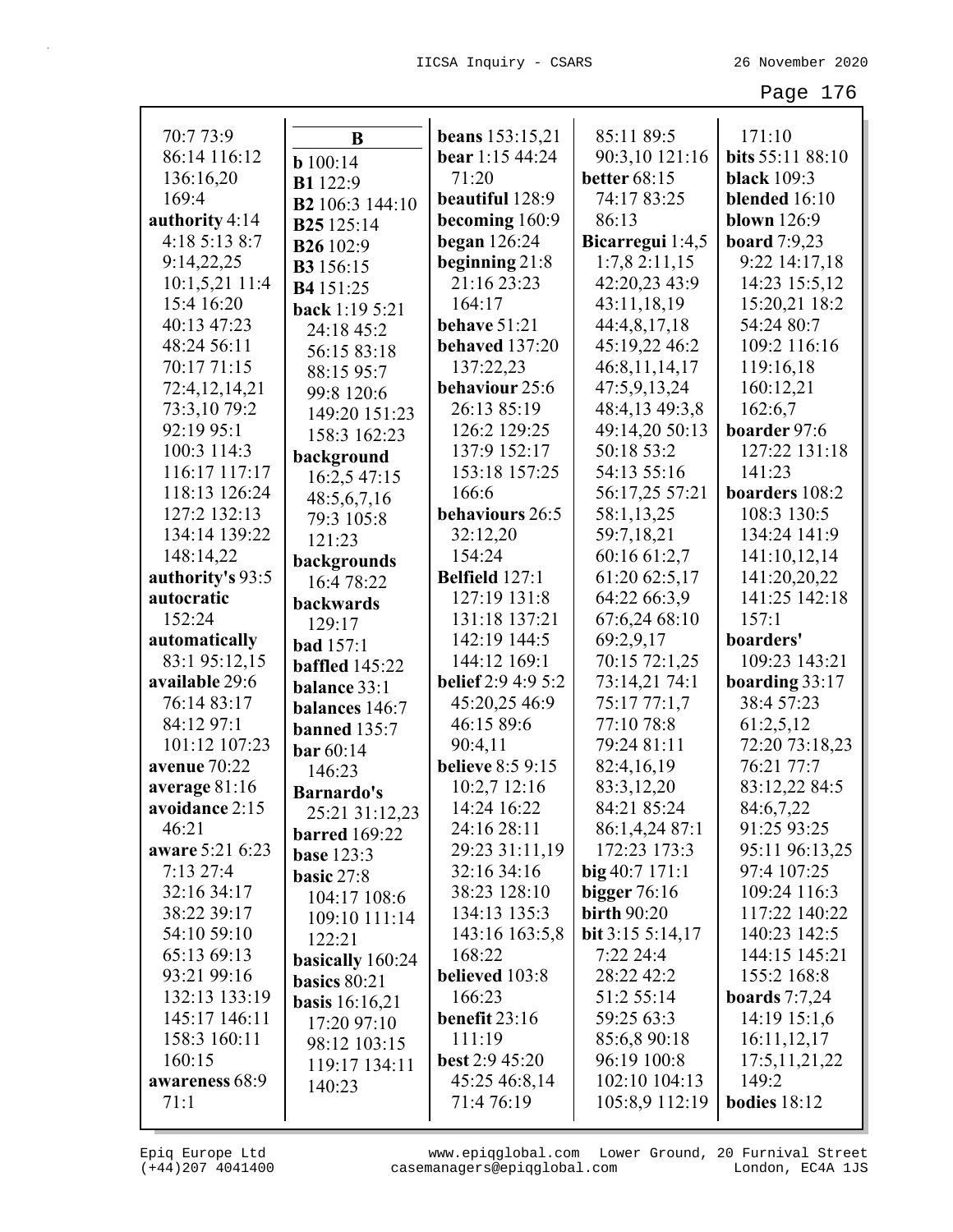70:7 73:9
86:14 116:12
136:16,20
169:4
**authority** 4:14
4:18 5:13 8:7
9:14,22,25
10:1,5,21 11:4
15:4 16:20
40:13 47:23
48:24 56:11
70:17 71:15
72:4,12,14,21
73:3,10 79:2
92:19 95:1
100:3 114:3
116:17 117:17
118:13 126:24
127:2 132:13
134:14 139:22
148:14,22
**authority's** 93:5
**autocratic**
152:24
**automatically**
83:1 95:12,15
**available** 29:6
76:14 83:17
84:12 97:1
101:12 107:23
**avenue** 70:22
**average** 81:16
**avoidance** 2:15
46:21
**aware** 5:21 6:23
7:13 27:4
32:16 34:17
38:22 39:17
54:10 59:10
65:13 69:13
93:21 99:16
132:13 133:19
145:17 146:11
158:3 160:11
160:15
**awareness** 68:9
71:1

**B**

**b** 100:14
**B1** 122:9
**B2** 106:3 144:10
**B25** 125:14
**B26** 102:9
**B3** 156:15
**B4** 151:25
**back** 1:19 5:21
24:18 45:2
56:15 83:18
88:15 95:7
99:8 120:6
149:20 151:23
158:3 162:23
**background**
16:2,5 47:15
48:5,6,7,16
79:3 105:8
121:23
**backgrounds**
16:4 78:22
**backwards**
129:17
**bad** 157:1
**baffled** 145:22
**balance** 33:1
**balances** 146:7
**banned** 135:7
**bar** 60:14
146:23
**Barnardo's**
25:21 31:12,23
**barred** 169:22
**base** 123:3
**basic** 27:8
104:17 108:6
109:10 111:14
122:21
**basically** 160:24
**basics** 80:21
**basis** 16:16,21
17:20 97:10
98:12 103:15
119:17 134:11
140:23

**beans** 153:15,21
**bear** 1:15 44:24
71:20
**beautiful** 128:9
**becoming** 160:9
**began** 126:24
**beginning** 21:8
21:16 23:23
164:17
**behave** 51:21
**behaved** 137:20
137:22,23
**behaviour** 25:6
26:13 85:19
126:2 129:25
137:9 152:17
153:18 157:25
166:6
**behaviours** 26:5
32:12,20
154:24
**Belfield** 127:1
127:19 131:8
131:18 137:21
142:19 144:5
144:12 169:1
**belief** 2:9 4:9 5:2
45:20,25 46:9
46:15 89:6
90:4,11
**believe** 8:5 9:15
10:2,7 12:16
14:24 16:22
24:16 28:11
29:23 31:11,19
32:16 34:16
38:23 128:10
134:13 135:3
143:16 163:5,8
168:22
**believed** 103:8
166:23
**benefit** 23:16
111:19
**best** 2:9 45:20
45:25 46:8,14
71:4 76:19

85:11 89:5
90:3,10 121:16
**better** 68:15
74:17 83:25
86:13
**Bicarregui** 1:4,5
1:7,8 2:11,15
42:20,23 43:9
43:11,18,19
44:4,8,17,18
45:19,22 46:2
46:8,11,14,17
47:5,9,13,24
48:4,13 49:3,8
49:14,20 50:13
50:18 53:2
54:13 55:16
56:17,25 57:21
58:1,13,25
59:7,18,21
60:16 61:2,7
61:20 62:5,17
64:22 66:3,9
67:6,24 68:10
69:2,9,17
70:15 72:1,25
73:14,21 74:1
75:17 77:1,7
77:10 78:8
79:24 81:11
82:4,16,19
83:3,12,20
84:21 85:24
86:1,4,24 87:1
172:23 173:3
**big** 40:7 171:1
**bigger** 76:16
**birth** 90:20
**bit** 3:15 5:14,17
7:22 24:4
28:22 42:2
51:2 55:14
59:25 63:3
85:6,8 90:18
96:19 100:8
102:10 104:13
105:8,9 112:19

171:10
**bits** 55:11 88:10
**black** 109:3
**blended** 16:10
**blown** 126:9
**board** 7:9,23
9:22 14:17,18
14:23 15:5,12
15:20,21 18:2
54:24 80:7
109:2 116:16
119:16,18
160:12,21
162:6,7
**boarder** 97:6
127:22 131:18
141:23
**boarders** 108:2
108:3 130:5
134:24 141:9
141:10,12,14
141:20,20,22
141:25 142:18
157:1
**boarders'**
109:23 143:21
**boarding** 33:17
38:4 57:23
61:2,5,12
72:20 73:18,23
76:21 77:7
83:12,22 84:5
84:6,7,22
91:25 93:25
95:11 96:13,25
97:4 107:25
109:24 116:3
117:22 140:22
140:23 142:5
144:15 145:21
155:2 168:8
**boards** 7:7,24
14:19 15:1,6
16:11,12,17
17:5,11,21,22
149:2
**bodies** 18:12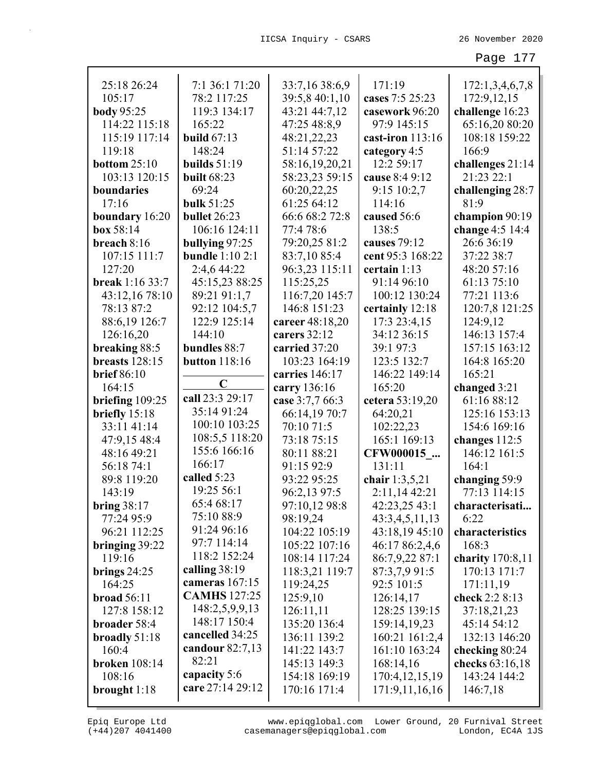25:18 26:24 105:17
**body** 95:25 114:22 115:18 115:19 117:14 119:18
**bottom** 25:10 103:13 120:15
**boundaries** 17:16
**boundary** 16:20
**box** 58:14
**breach** 8:16 107:15 111:7 127:20
**break** 1:16 33:7 43:12,16 78:10 78:13 87:2 88:6,19 126:7 126:16,20
**breaking** 88:5
**breasts** 128:15
**brief** 86:10 164:15
**briefing** 109:25
**briefly** 15:18 33:11 41:14 47:9,15 48:4 48:16 49:21 56:18 74:1 89:8 119:20 143:19
**bring** 38:17 77:24 95:9 96:21 112:25
**bringing** 39:22 119:16
**brings** 24:25 164:25
**broad** 56:11 127:8 158:12
**broader** 58:4
**broadly** 51:18 160:4
**broken** 108:14 108:16
**brought** 1:18 7:1 36:1 71:20 78:2 117:25 119:3 134:17 165:22
**build** 67:13 148:24
**builds** 51:19
**built** 68:23 69:24
**bulk** 51:25
**bullet** 26:23 106:16 124:11
**bullying** 97:25
**bundle** 1:10 2:1 2:4,6 44:22 45:15,23 88:25 89:21 91:1,7 92:12 104:5,7 122:9 125:14 144:10
**bundles** 88:7
**button** 118:16

**C**

**call** 23:3 29:17 35:14 91:24 100:10 103:25 108:5,5 118:20 155:6 166:16 166:17
**called** 5:23 19:25 56:1 65:4 68:17 75:10 88:9 91:24 96:16 97:7 114:14 118:2 152:24
**calling** 38:19
**cameras** 167:15
**CAMHS** 127:25 148:2,5,9,9,13 148:17 150:4
**cancelled** 34:25
**candour** 82:7,13 82:21
**capacity** 5:6
**care** 27:14 29:12 33:7,16 38:6,9 39:5,8 40:1,10 43:21 44:7,12 47:25 48:8,9 48:21,22,23 51:14 57:22 58:16,19,20,21 58:23,23 59:15 60:20,22,25 61:25 64:12 66:6 68:2 72:8 77:4 78:6 79:20,25 81:2 83:7,10 85:4 96:3,23 115:11 115:25,25 116:7,20 145:7 146:8 151:23
**career** 48:18,20
**carers** 32:12
**carried** 37:20 103:23 164:19
**carries** 146:17
**carry** 136:16
**case** 3:7,7 66:3 66:14,19 70:7 70:10 71:5 73:18 75:15 80:11 88:21 91:15 92:9 93:22 95:25 96:2,13 97:5 97:10,12 98:8 98:19,24 104:22 105:19 105:22 107:16 108:14 117:24 118:3,21 119:7 119:24,25 125:9,10 126:11,11 135:20 136:4 136:11 139:2 141:22 143:7 145:13 149:3 154:18 169:19 170:16 171:4 171:19
**cases** 7:5 25:23
**casework** 96:20 97:9 145:15
**cast-iron** 113:16
**category** 4:5 12:2 59:17
**cause** 8:4 9:12 9:15 10:2,7 114:16
**caused** 56:6 138:5
**causes** 79:12
**cent** 95:3 168:22
**certain** 1:13 91:14 96:10 100:12 130:24
**certainly** 12:18 17:3 23:4,15 34:12 36:15 39:1 97:3 123:5 132:7 146:22 149:14 165:20
**cetera** 53:19,20 64:20,21 102:22,23 165:1 169:13
**CFW000015_...** 131:11
**chair** 1:3,5,21 2:11,14 42:21 42:23,25 43:1 43:3,4,5,11,13 43:18,19 45:10 46:17 86:2,4,6 86:7,9,22 87:1 87:3,7,9 91:5 92:5 101:5 126:14,17 128:25 139:15 159:14,19,23 160:21 161:2,4 161:10 163:24 168:14,16 170:4,12,15,19 171:9,11,16,16 172:1,3,4,6,7,8 172:9,12,15
**challenge** 16:23 65:16,20 80:20 108:18 159:22 166:9
**challenges** 21:14 21:23 22:1
**challenging** 28:7 81:9
**champion** 90:19
**change** 4:5 14:4 26:6 36:19 37:22 38:7 48:20 57:16 61:13 75:10 77:21 113:6 120:7,8 121:25 124:9,12 146:13 157:4 157:15 163:12 164:8 165:20 165:21
**changed** 3:21 61:16 88:12 125:16 153:13 154:6 169:16
**changes** 112:5 146:12 161:5 164:1
**changing** 59:9 77:13 114:15
**characterisati...** 6:22
**characteristics** 168:3
**charity** 170:8,11 170:13 171:7 171:11,19
**check** 2:2 8:13 37:18,21,23 45:14 54:12 132:13 146:20
**checking** 80:24
**checks** 63:16,18 143:24 144:2 146:7,18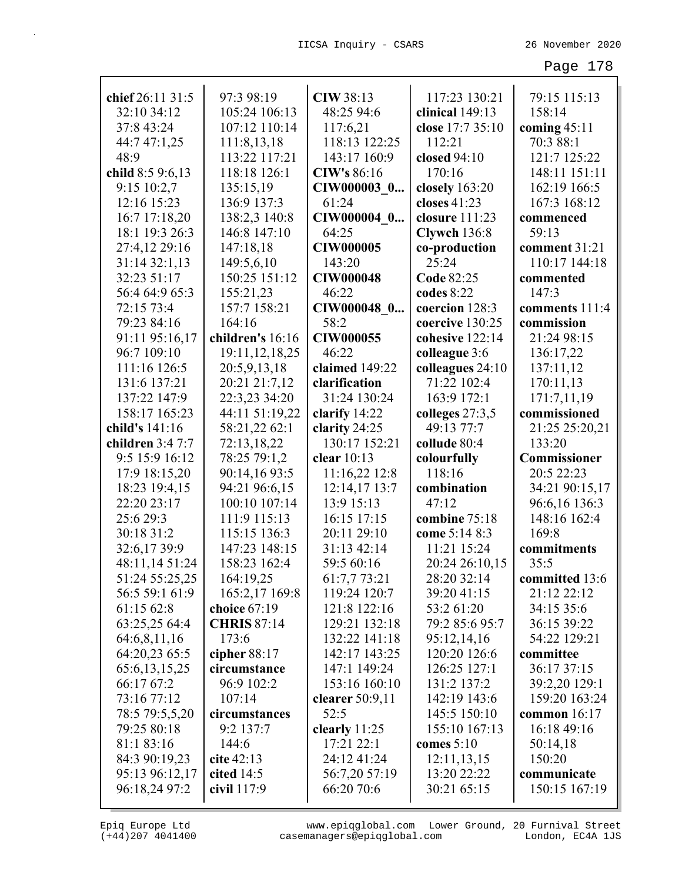**chief** 26:11 31:5 32:10 34:12 37:8 43:24 44:7 47:1,25 48:9
**child** 8:5 9:6,13 9:15 10:2,7 12:16 15:23 16:7 17:18,20 18:1 19:3 26:3 27:4,12 29:16 31:14 32:1,13 32:23 51:17 56:4 64:9 65:3 72:15 73:4 79:23 84:16 91:11 95:16,17 96:7 109:10 111:16 126:5 131:6 137:21 137:22 147:9 158:17 165:23
**child's** 141:16
**children** 3:4 7:7 9:5 15:9 16:12 17:9 18:15,20 18:23 19:4,15 22:20 23:17 25:6 29:3 30:18 31:2 32:6,17 39:9 48:11,14 51:24 51:24 55:25,25 56:5 59:1 61:9 61:15 62:8 63:25,25 64:4 64:6,8,11,16 64:20,23 65:5 65:6,13,15,25 66:17 67:2 73:16 77:12 78:5 79:5,5,20 79:25 80:18 81:1 83:16 84:3 90:19,23 95:13 96:12,17 96:18,24 97:2 97:3 98:19 105:24 106:13 107:12 110:14 111:8,13,18 113:22 117:21 118:18 126:1 135:15,19 136:9 137:3 138:2,3 140:8 146:8 147:10 147:18,18 149:5,6,10 150:25 151:12 155:21,23 157:7 158:21 164:16
**children's** 16:16 19:11,12,18,25 20:5,9,13,18 20:21 21:7,12 22:3,23 34:20 44:11 51:19,22 58:21,22 62:1 72:13,18,22 78:25 79:1,2 90:14,16 93:5 94:21 96:6,15 100:10 107:14 111:9 115:13 115:15 136:3 147:23 148:15 158:23 162:4 164:19,25 165:2,17 169:8
**choice** 67:19
**CHRIS** 87:14 173:6
**cipher** 88:17
**circumstance** 96:9 102:2 107:14
**circumstances** 9:2 137:7 144:6
**cite** 42:13
**cited** 14:5
**civil** 117:9
**CIW** 38:13 48:25 94:6 117:6,21 118:13 122:25 143:17 160:9
**CIW's** 86:16
**CIW000003_0...** 61:24
**CIW000004_0...** 64:25
**CIW000005** 143:20
**CIW000048** 46:22
**CIW000048_0...** 58:2
**CIW000055** 46:22
**claimed** 149:22
**clarification** 31:24 130:24
**clarify** 14:22
**clarity** 24:25 130:17 152:21
**clear** 10:13 11:16,22 12:8 12:14,17 13:7 13:9 15:13 16:15 17:15 20:11 29:10 31:13 42:14 59:5 60:16 61:7,7 73:21 119:24 120:7 121:8 122:16 129:21 132:18 132:22 141:18 142:17 143:25 147:1 149:24 153:16 160:10
**clearer** 50:9,11 52:5
**clearly** 11:25 17:21 22:1 24:12 41:24 56:7,20 57:19 66:20 70:6 117:23 130:21
**clinical** 149:13
**close** 17:7 35:10 112:21
**closed** 94:10 170:16
**closely** 163:20
**closes** 41:23
**closure** 111:23
**Clywch** 136:8
**co-production** 25:24
**Code** 82:25
**codes** 8:22
**coercion** 128:3
**coercive** 130:25
**cohesive** 122:14
**colleague** 3:6
**colleagues** 24:10 71:22 102:4 163:9 172:1
**colleges** 27:3,5 49:13 77:7
**collude** 80:4
**colourfully** 118:16
**combination** 47:12
**combine** 75:18
**come** 5:14 8:3 11:21 15:24 20:24 26:10,15 28:20 32:14 39:20 41:15 53:2 61:20 79:2 85:6 95:7 95:12,14,16 120:20 126:6 126:25 127:1 131:2 137:2 142:19 143:6 145:5 150:10 155:10 167:13
**comes** 5:10 12:11,13,15 13:20 22:22 30:21 65:15 79:15 115:13 158:14
**coming** 45:11 70:3 88:1 121:7 125:22 148:11 151:11 162:19 166:5 167:3 168:12
**commenced** 59:13
**comment** 31:21 110:17 144:18
**commented** 147:3
**comments** 111:4
**commission** 21:24 98:15 136:17,22 137:11,12 170:11,13 171:7,11,19
**commissioned** 21:25 25:20,21 133:20
**Commissioner** 20:5 22:23 34:21 90:15,17 96:6,16 136:3 148:16 162:4 169:8
**commitments** 35:5
**committed** 13:6 21:12 22:12 34:15 35:6 36:15 39:22 54:22 129:21
**committee** 36:17 37:15 39:2,20 129:1 159:20 163:24
**common** 16:17 16:18 49:16 50:14,18 150:20
**communicate** 150:15 167:19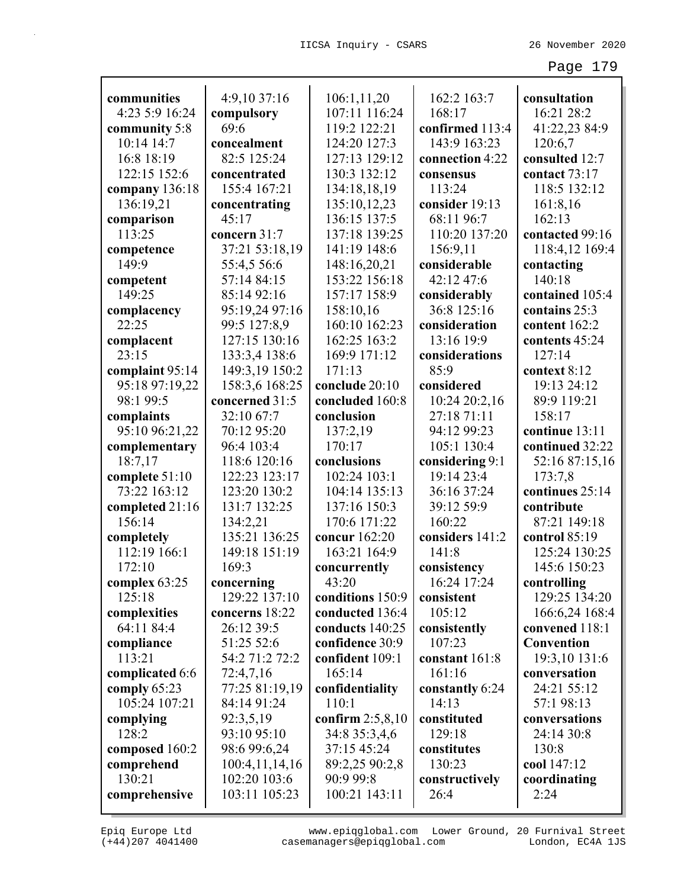**communities** 4:23 5:9 16:24
**community** 5:8 10:14 14:7 16:8 18:19 122:15 152:6
**company** 136:18 136:19,21
**comparison** 113:25
**competence** 149:9
**competent** 149:25
**complacency** 22:25
**complacent** 23:15
**complaint** 95:14 95:18 97:19,22 98:1 99:5
**complaints** 95:10 96:21,22
**complementary** 18:7,17
**complete** 51:10 73:22 163:12
**completed** 21:16 156:14
**completely** 112:19 166:1 172:10
**complex** 63:25 125:18
**complexities** 64:11 84:4
**compliance** 113:21
**complicated** 6:6
**comply** 65:23 105:24 107:21
**complying** 128:2
**composed** 160:2
**comprehend** 130:21
**comprehensive** 4:9,10 37:16
**compulsory** 69:6
**concealment** 82:5 125:24
**concentrated** 155:4 167:21
**concentrating** 45:17
**concern** 31:7 37:21 53:18,19 55:4,5 56:6 57:14 84:15 85:14 92:16 95:19,24 97:16 99:5 127:8,9 127:15 130:16 133:3,4 138:6 149:3,19 150:2 158:3,6 168:25
**concerned** 31:5 32:10 67:7 70:12 95:20 96:4 103:4 118:6 120:16 122:23 123:17 123:20 130:2 131:7 132:25 134:2,21 135:21 136:25 149:18 151:19 169:3
**concerning** 129:22 137:10
**concerns** 18:22 26:12 39:5 51:25 52:6 54:2 71:2 72:2 72:4,7,16 77:25 81:19,19 84:14 91:24 92:3,5,19 93:10 95:10 98:6 99:6,24 100:4,11,14,16 102:20 103:6 103:11 105:23 106:1,11,20 107:11 116:24 119:2 122:21 124:20 127:3 127:13 129:12 130:3 132:12 134:18,18,19 135:10,12,23 136:15 137:5 137:18 139:25 141:19 148:6 148:16,20,21 153:22 156:18 157:17 158:9 158:10,16 160:10 162:23 162:25 163:2 169:9 171:12 171:13
**conclude** 20:10
**concluded** 160:8
**conclusion** 137:2,19 170:17
**conclusions** 102:24 103:1 104:14 135:13 137:16 150:3 170:6 171:22
**concur** 162:20 163:21 164:9
**concurrently** 43:20
**conditions** 150:9
**conducted** 136:4
**conducts** 140:25
**confidence** 30:9
**confident** 109:1 165:14
**confidentiality** 110:1
**confirm** 2:5,8,10 34:8 35:3,4,6 37:15 45:24 89:2,25 90:2,8 90:9 99:8 100:21 143:11 162:2 163:7 168:17
**confirmed** 113:4 143:9 163:23
**connection** 4:22
**consensus** 113:24
**consider** 19:13 68:11 96:7 110:20 137:20 156:9,11
**considerable** 42:12 47:6
**considerably** 36:8 125:16
**consideration** 13:16 19:9
**considerations** 85:9
**considered** 10:24 20:2,16 27:18 71:11 94:12 99:23 105:1 130:4
**considering** 9:1 19:14 23:4 36:16 37:24 39:12 59:9 160:22
**considers** 141:2 141:8
**consistency** 16:24 17:24
**consistent** 105:12
**consistently** 107:23
**constant** 161:8 161:16
**constantly** 6:24 14:13
**constituted** 129:18
**constitutes** 130:23
**constructively** 26:4
**consultation** 16:21 28:2 41:22,23 84:9 120:6,7
**consulted** 12:7
**contact** 73:17 118:5 132:12 161:8,16 162:13
**contacted** 99:16 118:4,12 169:4
**contacting** 140:18
**contained** 105:4
**contains** 25:3
**content** 162:2
**contents** 45:24 127:14
**context** 8:12 19:13 24:12 89:9 119:21 158:17
**continue** 13:11
**continued** 32:22 52:16 87:15,16 173:7,8
**continues** 25:14
**contribute** 87:21 149:18
**control** 85:19 125:24 130:25 145:6 150:23
**controlling** 129:25 134:20 166:6,24 168:4
**convened** 118:1
**Convention** 19:3,10 131:6
**conversation** 24:21 55:12 57:1 98:13
**conversations** 24:14 30:8 130:8
**cool** 147:12
**coordinating** 2:24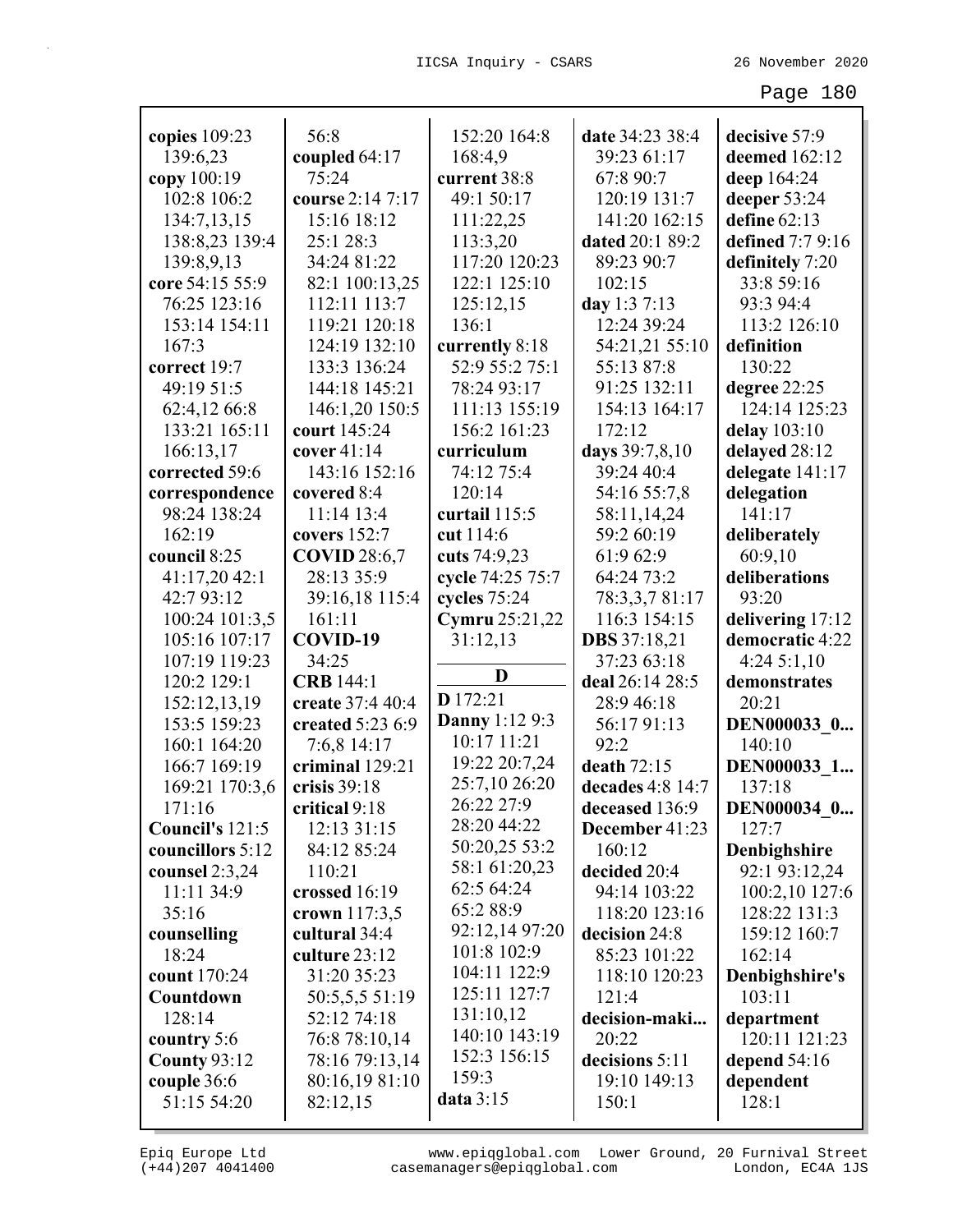**copies** 109:23 139:6,23
**copy** 100:19 102:8 106:2 134:7,13,15 138:8,23 139:4 139:8,9,13
**core** 54:15 55:9 76:25 123:16 153:14 154:11 167:3
**correct** 19:7 49:19 51:5 62:4,12 66:8 133:21 165:11 166:13,17
**corrected** 59:6
**correspondence** 98:24 138:24 162:19
**council** 8:25 41:17,20 42:1 42:7 93:12 100:24 101:3,5 105:16 107:17 107:19 119:23 120:2 129:1 152:12,13,19 153:5 159:23 160:1 164:20 166:7 169:19 169:21 170:3,6 171:16
**Council's** 121:5
**councillors** 5:12
**counsel** 2:3,24 11:11 34:9 35:16
**counselling** 18:24
**count** 170:24
**Countdown** 128:14
**country** 5:6
**County** 93:12
**couple** 36:6 51:15 54:20 56:8
**coupled** 64:17 75:24
**course** 2:14 7:17 15:16 18:12 25:1 28:3 34:24 81:22 82:1 100:13,25 112:11 113:7 119:21 120:18 124:19 132:10 133:3 136:24 144:18 145:21 146:1,20 150:5 152:20 164:8 168:4,9
**court** 145:24
**cover** 41:14 143:16 152:16
**covered** 8:4 11:14 13:4
**covers** 152:7
**COVID** 28:6,7 28:13 35:9 39:16,18 115:4 161:11
**COVID-19** 34:25
**CRB** 144:1
**create** 37:4 40:4
**created** 5:23 6:9 7:6,8 14:17
**criminal** 129:21
**crisis** 39:18
**critical** 9:18 12:13 31:15 84:12 85:24 110:21
**crossed** 16:19
**crown** 117:3,5
**cultural** 34:4
**culture** 23:12 31:20 35:23 50:5,5,5 51:19 52:12 74:18 76:8 78:10,14 78:16 79:13,14 80:16,19 81:10 82:12,15
**current** 38:8 49:1 50:17 111:22,25 113:3,20 117:20 120:23 122:1 125:10 125:12,15 136:1
**currently** 8:18 52:9 55:2 75:1 78:24 93:17 111:13 155:19 156:2 161:23
**curriculum** 74:12 75:4 120:14
**curtail** 115:5
**cut** 114:6
**cuts** 74:9,23
**cycle** 74:25 75:7
**cycles** 75:24
**Cymru** 25:21,22 31:12,13

## D

**D** 172:21
**Danny** 1:12 9:3 10:17 11:21 19:22 20:7,24 25:7,10 26:20 26:22 27:9 28:20 44:22 50:20,25 53:2 58:1 61:20,23 62:5 64:24 65:2 88:9 92:12,14 97:20 101:8 102:9 104:11 122:9 125:11 127:7 131:10,12 140:10 143:19 152:3 156:15 159:3
**data** 3:15
**date** 34:23 38:4 39:23 61:17 67:8 90:7 120:19 131:7 141:20 162:15
**dated** 20:1 89:2 89:23 90:7 102:15
**day** 1:3 7:13 12:24 39:24 54:21,21 55:10 55:13 87:8 91:25 132:11 154:13 164:17 172:12
**days** 39:7,8,10 39:24 40:4 54:16 55:7,8 58:11,14,24 59:2 60:19 61:9 62:9 64:24 73:2 78:3,3,7 81:17 116:3 154:15
**DBS** 37:18,21 37:23 63:18
**deal** 26:14 28:5 28:9 46:18 56:17 91:13 92:2
**death** 72:15
**decades** 4:8 14:7
**deceased** 136:9
**December** 41:23 160:12
**decided** 20:4 94:14 103:22 118:20 123:16
**decision** 24:8 85:23 101:22 118:10 120:23 121:4
**decision-maki...** 20:22
**decisions** 5:11 19:10 149:13 150:1
**decisive** 57:9
**deemed** 162:12
**deep** 164:24
**deeper** 53:24
**define** 62:13
**defined** 7:7 9:16
**definitely** 7:20 33:8 59:16 93:3 94:4 113:2 126:10
**definition** 130:22
**degree** 22:25 124:14 125:23
**delay** 103:10
**delayed** 28:12
**delegate** 141:17
**delegation** 141:17
**deliberately** 60:9,10
**deliberations** 93:20
**delivering** 17:12
**democratic** 4:22 4:24 5:1,10
**demonstrates** 20:21
**DEN000033_0...** 140:10
**DEN000033_1...** 137:18
**DEN000034_0...** 127:7
**Denbighshire** 92:1 93:12,24 100:2,10 127:6 128:22 131:3 159:12 160:7 162:14
**Denbighshire's** 103:11
**department** 120:11 121:23
**depend** 54:16
**dependent** 128:1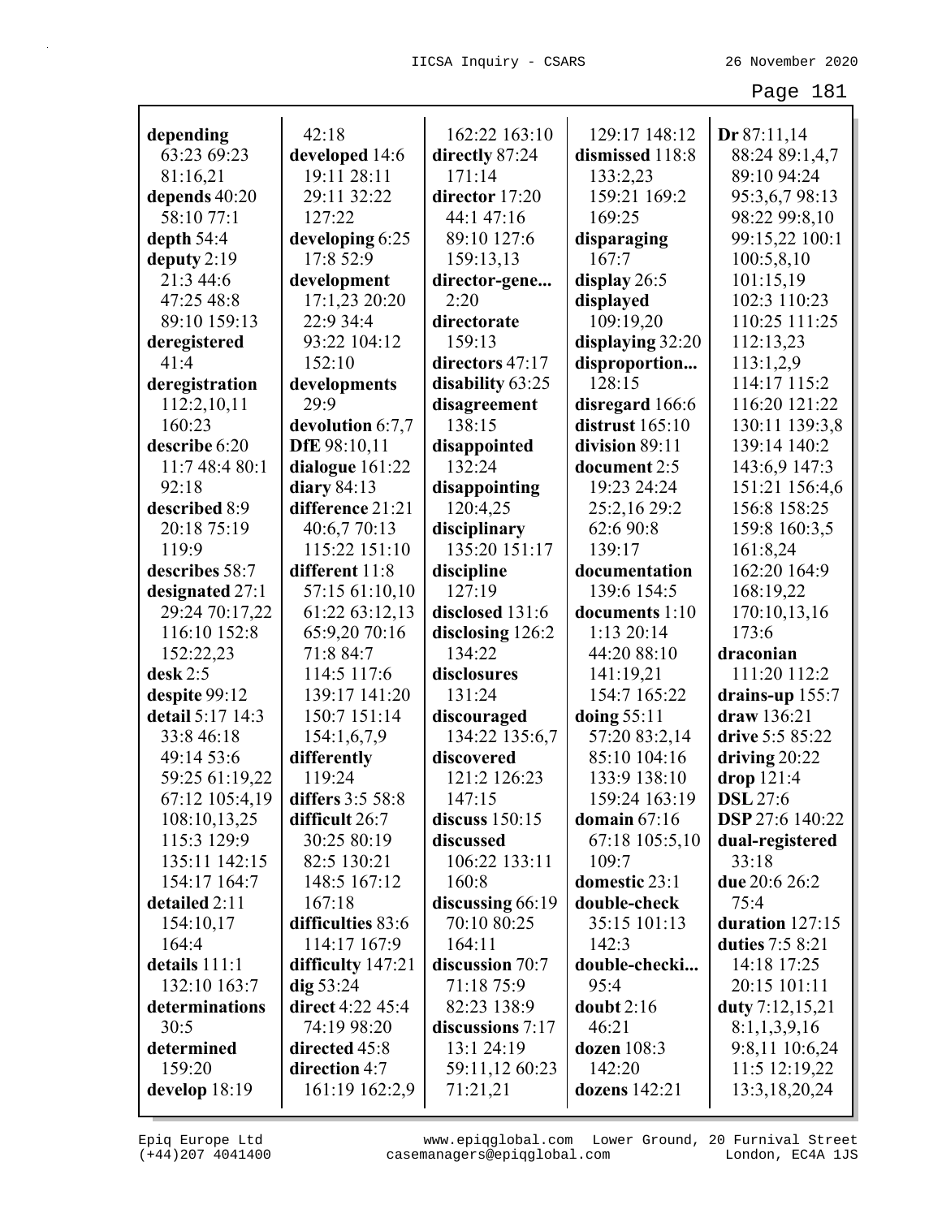**depending** 63:23 69:23 81:16,21
**depends** 40:20 58:10 77:1
**depth** 54:4
**deputy** 2:19 21:3 44:6 47:25 48:8 89:10 159:13
**deregistered** 41:4
**deregistration** 112:2,10,11 160:23
**describe** 6:20 11:7 48:4 80:1 92:18
**described** 8:9 20:18 75:19 119:9
**describes** 58:7
**designated** 27:1 29:24 70:17,22 116:10 152:8 152:22,23
**desk** 2:5
**despite** 99:12
**detail** 5:17 14:3 33:8 46:18 49:14 53:6 59:25 61:19,22 67:12 105:4,19 108:10,13,25 115:3 129:9 135:11 142:15 154:17 164:7
**detailed** 2:11 154:10,17 164:4
**details** 111:1 132:10 163:7
**determinations** 30:5
**determined** 159:20
**develop** 18:19 42:18
**developed** 14:6 19:11 28:11 29:11 32:22 127:22
**developing** 6:25 17:8 52:9
**development** 17:1,23 20:20 22:9 34:4 93:22 104:12 152:10
**developments** 29:9
**devolution** 6:7,7
**DfE** 98:10,11
**dialogue** 161:22
**diary** 84:13
**difference** 21:21 40:6,7 70:13 115:22 151:10
**different** 11:8 57:15 61:10,10 61:22 63:12,13 65:9,20 70:16 71:8 84:7 114:5 117:6 139:17 141:20 150:7 151:14 154:1,6,7,9
**differently** 119:24
**differs** 3:5 58:8
**difficult** 26:7 30:25 80:19 82:5 130:21 148:5 167:12 167:18
**difficulties** 83:6 114:17 167:9
**difficulty** 147:21
**dig** 53:24
**direct** 4:22 45:4 74:19 98:20
**directed** 45:8
**direction** 4:7 161:19 162:2,9 162:22 163:10
**directly** 87:24 171:14
**director** 17:20 44:1 47:16 89:10 127:6 159:13,13
**director-gene...** 2:20
**directorate** 159:13
**directors** 47:17
**disability** 63:25
**disagreement** 138:15
**disappointed** 132:24
**disappointing** 120:4,25
**disciplinary** 135:20 151:17
**discipline** 127:19
**disclosed** 131:6
**disclosing** 126:2 134:22
**disclosures** 131:24
**discouraged** 134:22 135:6,7
**discovered** 121:2 126:23 147:15
**discuss** 150:15
**discussed** 106:22 133:11 160:8
**discussing** 66:19 70:10 80:25 164:11
**discussion** 70:7 71:18 75:9 82:23 138:9
**discussions** 7:17 13:1 24:19 59:11,12 60:23 71:21,21 129:17 148:12
**dismissed** 118:8 133:2,23 159:21 169:2 169:25
**disparaging** 167:7
**display** 26:5
**displayed** 109:19,20
**displaying** 32:20
**disproportion...** 128:15
**disregard** 166:6
**distrust** 165:10
**division** 89:11
**document** 2:5 19:23 24:24 25:2,16 29:2 62:6 90:8 139:17
**documentation** 139:6 154:5
**documents** 1:10 1:13 20:14 44:20 88:10 141:19,21 154:7 165:22
**doing** 55:11 57:20 83:2,14 85:10 104:16 133:9 138:10 159:24 163:19
**domain** 67:16 67:18 105:5,10 109:7
**domestic** 23:1
**double-check** 35:15 101:13 142:3
**double-checki...** 95:4
**doubt** 2:16 46:21
**dozen** 108:3 142:20
**dozens** 142:21
**Dr** 87:11,14 88:24 89:1,4,7 89:10 94:24 95:3,6,7 98:13 98:22 99:8,10 99:15,22 100:1 100:5,8,10 101:15,19 102:3 110:23 110:25 111:25 112:13,23 113:1,2,9 114:17 115:2 116:20 121:22 130:11 139:3,8 139:14 140:2 143:6,9 147:3 151:21 156:4,6 156:8 158:25 159:8 160:3,5 161:8,24 162:20 164:9 168:19,22 170:10,13,16 173:6
**draconian** 111:20 112:2
**drains-up** 155:7
**draw** 136:21
**drive** 5:5 85:22
**driving** 20:22
**drop** 121:4
**DSL** 27:6
**DSP** 27:6 140:22
**dual-registered** 33:18
**due** 20:6 26:2 75:4
**duration** 127:15
**duties** 7:5 8:21 14:18 17:25 20:15 101:11
**duty** 7:12,15,21 8:1,1,3,9,16 9:8,11 10:6,24 11:5 12:19,22 13:3,18,20,24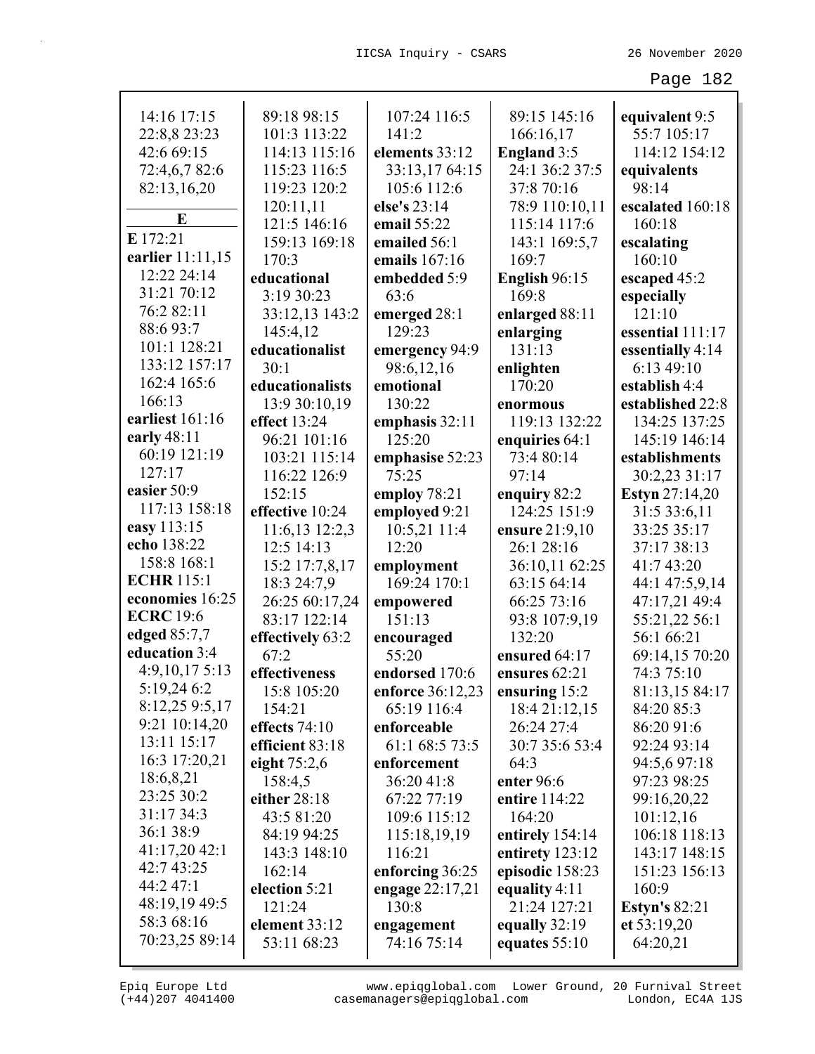14:16 17:15
22:8,8 23:23
42:6 69:15
72:4,6,7 82:6
82:13,16,20

**E**

**E** 172:21
**earlier** 11:11,15
12:22 24:14
31:21 70:12
76:2 82:11
88:6 93:7
101:1 128:21
133:12 157:17
162:4 165:6
166:13
**earliest** 161:16
**early** 48:11
60:19 121:19
127:17
**easier** 50:9
117:13 158:18
**easy** 113:15
**echo** 138:22
158:8 168:1
**ECHR** 115:1
**economies** 16:25
**ECRC** 19:6
**edged** 85:7,7
**education** 3:4
4:9,10,17 5:13
5:19,24 6:2
8:12,25 9:5,17
9:21 10:14,20
13:11 15:17
16:3 17:20,21
18:6,8,21
23:25 30:2
31:17 34:3
36:1 38:9
41:17,20 42:1
42:7 43:25
44:2 47:1
48:19,19 49:5
58:3 68:16
70:23,25 89:14
89:18 98:15
101:3 113:22
114:13 115:16
115:23 116:5
119:23 120:2
120:11,11
121:5 146:16
159:13 169:18
170:3
**educational**
3:19 30:23
33:12,13 143:2
145:4,12
**educationalist**
30:1
**educationalists**
13:9 30:10,19
**effect** 13:24
96:21 101:16
103:21 115:14
116:22 126:9
152:15
**effective** 10:24
11:6,13 12:2,3
12:5 14:13
15:2 17:7,8,17
18:3 24:7,9
26:25 60:17,24
83:17 122:14
**effectively** 63:2
67:2
**effectiveness**
15:8 105:20
154:21
**effects** 74:10
**efficient** 83:18
**eight** 75:2,6
158:4,5
**either** 28:18
43:5 81:20
84:19 94:25
143:3 148:10
162:14
**election** 5:21
121:24
**element** 33:12
53:11 68:23
107:24 116:5
141:2
**elements** 33:12
33:13,17 64:15
105:6 112:6
**else's** 23:14
**email** 55:22
**emailed** 56:1
**emails** 167:16
**embedded** 5:9
63:6
**emerged** 28:1
129:23
**emergency** 94:9
98:6,12,16
**emotional**
130:22
**emphasis** 32:11
125:20
**emphasise** 52:23
75:25
**employ** 78:21
**employed** 9:21
10:5,21 11:4
12:20
**employment**
169:24 170:1
**empowered**
151:13
**encouraged**
55:20
**endorsed** 170:6
**enforce** 36:12,23
65:19 116:4
**enforceable**
61:1 68:5 73:5
**enforcement**
36:20 41:8
67:22 77:19
109:6 115:12
115:18,19,19
116:21
**enforcing** 36:25
**engage** 22:17,21
130:8
**engagement**
74:16 75:14
89:15 145:16
166:16,17
169:7
**England** 3:5
24:1 36:2 37:5
37:8 70:16
78:9 110:10,11
115:14 117:6
143:1 169:5,7
169:7
**English** 96:15
169:8
**enlarged** 88:11
**enlarging**
131:13
**enlighten**
170:20
**enormous**
119:13 132:22
**enquiries** 64:1
73:4 80:14
97:14
**enquiry** 82:2
124:25 151:9
**ensure** 21:9,10
26:1 28:16
36:10,11 62:25
63:15 64:14
66:25 73:16
93:8 107:9,19
132:20
**ensured** 64:17
**ensures** 62:21
**ensuring** 15:2
18:4 21:12,15
26:24 27:4
30:7 35:6 53:4
64:3
**enter** 96:6
**entire** 114:22
164:20
**entirely** 154:14
**entirety** 123:12
**episodic** 158:23
**equality** 4:11
21:24 127:21
**equally** 32:19
**equates** 55:10
**equivalent** 9:5
55:7 105:17
114:12 154:12
**equivalents**
98:14
**escalated** 160:18
160:18
**escalating**
160:10
**escaped** 45:2
**especially**
121:10
**essential** 111:17
**essentially** 4:14
6:13 49:10
**establish** 4:4
**established** 22:8
134:25 137:25
145:19 146:14
**establishments**
30:2,23 31:17
**Estyn** 27:14,20
31:5 33:6,11
33:25 35:17
37:17 38:13
41:7 43:20
44:1 47:5,9,14
47:17,21 49:4
55:21,22 56:1
56:1 66:21
69:14,15 70:20
74:3 75:10
81:13,15 84:17
84:20 85:3
86:20 91:6
92:24 93:14
94:5,6 97:18
97:23 98:25
99:16,20,22
101:12,16
106:18 118:13
143:17 148:15
151:23 156:13
160:9
**Estyn's** 82:21
**et** 53:19,20
64:20,21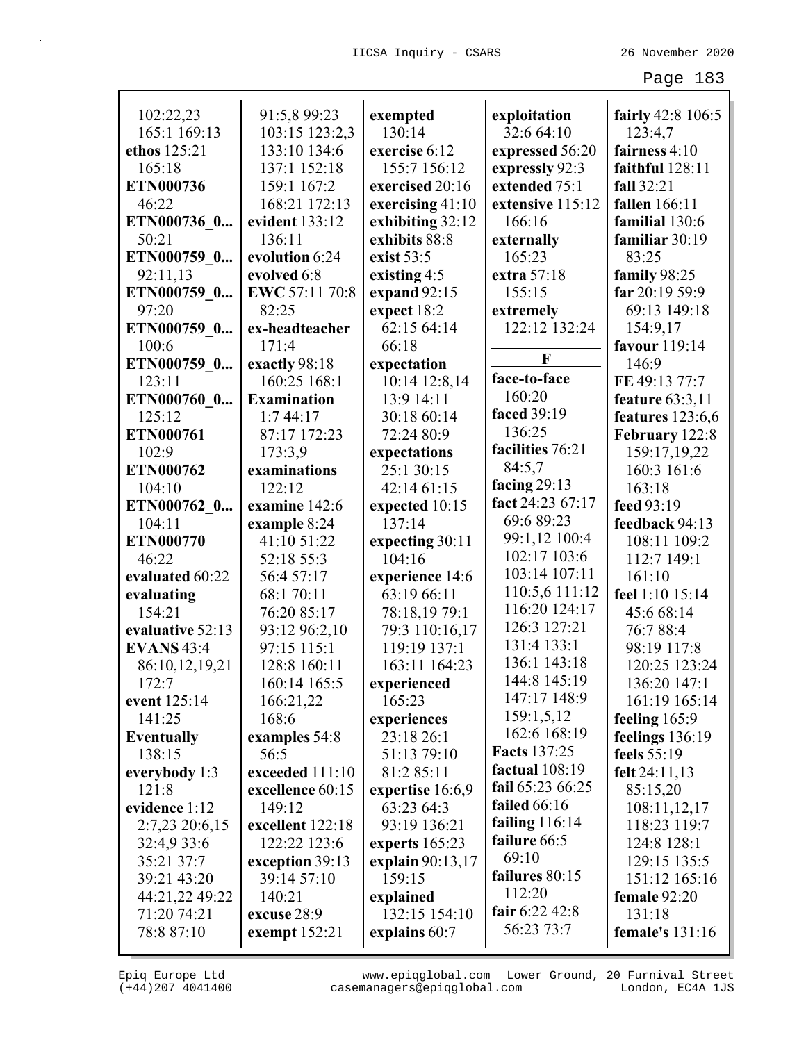102:22,23
165:1 169:13
**ethos** 125:21
165:18
**ETN000736**
46:22
**ETN000736_0...**
50:21
**ETN000759_0...**
92:11,13
**ETN000759_0...**
97:20
**ETN000759_0...**
100:6
**ETN000759_0...**
123:11
**ETN000760_0...**
125:12
**ETN000761**
102:9
**ETN000762**
104:10
**ETN000762_0...**
104:11
**ETN000770**
46:22
**evaluated** 60:22
**evaluating**
154:21
**evaluative** 52:13
**EVANS** 43:4
86:10,12,19,21
172:7
**event** 125:14
141:25
**Eventually**
138:15
**everybody** 1:3
121:8
**evidence** 1:12
2:7,23 20:6,15
32:4,9 33:6
35:21 37:7
39:21 43:20
44:21,22 49:22
71:20 74:21
78:8 87:10

91:5,8 99:23
103:15 123:2,3
133:10 134:6
137:1 152:18
159:1 167:2
168:21 172:13
**evident** 133:12
136:11
**evolution** 6:24
**evolved** 6:8
**EWC** 57:11 70:8
82:25
**ex-headteacher**
171:4
**exactly** 98:18
160:25 168:1
**Examination**
1:7 44:17
87:17 172:23
173:3,9
**examinations**
122:12
**examine** 142:6
**example** 8:24
41:10 51:22
52:18 55:3
56:4 57:17
68:1 70:11
76:20 85:17
93:12 96:2,10
97:15 115:1
128:8 160:11
160:14 165:5
166:21,22
168:6
**examples** 54:8
56:5
**exceeded** 111:10
**excellence** 60:15
149:12
**excellent** 122:18
122:22 123:6
**exception** 39:13
39:14 57:10
140:21
**excuse** 28:9
**exempt** 152:21

**exempted**
130:14
**exercise** 6:12
155:7 156:12
**exercised** 20:16
**exercising** 41:10
**exhibiting** 32:12
**exhibits** 88:8
**exist** 53:5
**existing** 4:5
**expand** 92:15
**expect** 18:2
62:15 64:14
66:18
**expectation**
10:14 12:8,14
13:9 14:11
30:18 60:14
72:24 80:9
**expectations**
25:1 30:15
42:14 61:15
**expected** 10:15
137:14
**expecting** 30:11
104:16
**experience** 14:6
63:19 66:11
78:18,19 79:1
79:3 110:16,17
119:19 137:1
163:11 164:23
**experienced**
165:23
**experiences**
23:18 26:1
51:13 79:10
81:2 85:11
**expertise** 16:6,9
63:23 64:3
93:19 136:21
**experts** 165:23
**explain** 90:13,17
159:15
**explained**
132:15 154:10
**explains** 60:7

**exploitation**
32:6 64:10
**expressed** 56:20
**expressly** 92:3
**extended** 75:1
**extensive** 115:12
166:16
**externally**
165:23
**extra** 57:18
155:15
**extremely**
122:12 132:24

## F

**face-to-face**
160:20
**faced** 39:19
136:25
**facilities** 76:21
84:5,7
**facing** 29:13
**fact** 24:23 67:17
69:6 89:23
99:1,12 100:4
102:17 103:6
103:14 107:11
110:5,6 111:12
116:20 124:17
126:3 127:21
131:4 133:1
136:1 143:18
144:8 145:19
147:17 148:9
159:1,5,12
162:6 168:19
**Facts** 137:25
**factual** 108:19
**fail** 65:23 66:25
**failed** 66:16
**failing** 116:14
**failure** 66:5
69:10
**failures** 80:15
112:20
**fair** 6:22 42:8
56:23 73:7

**fairly** 42:8 106:5
123:4,7
**fairness** 4:10
**faithful** 128:11
**fall** 32:21
**fallen** 166:11
**familial** 130:6
**familiar** 30:19
83:25
**family** 98:25
**far** 20:19 59:9
69:13 149:18
154:9,17
**favour** 119:14
146:9
**FE** 49:13 77:7
**feature** 63:3,11
**features** 123:6,6
**February** 122:8
159:17,19,22
160:3 161:6
163:18
**feed** 93:19
**feedback** 94:13
108:11 109:2
112:7 149:1
161:10
**feel** 1:10 15:14
45:6 68:14
76:7 88:4
98:19 117:8
120:25 123:24
136:20 147:1
161:19 165:14
**feeling** 165:9
**feelings** 136:19
**feels** 55:19
**felt** 24:11,13
85:15,20
108:11,12,17
118:23 119:7
124:8 128:1
129:15 135:5
151:12 165:16
**female** 92:20
131:18
**female's** 131:16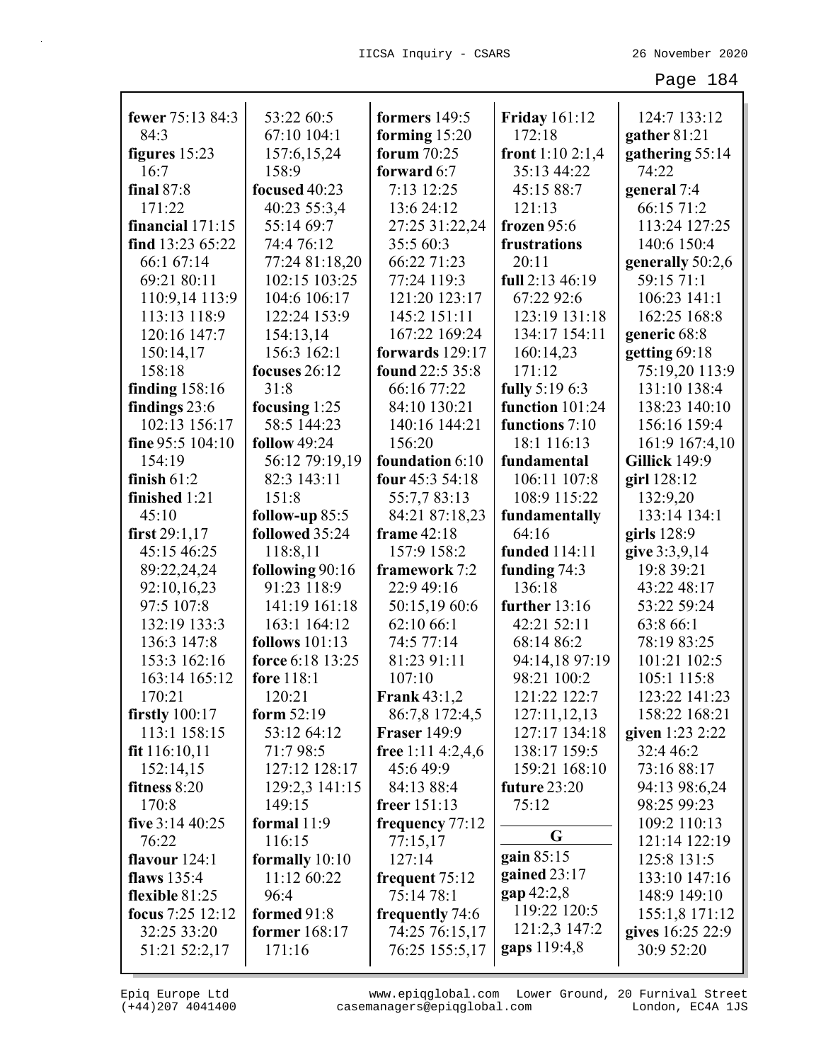**fewer** 75:13 84:3 84:3
**figures** 15:23 16:7
**final** 87:8 171:22
**financial** 171:15
**find** 13:23 65:22 66:1 67:14 69:21 80:11 110:9,14 113:9 113:13 118:9 120:16 147:7 150:14,17 158:18
**finding** 158:16
**findings** 23:6 102:13 156:17
**fine** 95:5 104:10 154:19
**finish** 61:2
**finished** 1:21 45:10
**first** 29:1,17 45:15 46:25 89:22,24,24 92:10,16,23 97:5 107:8 132:19 133:3 136:3 147:8 153:3 162:16 163:14 165:12 170:21
**firstly** 100:17 113:1 158:15
**fit** 116:10,11 152:14,15
**fitness** 8:20 170:8
**five** 3:14 40:25 76:22
**flavour** 124:1
**flaws** 135:4
**flexible** 81:25
**focus** 7:25 12:12 32:25 33:20 51:21 52:2,17 53:22 60:5 67:10 104:1 157:6,15,24 158:9
**focused** 40:23 40:23 55:3,4 55:14 69:7 74:4 76:12 77:24 81:18,20 102:15 103:25 104:6 106:17 122:24 153:9 154:13,14 156:3 162:1
**focuses** 26:12 31:8
**focusing** 1:25 58:5 144:23
**follow** 49:24 56:12 79:19,19 82:3 143:11 151:8
**follow-up** 85:5
**followed** 35:24 118:8,11
**following** 90:16 91:23 118:9 141:19 161:18 163:1 164:12
**follows** 101:13
**force** 6:18 13:25
**fore** 118:1 120:21
**form** 52:19 53:12 64:12 71:7 98:5 127:12 128:17 129:2,3 141:15 149:15
**formal** 11:9 116:15
**formally** 10:10 11:12 60:22 96:4
**formed** 91:8
**former** 168:17 171:16
**formers** 149:5
**forming** 15:20
**forum** 70:25
**forward** 6:7 7:13 12:25 13:6 24:12 27:25 31:22,24 35:5 60:3 66:22 71:23 77:24 119:3 121:20 123:17 145:2 151:11 167:22 169:24
**forwards** 129:17
**found** 22:5 35:8 66:16 77:22 84:10 130:21 140:16 144:21 156:20
**foundation** 6:10
**four** 45:3 54:18 55:7,7 83:13 84:21 87:18,23
**frame** 42:18 157:9 158:2
**framework** 7:2 22:9 49:16 50:15,19 60:6 62:10 66:1 74:5 77:14 81:23 91:11 107:10
**Frank** 43:1,2 86:7,8 172:4,5
**Fraser** 149:9
**free** 1:11 4:2,4,6 45:6 49:9 84:13 88:4
**freer** 151:13
**frequency** 77:12 77:15,17 127:14
**frequent** 75:12 75:14 78:1
**frequently** 74:6 74:25 76:15,17 76:25 155:5,17
**Friday** 161:12 172:18
**front** 1:10 2:1,4 35:13 44:22 45:15 88:7 121:13
**frozen** 95:6
**frustrations** 20:11
**full** 2:13 46:19 67:22 92:6 123:19 131:18 134:17 154:11 160:14,23 171:12
**fully** 5:19 6:3
**function** 101:24
**functions** 7:10 18:1 116:13
**fundamental** 106:11 107:8 108:9 115:22
**fundamentally** 64:16
**funded** 114:11
**funding** 74:3 136:18
**further** 13:16 42:21 52:11 68:14 86:2 94:14,18 97:19 98:21 100:2 121:22 122:7 127:11,12,13 127:17 134:18 138:17 159:5 159:21 168:10
**future** 23:20 75:12

**G**

**gain** 85:15
**gained** 23:17
**gap** 42:2,8 119:22 120:5 121:2,3 147:2
**gaps** 119:4,8
124:7 133:12
**gather** 81:21
**gathering** 55:14 74:22
**general** 7:4 66:15 71:2 113:24 127:25 140:6 150:4
**generally** 50:2,6 59:15 71:1 106:23 141:1 162:25 168:8
**generic** 68:8
**getting** 69:18 75:19,20 113:9 131:10 138:4 138:23 140:10 156:16 159:4 161:9 167:4,10
**Gillick** 149:9
**girl** 128:12 132:9,20 133:14 134:1
**girls** 128:9
**give** 3:3,9,14 19:8 39:21 43:22 48:17 53:22 59:24 63:8 66:1 78:19 83:25 101:21 102:5 105:1 115:8 123:22 141:23 158:22 168:21
**given** 1:23 2:22 32:4 46:2 73:16 88:17 94:13 98:6,24 98:25 99:23 109:2 110:13 121:14 122:19 125:8 131:5 133:10 147:16 148:9 149:10 155:1,8 171:12
**gives** 16:25 22:9 30:9 52:20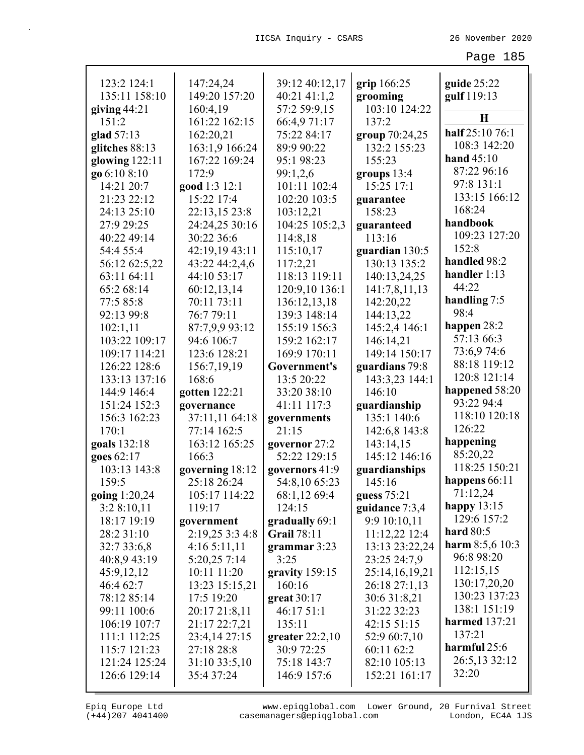123:2 124:1
135:11 158:10
**giving** 44:21
151:2
**glad** 57:13
**glitches** 88:13
**glowing** 122:11
**go** 6:10 8:10
14:21 20:7
21:23 22:12
24:13 25:10
27:9 29:25
40:22 49:14
54:4 55:4
56:12 62:5,22
63:11 64:11
65:2 68:14
77:5 85:8
92:13 99:8
102:1,11
103:22 109:17
109:17 114:21
126:22 128:6
133:13 137:16
144:9 146:4
151:24 152:3
156:3 162:23
170:1
**goals** 132:18
**goes** 62:17
103:13 143:8
159:5
**going** 1:20,24
3:2 8:10,11
18:17 19:19
28:2 31:10
32:7 33:6,8
40:8,9 43:19
45:9,12,12
46:4 62:7
78:12 85:14
99:11 100:6
106:19 107:7
111:1 112:25
115:7 121:23
121:24 125:24
126:6 129:14
147:24,24
149:20 157:20
160:4,19
161:22 162:15
162:20,21
163:1,9 166:24
167:22 169:24
172:9
**good** 1:3 12:1
15:22 17:4
22:13,15 23:8
24:24,25 30:16
30:22 36:6
42:19,19 43:11
43:22 44:2,4,6
44:10 53:17
60:12,13,14
70:11 73:11
76:7 79:11
87:7,9,9 93:12
94:6 106:7
123:6 128:21
156:7,19,19
168:6
**gotten** 122:21
**governance**
37:11,11 64:18
77:14 162:5
163:12 165:25
166:3
**governing** 18:12
25:18 26:24
105:17 114:22
119:17
**government**
2:19,25 3:3 4:8
4:16 5:11,11
5:20,25 7:14
10:11 11:20
13:23 15:15,21
17:5 19:20
20:17 21:8,11
21:17 22:7,21
23:4,14 27:15
27:18 28:8
31:10 33:5,10
35:4 37:24
39:12 40:12,17
40:21 41:1,2
57:2 59:9,15
66:4,9 71:17
75:22 84:17
89:9 90:22
95:1 98:23
99:1,2,6
101:11 102:4
102:20 103:5
103:12,21
104:25 105:2,3
114:8,18
115:10,17
117:2,21
118:13 119:11
120:9,10 136:1
136:12,13,18
139:3 148:14
155:19 156:3
159:2 162:17
169:9 170:11
**Government's**
13:5 20:22
33:20 38:10
41:11 117:3
**governments**
21:15
**governor** 27:2
52:22 129:15
**governors** 41:9
54:8,10 65:23
68:1,12 69:4
124:15
**gradually** 69:1
**Grail** 78:11
**grammar** 3:23
3:25
**gravity** 159:15
160:16
**great** 30:17
46:17 51:1
135:11
**greater** 22:2,10
30:9 72:25
75:18 143:7
146:9 157:6
**grip** 166:25
**grooming**
103:10 124:22
137:2
**group** 70:24,25
132:2 155:23
155:23
**groups** 13:4
15:25 17:1
**guarantee**
158:23
**guaranteed**
113:16
**guardian** 130:5
130:13 135:2
140:13,24,25
141:7,8,11,13
142:20,22
144:13,22
145:2,4 146:1
146:14,21
149:14 150:17
**guardians** 79:8
143:3,23 144:1
146:10
**guardianship**
135:1 140:6
142:6,8 143:8
143:14,15
145:12 146:16
**guardianships**
145:16
**guess** 75:21
**guidance** 7:3,4
9:9 10:10,11
11:12,22 12:4
13:13 23:22,24
23:25 24:7,9
25:14,16,19,21
26:18 27:1,13
30:6 31:8,21
31:22 32:23
42:15 51:15
52:9 60:7,10
60:11 62:2
82:10 105:13
152:21 161:17
**guide** 25:22
**gulf** 119:13

## H

**half** 25:10 76:1
108:3 142:20
**hand** 45:10
87:22 96:16
97:8 131:1
133:15 166:12
168:24
**handbook**
109:23 127:20
152:8
**handled** 98:2
**handler** 1:13
44:22
**handling** 7:5
98:4
**happen** 28:2
57:13 66:3
73:6,9 74:6
88:18 119:12
120:8 121:14
**happened** 58:20
93:22 94:4
118:10 120:18
126:22
**happening**
85:20,22
118:25 150:21
**happens** 66:11
71:12,24
**happy** 13:15
129:6 157:2
**hard** 80:5
**harm** 8:5,6 10:3
96:8 98:20
112:15,15
130:17,20,20
130:23 137:23
138:1 151:19
**harmed** 137:21
137:21
**harmful** 25:6
26:5,13 32:12
32:20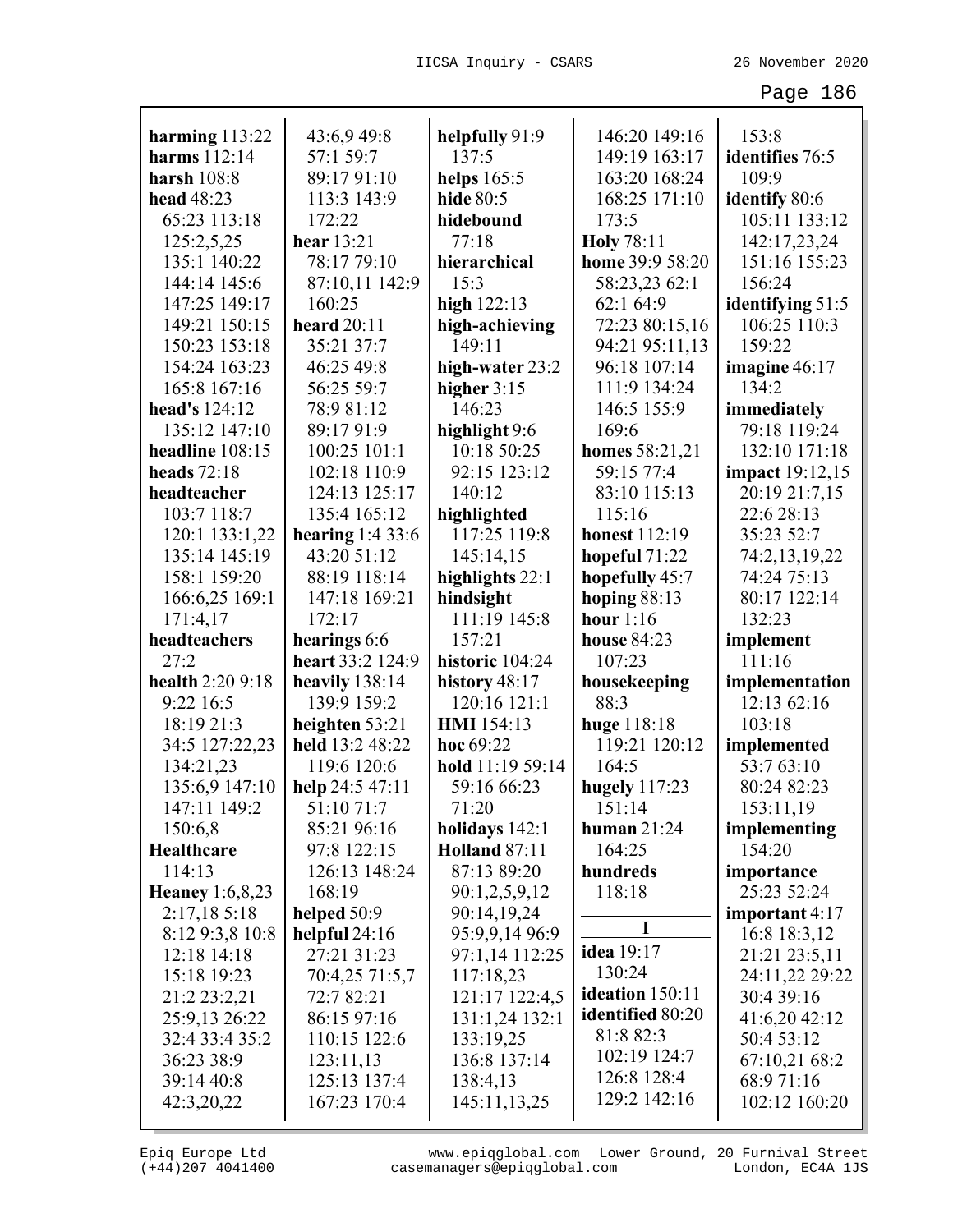**harming** 113:22
**harms** 112:14
**harsh** 108:8
**head** 48:23 65:23 113:18 125:2,5,25 135:1 140:22 144:14 145:6 147:25 149:17 149:21 150:15 150:23 153:18 154:24 163:23 165:8 167:16
**head's** 124:12 135:12 147:10
**headline** 108:15
**heads** 72:18
**headteacher** 103:7 118:7 120:1 133:1,22 135:14 145:19 158:1 159:20 166:6,25 169:1 171:4,17
**headteachers** 27:2
**health** 2:20 9:18 9:22 16:5 18:19 21:3 34:5 127:22,23 134:21,23 135:6,9 147:10 147:11 149:2 150:6,8
**Healthcare** 114:13
**Heaney** 1:6,8,23 2:17,18 5:18 8:12 9:3,8 10:8 12:18 14:18 15:18 19:23 21:2 23:2,21 25:9,13 26:22 32:4 33:4 35:2 36:23 38:9 39:14 40:8 42:3,20,22 43:6,9 49:8 57:1 59:7 89:17 91:10 113:3 143:9 172:22
**hear** 13:21 78:17 79:10 87:10,11 142:9 160:25
**heard** 20:11 35:21 37:7 46:25 49:8 56:25 59:7 78:9 81:12 89:17 91:9 100:25 101:1 102:18 110:9 124:13 125:17 135:4 165:12
**hearing** 1:4 33:6 43:20 51:12 88:19 118:14 147:18 169:21 172:17
**hearings** 6:6
**heart** 33:2 124:9
**heavily** 138:14 139:9 159:2
**heighten** 53:21
**held** 13:2 48:22 119:6 120:6
**help** 24:5 47:11 51:10 71:7 85:21 96:16 97:8 122:15 126:13 148:24 168:19
**helped** 50:9
**helpful** 24:16 27:21 31:23 70:4,25 71:5,7 72:7 82:21 86:15 97:16 110:15 122:6 123:11,13 125:13 137:4 167:23 170:4
**helpfully** 91:9 137:5
**helps** 165:5
**hide** 80:5
**hidebound** 77:18
**hierarchical** 15:3
**high** 122:13
**high-achieving** 149:11
**high-water** 23:2
**higher** 3:15 146:23
**highlight** 9:6 10:18 50:25 92:15 123:12 140:12
**highlighted** 117:25 119:8 145:14,15
**highlights** 22:1
**hindsight** 111:19 145:8 157:21
**historic** 104:24
**history** 48:17 120:16 121:1
**HMI** 154:13
**hoc** 69:22
**hold** 11:19 59:14 59:16 66:23 71:20
**holidays** 142:1
**Holland** 87:11 87:13 89:20 90:1,2,5,9,12 90:14,19,24 95:9,9,14 96:9 97:1,14 112:25 117:18,23 121:17 122:4,5 131:1,24 132:1 133:19,25 136:8 137:14 138:4,13 145:11,13,25 146:20 149:16 149:19 163:17 163:20 168:24 168:25 171:10 173:5
**Holy** 78:11
**home** 39:9 58:20 58:23,23 62:1 62:1 64:9 72:23 80:15,16 94:21 95:11,13 96:18 107:14 111:9 134:24 146:5 155:9 169:6
**homes** 58:21,21 59:15 77:4 83:10 115:13 115:16
**honest** 112:19
**hopeful** 71:22
**hopefully** 45:7
**hoping** 88:13
**hour** 1:16
**house** 84:23 107:23
**housekeeping** 88:3
**huge** 118:18 119:21 120:12 164:5
**hugely** 117:23 151:14
**human** 21:24 164:25
**hundreds** 118:18

**I**

**idea** 19:17 130:24
**ideation** 150:11
**identified** 80:20 81:8 82:3 102:19 124:7 126:8 128:4 129:2 142:16 153:8
**identifies** 76:5 109:9
**identify** 80:6 105:11 133:12 142:17,23,24 151:16 155:23 156:24
**identifying** 51:5 106:25 110:3 159:22
**imagine** 46:17 134:2
**immediately** 79:18 119:24 132:10 171:18
**impact** 19:12,15 20:19 21:7,15 22:6 28:13 35:23 52:7 74:2,13,19,22 74:24 75:13 80:17 122:14 132:23
**implement** 111:16
**implementation** 12:13 62:16 103:18
**implemented** 53:7 63:10 80:24 82:23 153:11,19
**implementing** 154:20
**importance** 25:23 52:24
**important** 4:17 16:8 18:3,12 21:21 23:5,11 24:11,22 29:22 30:4 39:16 41:6,20 42:12 50:4 53:12 67:10,21 68:2 68:9 71:16 102:12 160:20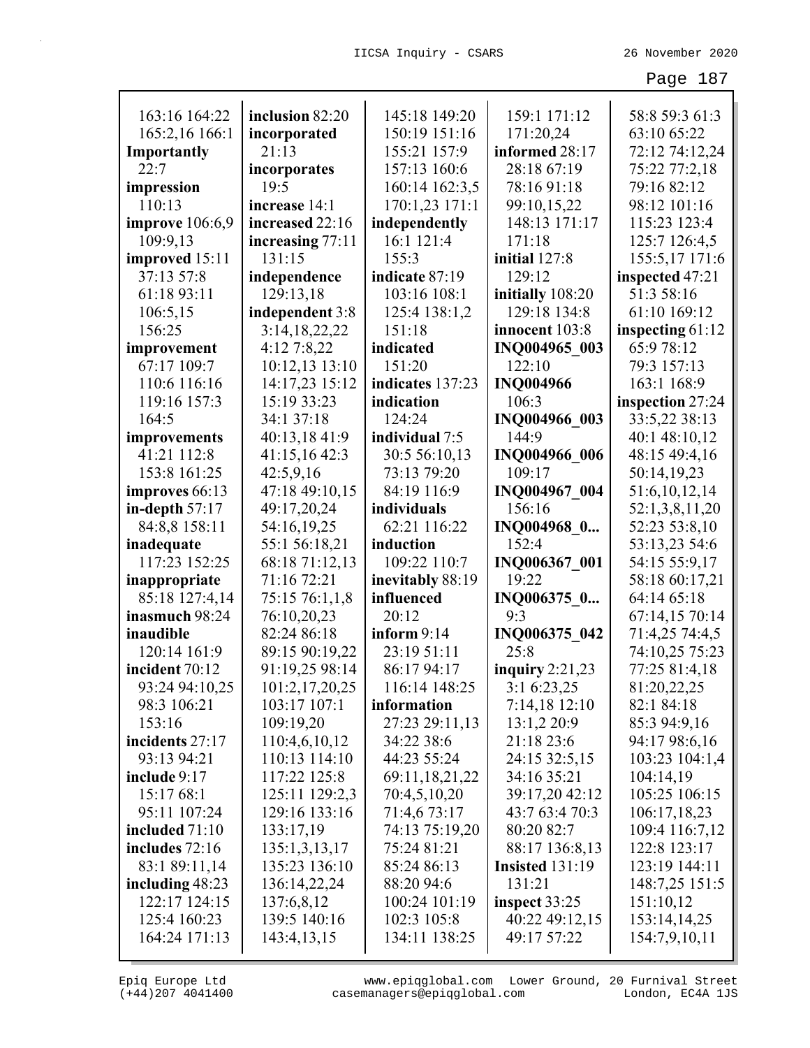163:16 164:22 165:2,16 166:1
**Importantly** 22:7
**impression** 110:13
**improve** 106:6,9 109:9,13
**improved** 15:11 37:13 57:8 61:18 93:11 106:5,15 156:25
**improvement** 67:17 109:7 110:6 116:16 119:16 157:3 164:5
**improvements** 41:21 112:8 153:8 161:25
**improves** 66:13
**in-depth** 57:17 84:8,8 158:11
**inadequate** 117:23 152:25
**inappropriate** 85:18 127:4,14
**inasmuch** 98:24
**inaudible** 120:14 161:9
**incident** 70:12 93:24 94:10,25 98:3 106:21 153:16
**incidents** 27:17 93:13 94:21
**include** 9:17 15:17 68:1 95:11 107:24
**included** 71:10
**includes** 72:16 83:1 89:11,14
**including** 48:23 122:17 124:15 125:4 160:23 164:24 171:13
**inclusion** 82:20
**incorporated** 21:13
**incorporates** 19:5
**increase** 14:1
**increased** 22:16
**increasing** 77:11 131:15
**independence** 129:13,18
**independent** 3:8 3:14,18,22,22 4:12 7:8,22 10:12,13 13:10 14:17,23 15:12 15:19 33:23 34:1 37:18 40:13,18 41:9 41:15,16 42:3 42:5,9,16 47:18 49:10,15 49:17,20,24 54:16,19,25 55:1 56:18,21 68:18 71:12,13 71:16 72:21 75:15 76:1,1,8 76:10,20,23 82:24 86:18 89:15 90:19,22 91:19,25 98:14 101:2,17,20,25 103:17 107:1 109:19,20 110:4,6,10,12 110:13 114:10 117:22 125:8 125:11 129:2,3 129:16 133:16 133:17,19 135:1,3,13,17 135:23 136:10 136:14,22,24 137:6,8,12 139:5 140:16 143:4,13,15 145:18 149:20 150:19 151:16 155:21 157:9 157:13 160:6 160:14 162:3,5 170:1,23 171:1
**independently** 16:1 121:4 155:3
**indicate** 87:19 103:16 108:1 125:4 138:1,2 151:18
**indicated** 151:20
**indicates** 137:23
**indication** 124:24
**individual** 7:5 30:5 56:10,13 73:13 79:20 84:19 116:9
**individuals** 62:21 116:22
**induction** 109:22 110:7
**inevitably** 88:19
**influenced** 20:12
**inform** 9:14 23:19 51:11 86:17 94:17 116:14 148:25
**information** 27:23 29:11,13 34:22 38:6 44:23 55:24 69:11,18,21,22 70:4,5,10,20 71:4,6 73:17 74:13 75:19,20 75:24 81:21 85:24 86:13 88:20 94:6 100:24 101:19 102:3 105:8 134:11 138:25 159:1 171:12 171:20,24
**informed** 28:17 28:18 67:19 78:16 91:18 99:10,15,22 148:13 171:17 171:18
**initial** 127:8 129:12
**initially** 108:20 129:18 134:8
**innocent** 103:8
**INQ004965_003** 122:10
**INQ004966** 106:3
**INQ004966_003** 144:9
**INQ004966_006** 109:17
**INQ004967_004** 156:16
**INQ004968_0...** 152:4
**INQ006367_001** 19:22
**INQ006375_0...** 9:3
**INQ006375_042** 25:8
**inquiry** 2:21,23 3:1 6:23,25 7:14,18 12:10 13:1,2 20:9 21:18 23:6 24:15 32:5,15 34:16 35:21 39:17,20 42:12 43:7 63:4 70:3 80:20 82:7 88:17 136:8,13
**Insisted** 131:19 131:21
**inspect** 33:25 40:22 49:12,15 49:17 57:22 58:8 59:3 61:3 63:10 65:22 72:12 74:12,24 75:22 77:2,18 79:16 82:12 98:12 101:16 115:23 123:4 125:7 126:4,5 155:5,17 171:6
**inspected** 47:21 51:3 58:16 61:10 169:12
**inspecting** 61:12 65:9 78:12 79:3 157:13 163:1 168:9
**inspection** 27:24 33:5,22 38:13 40:1 48:10,12 48:15 49:4,16 50:14,19,23 51:6,10,12,14 52:1,3,8,11,20 52:23 53:8,10 53:13,23 54:6 54:15 55:9,17 58:18 60:17,21 64:14 65:18 67:14,15 70:14 71:4,25 74:4,5 74:10,25 75:23 77:25 81:4,18 81:20,22,25 82:1 84:18 85:3 94:9,16 94:17 98:6,16 103:23 104:1,4 104:14,19 105:25 106:15 106:17,18,23 109:4 116:7,12 122:8 123:17 123:19 144:11 148:7,25 151:5 151:10,12 153:14,14,25 154:7,9,10,11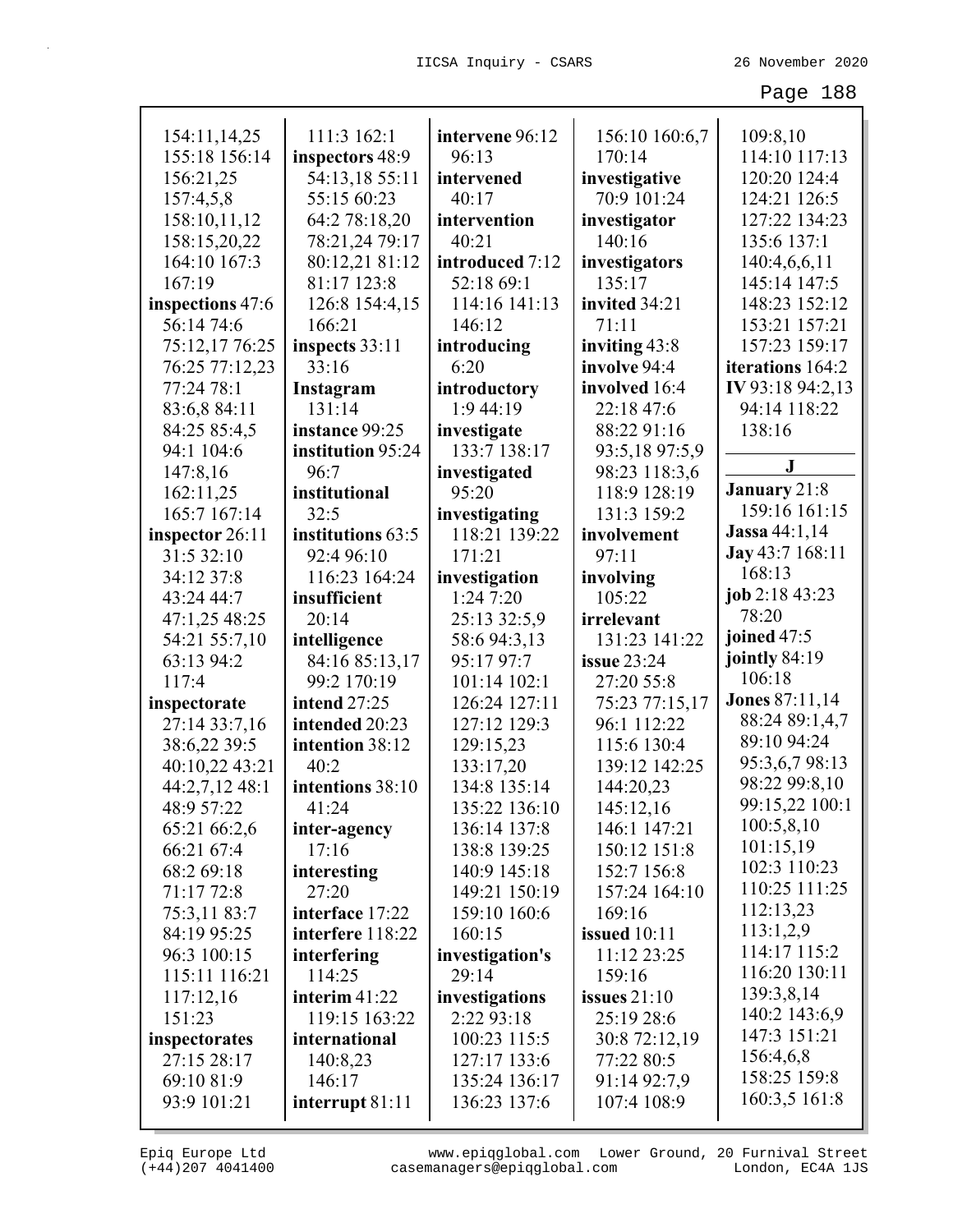154:11,14,25
155:18 156:14
156:21,25
157:4,5,8
158:10,11,12
158:15,20,22
164:10 167:3
167:19
**inspections** 47:6
56:14 74:6
75:12,17 76:25
76:25 77:12,23
77:24 78:1
83:6,8 84:11
84:25 85:4,5
94:1 104:6
147:8,16
162:11,25
165:7 167:14
**inspector** 26:11
31:5 32:10
34:12 37:8
43:24 44:7
47:1,25 48:25
54:21 55:7,10
63:13 94:2
117:4
**inspectorate**
27:14 33:7,16
38:6,22 39:5
40:10,22 43:21
44:2,7,12 48:1
48:9 57:22
65:21 66:2,6
66:21 67:4
68:2 69:18
71:17 72:8
75:3,11 83:7
84:19 95:25
96:3 100:15
115:11 116:21
117:12,16
151:23
**inspectorates**
27:15 28:17
69:10 81:9
93:9 101:21

111:3 162:1
**inspectors** 48:9
54:13,18 55:11
55:15 60:23
64:2 78:18,20
78:21,24 79:17
80:12,21 81:12
81:17 123:8
126:8 154:4,15
166:21
**inspects** 33:11
33:16
**Instagram**
131:14
**instance** 99:25
**institution** 95:24
96:7
**institutional**
32:5
**institutions** 63:5
92:4 96:10
116:23 164:24
**insufficient**
20:14
**intelligence**
84:16 85:13,17
99:2 170:19
**intend** 27:25
**intended** 20:23
**intention** 38:12
40:2
**intentions** 38:10
41:24
**inter-agency**
17:16
**interesting**
27:20
**interface** 17:22
**interfere** 118:22
**interfering**
114:25
**interim** 41:22
119:15 163:22
**international**
140:8,23
146:17
**interrupt** 81:11

**intervene** 96:12
96:13
**intervened**
40:17
**intervention**
40:21
**introduced** 7:12
52:18 69:1
114:16 141:13
146:12
**introducing**
6:20
**introductory**
1:9 44:19
**investigate**
133:7 138:17
**investigated**
95:20
**investigating**
118:21 139:22
171:21
**investigation**
1:24 7:20
25:13 32:5,9
58:6 94:3,13
95:17 97:7
101:14 102:1
126:24 127:11
127:12 129:3
129:15,23
133:17,20
134:8 135:14
135:22 136:10
136:14 137:8
138:8 139:25
140:9 145:18
149:21 150:19
159:10 160:6
160:15
**investigation's**
29:14
**investigations**
2:22 93:18
100:23 115:5
127:17 133:6
135:24 136:17
136:23 137:6

156:10 160:6,7
170:14
**investigative**
70:9 101:24
**investigator**
140:16
**investigators**
135:17
**invited** 34:21
71:11
**inviting** 43:8
**involve** 94:4
**involved** 16:4
22:18 47:6
88:22 91:16
93:5,18 97:5,9
98:23 118:3,6
118:9 128:19
131:3 159:2
**involvement**
97:11
**involving**
105:22
**irrelevant**
131:23 141:22
**issue** 23:24
27:20 55:8
75:23 77:15,17
96:1 112:22
115:6 130:4
139:12 142:25
144:20,23
145:12,16
146:1 147:21
150:12 151:8
152:7 156:8
157:24 164:10
169:16
**issued** 10:11
11:12 23:25
159:16
**issues** 21:10
25:19 28:6
30:8 72:12,19
77:22 80:5
91:14 92:7,9
107:4 108:9

109:8,10
114:10 117:13
120:20 124:4
124:21 126:5
127:22 134:23
135:6 137:1
140:4,6,6,11
145:14 147:5
148:23 152:12
153:21 157:21
157:23 159:17
**iterations** 164:2
**IV** 93:18 94:2,13
94:14 118:22
138:16

**J**

**January** 21:8
159:16 161:15
**Jassa** 44:1,14
**Jay** 43:7 168:11
168:13
**job** 2:18 43:23
78:20
**joined** 47:5
**jointly** 84:19
106:18
**Jones** 87:11,14
88:24 89:1,4,7
89:10 94:24
95:3,6,7 98:13
98:22 99:8,10
99:15,22 100:1
100:5,8,10
101:15,19
102:3 110:23
110:25 111:25
112:13,23
113:1,2,9
114:17 115:2
116:20 130:11
139:3,8,14
140:2 143:6,9
147:3 151:21
156:4,6,8
158:25 159:8
160:3,5 161:8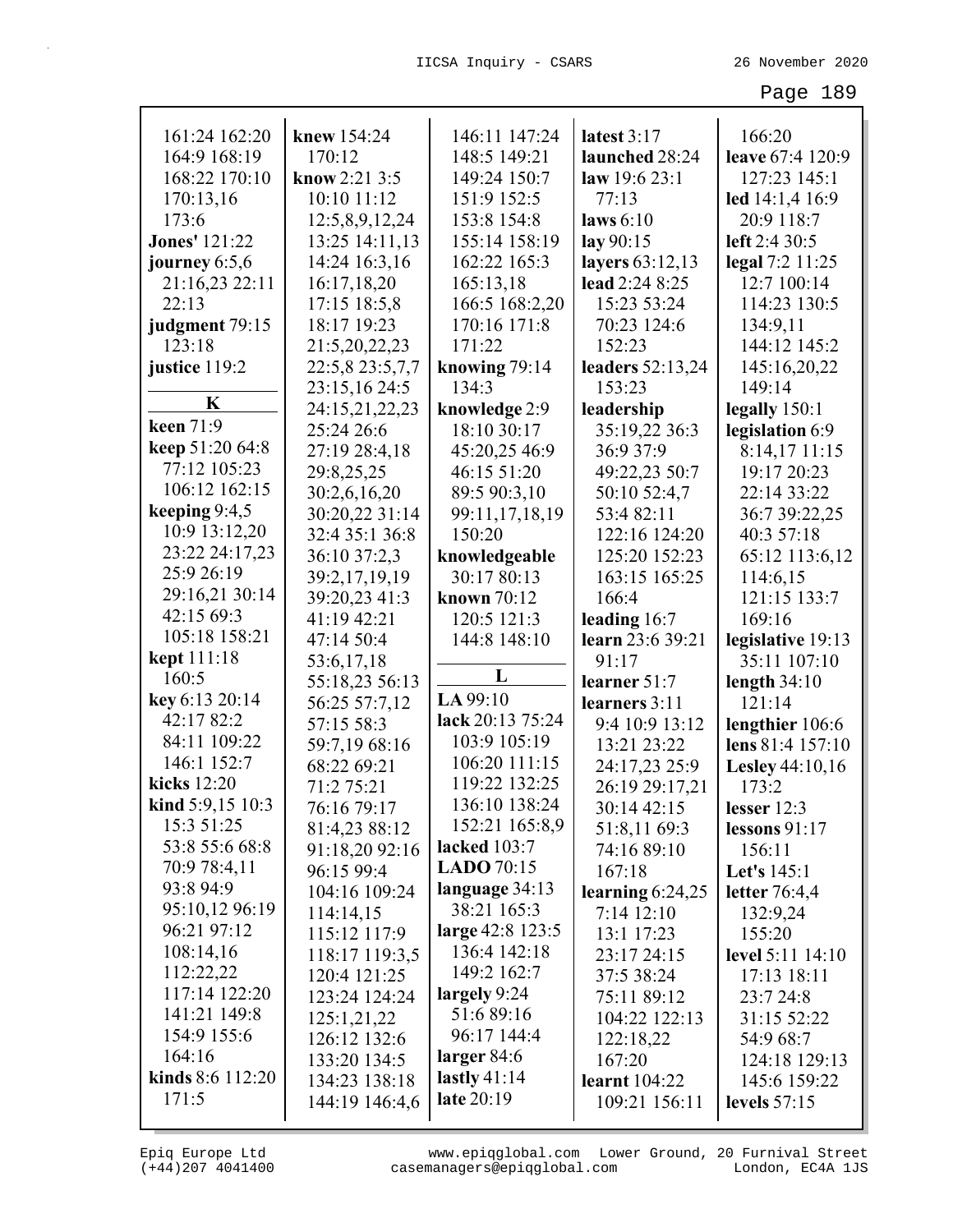161:24 162:20
164:9 168:19
168:22 170:10
170:13,16
173:6
**Jones'** 121:22
**journey** 6:5,6
21:16,23 22:11
22:13
**judgment** 79:15
123:18
**justice** 119:2

**K**

**keen** 71:9
**keep** 51:20 64:8
77:12 105:23
106:12 162:15
**keeping** 9:4,5
10:9 13:12,20
23:22 24:17,23
25:9 26:19
29:16,21 30:14
42:15 69:3
105:18 158:21
**kept** 111:18
160:5
**key** 6:13 20:14
42:17 82:2
84:11 109:22
146:1 152:7
**kicks** 12:20
**kind** 5:9,15 10:3
15:3 51:25
53:8 55:6 68:8
70:9 78:4,11
93:8 94:9
95:10,12 96:19
96:21 97:12
108:14,16
112:22,22
117:14 122:20
141:21 149:8
154:9 155:6
164:16
**kinds** 8:6 112:20
171:5

**knew** 154:24
170:12
**know** 2:21 3:5
10:10 11:12
12:5,8,9,12,24
13:25 14:11,13
14:24 16:3,16
16:17,18,20
17:15 18:5,8
18:17 19:23
21:5,20,22,23
22:5,8 23:5,7,7
23:15,16 24:5
24:15,21,22,23
25:24 26:6
27:19 28:4,18
29:8,25,25
30:2,6,16,20
30:20,22 31:14
32:4 35:1 36:8
36:10 37:2,3
39:2,17,19,19
39:20,23 41:3
41:19 42:21
47:14 50:4
53:6,17,18
55:18,23 56:13
56:25 57:7,12
57:15 58:3
59:7,19 68:16
68:22 69:21
71:2 75:21
76:16 79:17
81:4,23 88:12
91:18,20 92:16
96:15 99:4
104:16 109:24
114:14,15
115:12 117:9
118:17 119:3,5
120:4 121:25
123:24 124:24
125:1,21,22
126:12 132:6
133:20 134:5
134:23 138:18
144:19 146:4,6

146:11 147:24
148:5 149:21
149:24 150:7
151:9 152:5
153:8 154:8
155:14 158:19
162:22 165:3
165:13,18
166:5 168:2,20
170:16 171:8
171:22
**knowing** 79:14
134:3
**knowledge** 2:9
18:10 30:17
45:20,25 46:9
46:15 51:20
89:5 90:3,10
99:11,17,18,19
150:20
**knowledgeable**
30:17 80:13
**known** 70:12
120:5 121:3
144:8 148:10

**L**

**LA** 99:10
**lack** 20:13 75:24
103:9 105:19
106:20 111:15
119:22 132:25
136:10 138:24
152:21 165:8,9
**lacked** 103:7
**LADO** 70:15
**language** 34:13
38:21 165:3
**large** 42:8 123:5
136:4 142:18
149:2 162:7
**largely** 9:24
51:6 89:16
96:17 144:4
**larger** 84:6
**lastly** 41:14
**late** 20:19

**latest** 3:17
**launched** 28:24
**law** 19:6 23:1
77:13
**laws** 6:10
**lay** 90:15
**layers** 63:12,13
**lead** 2:24 8:25
15:23 53:24
70:23 124:6
152:23
**leaders** 52:13,24
153:23
**leadership**
35:19,22 36:3
36:9 37:9
49:22,23 50:7
50:10 52:4,7
53:4 82:11
122:16 124:20
125:20 152:23
163:15 165:25
166:4
**leading** 16:7
**learn** 23:6 39:21
91:17
**learner** 51:7
**learners** 3:11
9:4 10:9 13:12
13:21 23:22
24:17,23 25:9
26:19 29:17,21
30:14 42:15
51:8,11 69:3
74:16 89:10
167:18
**learning** 6:24,25
7:14 12:10
13:1 17:23
23:17 24:15
37:5 38:24
75:11 89:12
104:22 122:13
122:18,22
167:20
**learnt** 104:22
109:21 156:11

166:20
**leave** 67:4 120:9
127:23 145:1
**led** 14:1,4 16:9
20:9 118:7
**left** 2:4 30:5
**legal** 7:2 11:25
12:7 100:14
114:23 130:5
134:9,11
144:12 145:2
145:16,20,22
149:14
**legally** 150:1
**legislation** 6:9
8:14,17 11:15
19:17 20:23
22:14 33:22
36:7 39:22,25
40:3 57:18
65:12 113:6,12
114:6,15
121:15 133:7
169:16
**legislative** 19:13
35:11 107:10
**length** 34:10
121:14
**lengthier** 106:6
**lens** 81:4 157:10
**Lesley** 44:10,16
173:2
**lesser** 12:3
**lessons** 91:17
156:11
**Let's** 145:1
**letter** 76:4,4
132:9,24
155:20
**level** 5:11 14:10
17:13 18:11
23:7 24:8
31:15 52:22
54:9 68:7
124:18 129:13
145:6 159:22
**levels** 57:15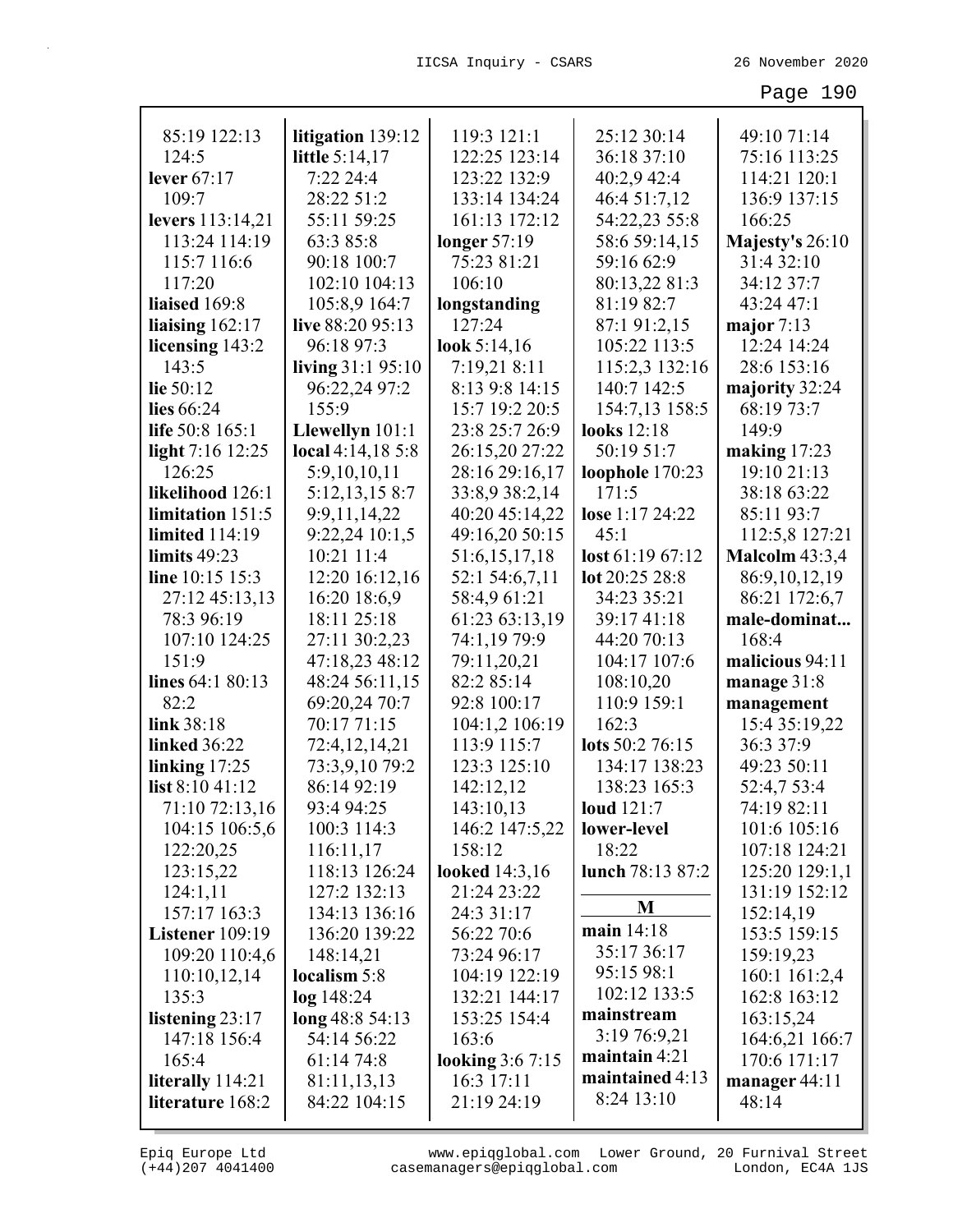85:19 122:13 124:5
**lever** 67:17 109:7
**levers** 113:14,21 113:24 114:19 115:7 116:6 117:20
**liaised** 169:8
**liaising** 162:17
**licensing** 143:2 143:5
**lie** 50:12
**lies** 66:24
**life** 50:8 165:1
**light** 7:16 12:25 126:25
**likelihood** 126:1
**limitation** 151:5
**limited** 114:19
**limits** 49:23
**line** 10:15 15:3 27:12 45:13,13 78:3 96:19 107:10 124:25 151:9
**lines** 64:1 80:13 82:2
**link** 38:18
**linked** 36:22
**linking** 17:25
**list** 8:10 41:12 71:10 72:13,16 104:15 106:5,6 122:20,25 123:15,22 124:1,11 157:17 163:3
**Listener** 109:19 109:20 110:4,6 110:10,12,14 135:3
**listening** 23:17 147:18 156:4 165:4
**literally** 114:21
**literature** 168:2
**litigation** 139:12
**little** 5:14,17 7:22 24:4 28:22 51:2 55:11 59:25 63:3 85:8 90:18 100:7 102:10 104:13 105:8,9 164:7
**live** 88:20 95:13 96:18 97:3
**living** 31:1 95:10 96:22,24 97:2 155:9
**Llewellyn** 101:1
**local** 4:14,18 5:8 5:9,10,10,11 5:12,13,15 8:7 9:9,11,14,22 9:22,24 10:1,5 10:21 11:4 12:20 16:12,16 16:20 18:6,9 18:11 25:18 27:11 30:2,23 47:18,23 48:12 48:24 56:11,15 69:20,24 70:7 70:17 71:15 72:4,12,14,21 73:3,9,10 79:2 86:14 92:19 93:4 94:25 100:3 114:3 116:11,17 118:13 126:24 127:2 132:13 134:13 136:16 136:20 139:22 148:14,21
**localism** 5:8
**log** 148:24
**long** 48:8 54:13 54:14 56:22 61:14 74:8 81:11,13,13 84:22 104:15 119:3 121:1 122:25 123:14 123:22 132:9 133:14 134:24 161:13 172:12
**longer** 57:19 75:23 81:21 106:10
**longstanding** 127:24
**look** 5:14,16 7:19,21 8:11 8:13 9:8 14:15 15:7 19:2 20:5 23:8 25:7 26:9 26:15,20 27:22 28:16 29:16,17 33:8,9 38:2,14 40:20 45:14,22 49:16,20 50:15 51:6,15,17,18 52:1 54:6,7,11 58:4,9 61:21 61:23 63:13,19 74:1,19 79:9 79:11,20,21 82:2 85:14 92:8 100:17 104:1,2 106:19 113:9 115:7 123:3 125:10 142:12,12 143:10,13 146:2 147:5,22 158:12
**looked** 14:3,16 21:24 23:22 24:3 31:17 56:22 70:6 73:24 96:17 104:19 122:19 132:21 144:17 153:25 154:4 163:6
**looking** 3:6 7:15 16:3 17:11 21:19 24:19 25:12 30:14 36:18 37:10 40:2,9 42:4 46:4 51:7,12 54:22,23 55:8 58:6 59:14,15 59:16 62:9 80:13,22 81:3 81:19 82:7 87:1 91:2,15 105:22 113:5 115:2,3 132:16 140:7 142:5 154:7,13 158:5
**looks** 12:18 50:19 51:7
**loophole** 170:23 171:5
**lose** 1:17 24:22 45:1
**lost** 61:19 67:12
**lot** 20:25 28:8 34:23 35:21 39:17 41:18 44:20 70:13 104:17 107:6 108:10,20 110:9 159:1 162:3
**lots** 50:2 76:15 134:17 138:23 138:23 165:3
**loud** 121:7
**lower-level** 18:22
**lunch** 78:13 87:2

## M

**main** 14:18 35:17 36:17 95:15 98:1 102:12 133:5
**mainstream** 3:19 76:9,21
**maintain** 4:21
**maintained** 4:13 8:24 13:10 49:10 71:14 75:16 113:25 114:21 120:1 136:9 137:15 166:25
**Majesty's** 26:10 31:4 32:10 34:12 37:7 43:24 47:1
**major** 7:13 12:24 14:24 28:6 153:16
**majority** 32:24 68:19 73:7 149:9
**making** 17:23 19:10 21:13 38:18 63:22 85:11 93:7 112:5,8 127:21
**Malcolm** 43:3,4 86:9,10,12,19 86:21 172:6,7
**male-dominat...** 168:4
**malicious** 94:11
**manage** 31:8
**management** 15:4 35:19,22 36:3 37:9 49:23 50:11 52:4,7 53:4 74:19 82:11 101:6 105:16 107:18 124:21 125:20 129:1,1 131:19 152:12 152:14,19 153:5 159:15 159:19,23 160:1 161:2,4 162:8 163:12 163:15,24 164:6,21 166:7 170:6 171:17
**manager** 44:11 48:14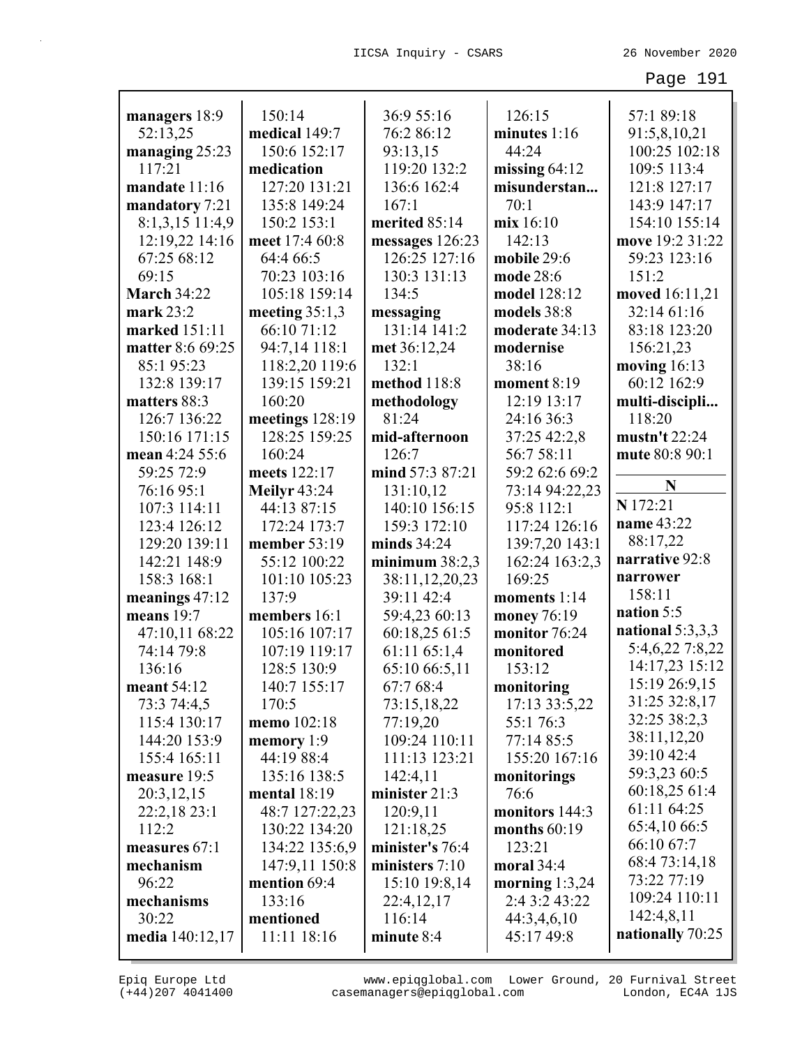**managers** 18:9 52:13,25
**managing** 25:23 117:21
**mandate** 11:16
**mandatory** 7:21 8:1,3,15 11:4,9 12:19,22 14:16 67:25 68:12 69:15
**March** 34:22
**mark** 23:2
**marked** 151:11
**matter** 8:6 69:25 85:1 95:23 132:8 139:17
**matters** 88:3 126:7 136:22 150:16 171:15
**mean** 4:24 55:6 59:25 72:9 76:16 95:1 107:3 114:11 123:4 126:12 129:20 139:11 142:21 148:9 158:3 168:1
**meanings** 47:12
**means** 19:7 47:10,11 68:22 74:14 79:8 136:16
**meant** 54:12 73:3 74:4,5 115:4 130:17 144:20 153:9 155:4 165:11
**measure** 19:5 20:3,12,15 22:2,18 23:1 112:2
**measures** 67:1
**mechanism** 96:22
**mechanisms** 30:22
**media** 140:12,17 150:14
**medical** 149:7 150:6 152:17
**medication** 127:20 131:21 135:8 149:24 150:2 153:1
**meet** 17:4 60:8 64:4 66:5 70:23 103:16 105:18 159:14
**meeting** 35:1,3 66:10 71:12 94:7,14 118:1 118:2,20 119:6 139:15 159:21 160:20
**meetings** 128:19 128:25 159:25 160:24
**meets** 122:17
**Meilyr** 43:24 44:13 87:15 172:24 173:7
**member** 53:19 55:12 100:22 101:10 105:23 137:9
**members** 16:1 105:16 107:17 107:19 119:17 128:5 130:9 140:7 155:17 170:5
**memo** 102:18
**memory** 1:9 44:19 88:4 135:16 138:5
**mental** 18:19 48:7 127:22,23 130:22 134:20 134:22 135:6,9 147:9,11 150:8
**mention** 69:4 133:16
**mentioned** 11:11 18:16 36:9 55:16 76:2 86:12 93:13,15 119:20 132:2 136:6 162:4 167:1
**merited** 85:14
**messages** 126:23 126:25 127:16 130:3 131:13 134:5
**messaging** 131:14 141:2
**met** 36:12,24 132:1
**method** 118:8
**methodology** 81:24
**mid-afternoon** 126:7
**mind** 57:3 87:21 131:10,12 140:10 156:15 159:3 172:10
**minds** 34:24
**minimum** 38:2,3 38:11,12,20,23 39:11 42:4 59:4,23 60:13 60:18,25 61:5 61:11 65:1,4 65:10 66:5,11 67:7 68:4 73:15,18,22 77:19,20 109:24 110:11 111:13 123:21 142:4,11
**minister** 21:3 120:9,11 121:18,25
**minister's** 76:4
**ministers** 7:10 15:10 19:8,14 22:4,12,17 116:14
**minute** 8:4 126:15
**minutes** 1:16 44:24
**missing** 64:12
**misunderstan...** 70:1
**mix** 16:10 142:13
**mobile** 29:6
**mode** 28:6
**model** 128:12
**models** 38:8
**moderate** 34:13
**modernise** 38:16
**moment** 8:19 12:19 13:17 24:16 36:3 37:25 42:2,8 56:7 58:11 59:2 62:6 69:2 73:14 94:22,23 95:8 112:1 117:24 126:16 139:7,20 143:1 162:24 163:2,3 169:25
**moments** 1:14
**money** 76:19
**monitor** 76:24
**monitored** 153:12
**monitoring** 17:13 33:5,22 55:1 76:3 77:14 85:5 155:20 167:16
**monitorings** 76:6
**monitors** 144:3
**months** 60:19 123:21
**moral** 34:4
**morning** 1:3,24 2:4 3:2 43:22 44:3,4,6,10 45:17 49:8 57:1 89:18 91:5,8,10,21 100:25 102:18 109:5 113:4 121:8 127:17 143:9 147:17 154:10 155:14
**move** 19:2 31:22 59:23 123:16 151:2
**moved** 16:11,21 32:14 61:16 83:18 123:20 156:21,23
**moving** 16:13 60:12 162:9
**multi-discipli...** 118:20
**mustn't** 22:24
**mute** 80:8 90:1

## N

**N** 172:21
**name** 43:22 88:17,22
**narrative** 92:8
**narrower** 158:11
**nation** 5:5
**national** 5:3,3,3 5:4,6,22 7:8,22 14:17,23 15:12 15:19 26:9,15 31:25 32:8,17 32:25 38:2,3 38:11,12,20 39:10 42:4 59:3,23 60:5 60:18,25 61:4 61:11 64:25 65:4,10 66:5 66:10 67:7 68:4 73:14,18 73:22 77:19 109:24 110:11 142:4,8,11
**nationally** 70:25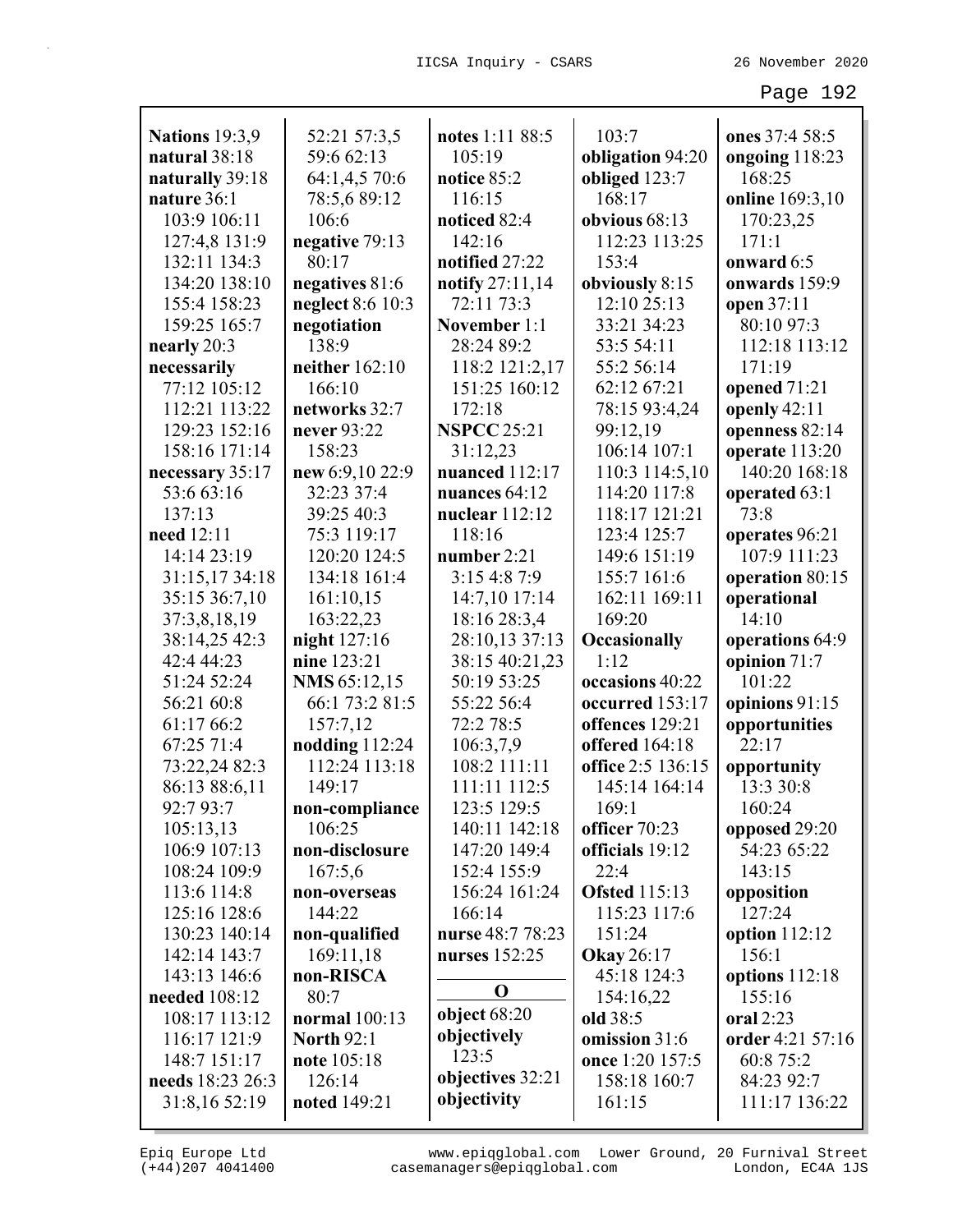**Nations** 19:3,9
**natural** 38:18
**naturally** 39:18
**nature** 36:1 103:9 106:11 127:4,8 131:9 132:11 134:3 134:20 138:10 155:4 158:23 159:25 165:7
**nearly** 20:3
**necessarily** 77:12 105:12 112:21 113:22 129:23 152:16 158:16 171:14
**necessary** 35:17 53:6 63:16 137:13
**need** 12:11 14:14 23:19 31:15,17 34:18 35:15 36:7,10 37:3,8,18,19 38:14,25 42:3 42:4 44:23 51:24 52:24 56:21 60:8 61:17 66:2 67:25 71:4 73:22,24 82:3 86:13 88:6,11 92:7 93:7 105:13,13 106:9 107:13 108:24 109:9 113:6 114:8 125:16 128:6 130:23 140:14 142:14 143:7 143:13 146:6
**needed** 108:12 108:17 113:12 116:17 121:9 148:7 151:17
**needs** 18:23 26:3 31:8,16 52:19 52:21 57:3,5 59:6 62:13 64:1,4,5 70:6 78:5,6 89:12 106:6
**negative** 79:13 80:17
**negatives** 81:6
**neglect** 8:6 10:3
**negotiation** 138:9
**neither** 162:10 166:10
**networks** 32:7
**never** 93:22 158:23
**new** 6:9,10 22:9 32:23 37:4 39:25 40:3 75:3 119:17 120:20 124:5 134:18 161:4 161:10,15 163:22,23
**night** 127:16
**nine** 123:21
**NMS** 65:12,15 66:1 73:2 81:5 157:7,12
**nodding** 112:24 112:24 113:18 149:17
**non-compliance** 106:25
**non-disclosure** 167:5,6
**non-overseas** 144:22
**non-qualified** 169:11,18
**non-RISCA** 80:7
**normal** 100:13
**North** 92:1
**note** 105:18 126:14
**noted** 149:21
**notes** 1:11 88:5 105:19
**notice** 85:2 116:15
**noticed** 82:4 142:16
**notified** 27:22
**notify** 27:11,14 72:11 73:3
**November** 1:1 28:24 89:2 118:2 121:2,17 151:25 160:12 172:18
**NSPCC** 25:21 31:12,23
**nuanced** 112:17
**nuances** 64:12
**nuclear** 112:12 118:16
**number** 2:21 3:15 4:8 7:9 14:7,10 17:14 18:16 28:3,4 28:10,13 37:13 38:15 40:21,23 50:19 53:25 55:22 56:4 72:2 78:5 106:3,7,9 108:2 111:11 111:11 112:5 123:5 129:5 140:11 142:18 147:20 149:4 152:4 155:9 156:24 161:24 166:14
**nurse** 48:7 78:23
**nurses** 152:25

## O

**object** 68:20
**objectively** 123:5
**objectives** 32:21
**objectivity** 103:7
**obligation** 94:20
**obliged** 123:7 168:17
**obvious** 68:13 112:23 113:25 153:4
**obviously** 8:15 12:10 25:13 33:21 34:23 53:5 54:11 55:2 56:14 62:12 67:21 78:15 93:4,24 99:12,19 106:14 107:1 110:3 114:5,10 114:20 117:8 118:17 121:21 123:4 125:7 149:6 151:19 155:7 161:6 162:11 169:11 169:20
**Occasionally** 1:12
**occasions** 40:22
**occurred** 153:17
**offences** 129:21
**offered** 164:18
**office** 2:5 136:15 145:14 164:14 169:1
**officer** 70:23
**officials** 19:12 22:4
**Ofsted** 115:13 115:23 117:6 151:24
**Okay** 26:17 45:18 124:3 154:16,22
**old** 38:5
**omission** 31:6
**once** 1:20 157:5 158:18 160:7 161:15
**ones** 37:4 58:5
**ongoing** 118:23 168:25
**online** 169:3,10 170:23,25 171:1
**onward** 6:5
**onwards** 159:9
**open** 37:11 80:10 97:3 112:18 113:12 171:19
**opened** 71:21
**openly** 42:11
**openness** 82:14
**operate** 113:20 140:20 168:18
**operated** 63:1 73:8
**operates** 96:21 107:9 111:23
**operation** 80:15
**operational** 14:10
**operations** 64:9
**opinion** 71:7 101:22
**opinions** 91:15
**opportunities** 22:17
**opportunity** 13:3 30:8 160:24
**opposed** 29:20 54:23 65:22 143:15
**opposition** 127:24
**option** 112:12 156:1
**options** 112:18 155:16
**oral** 2:23
**order** 4:21 57:16 60:8 75:2 84:23 92:7 111:17 136:22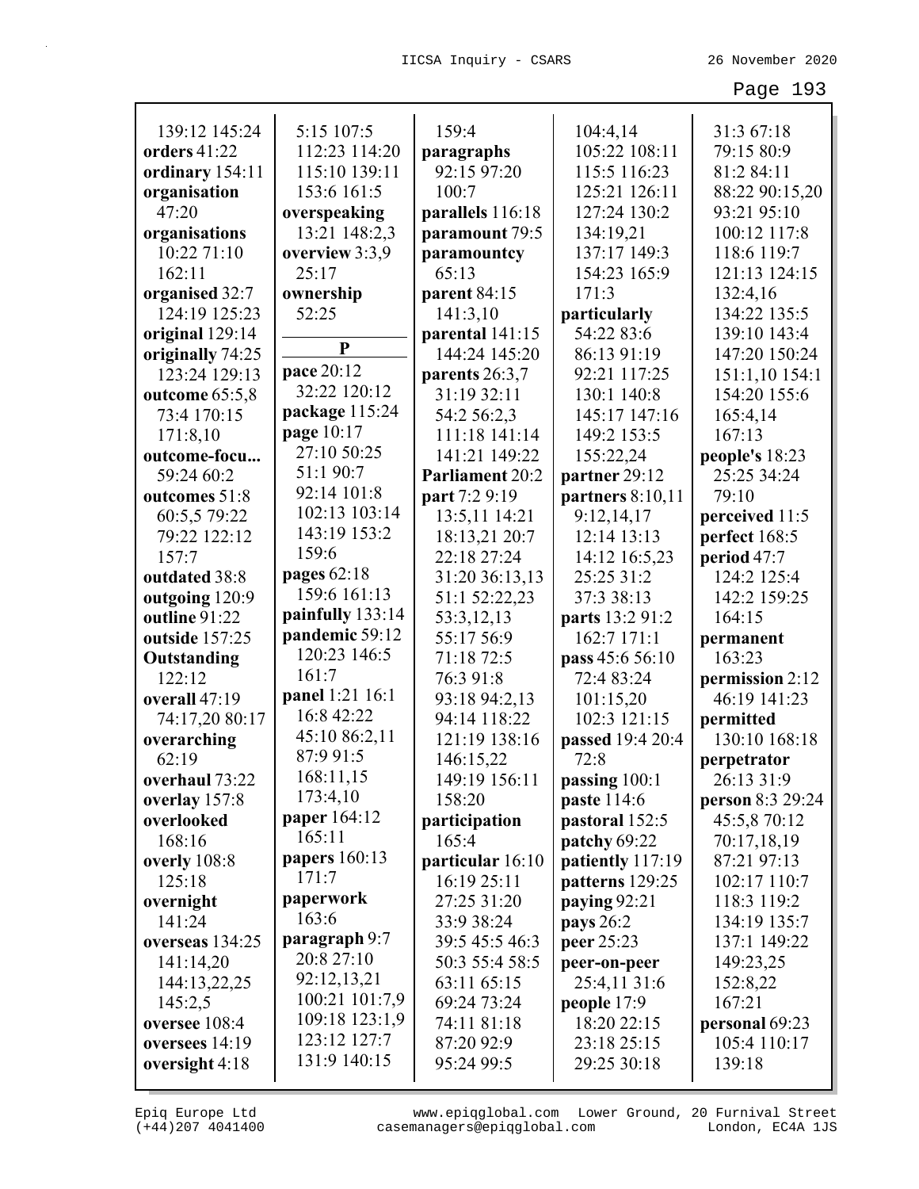139:12 145:24
**orders** 41:22
**ordinary** 154:11
**organisation** 47:20
**organisations** 10:22 71:10 162:11
**organised** 32:7 124:19 125:23
**original** 129:14
**originally** 74:25 123:24 129:13
**outcome** 65:5,8 73:4 170:15 171:8,10
**outcome-focu...** 59:24 60:2
**outcomes** 51:8 60:5,5 79:22 79:22 122:12 157:7
**outdated** 38:8
**outgoing** 120:9
**outline** 91:22
**outside** 157:25
**Outstanding** 122:12
**overall** 47:19 74:17,20 80:17
**overarching** 62:19
**overhaul** 73:22
**overlay** 157:8
**overlooked** 168:16
**overly** 108:8 125:18
**overnight** 141:24
**overseas** 134:25 141:14,20 144:13,22,25 145:2,5
**oversee** 108:4
**oversees** 14:19
**oversight** 4:18 5:15 107:5 112:23 114:20 115:10 139:11 153:6 161:5
**overspeaking** 13:21 148:2,3
**overview** 3:3,9 25:17
**ownership** 52:25

**P**

**pace** 20:12 32:22 120:12
**package** 115:24
**page** 10:17 27:10 50:25 51:1 90:7 92:14 101:8 102:13 103:14 143:19 153:2 159:6
**pages** 62:18 159:6 161:13
**painfully** 133:14
**pandemic** 59:12 120:23 146:5 161:7
**panel** 1:21 16:1 16:8 42:22 45:10 86:2,11 87:9 91:5 168:11,15 173:4,10
**paper** 164:12 165:11
**papers** 160:13 171:7
**paperwork** 163:6
**paragraph** 9:7 20:8 27:10 92:12,13,21 100:21 101:7,9 109:18 123:1,9 123:12 127:7 131:9 140:15 159:4
**paragraphs** 92:15 97:20 100:7
**parallels** 116:18
**paramount** 79:5
**paramountcy** 65:13
**parent** 84:15 141:3,10
**parental** 141:15 144:24 145:20
**parents** 26:3,7 31:19 32:11 54:2 56:2,3 111:18 141:14 141:21 149:22
**Parliament** 20:2
**part** 7:2 9:19 13:5,11 14:21 18:13,21 20:7 22:18 27:24 31:20 36:13,13 51:1 52:22,23 53:3,12,13 55:17 56:9 71:18 72:5 76:3 91:8 93:18 94:2,13 94:14 118:22 121:19 138:16 146:15,22 149:19 156:11 158:20
**participation** 165:4
**particular** 16:10 16:19 25:11 27:25 31:20 33:9 38:24 39:5 45:5 46:3 50:3 55:4 58:5 63:11 65:15 69:24 73:24 74:11 81:18 87:20 92:9 95:24 99:5 104:4,14 105:22 108:11 115:5 116:23 125:21 126:11 127:24 130:2 134:19,21 137:17 149:3 154:23 165:9 171:3
**particularly** 54:22 83:6 86:13 91:19 92:21 117:25 130:1 140:8 145:17 147:16 149:2 153:5 155:22,24
**partner** 29:12
**partners** 8:10,11 9:12,14,17 12:14 13:13 14:12 16:5,23 25:25 31:2 37:3 38:13
**parts** 13:2 91:2 162:7 171:1
**pass** 45:6 56:10 72:4 83:24 101:15,20 102:3 121:15
**passed** 19:4 20:4 72:8
**passing** 100:1
**paste** 114:6
**pastoral** 152:5
**patchy** 69:22
**patiently** 117:19
**patterns** 129:25
**paying** 92:21
**pays** 26:2
**peer** 25:23
**peer-on-peer** 25:4,11 31:6
**people** 17:9 18:20 22:15 23:18 25:15 29:25 30:18 31:3 67:18 79:15 80:9 81:2 84:11 88:22 90:15,20 93:21 95:10 100:12 117:8 118:6 119:7 121:13 124:15 132:4,16 134:22 135:5 139:10 143:4 147:20 150:24 151:1,10 154:1 154:20 155:6 165:4,14 167:13
**people's** 18:23 25:25 34:24 79:10
**perceived** 11:5
**perfect** 168:5
**period** 47:7 124:2 125:4 142:2 159:25 164:15
**permanent** 163:23
**permission** 2:12 46:19 141:23
**permitted** 130:10 168:18
**perpetrator** 26:13 31:9
**person** 8:3 29:24 45:5,8 70:12 70:17,18,19 87:21 97:13 102:17 110:7 118:3 119:2 134:19 135:7 137:1 149:22 149:23,25 152:8,22 167:21
**personal** 69:23 105:4 110:17 139:18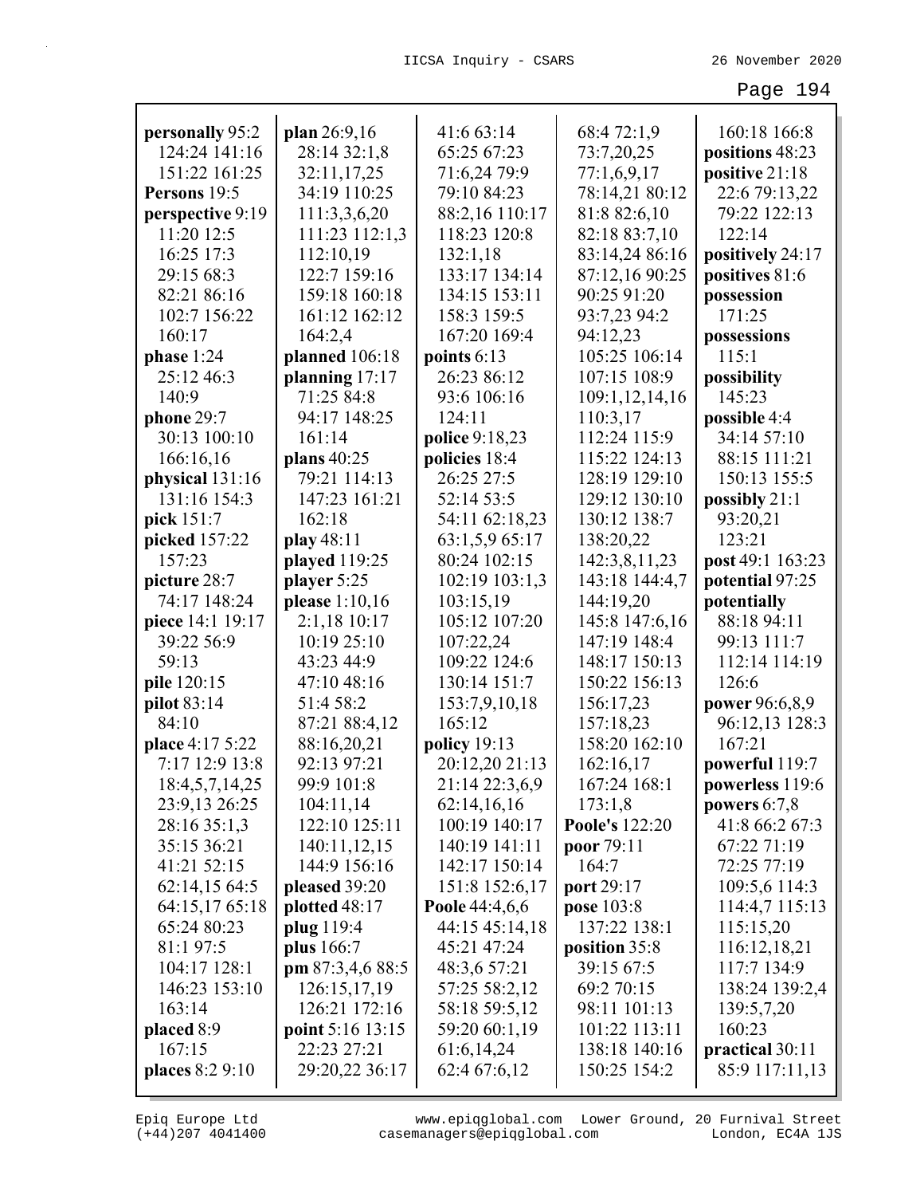**personally** 95:2 124:24 141:16 151:22 161:25
**Persons** 19:5
**perspective** 9:19 11:20 12:5 16:25 17:3 29:15 68:3 82:21 86:16 102:7 156:22 160:17
**phase** 1:24 25:12 46:3 140:9
**phone** 29:7 30:13 100:10 166:16,16
**physical** 131:16 131:16 154:3
**pick** 151:7
**picked** 157:22 157:23
**picture** 28:7 74:17 148:24
**piece** 14:1 19:17 39:22 56:9 59:13
**pile** 120:15
**pilot** 83:14 84:10
**place** 4:17 5:22 7:17 12:9 13:8 18:4,5,7,14,25 23:9,13 26:25 28:16 35:1,3 35:15 36:21 41:21 52:15 62:14,15 64:5 64:15,17 65:18 65:24 80:23 81:1 97:5 104:17 128:1 146:23 153:10 163:14
**placed** 8:9 167:15
**places** 8:2 9:10
**plan** 26:9,16 28:14 32:1,8 32:11,17,25 34:19 110:25 111:3,3,6,20 111:23 112:1,3 112:10,19 122:7 159:16 159:18 160:18 161:12 162:12 164:2,4
**planned** 106:18
**planning** 17:17 71:25 84:8 94:17 148:25 161:14
**plans** 40:25 79:21 114:13 147:23 161:21 162:18
**play** 48:11
**played** 119:25
**player** 5:25
**please** 1:10,16 2:1,18 10:17 10:19 25:10 43:23 44:9 47:10 48:16 51:4 58:2 87:21 88:4,12 88:16,20,21 92:13 97:21 99:9 101:8 104:11,14 122:10 125:11 140:11,12,15 144:9 156:16
**pleased** 39:20
**plotted** 48:17
**plug** 119:4
**plus** 166:7
**pm** 87:3,4,6 88:5 126:15,17,19 126:21 172:16
**point** 5:16 13:15 22:23 27:21 29:20,22 36:17 41:6 63:14 65:25 67:23 71:6,24 79:9 79:10 84:23 88:2,16 110:17 118:23 120:8 132:1,18 133:17 134:14 134:15 153:11 158:3 159:5 167:20 169:4
**points** 6:13 26:23 86:12 93:6 106:16 124:11
**police** 9:18,23
**policies** 18:4 26:25 27:5 52:14 53:5 54:11 62:18,23 63:1,5,9 65:17 80:24 102:15 102:19 103:1,3 103:15,19 105:12 107:20 107:22,24 109:22 124:6 130:14 151:7 153:7,9,10,18 165:12
**policy** 19:13 20:12,20 21:13 21:14 22:3,6,9 62:14,16,16 100:19 140:17 140:19 141:11 142:17 150:14 151:8 152:6,17
**Poole** 44:4,6,6 44:15 45:14,18 45:21 47:24 48:3,6 57:21 57:25 58:2,12 58:18 59:5,12 59:20 60:1,19 61:6,14,24 62:4 67:6,12 68:4 72:1,9 73:7,20,25 77:1,6,9,17 78:14,21 80:12 81:8 82:6,10 82:18 83:7,10 83:14,24 86:16 87:12,16 90:25 90:25 91:20 93:7,23 94:2 94:12,23 105:25 106:14 107:15 108:9 109:1,12,14,16 110:3,17 112:24 115:9 115:22 124:13 128:19 129:10 129:12 130:10 130:12 138:7 138:20,22 142:3,8,11,23 143:18 144:4,7 144:19,20 145:8 147:6,16 147:19 148:4 148:17 150:13 150:22 156:13 156:17,23 157:18,23 158:20 162:10 162:16,17 167:24 168:1 173:1,8
**Poole's** 122:20
**poor** 79:11 164:7
**port** 29:17
**pose** 103:8 137:22 138:1
**position** 35:8 39:15 67:5 69:2 70:15 98:11 101:13 101:22 113:11 138:18 140:16 150:25 154:2 160:18 166:8
**positions** 48:23
**positive** 21:18 22:6 79:13,22 79:22 122:13 122:14
**positively** 24:17
**positives** 81:6
**possession** 171:25
**possessions** 115:1
**possibility** 145:23
**possible** 4:4 34:14 57:10 88:15 111:21 150:13 155:5
**possibly** 21:1 93:20,21 123:21
**post** 49:1 163:23
**potential** 97:25
**potentially** 88:18 94:11 99:13 111:7 112:14 114:19 126:6
**power** 96:6,8,9 96:12,13 128:3 167:21
**powerful** 119:7
**powerless** 119:6
**powers** 6:7,8 41:8 66:2 67:3 67:22 71:19 72:25 77:19 109:5,6 114:3 114:4,7 115:13 115:15,20 116:12,18,21 117:7 134:9 138:24 139:2,4 139:5,7,20 160:23
**practical** 30:11 85:9 117:11,13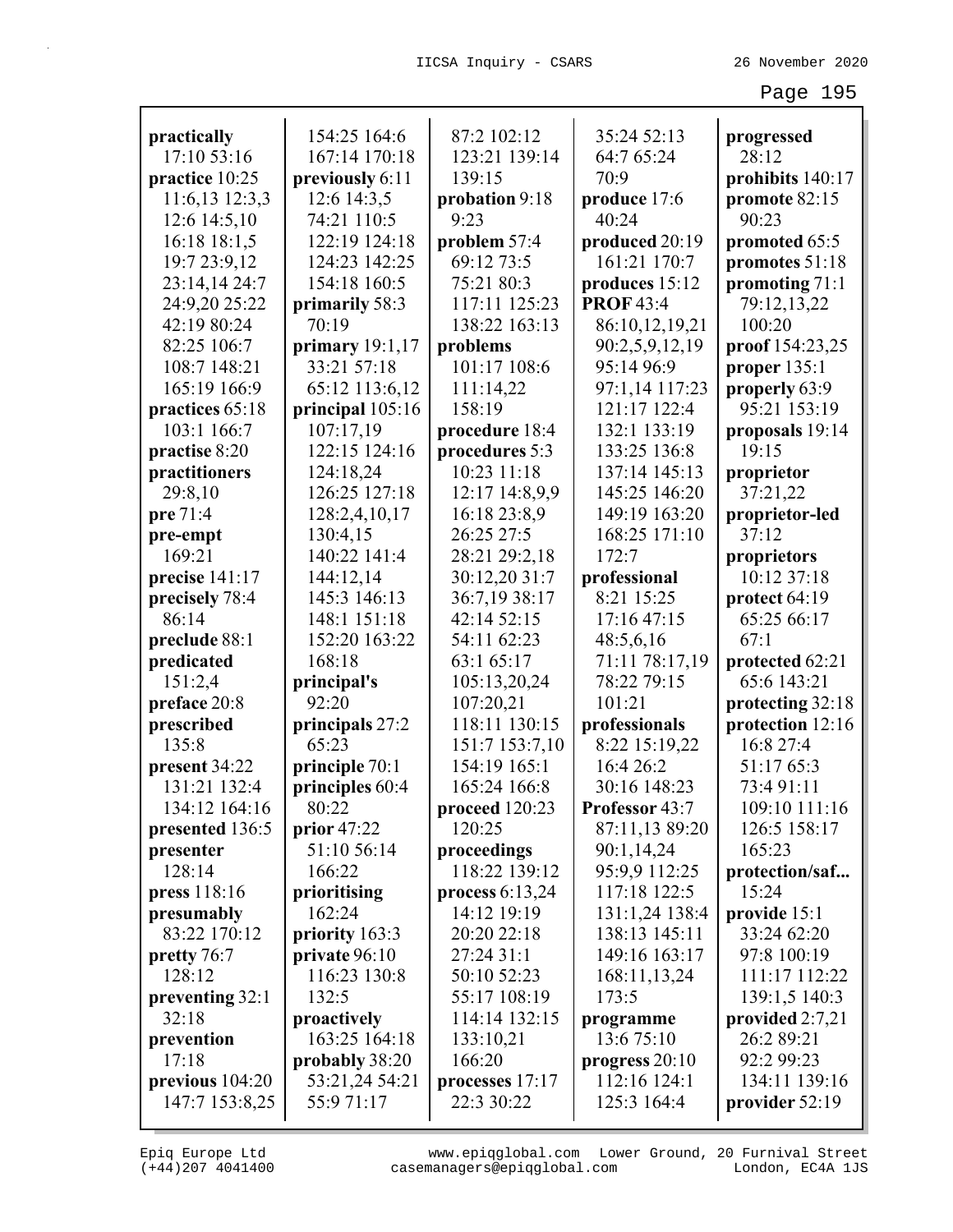**practically** 17:10 53:16
**practice** 10:25 11:6,13 12:3,3 12:6 14:5,10 16:18 18:1,5 19:7 23:9,12 23:14,14 24:7 24:9,20 25:22 42:19 80:24 82:25 106:7 108:7 148:21 165:19 166:9
**practices** 65:18 103:1 166:7
**practise** 8:20
**practitioners** 29:8,10
**pre** 71:4
**pre-empt** 169:21
**precise** 141:17
**precisely** 78:4 86:14
**preclude** 88:1
**predicated** 151:2,4
**preface** 20:8
**prescribed** 135:8
**present** 34:22 131:21 132:4 134:12 164:16
**presented** 136:5
**presenter** 128:14
**press** 118:16
**presumably** 83:22 170:12
**pretty** 76:7 128:12
**preventing** 32:1 32:18
**prevention** 17:18
**previous** 104:20 147:7 153:8,25 154:25 164:6 167:14 170:18
**previously** 6:11 12:6 14:3,5 74:21 110:5 122:19 124:18 124:23 142:25 154:18 160:5
**primarily** 58:3 70:19
**primary** 19:1,17 33:21 57:18 65:12 113:6,12
**principal** 105:16 107:17,19 122:15 124:16 124:18,24 126:25 127:18 128:2,4,10,17 130:4,15 140:22 141:4 144:12,14 145:3 146:13 148:1 151:18 152:20 163:22 168:18
**principal's** 92:20
**principals** 27:2 65:23
**principle** 70:1
**principles** 60:4 80:22
**prior** 47:22 51:10 56:14 166:22
**prioritising** 162:24
**priority** 163:3
**private** 96:10 116:23 130:8 132:5
**proactively** 163:25 164:18
**probably** 38:20 53:21,24 54:21 55:9 71:17 87:2 102:12 123:21 139:14 139:15
**probation** 9:18 9:23
**problem** 57:4 69:12 73:5 75:21 80:3 117:11 125:23 138:22 163:13
**problems** 101:17 108:6 111:14,22 158:19
**procedure** 18:4
**procedures** 5:3 10:23 11:18 12:17 14:8,9,9 16:18 23:8,9 26:25 27:5 28:21 29:2,18 30:12,20 31:7 36:7,19 38:17 42:14 52:15 54:11 62:23 63:1 65:17 105:13,20,24 107:20,21 118:11 130:15 151:7 153:7,10 154:19 165:1 165:24 166:8
**proceed** 120:23 120:25
**proceedings** 118:22 139:12
**process** 6:13,24 14:12 19:19 20:20 22:18 27:24 31:1 50:10 52:23 55:17 108:19 114:14 132:15 133:10,21 166:20
**processes** 17:17 22:3 30:22 35:24 52:13 64:7 65:24 70:9
**produce** 17:6 40:24
**produced** 20:19 161:21 170:7
**produces** 15:12
**PROF** 43:4 86:10,12,19,21 90:2,5,9,12,19 95:14 96:9 97:1,14 117:23 121:17 122:4 132:1 133:19 133:25 136:8 137:14 145:13 145:25 146:20 149:19 163:20 168:25 171:10 172:7
**professional** 8:21 15:25 17:16 47:15 48:5,6,16 71:11 78:17,19 78:22 79:15 101:21
**professionals** 8:22 15:19,22 16:4 26:2 30:16 148:23
**Professor** 43:7 87:11,13 89:20 90:1,14,24 95:9,9 112:25 117:18 122:5 131:1,24 138:4 138:13 145:11 149:16 163:17 168:11,13,24 173:5
**programme** 13:6 75:10
**progress** 20:10 112:16 124:1 125:3 164:4
**progressed** 28:12
**prohibits** 140:17
**promote** 82:15 90:23
**promoted** 65:5
**promotes** 51:18
**promoting** 71:1 79:12,13,22 100:20
**proof** 154:23,25
**proper** 135:1
**properly** 63:9 95:21 153:19
**proposals** 19:14 19:15
**proprietor** 37:21,22
**proprietor-led** 37:12
**proprietors** 10:12 37:18
**protect** 64:19 65:25 66:17 67:1
**protected** 62:21 65:6 143:21
**protecting** 32:18
**protection** 12:16 16:8 27:4 51:17 65:3 73:4 91:11 109:10 111:16 126:5 158:17 165:23
**protection/saf...** 15:24
**provide** 15:1 33:24 62:20 97:8 100:19 111:17 112:22 139:1,5 140:3
**provided** 2:7,21 26:2 89:21 92:2 99:23 134:11 139:16
**provider** 52:19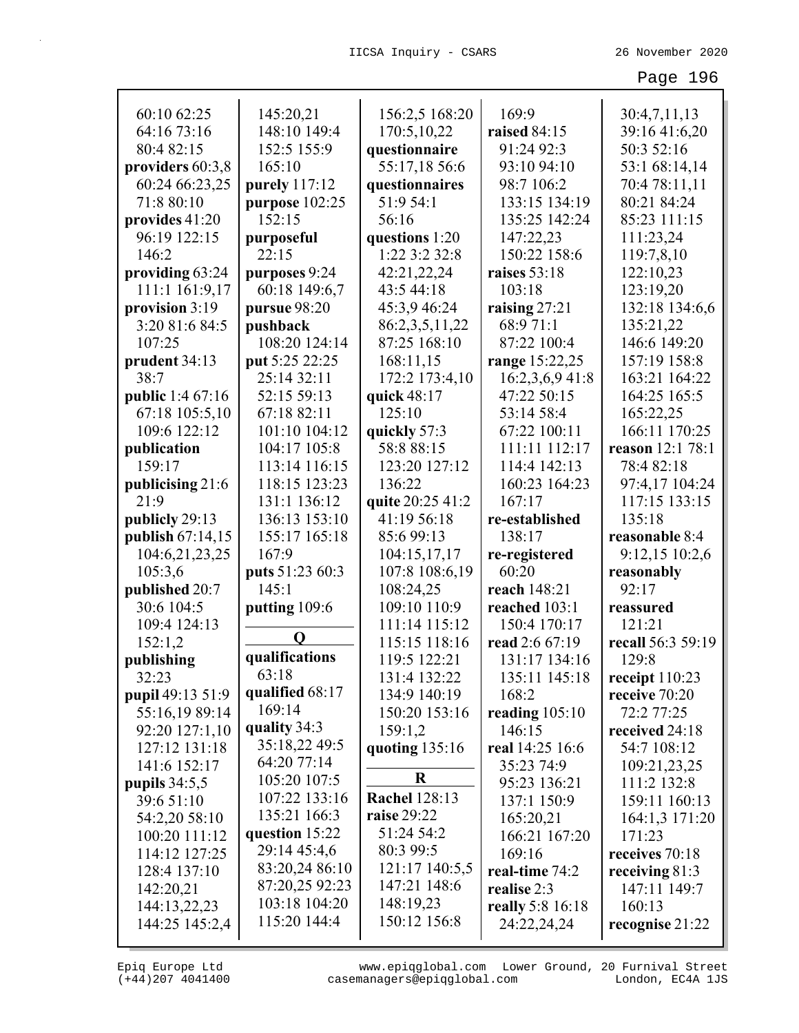60:10 62:25
64:16 73:16
80:4 82:15
**providers** 60:3,8
60:24 66:23,25
71:8 80:10
**provides** 41:20
96:19 122:15
146:2
**providing** 63:24
111:1 161:9,17
**provision** 3:19
3:20 81:6 84:5
107:25
**prudent** 34:13
38:7
**public** 1:4 67:16
67:18 105:5,10
109:6 122:12
**publication**
159:17
**publicising** 21:6
21:9
**publicly** 29:13
**publish** 67:14,15
104:6,21,23,25
105:3,6
**published** 20:7
30:6 104:5
109:4 124:13
152:1,2
**publishing**
32:23
**pupil** 49:13 51:9
55:16,19 89:14
92:20 127:1,10
127:12 131:18
141:6 152:17
**pupils** 34:5,5
39:6 51:10
54:2,20 58:10
100:20 111:12
114:12 127:25
128:4 137:10
142:20,21
144:13,22,23
144:25 145:2,4
145:20,21
148:10 149:4
152:5 155:9
165:10
**purely** 117:12
**purpose** 102:25
152:15
**purposeful**
22:15
**purposes** 9:24
60:18 149:6,7
**pursue** 98:20
**pushback**
108:20 124:14
**put** 5:25 22:25
25:14 32:11
52:15 59:13
67:18 82:11
101:10 104:12
104:17 105:8
113:14 116:15
118:15 123:23
131:1 136:12
136:13 153:10
155:17 165:18
167:9
**puts** 51:23 60:3
145:1
**putting** 109:6

**Q**

**qualifications**
63:18
**qualified** 68:17
169:14
**quality** 34:3
35:18,22 49:5
64:20 77:14
105:20 107:5
107:22 133:16
135:21 166:3
**question** 15:22
29:14 45:4,6
83:20,24 86:10
87:20,25 92:23
103:18 104:20
115:20 144:4
156:2,5 168:20
170:5,10,22
**questionnaire**
55:17,18 56:6
**questionnaires**
51:9 54:1
56:16
**questions** 1:20
1:22 3:2 32:8
42:21,22,24
43:5 44:18
45:3,9 46:24
86:2,3,5,11,22
87:25 168:10
168:11,15
172:2 173:4,10
**quick** 48:17
125:10
**quickly** 57:3
58:8 88:15
123:20 127:12
136:22
**quite** 20:25 41:2
41:19 56:18
85:6 99:13
104:15,17,17
107:8 108:6,19
108:24,25
109:10 110:9
111:14 115:12
115:15 118:16
119:5 122:21
131:4 132:22
134:9 140:19
150:20 153:16
159:1,2
**quoting** 135:16

**R**

**Rachel** 128:13
**raise** 29:22
51:24 54:2
80:3 99:5
121:17 140:5,5
147:21 148:6
148:19,23
150:12 156:8
169:9
**raised** 84:15
91:24 92:3
93:10 94:10
98:7 106:2
133:15 134:19
135:25 142:24
147:22,23
150:22 158:6
**raises** 53:18
103:18
**raising** 27:21
68:9 71:1
87:22 100:4
**range** 15:22,25
16:2,3,6,9 41:8
47:22 50:15
53:14 58:4
67:22 100:11
111:11 112:17
114:4 142:13
160:23 164:23
167:17
**re-established**
138:17
**re-registered**
60:20
**reach** 148:21
**reached** 103:1
150:4 170:17
**read** 2:6 67:19
131:17 134:16
135:11 145:18
168:2
**reading** 105:10
146:15
**real** 14:25 16:6
35:23 74:9
95:23 136:21
137:1 150:9
165:20,21
166:21 167:20
169:16
**real-time** 74:2
**realise** 2:3
**really** 5:8 16:18
24:22,24,24
30:4,7,11,13
39:16 41:6,20
50:3 52:16
53:1 68:14,14
70:4 78:11,11
80:21 84:24
85:23 111:15
111:23,24
119:7,8,10
122:10,23
123:19,20
132:18 134:6,6
135:21,22
146:6 149:20
157:19 158:8
163:21 164:22
164:25 165:5
165:22,25
166:11 170:25
**reason** 12:1 78:1
78:4 82:18
97:4,17 104:24
117:15 133:15
135:18
**reasonable** 8:4
9:12,15 10:2,6
**reasonably**
92:17
**reassured**
121:21
**recall** 56:3 59:19
129:8
**receipt** 110:23
**receive** 70:20
72:2 77:25
**received** 24:18
54:7 108:12
109:21,23,25
111:2 132:8
159:11 160:13
164:1,3 171:20
171:23
**receives** 70:18
**receiving** 81:3
147:11 149:7
160:13
**recognise** 21:22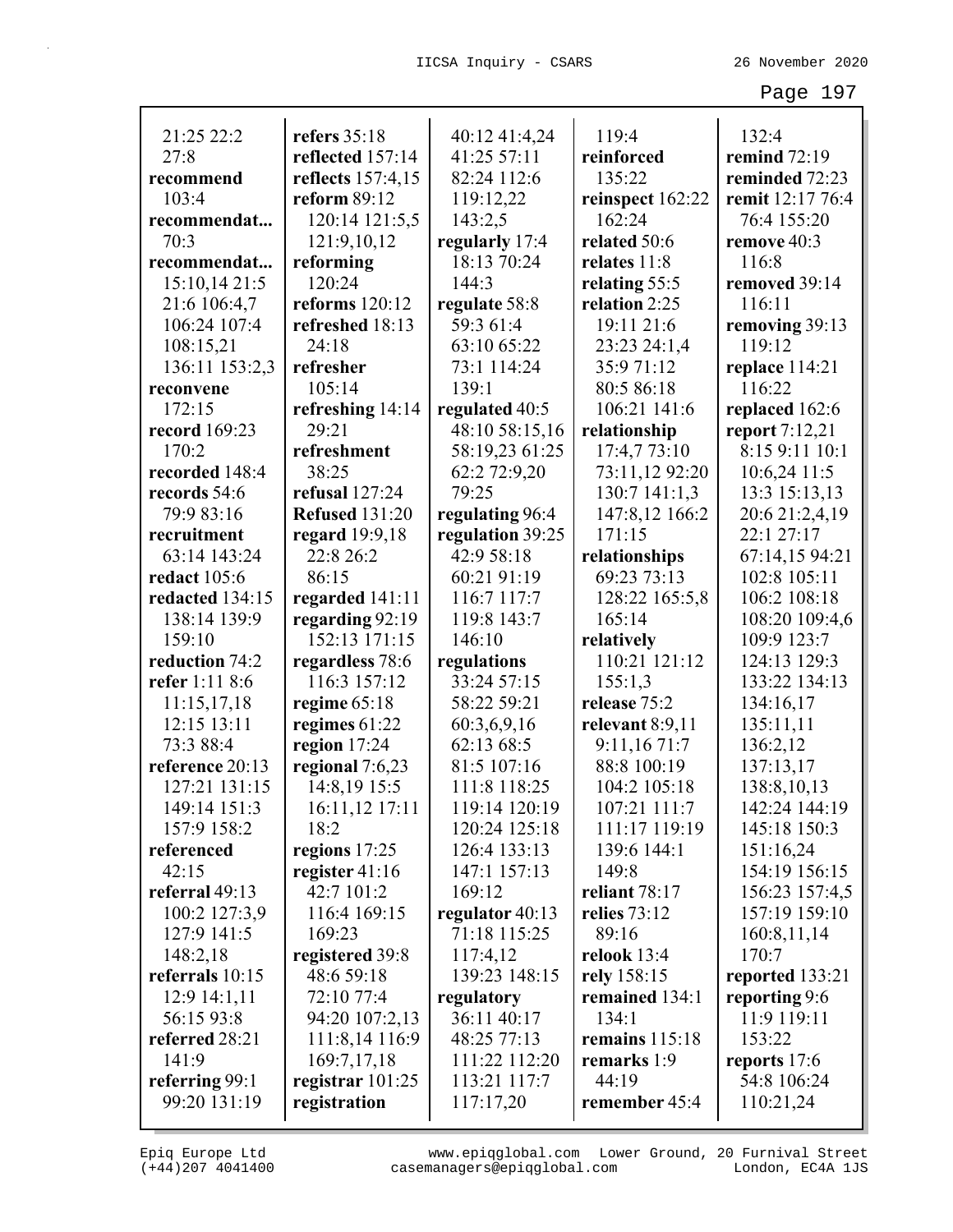21:25 22:2
27:8
**recommend**
103:4
**recommendat...**
70:3
**recommendat...**
15:10,14 21:5
21:6 106:4,7
106:24 107:4
108:15,21
136:11 153:2,3
**reconvene**
172:15
**record** 169:23
170:2
**recorded** 148:4
**records** 54:6
79:9 83:16
**recruitment**
63:14 143:24
**redact** 105:6
**redacted** 134:15
138:14 139:9
159:10
**reduction** 74:2
**refer** 1:11 8:6
11:15,17,18
12:15 13:11
73:3 88:4
**reference** 20:13
127:21 131:15
149:14 151:3
157:9 158:2
**referenced**
42:15
**referral** 49:13
100:2 127:3,9
127:9 141:5
148:2,18
**referrals** 10:15
12:9 14:1,11
56:15 93:8
**referred** 28:21
141:9
**referring** 99:1
99:20 131:19

**refers** 35:18
**reflected** 157:14
**reflects** 157:4,15
**reform** 89:12
120:14 121:5,5
121:9,10,12
**reforming**
120:24
**reforms** 120:12
**refreshed** 18:13
24:18
**refresher**
105:14
**refreshing** 14:14
29:21
**refreshment**
38:25
**refusal** 127:24
**Refused** 131:20
**regard** 19:9,18
22:8 26:2
86:15
**regarded** 141:11
**regarding** 92:19
152:13 171:15
**regardless** 78:6
116:3 157:12
**regime** 65:18
**regimes** 61:22
**region** 17:24
**regional** 7:6,23
14:8,19 15:5
16:11,12 17:11
18:2
**regions** 17:25
**register** 41:16
42:7 101:2
116:4 169:15
169:23
**registered** 39:8
48:6 59:18
72:10 77:4
94:20 107:2,13
111:8,14 116:9
169:7,17,18
**registrar** 101:25
**registration**

40:12 41:4,24
41:25 57:11
82:24 112:6
119:12,22
143:2,5
**regularly** 17:4
18:13 70:24
144:3
**regulate** 58:8
59:3 61:4
63:10 65:22
73:1 114:24
139:1
**regulated** 40:5
48:10 58:15,16
58:19,23 61:25
62:2 72:9,20
79:25
**regulating** 96:4
**regulation** 39:25
42:9 58:18
60:21 91:19
116:7 117:7
119:8 143:7
146:10
**regulations**
33:24 57:15
58:22 59:21
60:3,6,9,16
62:13 68:5
81:5 107:16
111:8 118:25
119:14 120:19
120:24 125:18
126:4 133:13
147:1 157:13
169:12
**regulator** 40:13
71:18 115:25
117:4,12
139:23 148:15
**regulatory**
36:11 40:17
48:25 77:13
111:22 112:20
113:21 117:7
117:17,20

119:4
**reinforced**
135:22
**reinspect** 162:22
162:24
**related** 50:6
**relates** 11:8
**relating** 55:5
**relation** 2:25
19:11 21:6
23:23 24:1,4
35:9 71:12
80:5 86:18
106:21 141:6
**relationship**
17:4,7 73:10
73:11,12 92:20
130:7 141:1,3
147:8,12 166:2
171:15
**relationships**
69:23 73:13
128:22 165:5,8
165:14
**relatively**
110:21 121:12
155:1,3
**release** 75:2
**relevant** 8:9,11
9:11,16 71:7
88:8 100:19
104:2 105:18
107:21 111:7
111:17 119:19
139:6 144:1
149:8
**reliant** 78:17
**relies** 73:12
89:16
**relook** 13:4
**rely** 158:15
**remained** 134:1
134:1
**remains** 115:18
**remarks** 1:9
44:19
**remember** 45:4

132:4
**remind** 72:19
**reminded** 72:23
**remit** 12:17 76:4
76:4 155:20
**remove** 40:3
116:8
**removed** 39:14
116:11
**removing** 39:13
119:12
**replace** 114:21
116:22
**replaced** 162:6
**report** 7:12,21
8:15 9:11 10:1
10:6,24 11:5
13:3 15:13,13
20:6 21:2,4,19
22:1 27:17
67:14,15 94:21
102:8 105:11
106:2 108:18
108:20 109:4,6
109:9 123:7
124:13 129:3
133:22 134:13
134:16,17
135:11,11
136:2,12
137:13,17
138:8,10,13
142:24 144:19
145:18 150:3
151:16,24
154:19 156:15
156:23 157:4,5
157:19 159:10
160:8,11,14
170:7
**reported** 133:21
**reporting** 9:6
11:9 119:11
153:22
**reports** 17:6
54:8 106:24
110:21,24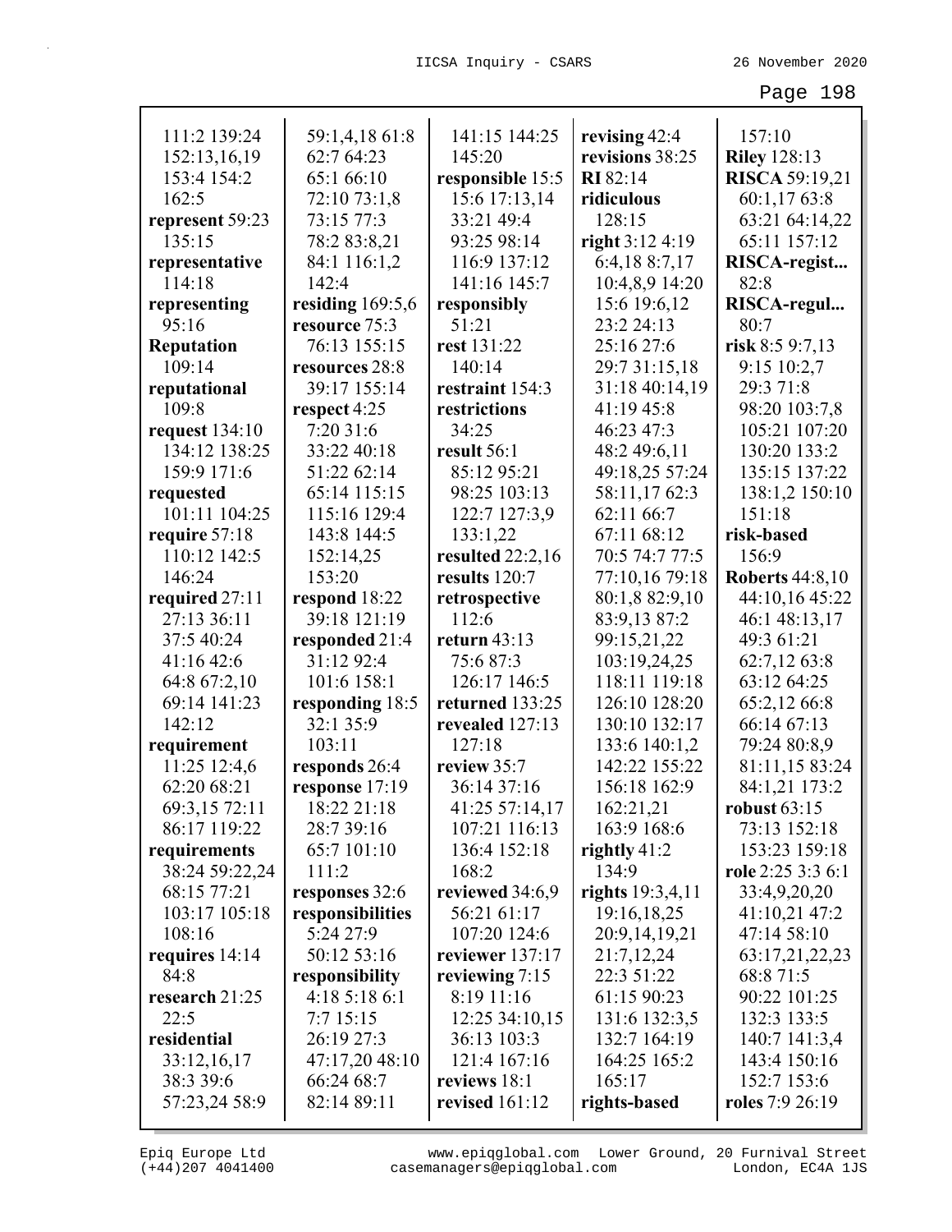111:2 139:24 152:13,16,19 153:4 154:2 162:5
**represent** 59:23 135:15
**representative** 114:18
**representing** 95:16
**Reputation** 109:14
**reputational** 109:8
**request** 134:10 134:12 138:25 159:9 171:6
**requested** 101:11 104:25
**require** 57:18 110:12 142:5 146:24
**required** 27:11 27:13 36:11 37:5 40:24 41:16 42:6 64:8 67:2,10 69:14 141:23 142:12
**requirement** 11:25 12:4,6 62:20 68:21 69:3,15 72:11 86:17 119:22
**requirements** 38:24 59:22,24 68:15 77:21 103:17 105:18 108:16
**requires** 14:14 84:8
**research** 21:25 22:5
**residential** 33:12,16,17 38:3 39:6 57:23,24 58:9 59:1,4,18 61:8 62:7 64:23 65:1 66:10 72:10 73:1,8 73:15 77:3 78:2 83:8,21 84:1 116:1,2 142:4
**residing** 169:5,6
**resource** 75:3 76:13 155:15
**resources** 28:8 39:17 155:14
**respect** 4:25 7:20 31:6 33:22 40:18 51:22 62:14 65:14 115:15 115:16 129:4 143:8 144:5 152:14,25 153:20
**respond** 18:22 39:18 121:19
**responded** 21:4 31:12 92:4 101:6 158:1
**responding** 18:5 32:1 35:9 103:11
**responds** 26:4
**response** 17:19 18:22 21:18 28:7 39:16 65:7 101:10 111:2
**responses** 32:6
**responsibilities** 5:24 27:9 50:12 53:16
**responsibility** 4:18 5:18 6:1 7:7 15:15 26:19 27:3 47:17,20 48:10 66:24 68:7 82:14 89:11 141:15 144:25 145:20
**responsible** 15:5 15:6 17:13,14 33:21 49:4 93:25 98:14 116:9 137:12 141:16 145:7
**responsibly** 51:21
**rest** 131:22 140:14
**restraint** 154:3
**restrictions** 34:25
**result** 56:1 85:12 95:21 98:25 103:13 122:7 127:3,9 133:1,22
**resulted** 22:2,16
**results** 120:7
**retrospective** 112:6
**return** 43:13 75:6 87:3 126:17 146:5
**returned** 133:25
**revealed** 127:13 127:18
**review** 35:7 36:14 37:16 41:25 57:14,17 107:21 116:13 136:4 152:18 168:2
**reviewed** 34:6,9 56:21 61:17 107:20 124:6
**reviewer** 137:17
**reviewing** 7:15 8:19 11:16 12:25 34:10,15 36:13 103:3 121:4 167:16
**reviews** 18:1
**revised** 161:12
**revising** 42:4
**revisions** 38:25
**RI** 82:14
**ridiculous** 128:15
**right** 3:12 4:19 6:4,18 8:7,17 10:4,8,9 14:20 15:6 19:6,12 23:2 24:13 25:16 27:6 29:7 31:15,18 31:18 40:14,19 41:19 45:8 46:23 47:3 48:2 49:6,11 49:18,25 57:24 58:11,17 62:3 62:11 66:7 67:11 68:12 70:5 74:7 77:5 77:10,16 79:18 80:1,8 82:9,10 83:9,13 87:2 99:15,21,22 103:19,24,25 118:11 119:18 126:10 128:20 130:10 132:17 133:6 140:1,2 142:22 155:22 156:18 162:9 162:21,21 163:9 168:6
**rightly** 41:2 134:9
**rights** 19:3,4,11 19:16,18,25 20:9,14,19,21 21:7,12,24 22:3 51:22 61:15 90:23 131:6 132:3,5 132:7 164:19 164:25 165:2 165:17
**rights-based** 157:10
**Riley** 128:13
**RISCA** 59:19,21 60:1,17 63:8 63:21 64:14,22 65:11 157:12
**RISCA-regist...** 82:8
**RISCA-regul...** 80:7
**risk** 8:5 9:7,13 9:15 10:2,7 29:3 71:8 98:20 103:7,8 105:21 107:20 130:20 133:2 135:15 137:22 138:1,2 150:10 151:18
**risk-based** 156:9
**Roberts** 44:8,10 44:10,16 45:22 46:1 48:13,17 49:3 61:21 62:7,12 63:8 63:12 64:25 65:2,12 66:8 66:14 67:13 79:24 80:8,9 81:11,15 83:24 84:1,21 173:2
**robust** 63:15 73:13 152:18 153:23 159:18
**role** 2:25 3:3 6:1 33:4,9,20,20 41:10,21 47:2 47:14 58:10 63:17,21,22,23 68:8 71:5 90:22 101:25 132:3 133:5 140:7 141:3,4 143:4 150:16 152:7 153:6
**roles** 7:9 26:19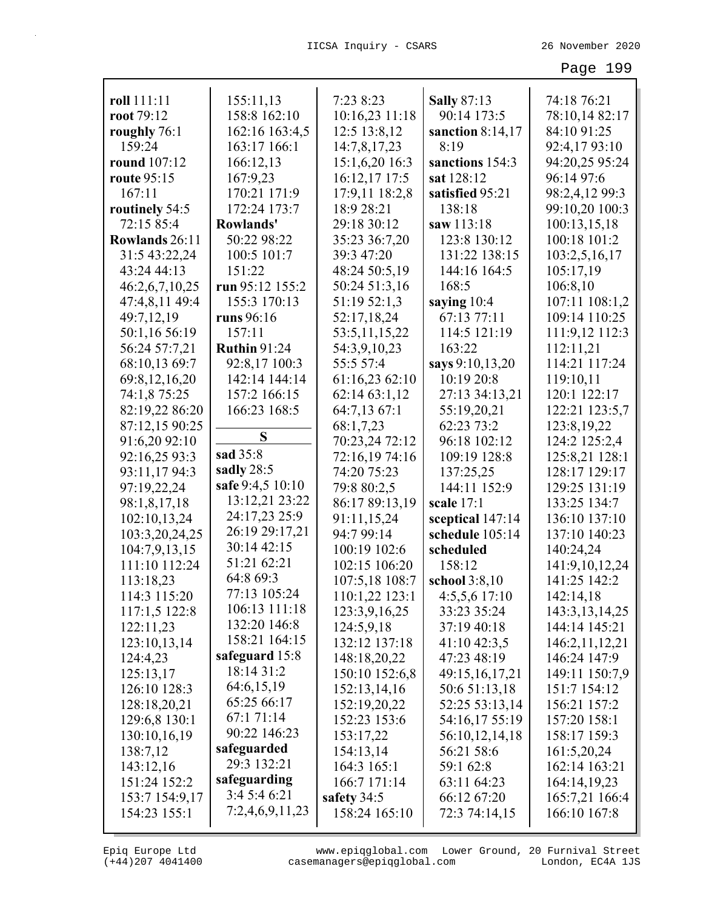**roll** 111:11
**root** 79:12
**roughly** 76:1 159:24
**round** 107:12
**route** 95:15 167:11
**routinely** 54:5 72:15 85:4
**Rowlands** 26:11 31:5 43:22,24 43:24 44:13 46:2,6,7,10,25 47:4,8,11 49:4 49:7,12,19 50:1,16 56:19 56:24 57:7,21 68:10,13 69:7 69:8,12,16,20 74:1,8 75:25 82:19,22 86:20 87:12,15 90:25 91:6,20 92:10 92:16,25 93:3 93:11,17 94:3 97:19,22,24 98:1,8,17,18 102:10,13,24 103:3,20,24,25 104:7,9,13,15 111:10 112:24 113:18,23 114:3 115:20 117:1,5 122:8 122:11,23 123:10,13,14 124:4,23 125:13,17 126:10 128:3 128:18,20,21 129:6,8 130:1 130:10,16,19 138:7,12 143:12,16 151:24 152:2 153:7 154:9,17 154:23 155:1 155:11,13 158:8 162:10 162:16 163:4,5 163:17 166:1 166:12,13 167:9,23 170:21 171:9 172:24 173:7
**Rowlands'** 50:22 98:22 100:5 101:7 151:22
**run** 95:12 155:2 155:3 170:13
**runs** 96:16 157:11
**Ruthin** 91:24 92:8,17 100:3 142:14 144:14 157:2 166:15 166:23 168:5

**S**

**sad** 35:8
**sadly** 28:5
**safe** 9:4,5 10:10 13:12,21 23:22 24:17,23 25:9 26:19 29:17,21 30:14 42:15 51:21 62:21 64:8 69:3 77:13 105:24 106:13 111:18 132:20 146:8 158:21 164:15
**safeguard** 15:8 18:14 31:2 64:6,15,19 65:25 66:17 67:1 71:14 90:22 146:23
**safeguarded** 29:3 132:21
**safeguarding** 3:4 5:4 6:21 7:2,4,6,9,11,23 7:23 8:23 10:16,23 11:18 12:5 13:8,12 14:7,8,17,23 15:1,6,20 16:3 16:12,17 17:5 17:9,11 18:2,8 18:9 28:21 29:18 30:12 35:23 36:7,20 39:3 47:20 48:24 50:5,19 50:24 51:3,16 51:19 52:1,3 52:17,18,24 53:5,11,15,22 54:3,9,10,23 55:5 57:4 61:16,23 62:10 62:14 63:1,12 64:7,13 67:1 68:1,7,23 70:23,24 72:12 72:16,19 74:16 74:20 75:23 79:8 80:2,5 86:17 89:13,19 91:11,15,24 94:7 99:14 100:19 102:6 102:15 106:20 107:5,18 108:7 110:1,22 123:1 123:3,9,16,25 124:5,9,18 132:12 137:18 148:18,20,22 150:10 152:6,8 152:13,14,16 152:19,20,22 152:23 153:6 153:17,22 154:13,14 164:3 165:1 166:7 171:14
**safety** 34:5 158:24 165:10
**Sally** 87:13 90:14 173:5
**sanction** 8:14,17 8:19
**sanctions** 154:3
**sat** 128:12
**satisfied** 95:21 138:18
**saw** 113:18 123:8 130:12 131:22 138:15 144:16 164:5 168:5
**saying** 10:4 67:13 77:11 114:5 121:19 163:22
**says** 9:10,13,20 10:19 20:8 27:13 34:13,21 55:19,20,21 62:23 73:2 96:18 102:12 109:19 128:8 137:25,25 144:11 152:9
**scale** 17:1
**sceptical** 147:14
**schedule** 105:14
**scheduled** 158:12
**school** 3:8,10 4:5,5,6 17:10 33:23 35:24 37:19 40:18 41:10 42:3,5 47:23 48:19 49:15,16,17,21 50:6 51:13,18 52:25 53:13,14 54:16,17 55:19 56:10,12,14,18 56:21 58:6 59:1 62:8 63:11 64:23 66:12 67:20 72:3 74:14,15 74:18 76:21 78:10,14 82:17 84:10 91:25 92:4,17 93:10 94:20,25 95:24 96:14 97:6 98:2,4,12 99:3 99:10,20 100:3 100:13,15,18 100:18 101:2 103:2,5,16,17 105:17,19 106:8,10 107:11 108:1,2 109:14 110:25 111:9,12 112:3 112:11,21 114:21 117:24 119:10,11 120:1 122:17 122:21 123:5,7 123:8,19,22 124:2 125:2,4 125:8,21 128:1 128:17 129:17 129:25 131:19 133:25 134:7 136:10 137:10 137:10 140:23 140:24,24 141:9,10,12,24 141:25 142:2 142:14,18 143:3,13,14,25 144:14 145:21 146:2,11,12,21 146:24 147:9 149:11 150:7,9 151:7 154:12 156:21 157:2 157:20 158:1 158:17 159:3 161:5,20,24 162:14 163:21 164:14,19,23 165:7,21 166:4 166:10 167:8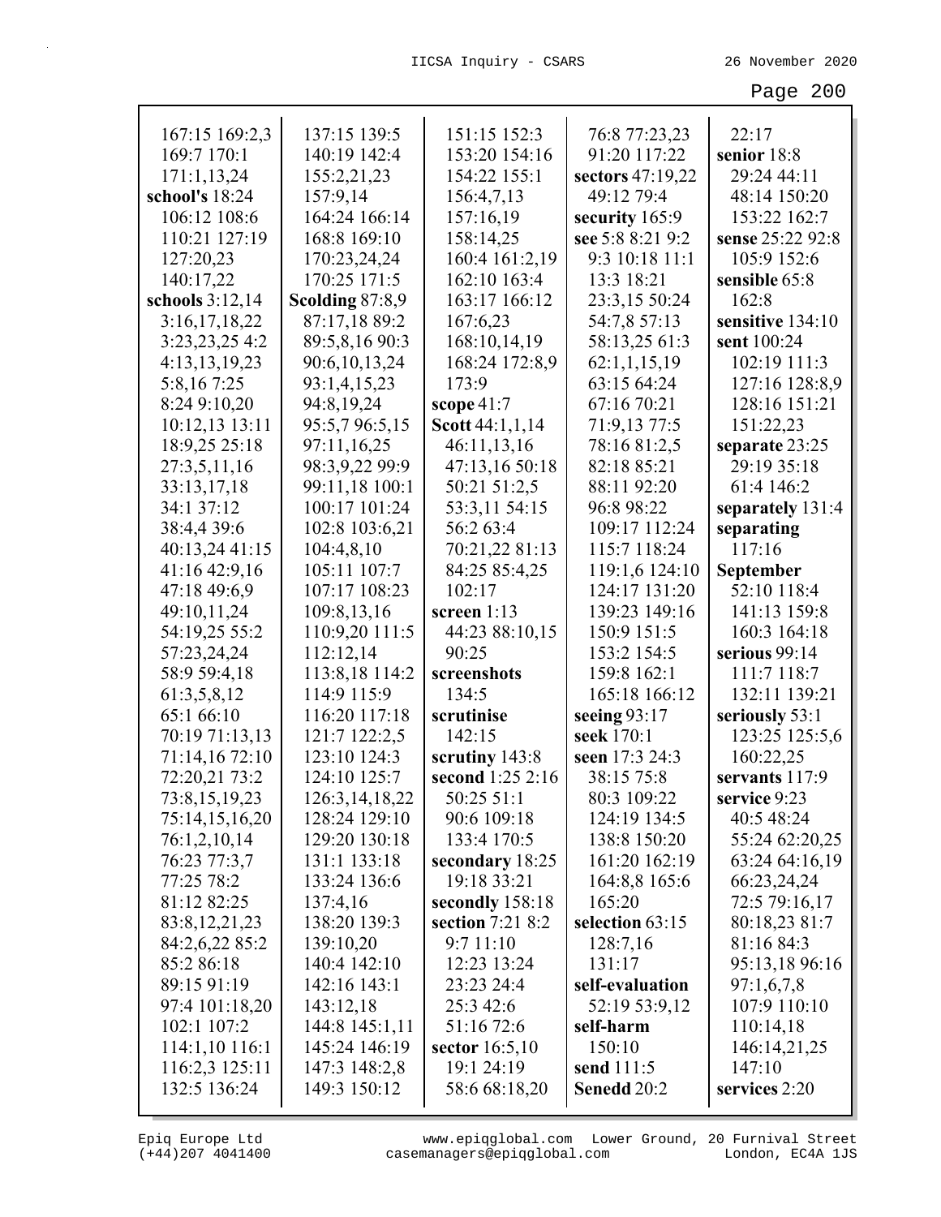167:15 169:2,3
169:7 170:1
171:1,13,24
**school's** 18:24
106:12 108:6
110:21 127:19
127:20,23
140:17,22
**schools** 3:12,14
3:16,17,18,22
3:23,23,25 4:2
4:13,13,19,23
5:8,16 7:25
8:24 9:10,20
10:12,13 13:11
18:9,25 25:18
27:3,5,11,16
33:13,17,18
34:1 37:12
38:4,4 39:6
40:13,24 41:15
41:16 42:9,16
47:18 49:6,9
49:10,11,24
54:19,25 55:2
57:23,24,24
58:9 59:4,18
61:3,5,8,12
65:1 66:10
70:19 71:13,13
71:14,16 72:10
72:20,21 73:2
73:8,15,19,23
75:14,15,16,20
76:1,2,10,14
76:23 77:3,7
77:25 78:2
81:12 82:25
83:8,12,21,23
84:2,6,22 85:2
85:2 86:18
89:15 91:19
97:4 101:18,20
102:1 107:2
114:1,10 116:1
116:2,3 125:11
132:5 136:24
137:15 139:5
140:19 142:4
155:2,21,23
157:9,14
164:24 166:14
168:8 169:10
170:23,24,24
170:25 171:5
**Scolding** 87:8,9
87:17,18 89:2
89:5,8,16 90:3
90:6,10,13,24
93:1,4,15,23
94:8,19,24
95:5,7 96:5,15
97:11,16,25
98:3,9,22 99:9
99:11,18 100:1
100:17 101:24
102:8 103:6,21
104:4,8,10
105:11 107:7
107:17 108:23
109:8,13,16
110:9,20 111:5
112:12,14
113:8,18 114:2
114:9 115:9
116:20 117:18
121:7 122:2,5
123:10 124:3
124:10 125:7
126:3,14,18,22
128:24 129:10
129:20 130:18
131:1 133:18
133:24 136:6
137:4,16
138:20 139:3
139:10,20
140:4 142:10
142:16 143:1
143:12,18
144:8 145:1,11
145:24 146:19
147:3 148:2,8
149:3 150:12
151:15 152:3
153:20 154:16
154:22 155:1
156:4,7,13
157:16,19
158:14,25
160:4 161:2,19
162:10 163:4
163:17 166:12
167:6,23
168:10,14,19
168:24 172:8,9
173:9
**scope** 41:7
**Scott** 44:1,1,14
46:11,13,16
47:13,16 50:18
50:21 51:2,5
53:3,11 54:15
56:2 63:4
70:21,22 81:13
84:25 85:4,25
102:17
**screen** 1:13
44:23 88:10,15
90:25
**screenshots**
134:5
**scrutinise**
142:15
**scrutiny** 143:8
**second** 1:25 2:16
50:25 51:1
90:6 109:18
133:4 170:5
**secondary** 18:25
19:18 33:21
**secondly** 158:18
**section** 7:21 8:2
9:7 11:10
12:23 13:24
23:23 24:4
25:3 42:6
51:16 72:6
**sector** 16:5,10
19:1 24:19
58:6 68:18,20
76:8 77:23,23
91:20 117:22
**sectors** 47:19,22
49:12 79:4
**security** 165:9
**see** 5:8 8:21 9:2
9:3 10:18 11:1
13:3 18:21
23:3,15 50:24
54:7,8 57:13
58:13,25 61:3
62:1,1,15,19
63:15 64:24
67:16 70:21
71:9,13 77:5
78:16 81:2,5
82:18 85:21
88:11 92:20
96:8 98:22
109:17 112:24
115:7 118:24
119:1,6 124:10
124:17 131:20
139:23 149:16
150:9 151:5
153:2 154:5
159:8 162:1
165:18 166:12
**seeing** 93:17
**seek** 170:1
**seen** 17:3 24:3
38:15 75:8
80:3 109:22
124:19 134:5
138:8 150:20
161:20 162:19
164:8,8 165:6
165:20
**selection** 63:15
128:7,16
131:17
**self-evaluation**
52:19 53:9,12
**self-harm**
150:10
**send** 111:5
**Senedd** 20:2
22:17
**senior** 18:8
29:24 44:11
48:14 150:20
153:22 162:7
**sense** 25:22 92:8
105:9 152:6
**sensible** 65:8
162:8
**sensitive** 134:10
**sent** 100:24
102:19 111:3
127:16 128:8,9
128:16 151:21
151:22,23
**separate** 23:25
29:19 35:18
61:4 146:2
**separately** 131:4
**separating**
117:16
**September**
52:10 118:4
141:13 159:8
160:3 164:18
**serious** 99:14
111:7 118:7
132:11 139:21
**seriously** 53:1
123:25 125:5,6
160:22,25
**servants** 117:9
**service** 9:23
40:5 48:24
55:24 62:20,25
63:24 64:16,19
66:23,24,24
72:5 79:16,17
80:18,23 81:7
81:16 84:3
95:13,18 96:16
97:1,6,7,8
107:9 110:10
110:14,18
146:14,21,25
147:10
**services** 2:20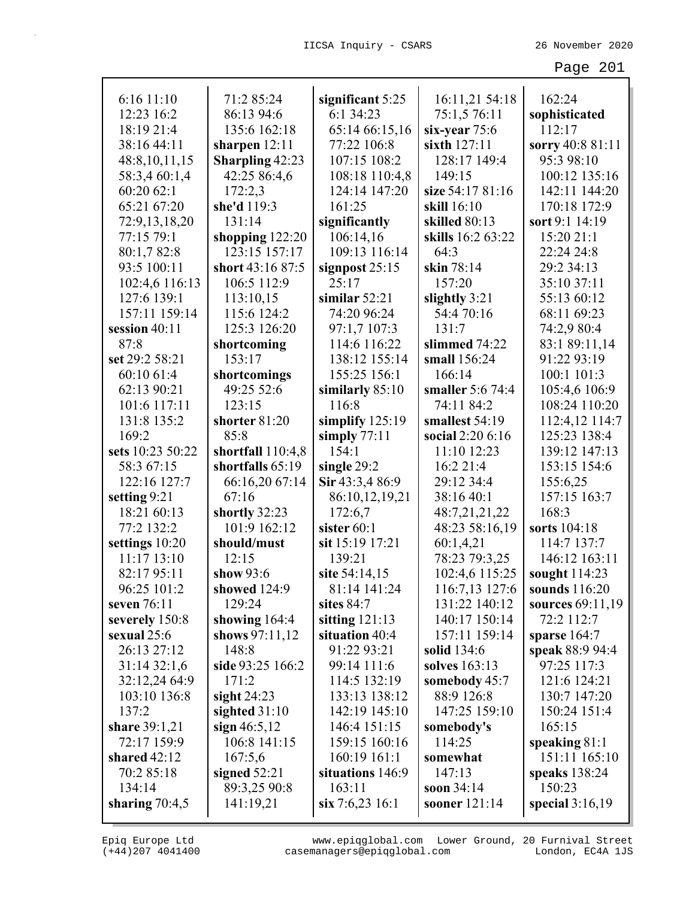6:16 11:10
12:23 16:2
18:19 21:4
38:16 44:11
48:8,10,11,15
58:3,4 60:1,4
60:20 62:1
65:21 67:20
72:9,13,18,20
77:15 79:1
80:1,7 82:8
93:5 100:11
102:4,6 116:13
127:6 139:1
157:11 159:14
**session** 40:11
87:8
**set** 29:2 58:21
60:10 61:4
62:13 90:21
101:6 117:11
131:8 135:2
169:2
**sets** 10:23 50:22
58:3 67:15
122:16 127:7
**setting** 9:21
18:21 60:13
77:2 132:2
**settings** 10:20
11:17 13:10
82:17 95:11
96:25 101:2
**seven** 76:11
**severely** 150:8
**sexual** 25:6
26:13 27:12
31:14 32:1,6
32:12,24 64:9
103:10 136:8
137:2
**share** 39:1,21
72:17 159:9
**shared** 42:12
70:2 85:18
134:14
**sharing** 70:4,5
71:2 85:24
86:13 94:6
135:6 162:18
**sharpen** 12:11
**Sharpling** 42:23
42:25 86:4,6
172:2,3
**she'd** 119:3
131:14
**shopping** 122:20
123:15 157:17
**short** 43:16 87:5
106:5 112:9
113:10,15
115:6 124:2
125:3 126:20
**shortcoming**
153:17
**shortcomings**
49:25 52:6
123:15
**shorter** 81:20
85:8
**shortfall** 110:4,8
**shortfalls** 65:19
66:16,20 67:14
67:16
**shortly** 32:23
101:9 162:12
**should/must**
12:15
**show** 93:6
**showed** 124:9
129:24
**showing** 164:4
**shows** 97:11,12
148:8
**side** 93:25 166:2
171:2
**sight** 24:23
**sighted** 31:10
**sign** 46:5,12
106:8 141:15
167:5,6
**signed** 52:21
89:3,25 90:8
141:19,21
**significant** 5:25
6:1 34:23
65:14 66:15,16
77:22 106:8
107:15 108:2
108:18 110:4,8
124:14 147:20
161:25
**significantly**
106:14,16
109:13 116:14
**signpost** 25:15
25:17
**similar** 52:21
74:20 96:24
97:1,7 107:3
114:6 116:22
138:12 155:14
155:25 156:1
**similarly** 85:10
116:8
**simplify** 125:19
**simply** 77:11
154:1
**single** 29:2
**Sir** 43:3,4 86:9
86:10,12,19,21
172:6,7
**sister** 60:1
**sit** 15:19 17:21
139:21
**site** 54:14,15
81:14 141:24
**sites** 84:7
**sitting** 121:13
**situation** 40:4
91:22 93:21
99:14 111:6
114:5 132:19
133:13 138:12
142:19 145:10
146:4 151:15
159:15 160:16
160:19 161:1
**situations** 146:9
163:11
**six** 7:6,23 16:1
16:11,21 54:18
75:1,5 76:11
**six-year** 75:6
**sixth** 127:11
128:17 149:4
149:15
**size** 54:17 81:16
**skill** 16:10
**skilled** 80:13
**skills** 16:2 63:22
64:3
**skin** 78:14
157:20
**slightly** 3:21
54:4 70:16
131:7
**slimmed** 74:22
**small** 156:24
166:14
**smaller** 5:6 74:4
74:11 84:2
**smallest** 54:19
**social** 2:20 6:16
11:10 12:23
16:2 21:4
29:12 34:4
38:16 40:1
48:7,21,21,22
48:23 58:16,19
60:1,4,21
78:23 79:3,25
102:4,6 115:25
116:7,13 127:6
131:22 140:12
140:17 150:14
157:11 159:14
**solid** 134:6
**solves** 163:13
**somebody** 45:7
88:9 126:8
147:25 159:10
**somebody's**
114:25
**somewhat**
147:13
**soon** 34:14
**sooner** 121:14
162:24
**sophisticated**
112:17
**sorry** 40:8 81:11
95:3 98:10
100:12 135:16
142:11 144:20
170:18 172:9
**sort** 9:1 14:19
15:20 21:1
22:24 24:8
29:2 34:13
35:10 37:11
55:13 60:12
68:11 69:23
74:2,9 80:4
83:1 89:11,14
91:22 93:19
100:1 101:3
105:4,6 106:9
108:24 110:20
112:4,12 114:7
125:23 138:4
139:12 147:13
153:15 154:6
155:6,25
157:15 163:7
168:3
**sorts** 104:18
114:7 137:7
146:12 163:11
**sought** 114:23
**sounds** 116:20
**sources** 69:11,19
72:2 112:7
**sparse** 164:7
**speak** 88:9 94:4
97:25 117:3
121:6 124:21
130:7 147:20
150:24 151:4
165:15
**speaking** 81:1
151:11 165:10
**speaks** 138:24
150:23
**special** 3:16,19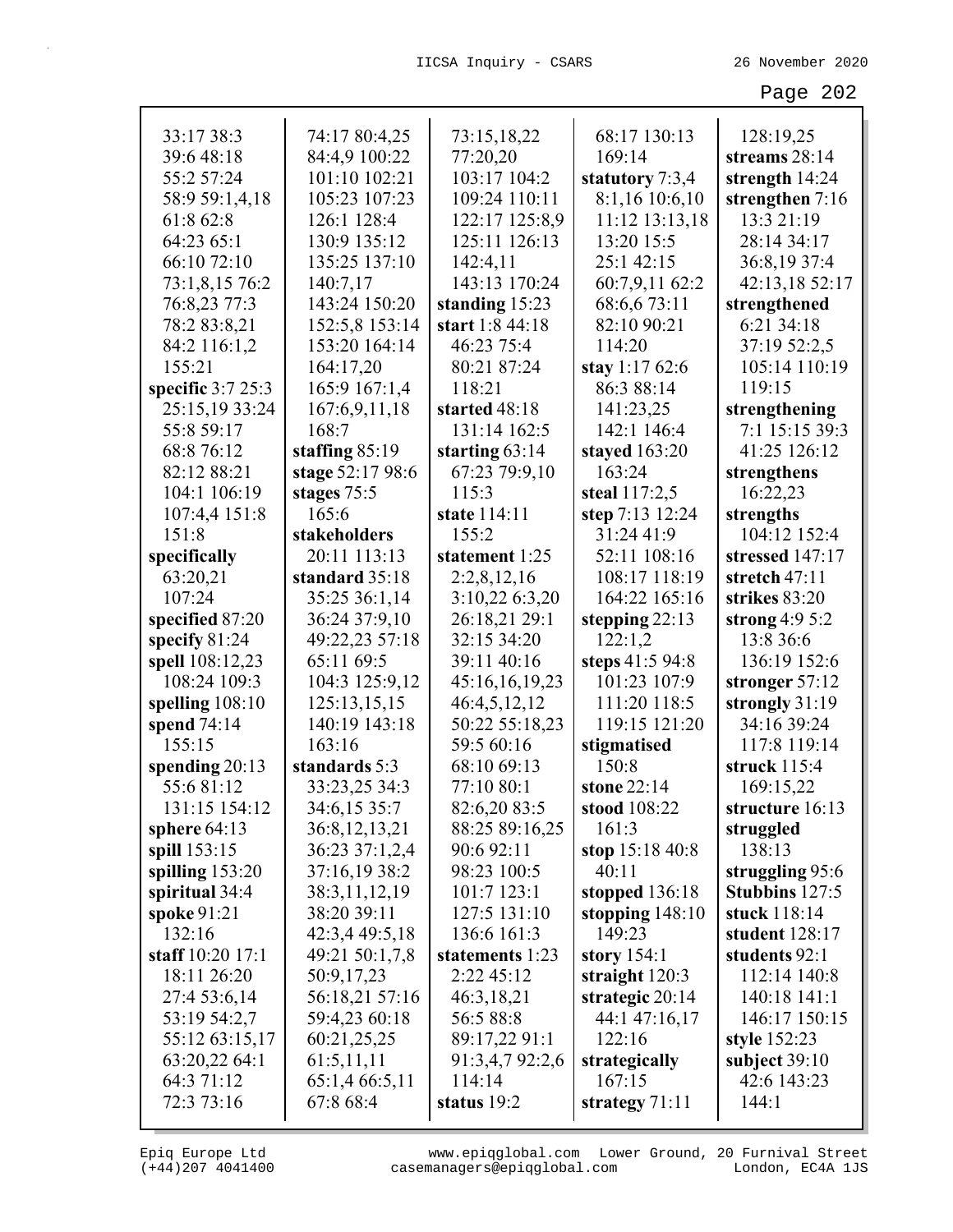33:17 38:3
39:6 48:18
55:2 57:24
58:9 59:1,4,18
61:8 62:8
64:23 65:1
66:10 72:10
73:1,8,15 76:2
76:8,23 77:3
78:2 83:8,21
84:2 116:1,2
155:21
**specific** 3:7 25:3
25:15,19 33:24
55:8 59:17
68:8 76:12
82:12 88:21
104:1 106:19
107:4,4 151:8
151:8
**specifically**
63:20,21
107:24
**specified** 87:20
**specify** 81:24
**spell** 108:12,23
108:24 109:3
**spelling** 108:10
**spend** 74:14
155:15
**spending** 20:13
55:6 81:12
131:15 154:12
**sphere** 64:13
**spill** 153:15
**spilling** 153:20
**spiritual** 34:4
**spoke** 91:21
132:16
**staff** 10:20 17:1
18:11 26:20
27:4 53:6,14
53:19 54:2,7
55:12 63:15,17
63:20,22 64:1
64:3 71:12
72:3 73:16
74:17 80:4,25
84:4,9 100:22
101:10 102:21
105:23 107:23
126:1 128:4
130:9 135:12
135:25 137:10
140:7,17
143:24 150:20
152:5,8 153:14
153:20 164:14
164:17,20
165:9 167:1,4
167:6,9,11,18
168:7
**staffing** 85:19
**stage** 52:17 98:6
**stages** 75:5
165:6
**stakeholders**
20:11 113:13
**standard** 35:18
35:25 36:1,14
36:24 37:9,10
49:22,23 57:18
65:11 69:5
104:3 125:9,12
125:13,15,15
140:19 143:18
163:16
**standards** 5:3
33:23,25 34:3
34:6,15 35:7
36:8,12,13,21
36:23 37:1,2,4
37:16,19 38:2
38:3,11,12,19
38:20 39:11
42:3,4 49:5,18
49:21 50:1,7,8
50:9,17,23
56:18,21 57:16
59:4,23 60:18
60:21,25,25
61:5,11,11
65:1,4 66:5,11
67:8 68:4
73:15,18,22
77:20,20
103:17 104:2
109:24 110:11
122:17 125:8,9
125:11 126:13
142:4,11
143:13 170:24
**standing** 15:23
**start** 1:8 44:18
46:23 75:4
80:21 87:24
118:21
**started** 48:18
131:14 162:5
**starting** 63:14
67:23 79:9,10
115:3
**state** 114:11
155:2
**statement** 1:25
2:2,8,12,16
3:10,22 6:3,20
26:18,21 29:1
32:15 34:20
39:11 40:16
45:16,16,19,23
46:4,5,12,12
50:22 55:18,23
59:5 60:16
68:10 69:13
77:10 80:1
82:6,20 83:5
88:25 89:16,25
90:6 92:11
98:23 100:5
101:7 123:1
127:5 131:10
136:6 161:3
**statements** 1:23
2:22 45:12
46:3,18,21
56:5 88:8
89:17,22 91:1
91:3,4,7 92:2,6
114:14
**status** 19:2
68:17 130:13
169:14
**statutory** 7:3,4
8:1,16 10:6,10
11:12 13:13,18
13:20 15:5
25:1 42:15
60:7,9,11 62:2
68:6,6 73:11
82:10 90:21
114:20
**stay** 1:17 62:6
86:3 88:14
141:23,25
142:1 146:4
**stayed** 163:20
163:24
**steal** 117:2,5
**step** 7:13 12:24
31:24 41:9
52:11 108:16
108:17 118:19
164:22 165:16
**stepping** 22:13
122:1,2
**steps** 41:5 94:8
101:23 107:9
111:20 118:5
119:15 121:20
**stigmatised**
150:8
**stone** 22:14
**stood** 108:22
161:3
**stop** 15:18 40:8
40:11
**stopped** 136:18
**stopping** 148:10
149:23
**story** 154:1
**straight** 120:3
**strategic** 20:14
44:1 47:16,17
122:16
**strategically**
167:15
**strategy** 71:11
128:19,25
**streams** 28:14
**strength** 14:24
**strengthen** 7:16
13:3 21:19
28:14 34:17
36:8,19 37:4
42:13,18 52:17
**strengthened**
6:21 34:18
37:19 52:2,5
105:14 110:19
119:15
**strengthening**
7:1 15:15 39:3
41:25 126:12
**strengthens**
16:22,23
**strengths**
104:12 152:4
**stressed** 147:17
**stretch** 47:11
**strikes** 83:20
**strong** 4:9 5:2
13:8 36:6
136:19 152:6
**stronger** 57:12
**strongly** 31:19
34:16 39:24
117:8 119:14
**struck** 115:4
169:15,22
**structure** 16:13
**struggled**
138:13
**struggling** 95:6
**Stubbins** 127:5
**stuck** 118:14
**student** 128:17
**students** 92:1
112:14 140:8
140:18 141:1
146:17 150:15
**style** 152:23
**subject** 39:10
42:6 143:23
144:1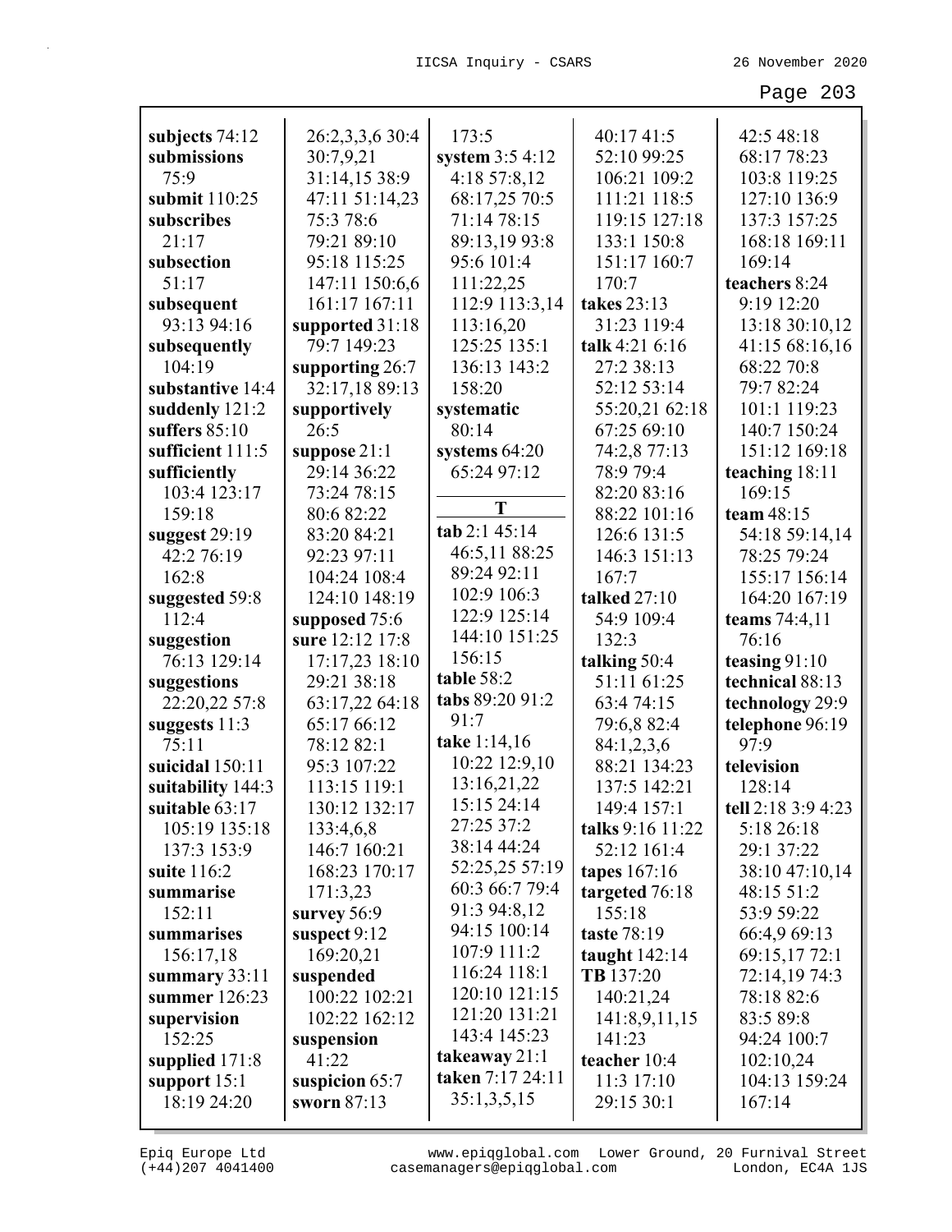**subjects** 74:12
**submissions** 75:9
**submit** 110:25
**subscribes** 21:17
**subsection** 51:17
**subsequent** 93:13 94:16
**subsequently** 104:19
**substantive** 14:4
**suddenly** 121:2
**suffers** 85:10
**sufficient** 111:5
**sufficiently** 103:4 123:17 159:18
**suggest** 29:19 42:2 76:19 162:8
**suggested** 59:8 112:4
**suggestion** 76:13 129:14
**suggestions** 22:20,22 57:8
**suggests** 11:3 75:11
**suicidal** 150:11
**suitability** 144:3
**suitable** 63:17 105:19 135:18 137:3 153:9
**suite** 116:2
**summarise** 152:11
**summarises** 156:17,18
**summary** 33:11
**summer** 126:23
**supervision** 152:25
**supplied** 171:8
**support** 15:1 18:19 24:20 26:2,3,3,6 30:4 30:7,9,21 31:14,15 38:9 47:11 51:14,23 75:3 78:6 79:21 89:10 95:18 115:25 147:11 150:6,6 161:17 167:11
**supported** 31:18 79:7 149:23
**supporting** 26:7 32:17,18 89:13
**supportively** 26:5
**suppose** 21:1 29:14 36:22 73:24 78:15 80:6 82:22 83:20 84:21 92:23 97:11 104:24 108:4 124:10 148:19
**supposed** 75:6
**sure** 12:12 17:8 17:17,23 18:10 29:21 38:18 63:17,22 64:18 65:17 66:12 78:12 82:1 95:3 107:22 113:15 119:1 130:12 132:17 133:4,6,8 146:7 160:21 168:23 170:17 171:3,23
**survey** 56:9
**suspect** 9:12 169:20,21
**suspended** 100:22 102:21 102:22 162:12
**suspension** 41:22
**suspicion** 65:7
**sworn** 87:13
173:5
**system** 3:5 4:12 4:18 57:8,12 68:17,25 70:5 71:14 78:15 89:13,19 93:8 95:6 101:4 111:22,25 112:9 113:3,14 113:16,20 125:25 135:1 136:13 143:2 158:20
**systematic** 80:14
**systems** 64:20 65:24 97:12

**T**

**tab** 2:1 45:14 46:5,11 88:25 89:24 92:11 102:9 106:3 122:9 125:14 144:10 151:25 156:15
**table** 58:2
**tabs** 89:20 91:2 91:7
**take** 1:14,16 10:22 12:9,10 13:16,21,22 15:15 24:14 27:25 37:2 38:14 44:24 52:25,25 57:19 60:3 66:7 79:4 91:3 94:8,12 94:15 100:14 107:9 111:2 116:24 118:1 120:10 121:15 121:20 131:21 143:4 145:23
**takeaway** 21:1
**taken** 7:17 24:11 35:1,3,5,15 40:17 41:5 52:10 99:25 106:21 109:2 111:21 118:5 119:15 127:18 133:1 150:8 151:17 160:7 170:7
**takes** 23:13 31:23 119:4
**talk** 4:21 6:16 27:2 38:13 52:12 53:14 55:20,21 62:18 67:25 69:10 74:2,8 77:13 78:9 79:4 82:20 83:16 88:22 101:16 126:6 131:5 146:3 151:13 167:7
**talked** 27:10 54:9 109:4 132:3
**talking** 50:4 51:11 61:25 63:4 74:15 79:6,8 82:4 84:1,2,3,6 88:21 134:23 137:5 142:21 149:4 157:1
**talks** 9:16 11:22 52:12 161:4
**tapes** 167:16
**targeted** 76:18 155:18
**taste** 78:19
**taught** 142:14
**TB** 137:20 140:21,24 141:8,9,11,15 141:23
**teacher** 10:4 11:3 17:10 29:15 30:1 42:5 48:18 68:17 78:23 103:8 119:25 127:10 136:9 137:3 157:25 168:18 169:11 169:14
**teachers** 8:24 9:19 12:20 13:18 30:10,12 41:15 68:16,16 68:22 70:8 79:7 82:24 101:1 119:23 140:7 150:24 151:12 169:18
**teaching** 18:11 169:15
**team** 48:15 54:18 59:14,14 78:25 79:24 155:17 156:14 164:20 167:19
**teams** 74:4,11 76:16
**teasing** 91:10
**technical** 88:13
**technology** 29:9
**telephone** 96:19 97:9
**television** 128:14
**tell** 2:18 3:9 4:23 5:18 26:18 29:1 37:22 38:10 47:10,14 48:15 51:2 53:9 59:22 66:4,9 69:13 69:15,17 72:1 72:14,19 74:3 78:18 82:6 83:5 89:8 94:24 100:7 102:10,24 104:13 159:24 167:14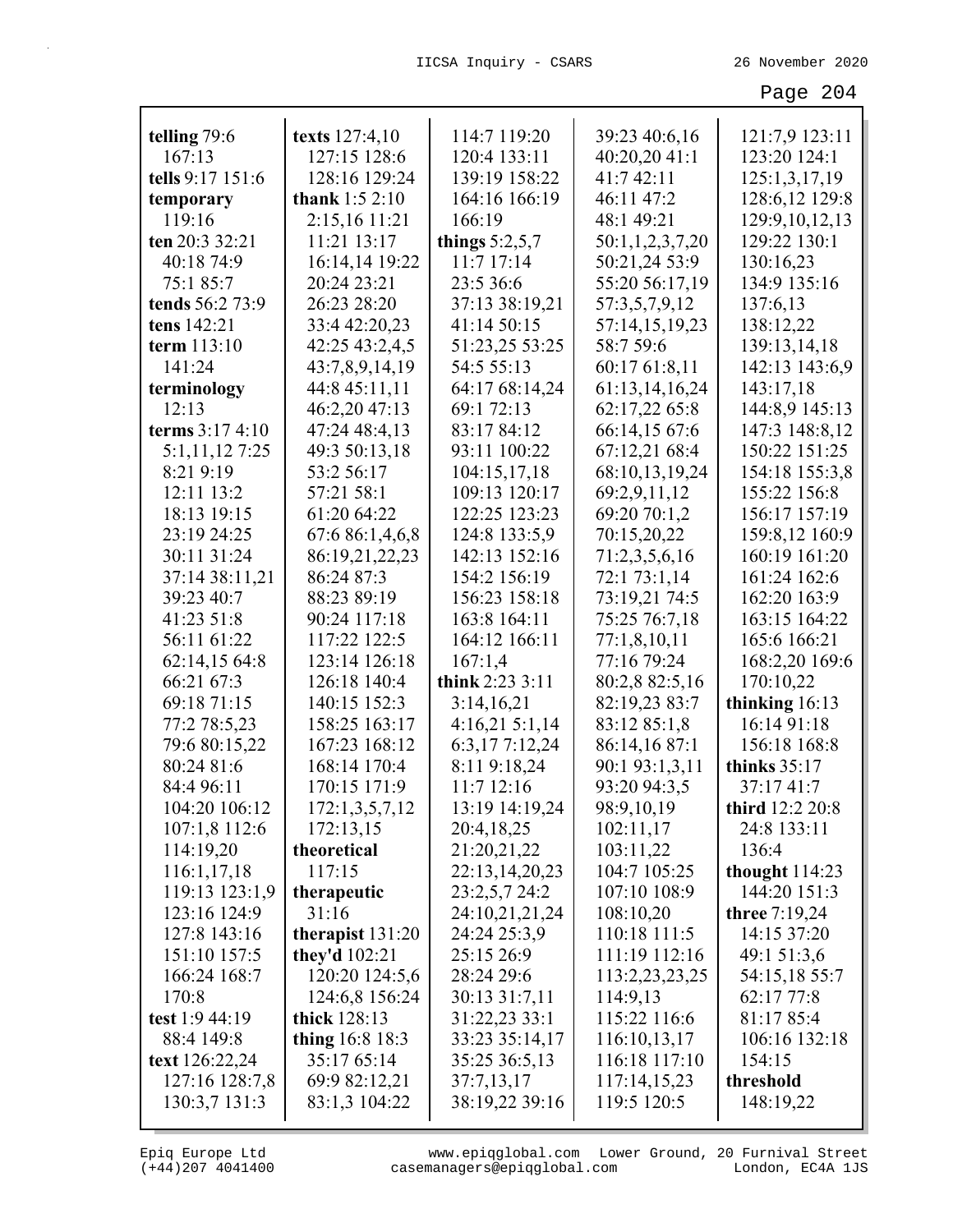**telling** 79:6 167:13
**tells** 9:17 151:6
**temporary** 119:16
**ten** 20:3 32:21 40:18 74:9 75:1 85:7
**tends** 56:2 73:9
**tens** 142:21
**term** 113:10 141:24
**terminology** 12:13
**terms** 3:17 4:10 5:1,11,12 7:25 8:21 9:19 12:11 13:2 18:13 19:15 23:19 24:25 30:11 31:24 37:14 38:11,21 39:23 40:7 41:23 51:8 56:11 61:22 62:14,15 64:8 66:21 67:3 69:18 71:15 77:2 78:5,23 79:6 80:15,22 80:24 81:6 84:4 96:11 104:20 106:12 107:1,8 112:6 114:19,20 116:1,17,18 119:13 123:1,9 123:16 124:9 127:8 143:16 151:10 157:5 166:24 168:7 170:8
**test** 1:9 44:19 88:4 149:8
**text** 126:22,24 127:16 128:7,8 130:3,7 131:3
**texts** 127:4,10 127:15 128:6 128:16 129:24
**thank** 1:5 2:10 2:15,16 11:21 11:21 13:17 16:14,14 19:22 20:24 23:21 26:23 28:20 33:4 42:20,23 42:25 43:2,4,5 43:7,8,9,14,19 44:8 45:11,11 46:2,20 47:13 47:24 48:4,13 49:3 50:13,18 53:2 56:17 57:21 58:1 61:20 64:22 67:6 86:1,4,6,8 86:19,21,22,23 86:24 87:3 88:23 89:19 90:24 117:18 117:22 122:5 123:14 126:18 126:18 140:4 140:15 152:3 158:25 163:17 167:23 168:12 168:14 170:4 170:15 171:9 172:1,3,5,7,12 172:13,15
**theoretical** 117:15
**therapeutic** 31:16
**therapist** 131:20
**they'd** 102:21 120:20 124:5,6 124:6,8 156:24
**thick** 128:13
**thing** 16:8 18:3 35:17 65:14 69:9 82:12,21 83:1,3 104:22 114:7 119:20 120:4 133:11 139:19 158:22 164:16 166:19 166:19
**things** 5:2,5,7 11:7 17:14 23:5 36:6 37:13 38:19,21 41:14 50:15 51:23,25 53:25 54:5 55:13 64:17 68:14,24 69:1 72:13 83:17 84:12 93:11 100:22 104:15,17,18 109:13 120:17 122:25 123:23 124:8 133:5,9 142:13 152:16 154:2 156:19 156:23 158:18 163:8 164:11 164:12 166:11 167:1,4
**think** 2:23 3:11 3:14,16,21 4:16,21 5:1,14 6:3,17 7:12,24 8:11 9:18,24 11:7 12:16 13:19 14:19,24 20:4,18,25 21:20,21,22 22:13,14,20,23 23:2,5,7 24:2 24:10,21,21,24 24:24 25:3,9 25:15 26:9 28:24 29:6 30:13 31:7,11 31:22,23 33:1 33:23 35:14,17 35:25 36:5,13 37:7,13,17 38:19,22 39:16 39:23 40:6,16 40:20,20 41:1 41:7 42:11 46:11 47:2 48:1 49:21 50:1,1,2,3,7,20 50:21,24 53:9 55:20 56:17,19 57:3,5,7,9,12 57:14,15,19,23 58:7 59:6 60:17 61:8,11 61:13,14,16,24 62:17,22 65:8 66:14,15 67:6 67:12,21 68:4 68:10,13,19,24 69:2,9,11,12 69:20 70:1,2 70:15,20,22 71:2,3,5,6,16 72:1 73:1,14 73:19,21 74:5 75:25 76:7,18 77:1,8,10,11 77:16 79:24 80:2,8 82:5,16 82:19,23 83:7 83:12 85:1,8 86:14,16 87:1 90:1 93:1,3,11 93:20 94:3,5 98:9,10,19 102:11,17 103:11,22 104:7 105:25 107:10 108:9 108:10,20 110:18 111:5 111:19 112:16 113:2,23,23,25 114:9,13 115:22 116:6 116:10,13,17 116:18 117:10 117:14,15,23 119:5 120:5 121:7,9 123:11 123:20 124:1 125:1,3,17,19 128:6,12 129:8 129:9,10,12,13 129:22 130:1 130:16,23 134:9 135:16 137:6,13 138:12,22 139:13,14,18 142:13 143:6,9 143:17,18 144:8,9 145:13 147:3 148:8,12 150:22 151:25 154:18 155:3,8 155:22 156:8 156:17 157:19 159:8,12 160:9 160:19 161:20 161:24 162:6 162:20 163:9 163:15 164:22 165:6 166:21 168:2,20 169:6 170:10,22
**thinking** 16:13 16:14 91:18 156:18 168:8
**thinks** 35:17 37:17 41:7
**third** 12:2 20:8 24:8 133:11 136:4
**thought** 114:23 144:20 151:3
**three** 7:19,24 14:15 37:20 49:1 51:3,6 54:15,18 55:7 62:17 77:8 81:17 85:4 106:16 132:18 154:15
**threshold** 148:19,22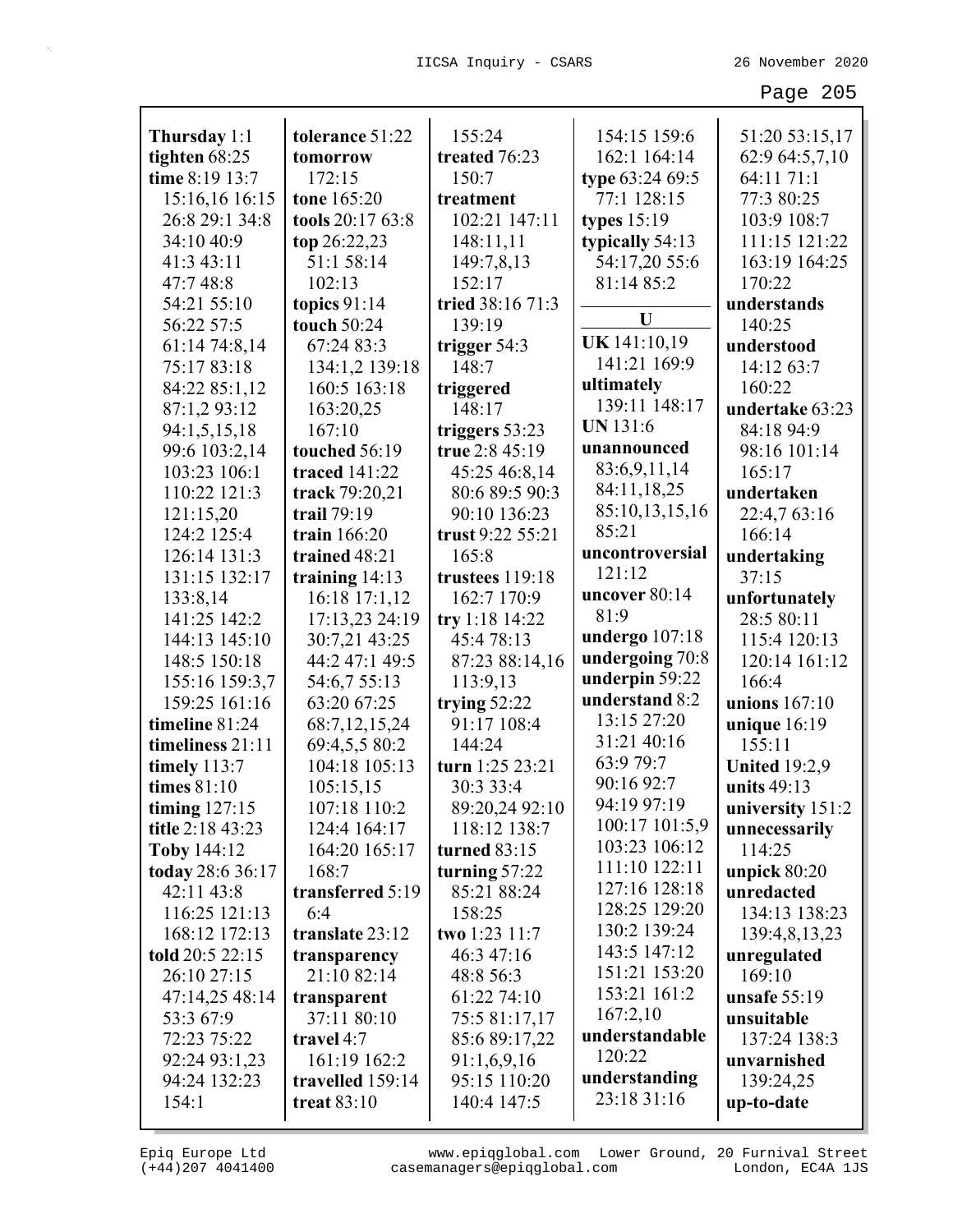**Thursday** 1:1
**tighten** 68:25
**time** 8:19 13:7 15:16,16 16:15 26:8 29:1 34:8 34:10 40:9 41:3 43:11 47:7 48:8 54:21 55:10 56:22 57:5 61:14 74:8,14 75:17 83:18 84:22 85:1,12 87:1,2 93:12 94:1,5,15,18 99:6 103:2,14 103:23 106:1 110:22 121:3 121:15,20 124:2 125:4 126:14 131:3 131:15 132:17 133:8,14 141:25 142:2 144:13 145:10 148:5 150:18 155:16 159:3,7 159:25 161:16
**timeline** 81:24
**timeliness** 21:11
**timely** 113:7
**times** 81:10
**timing** 127:15
**title** 2:18 43:23
**Toby** 144:12
**today** 28:6 36:17 42:11 43:8 116:25 121:13 168:12 172:13
**told** 20:5 22:15 26:10 27:15 47:14,25 48:14 53:3 67:9 72:23 75:22 92:24 93:1,23 94:24 132:23 154:1
**tolerance** 51:22
**tomorrow** 172:15
**tone** 165:20
**tools** 20:17 63:8
**top** 26:22,23 51:1 58:14 102:13
**topics** 91:14
**touch** 50:24 67:24 83:3 134:1,2 139:18 160:5 163:18 163:20,25 167:10
**touched** 56:19
**traced** 141:22
**track** 79:20,21
**trail** 79:19
**train** 166:20
**trained** 48:21
**training** 14:13 16:18 17:1,12 17:13,23 24:19 30:7,21 43:25 44:2 47:1 49:5 54:6,7 55:13 63:20 67:25 68:7,12,15,24 69:4,5,5 80:2 104:18 105:13 105:15,15 107:18 110:2 124:4 164:17 164:20 165:17 168:7
**transferred** 5:19 6:4
**translate** 23:12
**transparency** 21:10 82:14
**transparent** 37:11 80:10
**travel** 4:7 161:19 162:2
**travelled** 159:14
**treat** 83:10
155:24
**treated** 76:23 150:7
**treatment** 102:21 147:11 148:11,11 149:7,8,13 152:17
**tried** 38:16 71:3 139:19
**trigger** 54:3 148:7
**triggered** 148:17
**triggers** 53:23
**true** 2:8 45:19 45:25 46:8,14 80:6 89:5 90:3 90:10 136:23
**trust** 9:22 55:21 165:8
**trustees** 119:18 162:7 170:9
**try** 1:18 14:22 45:4 78:13 87:23 88:14,16 113:9,13
**trying** 52:22 91:17 108:4 144:24
**turn** 1:25 23:21 30:3 33:4 89:20,24 92:10 118:12 138:7
**turned** 83:15
**turning** 57:22 85:21 88:24 158:25
**two** 1:23 11:7 46:3 47:16 48:8 56:3 61:22 74:10 75:5 81:17,17 85:6 89:17,22 91:1,6,9,16 95:15 110:20 140:4 147:5
154:15 159:6 162:1 164:14
**type** 63:24 69:5 77:1 128:15
**types** 15:19
**typically** 54:13 54:17,20 55:6 81:14 85:2

## U

**UK** 141:10,19 141:21 169:9
**ultimately** 139:11 148:17
**UN** 131:6
**unannounced** 83:6,9,11,14 84:11,18,25 85:10,13,15,16 85:21
**uncontroversial** 121:12
**uncover** 80:14 81:9
**undergo** 107:18
**undergoing** 70:8
**underpin** 59:22
**understand** 8:2 13:15 27:20 31:21 40:16 63:9 79:7 90:16 92:7 94:19 97:19 100:17 101:5,9 103:23 106:12 111:10 122:11 127:16 128:18 128:25 129:20 130:2 139:24 143:5 147:12 151:21 153:20 153:21 161:2 167:2,10
**understandable** 120:22
**understanding** 23:18 31:16
51:20 53:15,17 62:9 64:5,7,10 64:11 71:1 77:3 80:25 103:9 108:7 111:15 121:22 163:19 164:25 170:22
**understands** 140:25
**understood** 14:12 63:7 160:22
**undertake** 63:23 84:18 94:9 98:16 101:14 165:17
**undertaken** 22:4,7 63:16 166:14
**undertaking** 37:15
**unfortunately** 28:5 80:11 115:4 120:13 120:14 161:12 166:4
**unions** 167:10
**unique** 16:19 155:11
**United** 19:2,9
**units** 49:13
**university** 151:2
**unnecessarily** 114:25
**unpick** 80:20
**unredacted** 134:13 138:23 139:4,8,13,23
**unregulated** 169:10
**unsafe** 55:19
**unsuitable** 137:24 138:3
**unvarnished** 139:24,25
**up-to-date**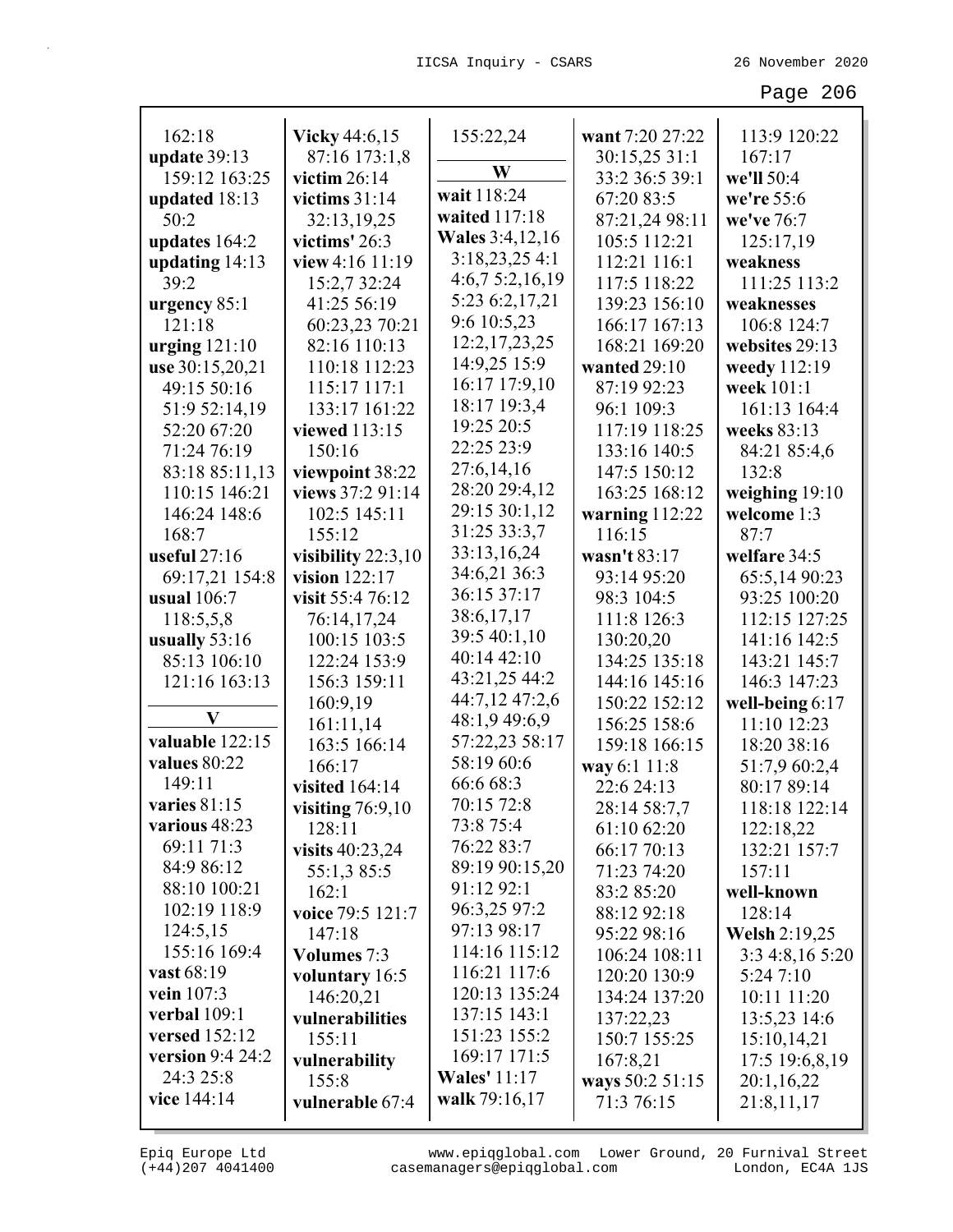162:18
**update** 39:13 159:12 163:25
**updated** 18:13 50:2
**updates** 164:2
**updating** 14:13 39:2
**urgency** 85:1 121:18
**urging** 121:10
**use** 30:15,20,21 49:15 50:16 51:9 52:14,19 52:20 67:20 71:24 76:19 83:18 85:11,13 110:15 146:21 146:24 148:6 168:7
**useful** 27:16 69:17,21 154:8
**usual** 106:7 118:5,5,8
**usually** 53:16 85:13 106:10 121:16 163:13

**V**

**valuable** 122:15
**values** 80:22 149:11
**varies** 81:15
**various** 48:23 69:11 71:3 84:9 86:12 88:10 100:21 102:19 118:9 124:5,15 155:16 169:4
**vast** 68:19
**vein** 107:3
**verbal** 109:1
**versed** 152:12
**version** 9:4 24:2 24:3 25:8
**vice** 144:14
**Vicky** 44:6,15 87:16 173:1,8
**victim** 26:14
**victims** 31:14 32:13,19,25
**victims'** 26:3
**view** 4:16 11:19 15:2,7 32:24 41:25 56:19 60:23,23 70:21 82:16 110:13 110:18 112:23 115:17 117:1 133:17 161:22
**viewed** 113:15 150:16
**viewpoint** 38:22
**views** 37:2 91:14 102:5 145:11 155:12
**visibility** 22:3,10
**vision** 122:17
**visit** 55:4 76:12 76:14,17,24 100:15 103:5 122:24 153:9 156:3 159:11 160:9,19 161:11,14 163:5 166:14 166:17
**visited** 164:14
**visiting** 76:9,10 128:11
**visits** 40:23,24 55:1,3 85:5 162:1
**voice** 79:5 121:7 147:18
**Volumes** 7:3
**voluntary** 16:5 146:20,21
**vulnerabilities** 155:11
**vulnerability** 155:8
**vulnerable** 67:4 155:22,24

**W**

**wait** 118:24
**waited** 117:18
**Wales** 3:4,12,16 3:18,23,25 4:1 4:6,7 5:2,16,19 5:23 6:2,17,21 9:6 10:5,23 12:2,17,23,25 14:9,25 15:9 16:17 17:9,10 18:17 19:3,4 19:25 20:5 22:25 23:9 27:6,14,16 28:20 29:4,12 29:15 30:1,12 31:25 33:3,7 33:13,16,24 34:6,21 36:3 36:15 37:17 38:6,17,17 39:5 40:1,10 40:14 42:10 43:21,25 44:2 44:7,12 47:2,6 48:1,9 49:6,9 57:22,23 58:17 58:19 60:6 66:6 68:3 70:15 72:8 73:8 75:4 76:22 83:7 89:19 90:15,20 91:12 92:1 96:3,25 97:2 97:13 98:17 114:16 115:12 116:21 117:6 120:13 135:24 137:15 143:1 151:23 155:2 169:17 171:5
**Wales'** 11:17
**walk** 79:16,17
**want** 7:20 27:22 30:15,25 31:1 33:2 36:5 39:1 67:20 83:5 87:21,24 98:11 105:5 112:21 112:21 116:1 117:5 118:22 139:23 156:10 166:17 167:13 168:21 169:20
**wanted** 29:10 87:19 92:23 96:1 109:3 117:19 118:25 133:16 140:5 147:5 150:12 163:25 168:12
**warning** 112:22 116:15
**wasn't** 83:17 93:14 95:20 98:3 104:5 111:8 126:3 130:20,20 134:25 135:18 144:16 145:16 150:22 152:12 156:25 158:6 159:18 166:15
**way** 6:1 11:8 22:6 24:13 28:14 58:7,7 61:10 62:20 66:17 70:13 71:23 74:20 83:2 85:20 88:12 92:18 95:22 98:16 106:24 108:11 120:20 130:9 134:24 137:20 137:22,23 150:7 155:25 167:8,21
**ways** 50:2 51:15 71:3 76:15 113:9 120:22 167:17
**we'll** 50:4
**we're** 55:6
**we've** 76:7 125:17,19
**weakness** 111:25 113:2
**weaknesses** 106:8 124:7
**websites** 29:13
**weedy** 112:19
**week** 101:1 161:13 164:4
**weeks** 83:13 84:21 85:4,6 132:8
**weighing** 19:10
**welcome** 1:3 87:7
**welfare** 34:5 65:5,14 90:23 93:25 100:20 112:15 127:25 141:16 142:5 143:21 145:7 146:3 147:23
**well-being** 6:17 11:10 12:23 18:20 38:16 51:7,9 60:2,4 80:17 89:14 118:18 122:14 122:18,22 132:21 157:7 157:11
**well-known** 128:14
**Welsh** 2:19,25 3:3 4:8,16 5:20 5:24 7:10 10:11 11:20 13:5,23 14:6 15:10,14,21 17:5 19:6,8,19 20:1,16,22 21:8,11,17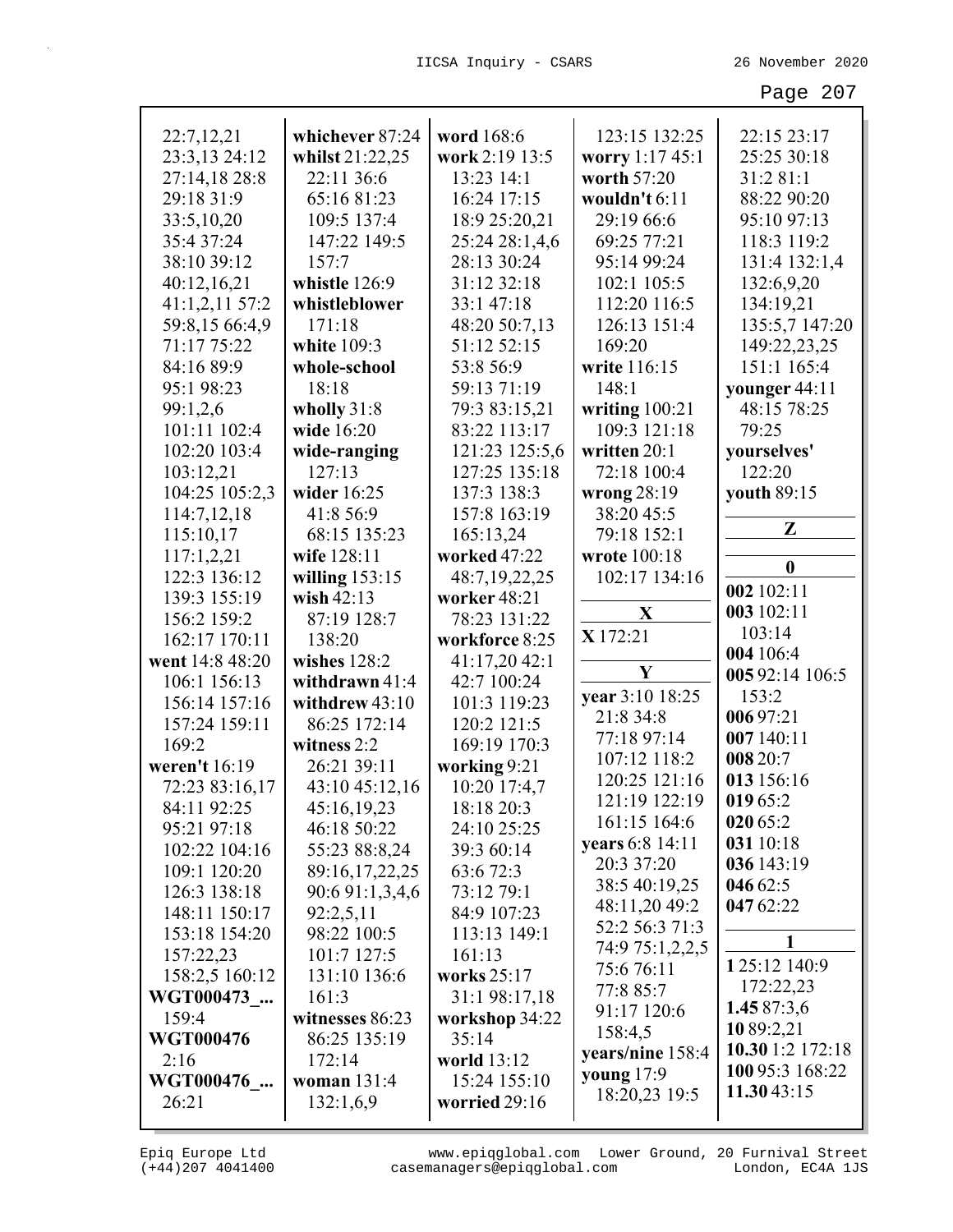22:7,12,21
23:3,13 24:12
27:14,18 28:8
29:18 31:9
33:5,10,20
35:4 37:24
38:10 39:12
40:12,16,21
41:1,2,11 57:2
59:8,15 66:4,9
71:17 75:22
84:16 89:9
95:1 98:23
99:1,2,6
101:11 102:4
102:20 103:4
103:12,21
104:25 105:2,3
114:7,12,18
115:10,17
117:1,2,21
122:3 136:12
139:3 155:19
156:2 159:2
162:17 170:11
**went** 14:8 48:20
106:1 156:13
156:14 157:16
157:24 159:11
169:2
**weren't** 16:19
72:23 83:16,17
84:11 92:25
95:21 97:18
102:22 104:16
109:1 120:20
126:3 138:18
148:11 150:17
153:18 154:20
157:22,23
158:2,5 160:12
**WGT000473_...**
159:4
**WGT000476**
2:16
**WGT000476_...**
26:21

**whichever** 87:24
**whilst** 21:22,25
22:11 36:6
65:16 81:23
109:5 137:4
147:22 149:5
157:7
**whistle** 126:9
**whistleblower**
171:18
**white** 109:3
**whole-school**
18:18
**wholly** 31:8
**wide** 16:20
**wide-ranging**
127:13
**wider** 16:25
41:8 56:9
68:15 135:23
**wife** 128:11
**willing** 153:15
**wish** 42:13
87:19 128:7
138:20
**wishes** 128:2
**withdrawn** 41:4
**withdrew** 43:10
86:25 172:14
**witness** 2:2
26:21 39:11
43:10 45:12,16
45:16,19,23
46:18 50:22
55:23 88:8,24
89:16,17,22,25
90:6 91:1,3,4,6
92:2,5,11
98:22 100:5
101:7 127:5
131:10 136:6
161:3
**witnesses** 86:23
86:25 135:19
172:14
**woman** 131:4
132:1,6,9

**word** 168:6
**work** 2:19 13:5
13:23 14:1
16:24 17:15
18:9 25:20,21
25:24 28:1,4,6
28:13 30:24
31:12 32:18
33:1 47:18
48:20 50:7,13
51:12 52:15
53:8 56:9
59:13 71:19
79:3 83:15,21
83:22 113:17
121:23 125:5,6
127:25 135:18
137:3 138:3
157:8 163:19
165:13,24
**worked** 47:22
48:7,19,22,25
**worker** 48:21
78:23 131:22
**workforce** 8:25
41:17,20 42:1
42:7 100:24
101:3 119:23
120:2 121:5
169:19 170:3
**working** 9:21
10:20 17:4,7
18:18 20:3
24:10 25:25
39:3 60:14
63:6 72:3
73:12 79:1
84:9 107:23
113:13 149:1
161:13
**works** 25:17
31:1 98:17,18
**workshop** 34:22
35:14
**world** 13:12
15:24 155:10
**worried** 29:16

123:15 132:25
**worry** 1:17 45:1
**worth** 57:20
**wouldn't** 6:11
29:19 66:6
69:25 77:21
95:14 99:24
102:1 105:5
112:20 116:5
126:13 151:4
169:20
**write** 116:15
148:1
**writing** 100:21
109:3 121:18
**written** 20:1
72:18 100:4
**wrong** 28:19
38:20 45:5
79:18 152:1
**wrote** 100:18
102:17 134:16

**X**

**X** 172:21

**Y**

**year** 3:10 18:25
21:8 34:8
77:18 97:14
107:12 118:2
120:25 121:16
121:19 122:19
161:15 164:6
**years** 6:8 14:11
20:3 37:20
38:5 40:19,25
48:11,20 49:2
52:2 56:3 71:3
74:9 75:1,2,2,5
75:6 76:11
77:8 85:7
91:17 120:6
158:4,5
**years/nine** 158:4
**young** 17:9
18:20,23 19:5

22:15 23:17
25:25 30:18
31:2 81:1
88:22 90:20
95:10 97:13
118:3 119:2
131:4 132:1,4
132:6,9,20
134:19,21
135:5,7 147:20
149:22,23,25
151:1 165:4
**younger** 44:11
48:15 78:25
79:25
**yourselves'**
122:20
**youth** 89:15

**Z**

**0**

**002** 102:11
**003** 102:11
103:14
**004** 106:4
**005** 92:14 106:5
153:2
**006** 97:21
**007** 140:11
**008** 20:7
**013** 156:16
**019** 65:2
**020** 65:2
**031** 10:18
**036** 143:19
**046** 62:5
**047** 62:22

**1**

**1** 25:12 140:9
172:22,23
**1.45** 87:3,6
**10** 89:2,21
**10.30** 1:2 172:18
**100** 95:3 168:22
**11.30** 43:15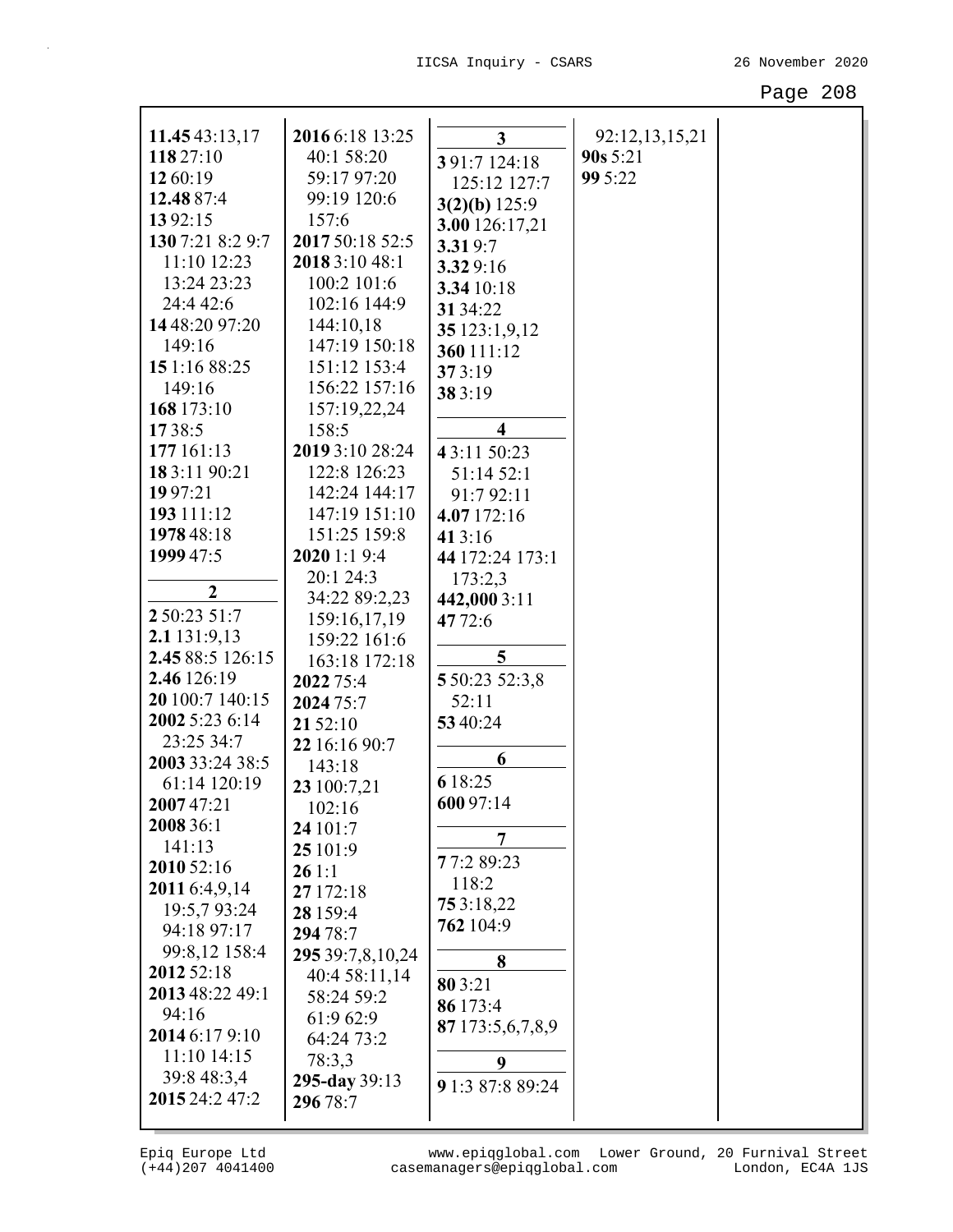**11.45** 43:13,17
**118** 27:10
**12** 60:19
**12.48** 87:4
**13** 92:15
**130** 7:21 8:2 9:7 11:10 12:23 13:24 23:23 24:4 42:6
**14** 48:20 97:20 149:16
**15** 1:16 88:25 149:16
**168** 173:10
**17** 38:5
**177** 161:13
**18** 3:11 90:21
**19** 97:21
**193** 111:12
**1978** 48:18
**1999** 47:5

## 2

**2** 50:23 51:7
**2.1** 131:9,13
**2.45** 88:5 126:15
**2.46** 126:19
**20** 100:7 140:15
**2002** 5:23 6:14 23:25 34:7
**2003** 33:24 38:5 61:14 120:19
**2007** 47:21
**2008** 36:1 141:13
**2010** 52:16
**2011** 6:4,9,14 19:5,7 93:24 94:18 97:17 99:8,12 158:4
**2012** 52:18
**2013** 48:22 49:1 94:16
**2014** 6:17 9:10 11:10 14:15 39:8 48:3,4
**2015** 24:2 47:2
**2016** 6:18 13:25 40:1 58:20 59:17 97:20 99:19 120:6 157:6
**2017** 50:18 52:5
**2018** 3:10 48:1 100:2 101:6 102:16 144:9 144:10,18 147:19 150:18 151:12 153:4 156:22 157:16 157:19,22,24 158:5
**2019** 3:10 28:24 122:8 126:23 142:24 144:17 147:19 151:10 151:25 159:8
**2020** 1:1 9:4 20:1 24:3 34:22 89:2,23 159:16,17,19 159:22 161:6 163:18 172:18
**2022** 75:4
**2024** 75:7
**21** 52:10
**22** 16:16 90:7 143:18
**23** 100:7,21 102:16
**24** 101:7
**25** 101:9
**26** 1:1
**27** 172:18
**28** 159:4
**294** 78:7
**295** 39:7,8,10,24 40:4 58:11,14 58:24 59:2 61:9 62:9 64:24 73:2 78:3,3
**295-day** 39:13
**296** 78:7

## 3

**3** 91:7 124:18 125:12 127:7
**3(2)(b)** 125:9
**3.00** 126:17,21
**3.31** 9:7
**3.32** 9:16
**3.34** 10:18
**31** 34:22
**35** 123:1,9,12
**360** 111:12
**37** 3:19
**38** 3:19

## 4

**4** 3:11 50:23 51:14 52:1 91:7 92:11 92:12,13,15,21
**4.07** 172:16
**41** 3:16
**44** 172:24 173:1 173:2,3
**442,000** 3:11
**47** 72:6

## 5

**5** 50:23 52:3,8 52:11
**53** 40:24

## 6

**6** 18:25
**600** 97:14

## 7

**7** 7:2 89:23 118:2
**75** 3:18,22
**762** 104:9

## 8

**80** 3:21
**86** 173:4
**87** 173:5,6,7,8,9

## 9

**9** 1:3 87:8 89:24
**90s** 5:21
**99** 5:22